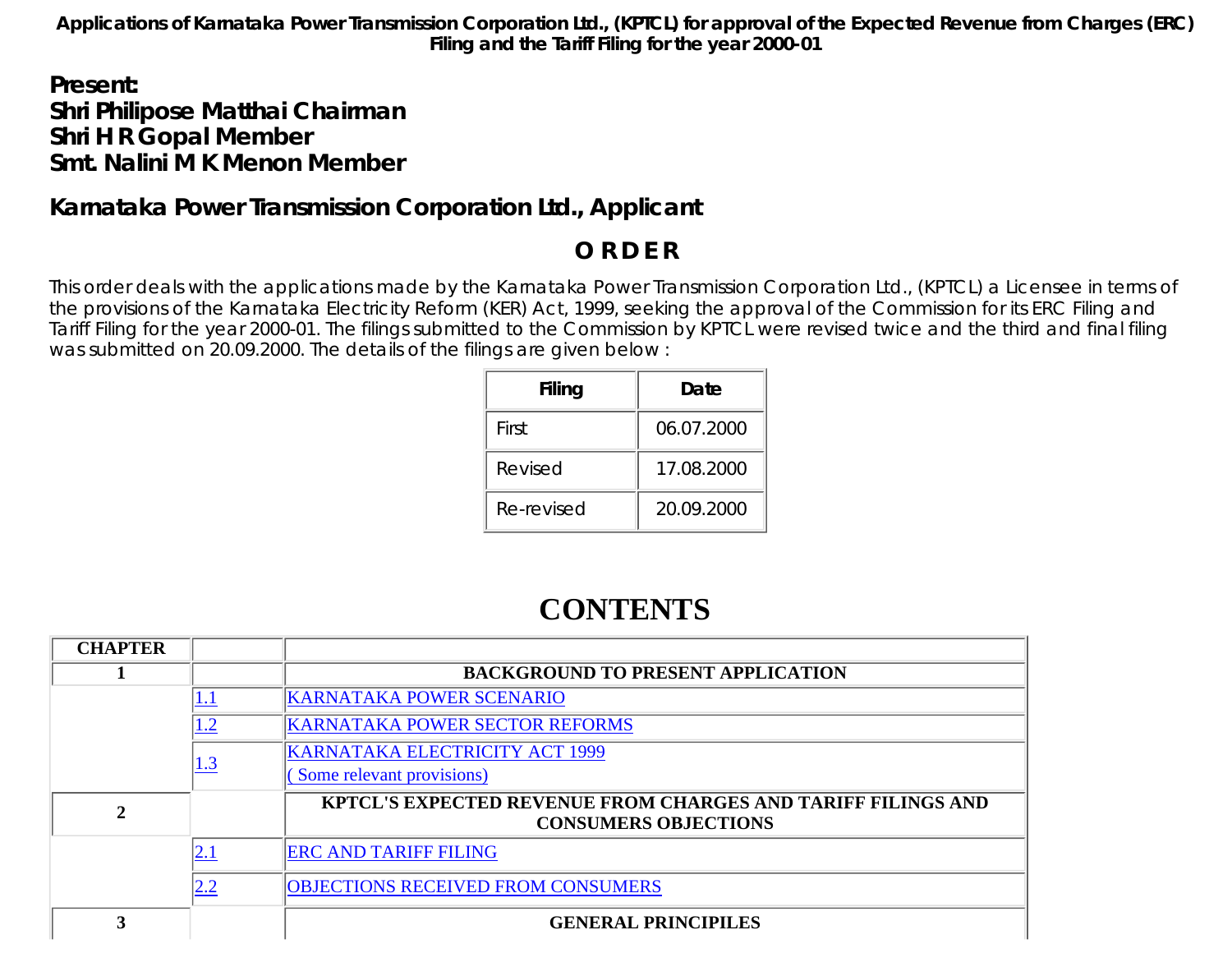**Applications of Karnataka Power Transmission Corporation Ltd., (KPTCL) for approval of the Expected Revenue from Charges (ERC) Filing and the Tariff Filing for the year 2000-01**

### Present:
### Shri Philipose Matthai Chairman
### Shri H R Gopal Member
### Smt. Nalini M K Menon Member

### Karnataka Power Transmission Corporation Ltd., Applicant

## O R D E R

This order deals with the applications made by the Karnataka Power Transmission Corporation Ltd., (KPTCL) a Licensee in terms of the provisions of the Karnataka Electricity Reform (KER) Act, 1999, seeking the approval of the Commission for its ERC Filing and Tariff Filing for the year 2000-01. The filings submitted to the Commission by KPTCL were revised twice and the third and final filing was submitted on 20.09.2000. The details of the filings are given below :

| Filing | Date |
| --- | --- |
| First | 06.07.2000 |
| Revised | 17.08.2000 |
| Re-revised | 20.09.2000 |

# CONTENTS

| CHAPTER | | |
| --- | --- | --- |
| 1 | | BACKGROUND TO PRESENT APPLICATION |
| | 1.1 | KARNATAKA POWER SCENARIO |
| | 1.2 | KARNATAKA POWER SECTOR REFORMS |
| | 1.3 | KARNATAKA ELECTRICITY ACT 1999 ( Some relevant provisions) |
| 2 | | KPTCL'S EXPECTED REVENUE FROM CHARGES AND TARIFF FILINGS AND CONSUMERS OBJECTIONS |
| | 2.1 | ERC AND TARIFF FILING |
| | 2.2 | OBJECTIONS RECEIVED FROM CONSUMERS |
| 3 | | GENERAL PRINCIPILES |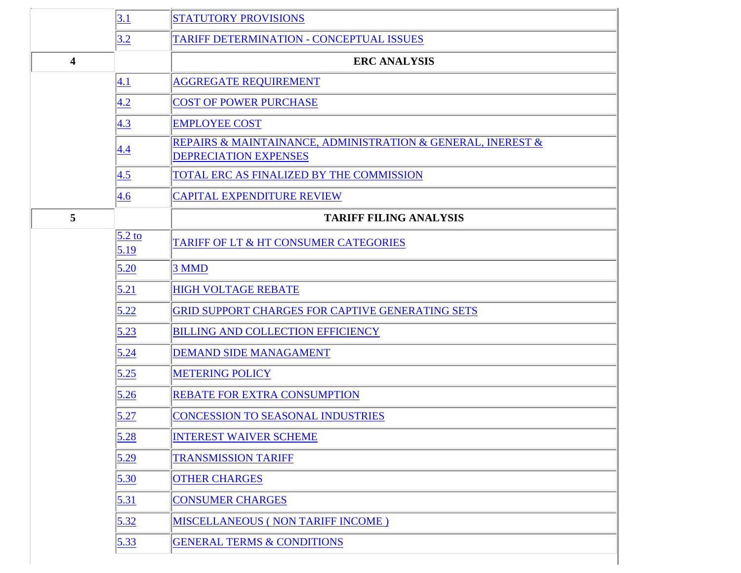| | | |
|---|---|---|
| | 3.1 | STATUTORY PROVISIONS |
| | 3.2 | TARIFF DETERMINATION - CONCEPTUAL ISSUES |
| **4** | | **ERC ANALYSIS** |
| | 4.1 | AGGREGATE REQUIREMENT |
| | 4.2 | COST OF POWER PURCHASE |
| | 4.3 | EMPLOYEE COST |
| | 4.4 | REPAIRS & MAINTAINANCE, ADMINISTRATION & GENERAL, INEREST & DEPRECIATION EXPENSES |
| | 4.5 | TOTAL ERC AS FINALIZED BY THE COMMISSION |
| | 4.6 | CAPITAL EXPENDITURE REVIEW |
| **5** | | **TARIFF FILING ANALYSIS** |
| | 5.2 to 5.19 | TARIFF OF LT & HT CONSUMER CATEGORIES |
| | 5.20 | 3 MMD |
| | 5.21 | HIGH VOLTAGE REBATE |
| | 5.22 | GRID SUPPORT CHARGES FOR CAPTIVE GENERATING SETS |
| | 5.23 | BILLING AND COLLECTION EFFICIENCY |
| | 5.24 | DEMAND SIDE MANAGAMENT |
| | 5.25 | METERING POLICY |
| | 5.26 | REBATE FOR EXTRA CONSUMPTION |
| | 5.27 | CONCESSION TO SEASONAL INDUSTRIES |
| | 5.28 | INTEREST WAIVER SCHEME |
| | 5.29 | TRANSMISSION TARIFF |
| | 5.30 | OTHER CHARGES |
| | 5.31 | CONSUMER CHARGES |
| | 5.32 | MISCELLANEOUS ( NON TARIFF INCOME ) |
| | 5.33 | GENERAL TERMS & CONDITIONS |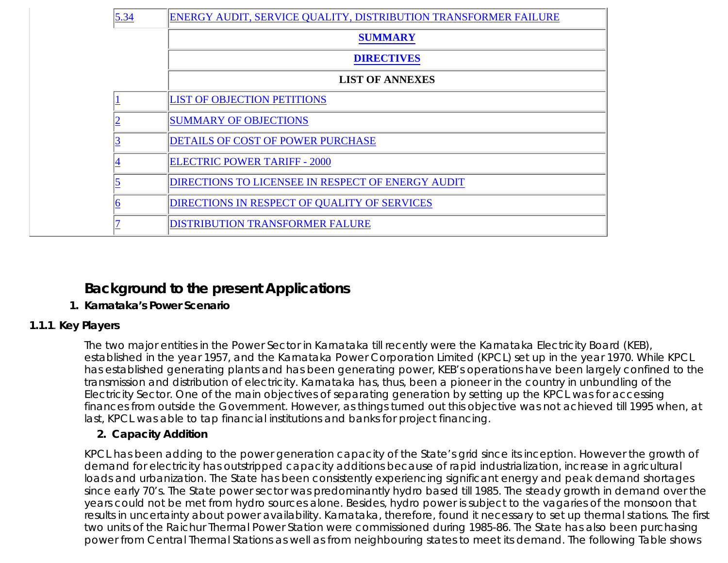| | |
|---|---|
| 5.34 | ENERGY AUDIT, SERVICE QUALITY, DISTRIBUTION TRANSFORMER FAILURE |
| | **SUMMARY** |
| | **DIRECTIVES** |
| | **LIST OF ANNEXES** |
| 1 | LIST OF OBJECTION PETITIONS |
| 2 | SUMMARY OF OBJECTIONS |
| 3 | DETAILS OF COST OF POWER PURCHASE |
| 4 | ELECTRIC POWER TARIFF - 2000 |
| 5 | DIRECTIONS TO LICENSEE IN RESPECT OF ENERGY AUDIT |
| 6 | DIRECTIONS IN RESPECT OF QUALITY OF SERVICES |
| 7 | DISTRIBUTION TRANSFORMER FALURE |

## Background to the present Applications

1. **Karnataka's Power Scenario**

**1.1.1. Key Players**

The two major entities in the Power Sector in Karnataka till recently were the Karnataka Electricity Board (KEB), established in the year 1957, and the Karnataka Power Corporation Limited (KPCL) set up in the year 1970. While KPCL has established generating plants and has been generating power, KEB's operations have been largely confined to the transmission and distribution of electricity. Karnataka has, thus, been a pioneer in the country in unbundling of the Electricity Sector. One of the main objectives of separating generation by setting up the KPCL was for accessing finances from outside the Government. However, as things turned out this objective was not achieved till 1995 when, at last, KPCL was able to tap financial institutions and banks for project financing.

2. **Capacity Addition**

KPCL has been adding to the power generation capacity of the State's grid since its inception. However the growth of demand for electricity has outstripped capacity additions because of rapid industrialization, increase in agricultural loads and urbanization. The State has been consistently experiencing significant energy and peak demand shortages since early 70's. The State power sector was predominantly hydro based till 1985. The steady growth in demand over the years could not be met from hydro sources alone. Besides, hydro power is subject to the vagaries of the monsoon that results in uncertainty about power availability. Karnataka, therefore, found it necessary to set up thermal stations. The first two units of the Raichur Thermal Power Station were commissioned during 1985-86. The State has also been purchasing power from Central Thermal Stations as well as from neighbouring states to meet its demand. The following Table shows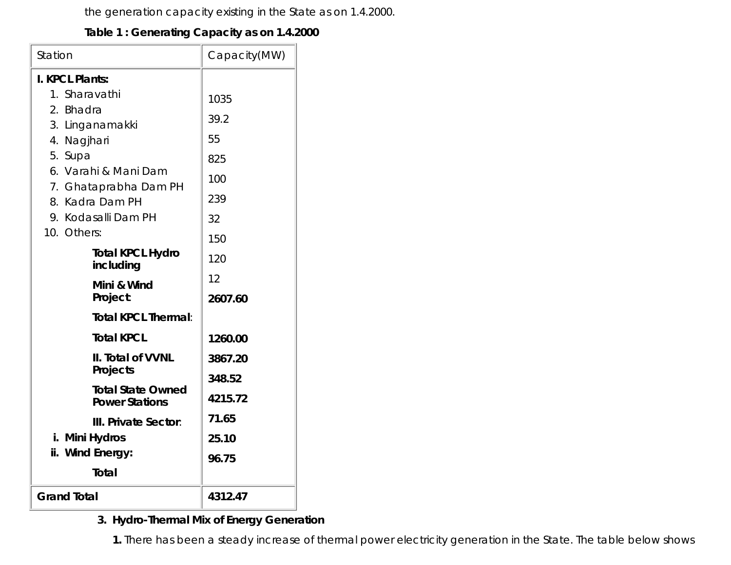the generation capacity existing in the State as on 1.4.2000.

**Table 1 : Generating Capacity as on 1.4.2000**

| Station | Capacity(MW) |
|---|---|
| **I. KPCL Plants:** | |
| 1. Sharavathi | 1035 |
| 2. Bhadra | 39.2 |
| 3. Linganamakki | 55 |
| 4. Nagjhari | 825 |
| 5. Supa | 100 |
| 6. Varahi & Mani Dam | 239 |
| 7. Ghataprabha Dam PH | 32 |
| 8. Kadra Dam PH | 150 |
| 9. Kodasalli Dam PH | 120 |
| 10. Others: | 12 |
| **Total KPCL Hydro including Mini & Wind Project** | **2607.60** |
| **Total KPCL Thermal**: | **1260.00** |
| **Total KPCL** | **3867.20** |
| **II. Total of VVNL Projects** | **348.52** |
| **Total State Owned Power Stations** | **4215.72** |
| **III. Private Sector**: | |
| **i. Mini Hydros** | **71.65** |
| **ii. Wind Energy:** | **25.10** |
| **Total** | **96.75** |
| **Grand Total** | **4312.47** |

3. **Hydro-Thermal Mix of Energy Generation**

   **1.** There has been a steady increase of thermal power electricity generation in the State. The table below shows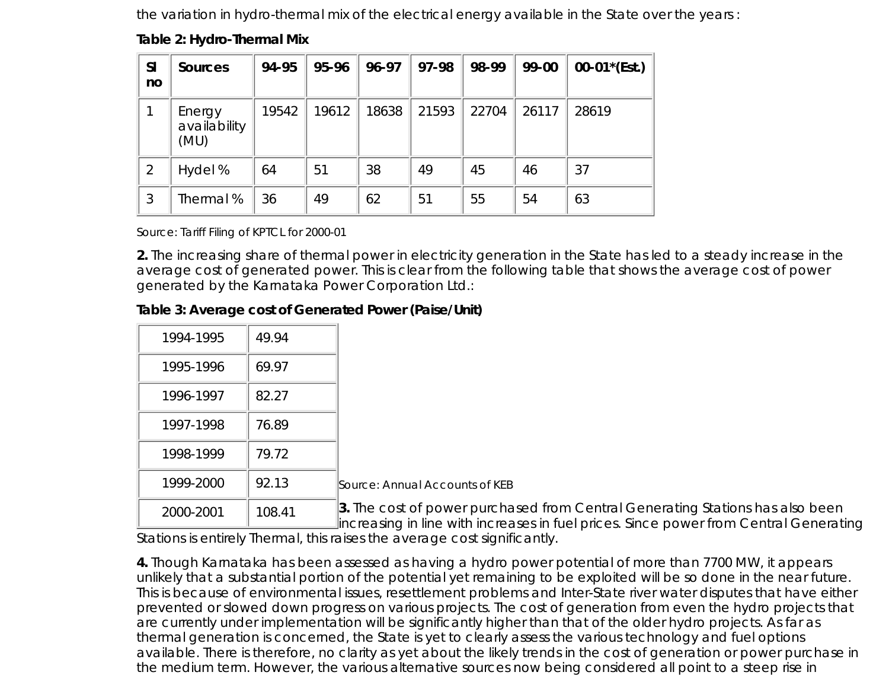the variation in hydro-thermal mix of the electrical energy available in the State over the years :

**Table 2: Hydro-Thermal Mix**

| Sl no | Sources | 94-95 | 95-96 | 96-97 | 97-98 | 98-99 | 99-00 | 00-01*(Est.) |
|---|---|---|---|---|---|---|---|---|
| 1 | Energy availability (MU) | 19542 | 19612 | 18638 | 21593 | 22704 | 26117 | 28619 |
| 2 | Hydel % | 64 | 51 | 38 | 49 | 45 | 46 | 37 |
| 3 | Thermal % | 36 | 49 | 62 | 51 | 55 | 54 | 63 |

Source: Tariff Filing of KPTCL for 2000-01

**2.** The increasing share of thermal power in electricity generation in the State has led to a steady increase in the average cost of generated power. This is clear from the following table that shows the average cost of power generated by the Karnataka Power Corporation Ltd.:

**Table 3: Average cost of Generated Power (Paise/Unit)**

| | |
|---|---|
| 1994-1995 | 49.94 |
| 1995-1996 | 69.97 |
| 1996-1997 | 82.27 |
| 1997-1998 | 76.89 |
| 1998-1999 | 79.72 |
| 1999-2000 | 92.13 |
| 2000-2001 | 108.41 |

Source: Annual Accounts of KEB

**3.** The cost of power purchased from Central Generating Stations has also been increasing in line with increases in fuel prices. Since power from Central Generating Stations is entirely Thermal, this raises the average cost significantly.

**4.** Though Karnataka has been assessed as having a hydro power potential of more than 7700 MW, it appears unlikely that a substantial portion of the potential yet remaining to be exploited will be so done in the near future. This is because of environmental issues, resettlement problems and Inter-State river water disputes that have either prevented or slowed down progress on various projects. The cost of generation from even the hydro projects that are currently under implementation will be significantly higher than that of the older hydro projects. As far as thermal generation is concerned, the State is yet to clearly assess the various technology and fuel options available. There is therefore, no clarity as yet about the likely trends in the cost of generation or power purchase in the medium term. However, the various alternative sources now being considered all point to a steep rise in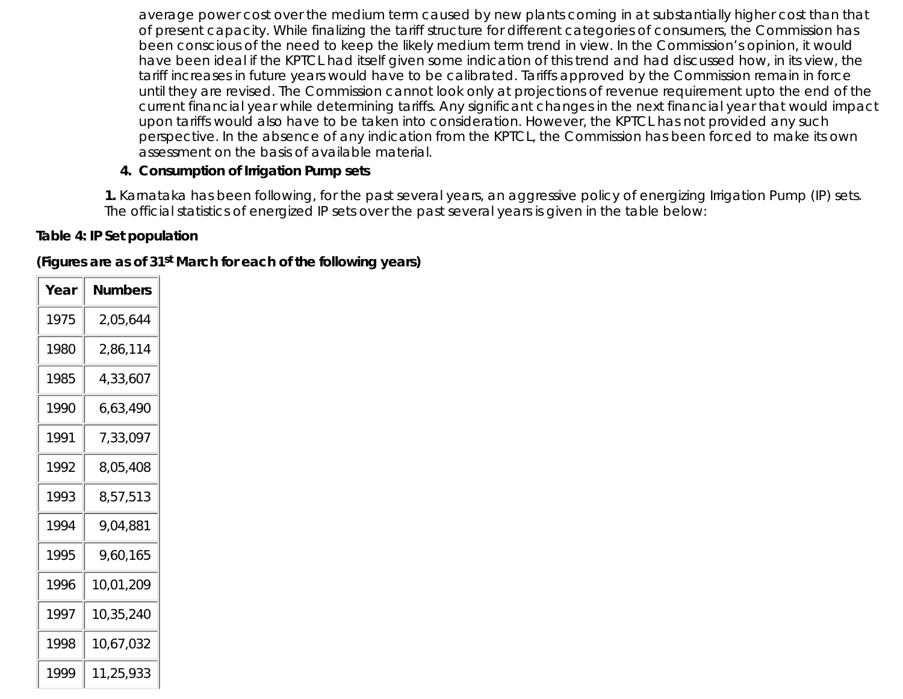average power cost over the medium term caused by new plants coming in at substantially higher cost than that of present capacity. While finalizing the tariff structure for different categories of consumers, the Commission has been conscious of the need to keep the likely medium term trend in view. In the Commission's opinion, it would have been ideal if the KPTCL had itself given some indication of this trend and had discussed how, in its view, the tariff increases in future years would have to be calibrated. Tariffs approved by the Commission remain in force until they are revised. The Commission cannot look only at projections of revenue requirement upto the end of the current financial year while determining tariffs. Any significant changes in the next financial year that would impact upon tariffs would also have to be taken into consideration. However, the KPTCL has not provided any such perspective. In the absence of any indication from the KPTCL, the Commission has been forced to make its own assessment on the basis of available material.

4. **Consumption of Irrigation Pump sets**

**1.** Karnataka has been following, for the past several years, an aggressive policy of energizing Irrigation Pump (IP) sets. The official statistics of energized IP sets over the past several years is given in the table below:

**Table 4: IP Set population**

**(Figures are as of 31st March for each of the following years)**

| Year | Numbers |
|---|---|
| 1975 | 2,05,644 |
| 1980 | 2,86,114 |
| 1985 | 4,33,607 |
| 1990 | 6,63,490 |
| 1991 | 7,33,097 |
| 1992 | 8,05,408 |
| 1993 | 8,57,513 |
| 1994 | 9,04,881 |
| 1995 | 9,60,165 |
| 1996 | 10,01,209 |
| 1997 | 10,35,240 |
| 1998 | 10,67,032 |
| 1999 | 11,25,933 |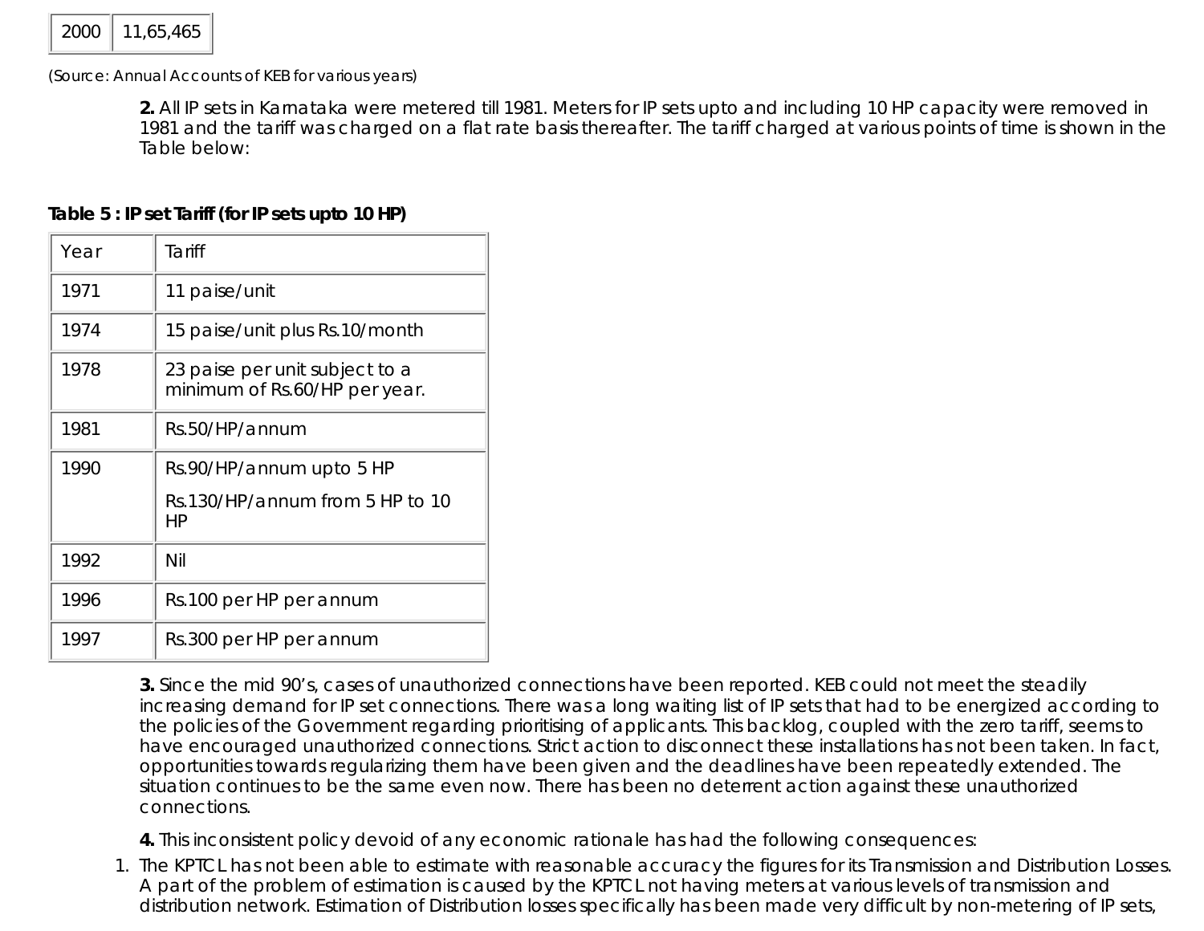| 2000 | 11,65,465 |
|---|---|

(Source: Annual Accounts of KEB for various years)

**2.** All IP sets in Karnataka were metered till 1981. Meters for IP sets upto and including 10 HP capacity were removed in 1981 and the tariff was charged on a flat rate basis thereafter. The tariff charged at various points of time is shown in the Table below:

**Table 5 : IP set Tariff (for IP sets upto 10 HP)**

| Year | Tariff |
|---|---|
| 1971 | 11 paise/unit |
| 1974 | 15 paise/unit plus Rs.10/month |
| 1978 | 23 paise per unit subject to a minimum of Rs.60/HP per year. |
| 1981 | Rs.50/HP/annum |
| 1990 | Rs.90/HP/annum upto 5 HP<br>Rs.130/HP/annum from 5 HP to 10 HP |
| 1992 | Nil |
| 1996 | Rs.100 per HP per annum |
| 1997 | Rs.300 per HP per annum |

**3.** Since the mid 90's, cases of unauthorized connections have been reported. KEB could not meet the steadily increasing demand for IP set connections. There was a long waiting list of IP sets that had to be energized according to the policies of the Government regarding prioritising of applicants. This backlog, coupled with the zero tariff, seems to have encouraged unauthorized connections. Strict action to disconnect these installations has not been taken. In fact, opportunities towards regularizing them have been given and the deadlines have been repeatedly extended. The situation continues to be the same even now. There has been no deterrent action against these unauthorized connections.

**4.** This inconsistent policy devoid of any economic rationale has had the following consequences:

1. The KPTCL has not been able to estimate with reasonable accuracy the figures for its Transmission and Distribution Losses. A part of the problem of estimation is caused by the KPTCL not having meters at various levels of transmission and distribution network. Estimation of Distribution losses specifically has been made very difficult by non-metering of IP sets,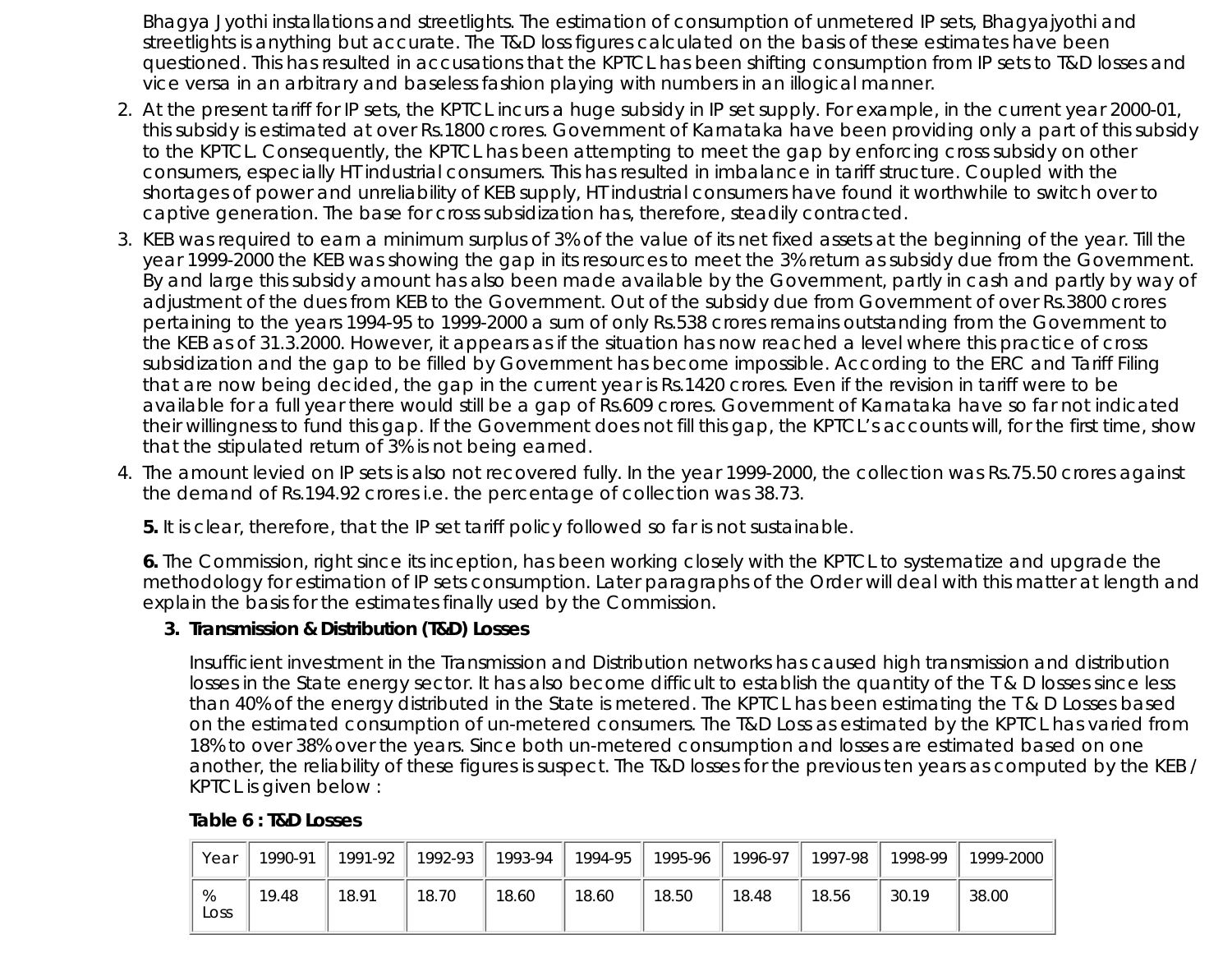Bhagya Jyothi installations and streetlights. The estimation of consumption of unmetered IP sets, Bhagyajyothi and streetlights is anything but accurate. The T&D loss figures calculated on the basis of these estimates have been questioned. This has resulted in accusations that the KPTCL has been shifting consumption from IP sets to T&D losses and vice versa in an arbitrary and baseless fashion playing with numbers in an illogical manner.

2. At the present tariff for IP sets, the KPTCL incurs a huge subsidy in IP set supply. For example, in the current year 2000-01, this subsidy is estimated at over Rs.1800 crores. Government of Karnataka have been providing only a part of this subsidy to the KPTCL. Consequently, the KPTCL has been attempting to meet the gap by enforcing cross subsidy on other consumers, especially HT industrial consumers. This has resulted in imbalance in tariff structure. Coupled with the shortages of power and unreliability of KEB supply, HT industrial consumers have found it worthwhile to switch over to captive generation. The base for cross subsidization has, therefore, steadily contracted.
3. KEB was required to earn a minimum surplus of 3% of the value of its net fixed assets at the beginning of the year. Till the year 1999-2000 the KEB was showing the gap in its resources to meet the 3% return as subsidy due from the Government. By and large this subsidy amount has also been made available by the Government, partly in cash and partly by way of adjustment of the dues from KEB to the Government. Out of the subsidy due from Government of over Rs.3800 crores pertaining to the years 1994-95 to 1999-2000 a sum of only Rs.538 crores remains outstanding from the Government to the KEB as of 31.3.2000. However, it appears as if the situation has now reached a level where this practice of cross subsidization and the gap to be filled by Government has become impossible. According to the ERC and Tariff Filing that are now being decided, the gap in the current year is Rs.1420 crores. Even if the revision in tariff were to be available for a full year there would still be a gap of Rs.609 crores. Government of Karnataka have so far not indicated their willingness to fund this gap. If the Government does not fill this gap, the KPTCL's accounts will, for the first time, show that the stipulated return of 3% is not being earned.
4. The amount levied on IP sets is also not recovered fully. In the year 1999-2000, the collection was Rs.75.50 crores against the demand of Rs.194.92 crores i.e. the percentage of collection was 38.73.

**5.** It is clear, therefore, that the IP set tariff policy followed so far is not sustainable.

**6.** The Commission, right since its inception, has been working closely with the KPTCL to systematize and upgrade the methodology for estimation of IP sets consumption. Later paragraphs of the Order will deal with this matter at length and explain the basis for the estimates finally used by the Commission.

### 3. Transmission & Distribution (T&D) Losses

Insufficient investment in the Transmission and Distribution networks has caused high transmission and distribution losses in the State energy sector. It has also become difficult to establish the quantity of the T & D losses since less than 40% of the energy distributed in the State is metered. The KPTCL has been estimating the T & D Losses based on the estimated consumption of un-metered consumers. The T&D Loss as estimated by the KPTCL has varied from 18% to over 38% over the years. Since both un-metered consumption and losses are estimated based on one another, the reliability of these figures is suspect. The T&D losses for the previous ten years as computed by the KEB / KPTCL is given below :

**Table 6 : T&D Losses**

| Year | 1990-91 | 1991-92 | 1992-93 | 1993-94 | 1994-95 | 1995-96 | 1996-97 | 1997-98 | 1998-99 | 1999-2000 |
|---|---|---|---|---|---|---|---|---|---|---|
| % Loss | 19.48 | 18.91 | 18.70 | 18.60 | 18.60 | 18.50 | 18.48 | 18.56 | 30.19 | 38.00 |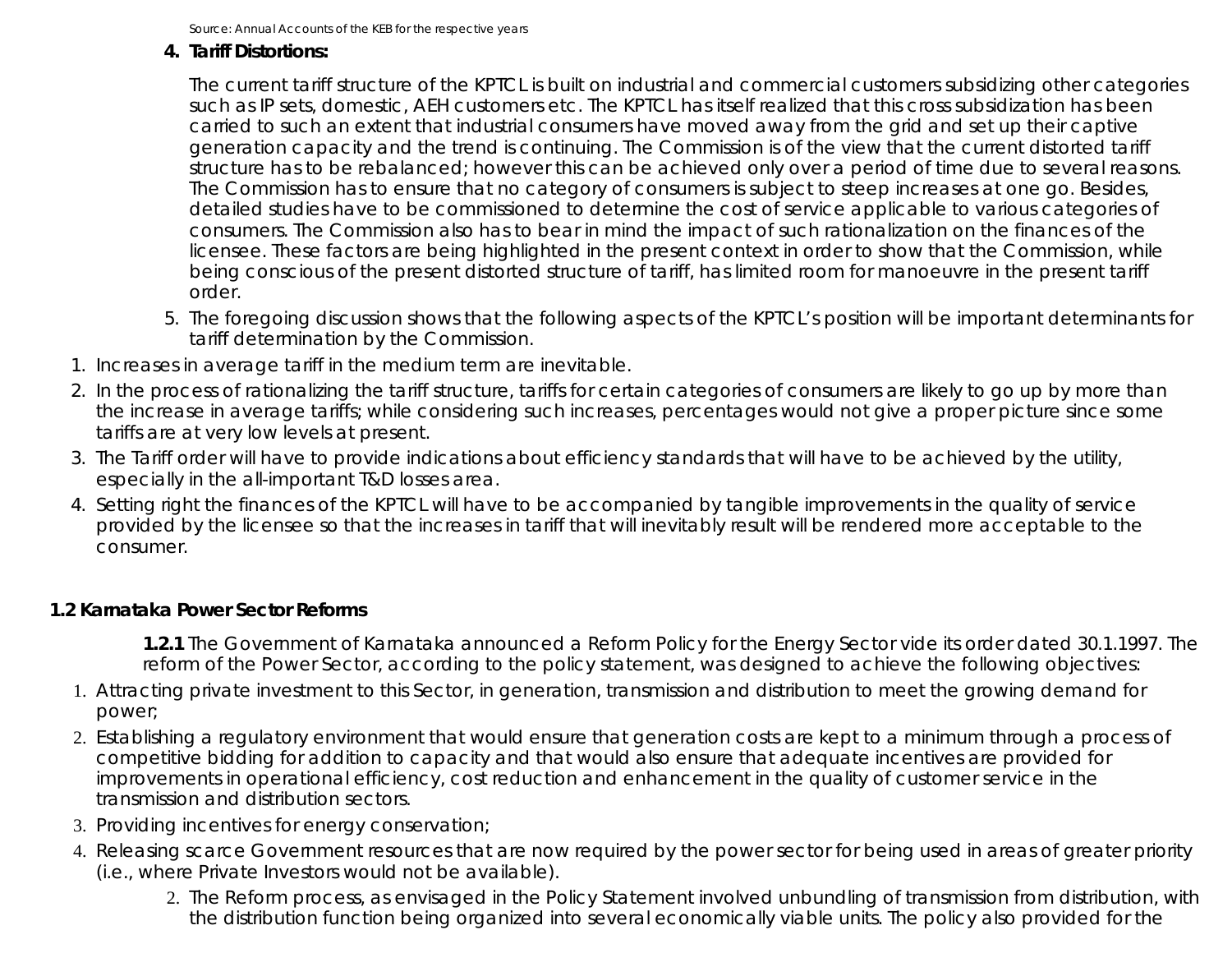Source: Annual Accounts of the KEB for the respective years

4. **Tariff Distortions:**

   The current tariff structure of the KPTCL is built on industrial and commercial customers subsidizing other categories such as IP sets, domestic, AEH customers etc. The KPTCL has itself realized that this cross subsidization has been carried to such an extent that industrial consumers have moved away from the grid and set up their captive generation capacity and the trend is continuing. The Commission is of the view that the current distorted tariff structure has to be rebalanced; however this can be achieved only over a period of time due to several reasons. The Commission has to ensure that no category of consumers is subject to steep increases at one go. Besides, detailed studies have to be commissioned to determine the cost of service applicable to various categories of consumers. The Commission also has to bear in mind the impact of such rationalization on the finances of the licensee. These factors are being highlighted in the present context in order to show that the Commission, while being conscious of the present distorted structure of tariff, has limited room for manoeuvre in the present tariff order.

5. The foregoing discussion shows that the following aspects of the KPTCL's position will be important determinants for tariff determination by the Commission.

1. Increases in average tariff in the medium term are inevitable.
2. In the process of rationalizing the tariff structure, tariffs for certain categories of consumers are likely to go up by more than the increase in average tariffs; while considering such increases, percentages would not give a proper picture since some tariffs are at very low levels at present.
3. The Tariff order will have to provide indications about efficiency standards that will have to be achieved by the utility, especially in the all-important T&D losses area.
4. Setting right the finances of the KPTCL will have to be accompanied by tangible improvements in the quality of service provided by the licensee so that the increases in tariff that will inevitably result will be rendered more acceptable to the consumer.

## 1.2 Karnataka Power Sector Reforms

**1.2.1** The Government of Karnataka announced a Reform Policy for the Energy Sector vide its order dated 30.1.1997. The reform of the Power Sector, according to the policy statement, was designed to achieve the following objectives:

1. Attracting private investment to this Sector, in generation, transmission and distribution to meet the growing demand for power;
2. Establishing a regulatory environment that would ensure that generation costs are kept to a minimum through a process of competitive bidding for addition to capacity and that would also ensure that adequate incentives are provided for improvements in operational efficiency, cost reduction and enhancement in the quality of customer service in the transmission and distribution sectors.
3. Providing incentives for energy conservation;
4. Releasing scarce Government resources that are now required by the power sector for being used in areas of greater priority (i.e., where Private Investors would not be available).

2. The Reform process, as envisaged in the Policy Statement involved unbundling of transmission from distribution, with the distribution function being organized into several economically viable units. The policy also provided for the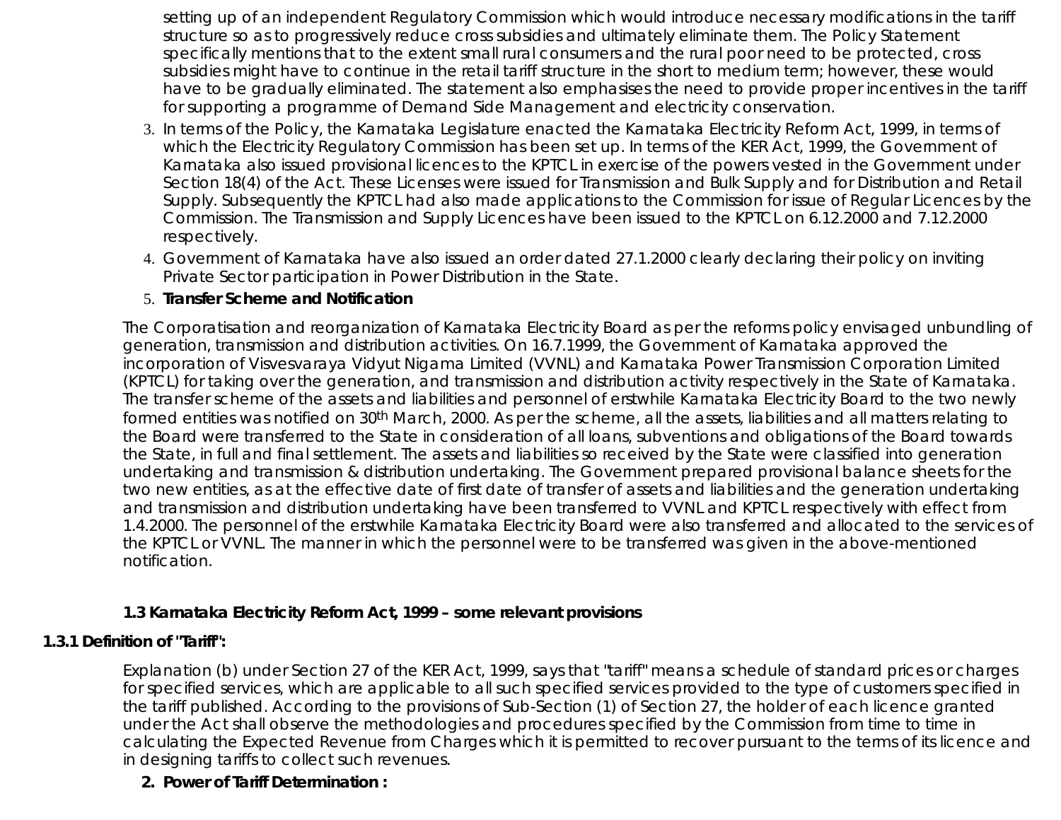setting up of an independent Regulatory Commission which would introduce necessary modifications in the tariff structure so as to progressively reduce cross subsidies and ultimately eliminate them. The Policy Statement specifically mentions that to the extent small rural consumers and the rural poor need to be protected, cross subsidies might have to continue in the retail tariff structure in the short to medium term; however, these would have to be gradually eliminated. The statement also emphasises the need to provide proper incentives in the tariff for supporting a programme of Demand Side Management and electricity conservation.

3. In terms of the Policy, the Karnataka Legislature enacted the Karnataka Electricity Reform Act, 1999, in terms of which the Electricity Regulatory Commission has been set up. In terms of the KER Act, 1999, the Government of Karnataka also issued provisional licences to the KPTCL in exercise of the powers vested in the Government under Section 18(4) of the Act. These Licenses were issued for Transmission and Bulk Supply and for Distribution and Retail Supply. Subsequently the KPTCL had also made applications to the Commission for issue of Regular Licences by the Commission. The Transmission and Supply Licences have been issued to the KPTCL on 6.12.2000 and 7.12.2000 respectively.
4. Government of Karnataka have also issued an order dated 27.1.2000 clearly declaring their policy on inviting Private Sector participation in Power Distribution in the State.
5. **Transfer Scheme and Notification**

The Corporatisation and reorganization of Karnataka Electricity Board as per the reforms policy envisaged unbundling of generation, transmission and distribution activities. On 16.7.1999, the Government of Karnataka approved the incorporation of Visvesvaraya Vidyut Nigama Limited (VVNL) and Karnataka Power Transmission Corporation Limited (KPTCL) for taking over the generation, and transmission and distribution activity respectively in the State of Karnataka. The transfer scheme of the assets and liabilities and personnel of erstwhile Karnataka Electricity Board to the two newly formed entities was notified on 30th March, 2000. As per the scheme, all the assets, liabilities and all matters relating to the Board were transferred to the State in consideration of all loans, subventions and obligations of the Board towards the State, in full and final settlement. The assets and liabilities so received by the State were classified into generation undertaking and transmission & distribution undertaking. The Government prepared provisional balance sheets for the two new entities, as at the effective date of first date of transfer of assets and liabilities and the generation undertaking and transmission and distribution undertaking have been transferred to VVNL and KPTCL respectively with effect from 1.4.2000. The personnel of the erstwhile Karnataka Electricity Board were also transferred and allocated to the services of the KPTCL or VVNL. The manner in which the personnel were to be transferred was given in the above-mentioned notification.

### 1.3 Karnataka Electricity Reform Act, 1999 – some relevant provisions

#### 1.3.1 Definition of "Tariff":

Explanation (b) under Section 27 of the KER Act, 1999, says that "tariff" means a schedule of standard prices or charges for specified services, which are applicable to all such specified services provided to the type of customers specified in the tariff published. According to the provisions of Sub-Section (1) of Section 27, the holder of each licence granted under the Act shall observe the methodologies and procedures specified by the Commission from time to time in calculating the Expected Revenue from Charges which it is permitted to recover pursuant to the terms of its licence and in designing tariffs to collect such revenues.

2. **Power of Tariff Determination :**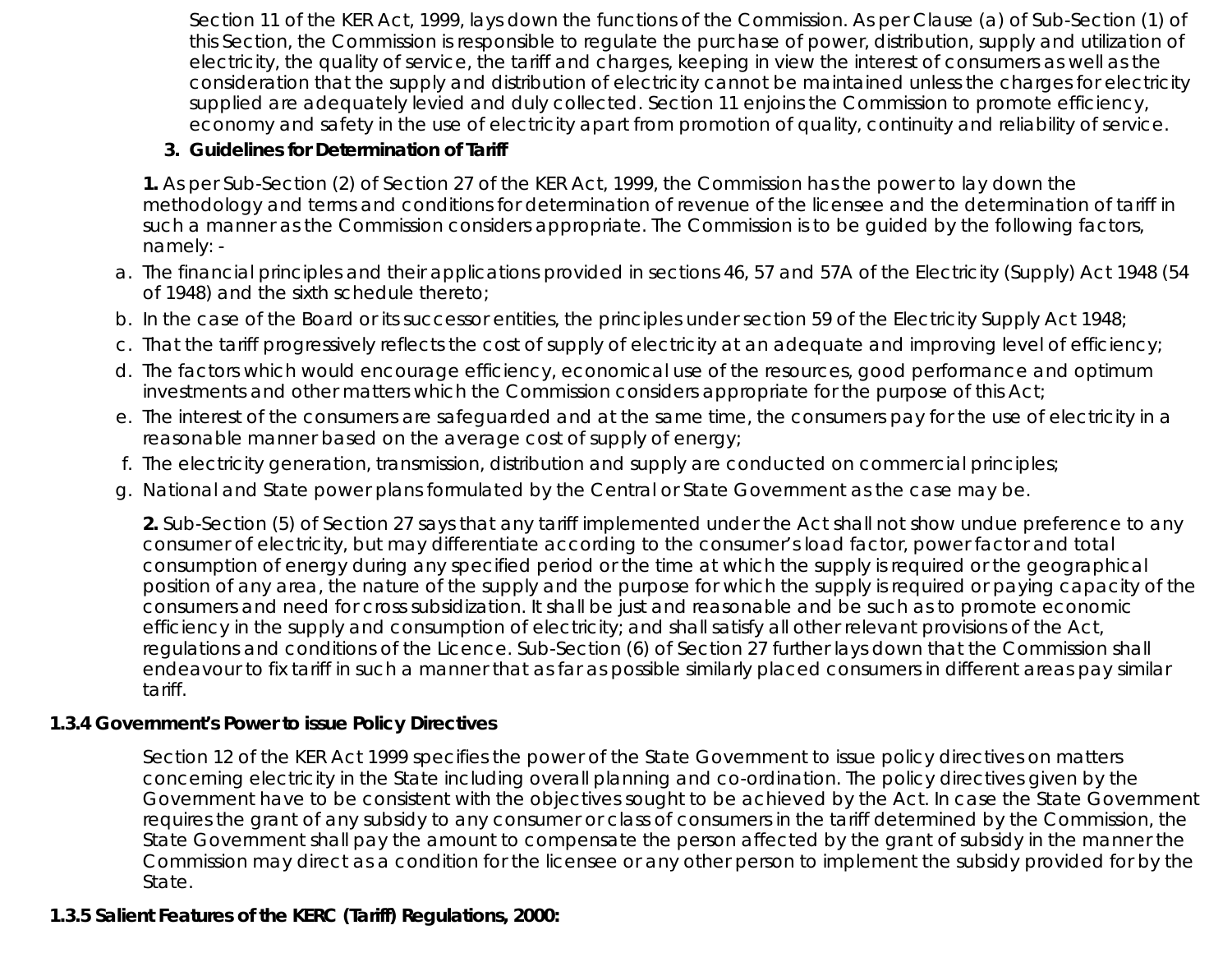Section 11 of the KER Act, 1999, lays down the functions of the Commission. As per Clause (a) of Sub-Section (1) of this Section, the Commission is responsible to regulate the purchase of power, distribution, supply and utilization of electricity, the quality of service, the tariff and charges, keeping in view the interest of consumers as well as the consideration that the supply and distribution of electricity cannot be maintained unless the charges for electricity supplied are adequately levied and duly collected. Section 11 enjoins the Commission to promote efficiency, economy and safety in the use of electricity apart from promotion of quality, continuity and reliability of service.

**3. Guidelines for Determination of Tariff**

**1.** As per Sub-Section (2) of Section 27 of the KER Act, 1999, the Commission has the power to lay down the methodology and terms and conditions for determination of revenue of the licensee and the determination of tariff in such a manner as the Commission considers appropriate. The Commission is to be guided by the following factors, namely: -

a. The financial principles and their applications provided in sections 46, 57 and 57A of the Electricity (Supply) Act 1948 (54 of 1948) and the sixth schedule thereto;
b. In the case of the Board or its successor entities, the principles under section 59 of the Electricity Supply Act 1948;
c. That the tariff progressively reflects the cost of supply of electricity at an adequate and improving level of efficiency;
d. The factors which would encourage efficiency, economical use of the resources, good performance and optimum investments and other matters which the Commission considers appropriate for the purpose of this Act;
e. The interest of the consumers are safeguarded and at the same time, the consumers pay for the use of electricity in a reasonable manner based on the average cost of supply of energy;
f. The electricity generation, transmission, distribution and supply are conducted on commercial principles;
g. National and State power plans formulated by the Central or State Government as the case may be.

**2.** Sub-Section (5) of Section 27 says that any tariff implemented under the Act shall not show undue preference to any consumer of electricity, but may differentiate according to the consumer's load factor, power factor and total consumption of energy during any specified period or the time at which the supply is required or the geographical position of any area, the nature of the supply and the purpose for which the supply is required or paying capacity of the consumers and need for cross subsidization. It shall be just and reasonable and be such as to promote economic efficiency in the supply and consumption of electricity; and shall satisfy all other relevant provisions of the Act, regulations and conditions of the Licence. Sub-Section (6) of Section 27 further lays down that the Commission shall endeavour to fix tariff in such a manner that as far as possible similarly placed consumers in different areas pay similar tariff.

### 1.3.4 Government's Power to issue Policy Directives

Section 12 of the KER Act 1999 specifies the power of the State Government to issue policy directives on matters concerning electricity in the State including overall planning and co-ordination. The policy directives given by the Government have to be consistent with the objectives sought to be achieved by the Act. In case the State Government requires the grant of any subsidy to any consumer or class of consumers in the tariff determined by the Commission, the State Government shall pay the amount to compensate the person affected by the grant of subsidy in the manner the Commission may direct as a condition for the licensee or any other person to implement the subsidy provided for by the State.

### 1.3.5 Salient Features of the KERC (Tariff) Regulations, 2000: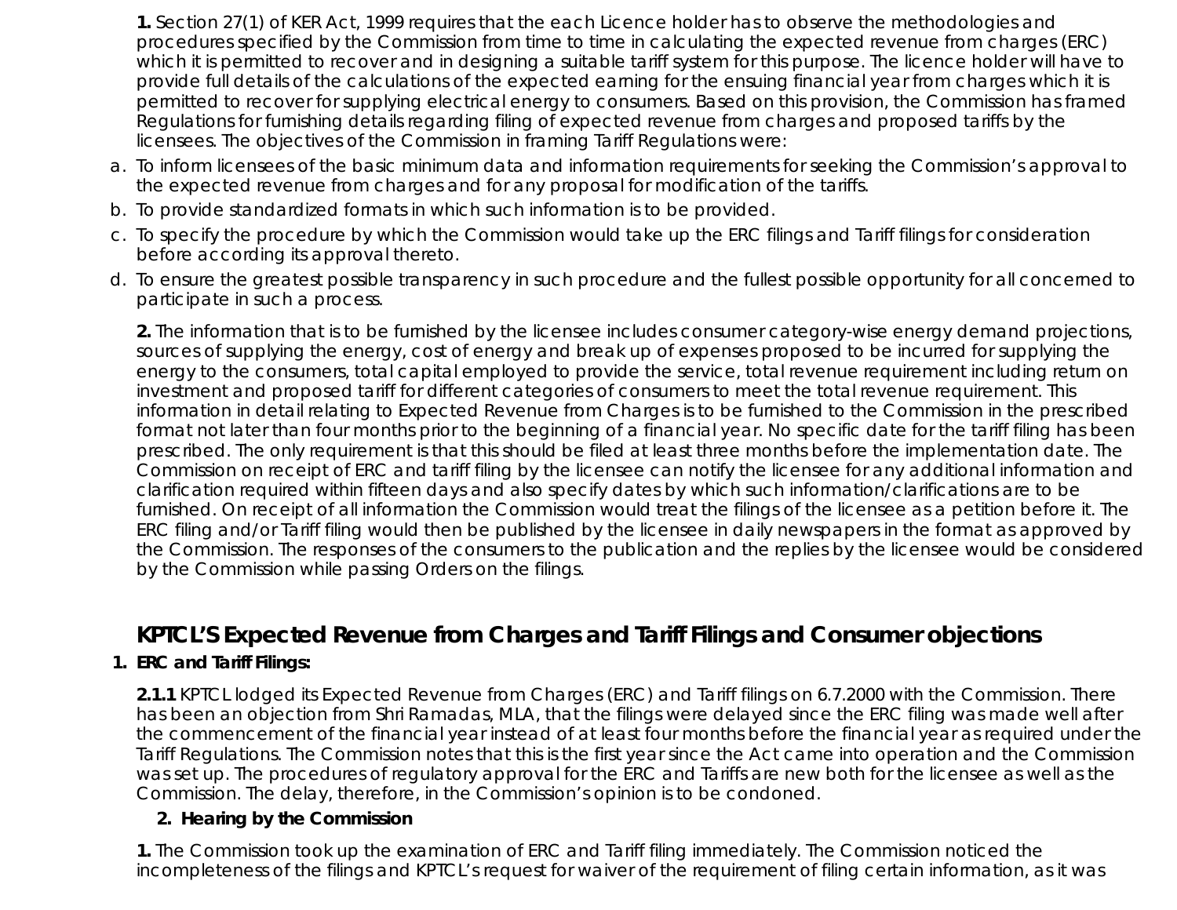**1.** Section 27(1) of KER Act, 1999 requires that the each Licence holder has to observe the methodologies and procedures specified by the Commission from time to time in calculating the expected revenue from charges (ERC) which it is permitted to recover and in designing a suitable tariff system for this purpose. The licence holder will have to provide full details of the calculations of the expected earning for the ensuing financial year from charges which it is permitted to recover for supplying electrical energy to consumers. Based on this provision, the Commission has framed Regulations for furnishing details regarding filing of expected revenue from charges and proposed tariffs by the licensees. The objectives of the Commission in framing Tariff Regulations were:

a. To inform licensees of the basic minimum data and information requirements for seeking the Commission's approval to the expected revenue from charges and for any proposal for modification of the tariffs.
b. To provide standardized formats in which such information is to be provided.
c. To specify the procedure by which the Commission would take up the ERC filings and Tariff filings for consideration before according its approval thereto.
d. To ensure the greatest possible transparency in such procedure and the fullest possible opportunity for all concerned to participate in such a process.

**2.** The information that is to be furnished by the licensee includes consumer category-wise energy demand projections, sources of supplying the energy, cost of energy and break up of expenses proposed to be incurred for supplying the energy to the consumers, total capital employed to provide the service, total revenue requirement including return on investment and proposed tariff for different categories of consumers to meet the total revenue requirement. This information in detail relating to Expected Revenue from Charges is to be furnished to the Commission in the prescribed format not later than four months prior to the beginning of a financial year. No specific date for the tariff filing has been prescribed. The only requirement is that this should be filed at least three months before the implementation date. The Commission on receipt of ERC and tariff filing by the licensee can notify the licensee for any additional information and clarification required within fifteen days and also specify dates by which such information/clarifications are to be furnished. On receipt of all information the Commission would treat the filings of the licensee as a petition before it. The ERC filing and/or Tariff filing would then be published by the licensee in daily newspapers in the format as approved by the Commission. The responses of the consumers to the publication and the replies by the licensee would be considered by the Commission while passing Orders on the filings.

## KPTCL'S Expected Revenue from Charges and Tariff Filings and Consumer objections

### 1. ERC and Tariff Filings:

**2.1.1** KPTCL lodged its Expected Revenue from Charges (ERC) and Tariff filings on 6.7.2000 with the Commission. There has been an objection from Shri Ramadas, MLA, that the filings were delayed since the ERC filing was made well after the commencement of the financial year instead of at least four months before the financial year as required under the Tariff Regulations. The Commission notes that this is the first year since the Act came into operation and the Commission was set up. The procedures of regulatory approval for the ERC and Tariffs are new both for the licensee as well as the Commission. The delay, therefore, in the Commission's opinion is to be condoned.

### 2. Hearing by the Commission

**1.** The Commission took up the examination of ERC and Tariff filing immediately. The Commission noticed the incompleteness of the filings and KPTCL's request for waiver of the requirement of filing certain information, as it was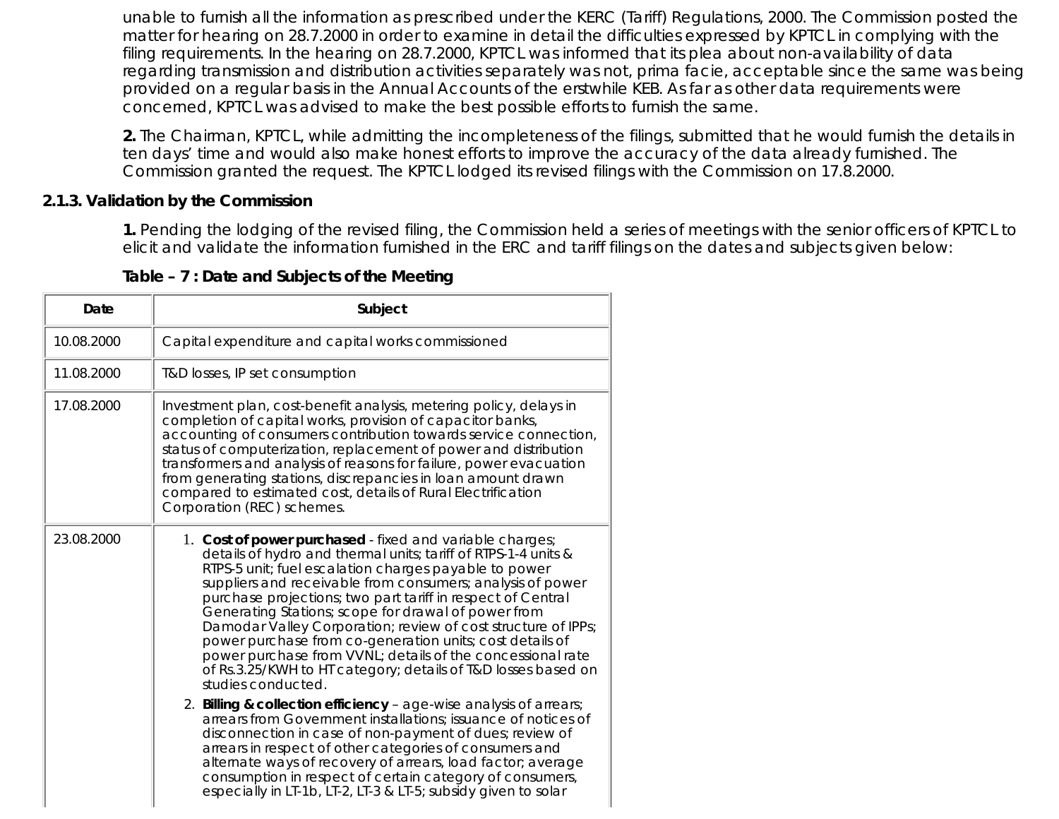unable to furnish all the information as prescribed under the KERC (Tariff) Regulations, 2000. The Commission posted the matter for hearing on 28.7.2000 in order to examine in detail the difficulties expressed by KPTCL in complying with the filing requirements. In the hearing on 28.7.2000, KPTCL was informed that its plea about non-availability of data regarding transmission and distribution activities separately was not, prima facie, acceptable since the same was being provided on a regular basis in the Annual Accounts of the erstwhile KEB. As far as other data requirements were concerned, KPTCL was advised to make the best possible efforts to furnish the same.

**2.** The Chairman, KPTCL, while admitting the incompleteness of the filings, submitted that he would furnish the details in ten days' time and would also make honest efforts to improve the accuracy of the data already furnished. The Commission granted the request. The KPTCL lodged its revised filings with the Commission on 17.8.2000.

### 2.1.3. Validation by the Commission

**1.** Pending the lodging of the revised filing, the Commission held a series of meetings with the senior officers of KPTCL to elicit and validate the information furnished in the ERC and tariff filings on the dates and subjects given below:

**Table – 7 : Date and Subjects of the Meeting**

| Date | Subject |
|---|---|
| 10.08.2000 | Capital expenditure and capital works commissioned |
| 11.08.2000 | T&D losses, IP set consumption |
| 17.08.2000 | Investment plan, cost-benefit analysis, metering policy, delays in completion of capital works, provision of capacitor banks, accounting of consumers contribution towards service connection, status of computerization, replacement of power and distribution transformers and analysis of reasons for failure, power evacuation from generating stations, discrepancies in loan amount drawn compared to estimated cost, details of Rural Electrification Corporation (REC) schemes. |
| 23.08.2000 | 1. **Cost of power purchased** - fixed and variable charges; details of hydro and thermal units; tariff of RTPS-1-4 units & RTPS-5 unit; fuel escalation charges payable to power suppliers and receivable from consumers; analysis of power purchase projections; two part tariff in respect of Central Generating Stations; scope for drawal of power from Damodar Valley Corporation; review of cost structure of IPPs; power purchase from co-generation units; cost details of power purchase from VVNL; details of the concessional rate of Rs.3.25/KWH to HT category; details of T&D losses based on studies conducted. 2. **Billing & collection efficiency** – age-wise analysis of arrears; arrears from Government installations; issuance of notices of disconnection in case of non-payment of dues; review of arrears in respect of other categories of consumers and alternate ways of recovery of arrears, load factor; average consumption in respect of certain category of consumers, especially in LT-1b, LT-2, LT-3 & LT-5; subsidy given to solar |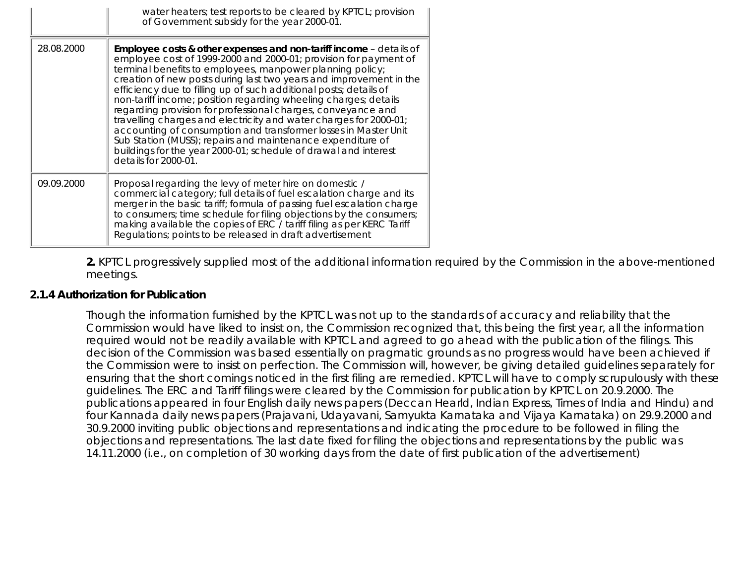| | |
|---|---|
| | water heaters; test reports to be cleared by KPTCL; provision of Government subsidy for the year 2000-01. |
| 28.08.2000 | **Employee costs & other expenses and non-tariff income** – details of employee cost of 1999-2000 and 2000-01; provision for payment of terminal benefits to employees, manpower planning policy; creation of new posts during last two years and improvement in the efficiency due to filling up of such additional posts; details of non-tariff income; position regarding wheeling charges; details regarding provision for professional charges, conveyance and travelling charges and electricity and water charges for 2000-01; accounting of consumption and transformer losses in Master Unit Sub Station (MUSS); repairs and maintenance expenditure of buildings for the year 2000-01; schedule of drawal and interest details for 2000-01. |
| 09.09.2000 | Proposal regarding the levy of meter hire on domestic / commercial category; full details of fuel escalation charge and its merger in the basic tariff; formula of passing fuel escalation charge to consumers; time schedule for filing objections by the consumers; making available the copies of ERC / tariff filing as per KERC Tariff Regulations; points to be released in draft advertisement |

**2.** KPTCL progressively supplied most of the additional information required by the Commission in the above-mentioned meetings.

### 2.1.4 Authorization for Publication

Though the information furnished by the KPTCL was not up to the standards of accuracy and reliability that the Commission would have liked to insist on, the Commission recognized that, this being the first year, all the information required would not be readily available with KPTCL and agreed to go ahead with the publication of the filings. This decision of the Commission was based essentially on pragmatic grounds as no progress would have been achieved if the Commission were to insist on perfection. The Commission will, however, be giving detailed guidelines separately for ensuring that the short comings noticed in the first filing are remedied. KPTCL will have to comply scrupulously with these guidelines. The ERC and Tariff filings were cleared by the Commission for publication by KPTCL on 20.9.2000. The publications appeared in four English daily news papers (Deccan Hearld, Indian Express, Times of India and Hindu) and four Kannada daily news papers (Prajavani, Udayavani, Samyukta Karnataka and Vijaya Karnataka) on 29.9.2000 and 30.9.2000 inviting public objections and representations and indicating the procedure to be followed in filing the objections and representations. The last date fixed for filing the objections and representations by the public was 14.11.2000 (i.e., on completion of 30 working days from the date of first publication of the advertisement)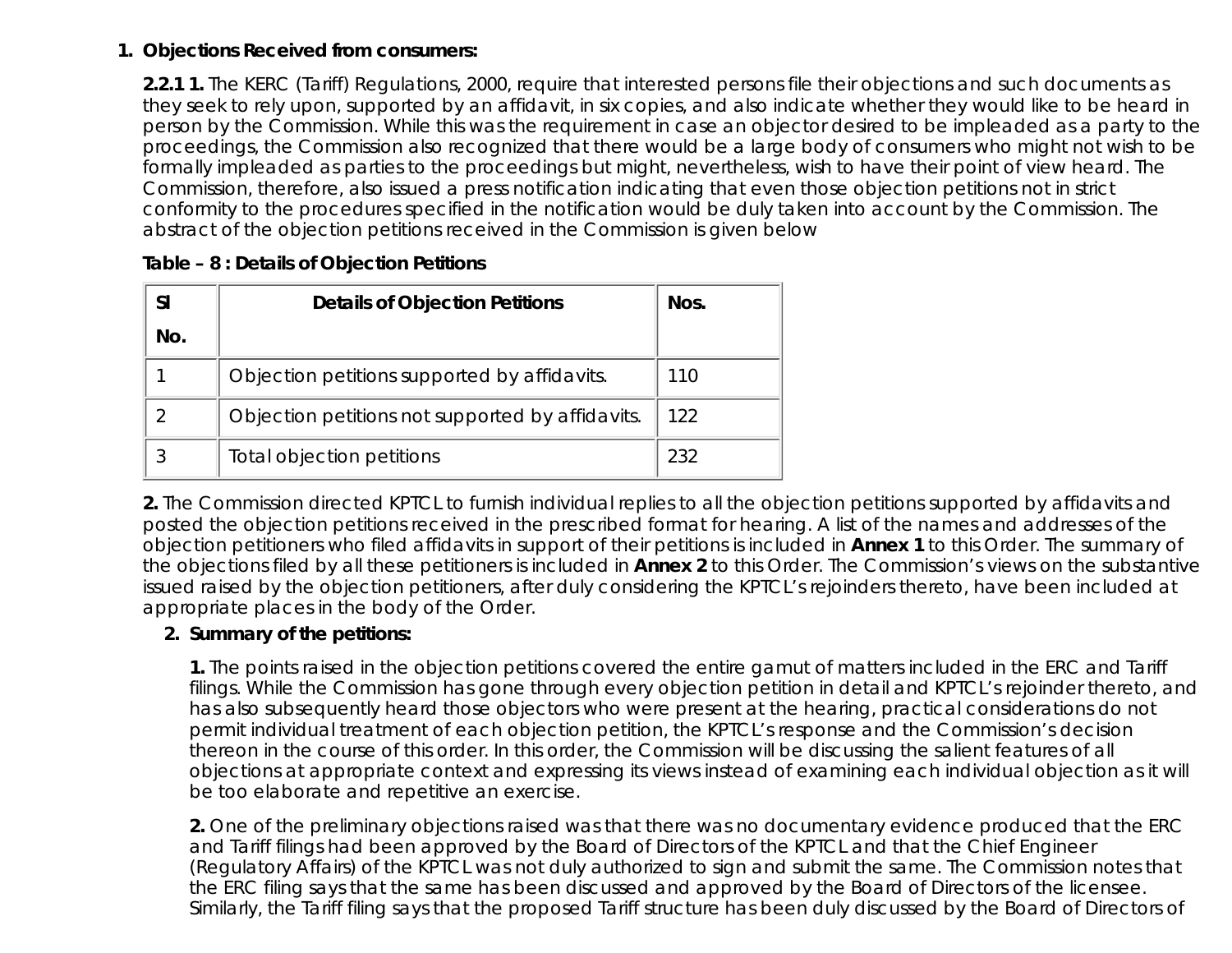1. **Objections Received from consumers:**

**2.2.1 1.** The KERC (Tariff) Regulations, 2000, require that interested persons file their objections and such documents as they seek to rely upon, supported by an affidavit, in six copies, and also indicate whether they would like to be heard in person by the Commission. While this was the requirement in case an objector desired to be impleaded as a party to the proceedings, the Commission also recognized that there would be a large body of consumers who might not wish to be formally impleaded as parties to the proceedings but might, nevertheless, wish to have their point of view heard. The Commission, therefore, also issued a press notification indicating that even those objection petitions not in strict conformity to the procedures specified in the notification would be duly taken into account by the Commission. The abstract of the objection petitions received in the Commission is given below

**Table – 8 : Details of Objection Petitions**

| Sl No. | Details of Objection Petitions | Nos. |
|---|---|---|
| 1 | Objection petitions supported by affidavits. | 110 |
| 2 | Objection petitions not supported by affidavits. | 122 |
| 3 | Total objection petitions | 232 |

**2.** The Commission directed KPTCL to furnish individual replies to all the objection petitions supported by affidavits and posted the objection petitions received in the prescribed format for hearing. A list of the names and addresses of the objection petitioners who filed affidavits in support of their petitions is included in **Annex 1** to this Order. The summary of the objections filed by all these petitioners is included in **Annex 2** to this Order. The Commission's views on the substantive issued raised by the objection petitioners, after duly considering the KPTCL's rejoinders thereto, have been included at appropriate places in the body of the Order.

2. **Summary of the petitions:**

**1.** The points raised in the objection petitions covered the entire gamut of matters included in the ERC and Tariff filings. While the Commission has gone through every objection petition in detail and KPTCL's rejoinder thereto, and has also subsequently heard those objectors who were present at the hearing, practical considerations do not permit individual treatment of each objection petition, the KPTCL's response and the Commission's decision thereon in the course of this order. In this order, the Commission will be discussing the salient features of all objections at appropriate context and expressing its views instead of examining each individual objection as it will be too elaborate and repetitive an exercise.

**2.** One of the preliminary objections raised was that there was no documentary evidence produced that the ERC and Tariff filings had been approved by the Board of Directors of the KPTCL and that the Chief Engineer (Regulatory Affairs) of the KPTCL was not duly authorized to sign and submit the same. The Commission notes that the ERC filing says that the same has been discussed and approved by the Board of Directors of the licensee. Similarly, the Tariff filing says that the proposed Tariff structure has been duly discussed by the Board of Directors of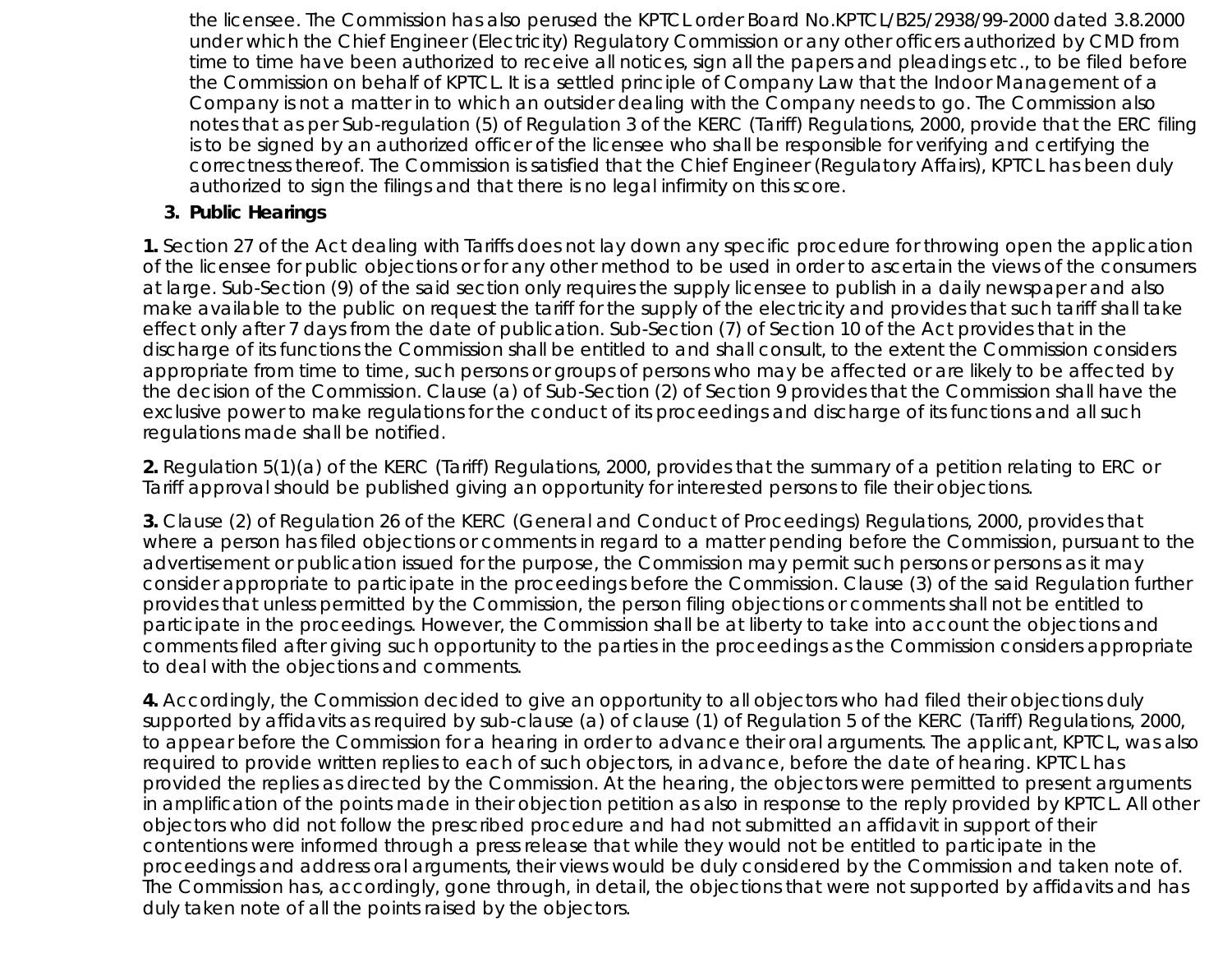the licensee. The Commission has also perused the KPTCL order Board No.KPTCL/B25/2938/99-2000 dated 3.8.2000 under which the Chief Engineer (Electricity) Regulatory Commission or any other officers authorized by CMD from time to time have been authorized to receive all notices, sign all the papers and pleadings etc., to be filed before the Commission on behalf of KPTCL. It is a settled principle of Company Law that the Indoor Management of a Company is not a matter in to which an outsider dealing with the Company needs to go. The Commission also notes that as per Sub-regulation (5) of Regulation 3 of the KERC (Tariff) Regulations, 2000, provide that the ERC filing is to be signed by an authorized officer of the licensee who shall be responsible for verifying and certifying the correctness thereof. The Commission is satisfied that the Chief Engineer (Regulatory Affairs), KPTCL has been duly authorized to sign the filings and that there is no legal infirmity on this score.

### 3. Public Hearings

**1.** Section 27 of the Act dealing with Tariffs does not lay down any specific procedure for throwing open the application of the licensee for public objections or for any other method to be used in order to ascertain the views of the consumers at large. Sub-Section (9) of the said section only requires the supply licensee to publish in a daily newspaper and also make available to the public on request the tariff for the supply of the electricity and provides that such tariff shall take effect only after 7 days from the date of publication. Sub-Section (7) of Section 10 of the Act provides that in the discharge of its functions the Commission shall be entitled to and shall consult, to the extent the Commission considers appropriate from time to time, such persons or groups of persons who may be affected or are likely to be affected by the decision of the Commission. Clause (a) of Sub-Section (2) of Section 9 provides that the Commission shall have the exclusive power to make regulations for the conduct of its proceedings and discharge of its functions and all such regulations made shall be notified.

**2.** Regulation 5(1)(a) of the KERC (Tariff) Regulations, 2000, provides that the summary of a petition relating to ERC or Tariff approval should be published giving an opportunity for interested persons to file their objections.

**3.** Clause (2) of Regulation 26 of the KERC (General and Conduct of Proceedings) Regulations, 2000, provides that where a person has filed objections or comments in regard to a matter pending before the Commission, pursuant to the advertisement or publication issued for the purpose, the Commission may permit such persons or persons as it may consider appropriate to participate in the proceedings before the Commission. Clause (3) of the said Regulation further provides that unless permitted by the Commission, the person filing objections or comments shall not be entitled to participate in the proceedings. However, the Commission shall be at liberty to take into account the objections and comments filed after giving such opportunity to the parties in the proceedings as the Commission considers appropriate to deal with the objections and comments.

**4.** Accordingly, the Commission decided to give an opportunity to all objectors who had filed their objections duly supported by affidavits as required by sub-clause (a) of clause (1) of Regulation 5 of the KERC (Tariff) Regulations, 2000, to appear before the Commission for a hearing in order to advance their oral arguments. The applicant, KPTCL, was also required to provide written replies to each of such objectors, in advance, before the date of hearing. KPTCL has provided the replies as directed by the Commission. At the hearing, the objectors were permitted to present arguments in amplification of the points made in their objection petition as also in response to the reply provided by KPTCL. All other objectors who did not follow the prescribed procedure and had not submitted an affidavit in support of their contentions were informed through a press release that while they would not be entitled to participate in the proceedings and address oral arguments, their views would be duly considered by the Commission and taken note of. The Commission has, accordingly, gone through, in detail, the objections that were not supported by affidavits and has duly taken note of all the points raised by the objectors.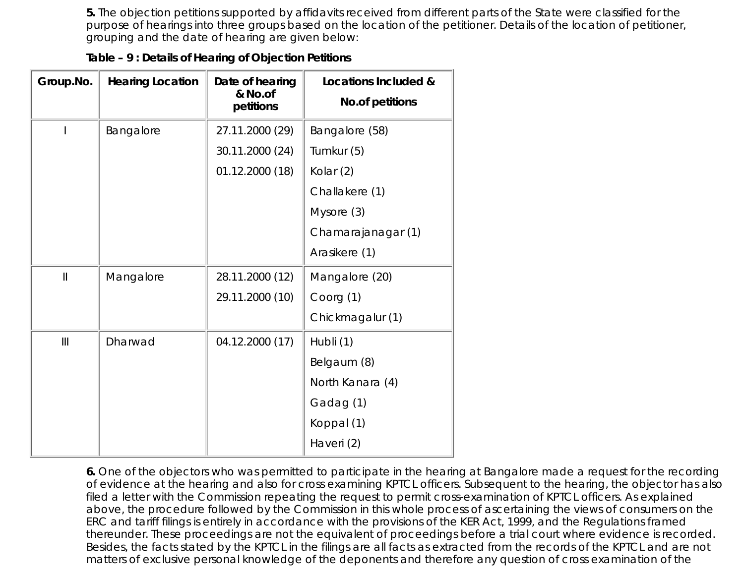**5.** The objection petitions supported by affidavits received from different parts of the State were classified for the purpose of hearings into three groups based on the location of the petitioner. Details of the location of petitioner, grouping and the date of hearing are given below:

**Table – 9 : Details of Hearing of Objection Petitions**

| Group.No. | Hearing Location | Date of hearing & No.of petitions | Locations Included & No.of petitions |
|---|---|---|---|
| I | Bangalore | 27.11.2000 (29)<br>30.11.2000 (24)<br>01.12.2000 (18) | Bangalore (58)<br>Tumkur (5)<br>Kolar (2)<br>Challakere (1)<br>Mysore (3)<br>Chamarajanagar (1)<br>Arasikere (1) |
| II | Mangalore | 28.11.2000 (12)<br>29.11.2000 (10) | Mangalore (20)<br>Coorg (1)<br>Chickmagalur (1) |
| III | Dharwad | 04.12.2000 (17) | Hubli (1)<br>Belgaum (8)<br>North Kanara (4)<br>Gadag (1)<br>Koppal (1)<br>Haveri (2) |

**6.** One of the objectors who was permitted to participate in the hearing at Bangalore made a request for the recording of evidence at the hearing and also for cross examining KPTCL officers. Subsequent to the hearing, the objector has also filed a letter with the Commission repeating the request to permit cross-examination of KPTCL officers. As explained above, the procedure followed by the Commission in this whole process of ascertaining the views of consumers on the ERC and tariff filings is entirely in accordance with the provisions of the KER Act, 1999, and the Regulations framed thereunder. These proceedings are not the equivalent of proceedings before a trial court where evidence is recorded. Besides, the facts stated by the KPTCL in the filings are all facts as extracted from the records of the KPTCL and are not matters of exclusive personal knowledge of the deponents and therefore any question of cross examination of the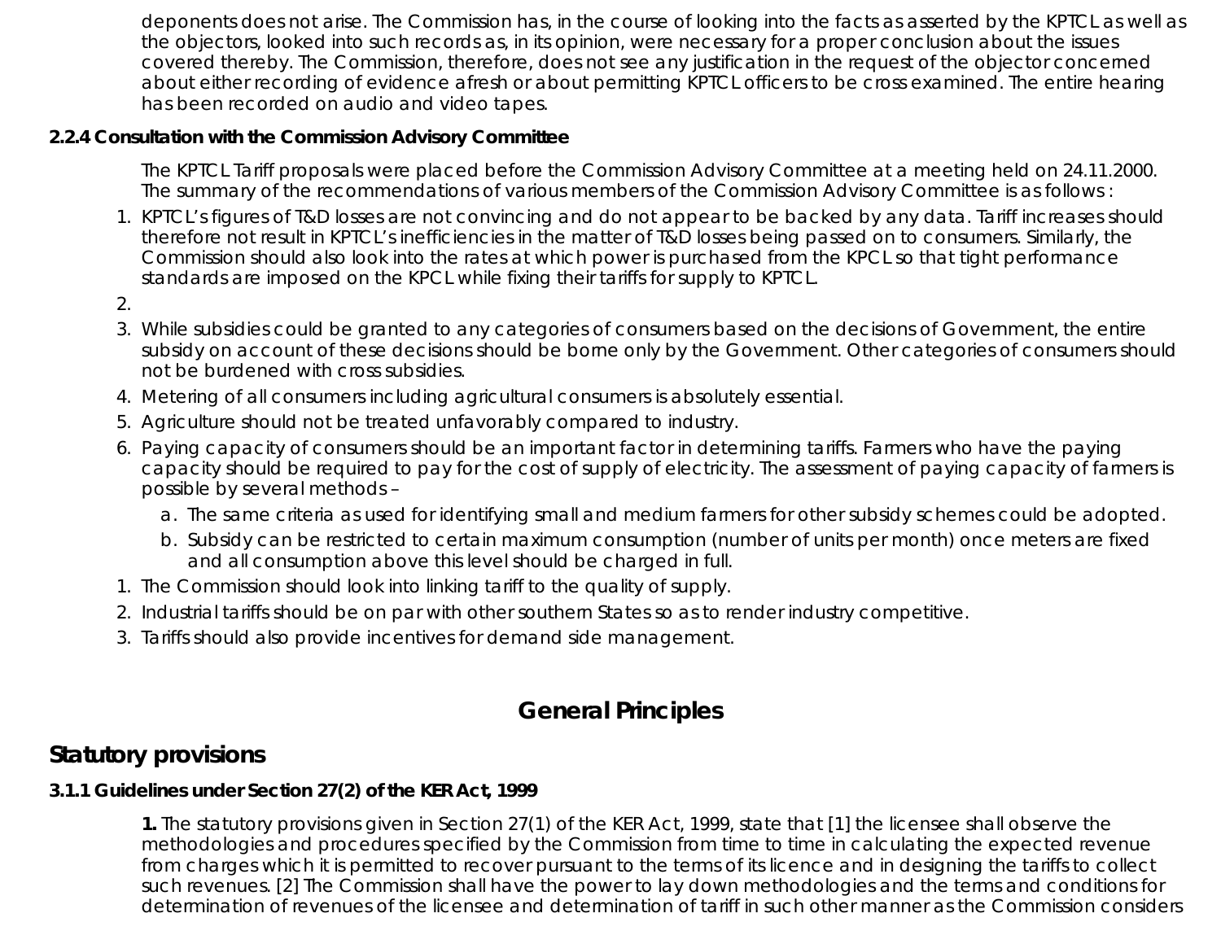deponents does not arise. The Commission has, in the course of looking into the facts as asserted by the KPTCL as well as the objectors, looked into such records as, in its opinion, were necessary for a proper conclusion about the issues covered thereby. The Commission, therefore, does not see any justification in the request of the objector concerned about either recording of evidence afresh or about permitting KPTCL officers to be cross examined. The entire hearing has been recorded on audio and video tapes.

**2.2.4 Consultation with the Commission Advisory Committee**

The KPTCL Tariff proposals were placed before the Commission Advisory Committee at a meeting held on 24.11.2000. The summary of the recommendations of various members of the Commission Advisory Committee is as follows :

1. KPTCL's figures of T&D losses are not convincing and do not appear to be backed by any data. Tariff increases should therefore not result in KPTCL's inefficiencies in the matter of T&D losses being passed on to consumers. Similarly, the Commission should also look into the rates at which power is purchased from the KPCL so that tight performance standards are imposed on the KPCL while fixing their tariffs for supply to KPTCL.
2. 
3. While subsidies could be granted to any categories of consumers based on the decisions of Government, the entire subsidy on account of these decisions should be borne only by the Government. Other categories of consumers should not be burdened with cross subsidies.
4. Metering of all consumers including agricultural consumers is absolutely essential.
5. Agriculture should not be treated unfavorably compared to industry.
6. Paying capacity of consumers should be an important factor in determining tariffs. Farmers who have the paying capacity should be required to pay for the cost of supply of electricity. The assessment of paying capacity of farmers is possible by several methods –
   a. The same criteria as used for identifying small and medium farmers for other subsidy schemes could be adopted.
   b. Subsidy can be restricted to certain maximum consumption (number of units per month) once meters are fixed and all consumption above this level should be charged in full.

1. The Commission should look into linking tariff to the quality of supply.
2. Industrial tariffs should be on par with other southern States so as to render industry competitive.
3. Tariffs should also provide incentives for demand side management.

# General Principles

## Statutory provisions

**3.1.1 Guidelines under Section 27(2) of the KER Act, 1999**

**1.** The statutory provisions given in Section 27(1) of the KER Act, 1999, state that [1] the licensee shall observe the methodologies and procedures specified by the Commission from time to time in calculating the expected revenue from charges which it is permitted to recover pursuant to the terms of its licence and in designing the tariffs to collect such revenues. [2] The Commission shall have the power to lay down methodologies and the terms and conditions for determination of revenues of the licensee and determination of tariff in such other manner as the Commission considers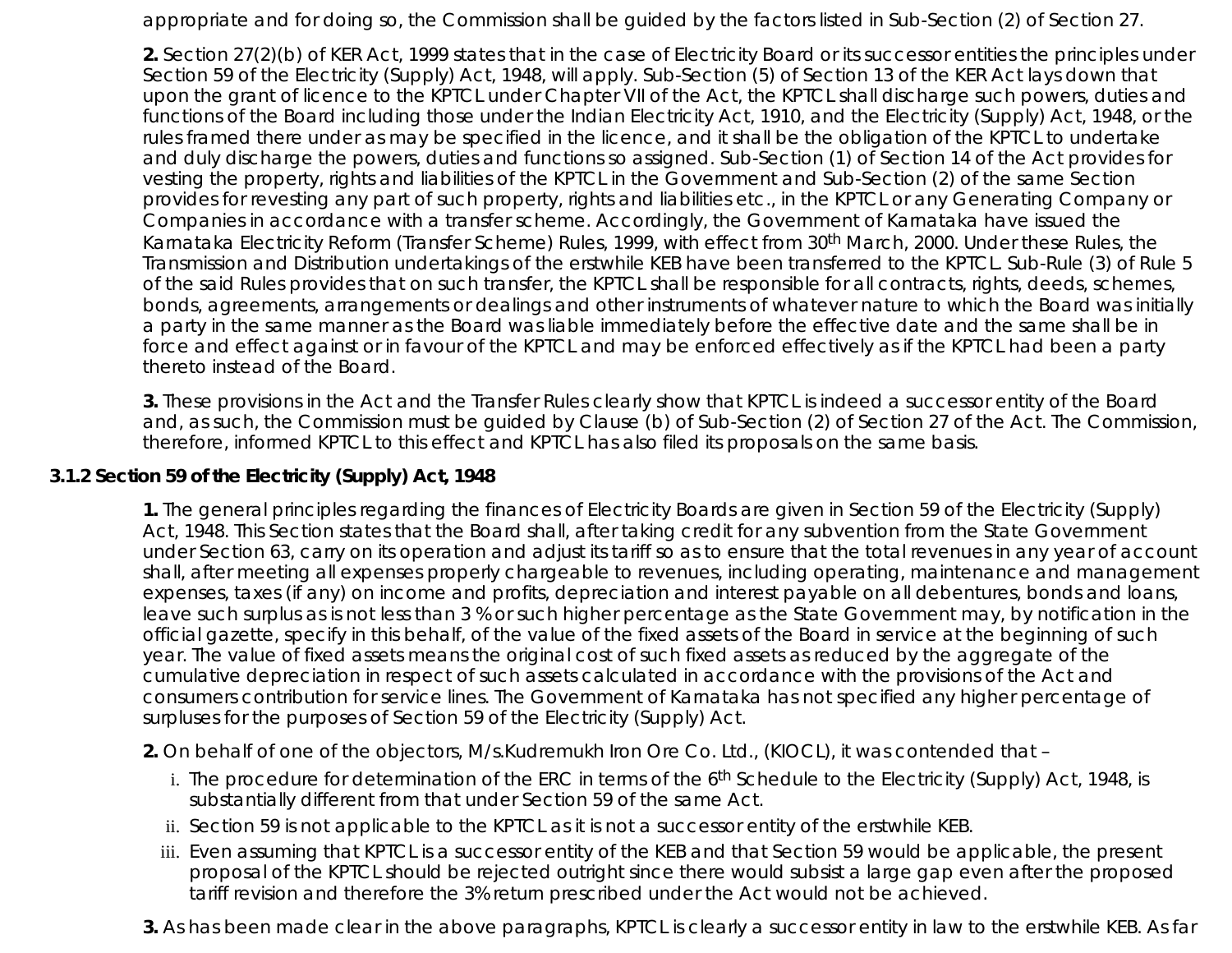appropriate and for doing so, the Commission shall be guided by the factors listed in Sub-Section (2) of Section 27.

**2.** Section 27(2)(b) of KER Act, 1999 states that in the case of Electricity Board or its successor entities the principles under Section 59 of the Electricity (Supply) Act, 1948, will apply. Sub-Section (5) of Section 13 of the KER Act lays down that upon the grant of licence to the KPTCL under Chapter VII of the Act, the KPTCL shall discharge such powers, duties and functions of the Board including those under the Indian Electricity Act, 1910, and the Electricity (Supply) Act, 1948, or the rules framed there under as may be specified in the licence, and it shall be the obligation of the KPTCL to undertake and duly discharge the powers, duties and functions so assigned. Sub-Section (1) of Section 14 of the Act provides for vesting the property, rights and liabilities of the KPTCL in the Government and Sub-Section (2) of the same Section provides for revesting any part of such property, rights and liabilities etc., in the KPTCL or any Generating Company or Companies in accordance with a transfer scheme. Accordingly, the Government of Karnataka have issued the Karnataka Electricity Reform (Transfer Scheme) Rules, 1999, with effect from 30th March, 2000. Under these Rules, the Transmission and Distribution undertakings of the erstwhile KEB have been transferred to the KPTCL. Sub-Rule (3) of Rule 5 of the said Rules provides that on such transfer, the KPTCL shall be responsible for all contracts, rights, deeds, schemes, bonds, agreements, arrangements or dealings and other instruments of whatever nature to which the Board was initially a party in the same manner as the Board was liable immediately before the effective date and the same shall be in force and effect against or in favour of the KPTCL and may be enforced effectively as if the KPTCL had been a party thereto instead of the Board.

**3.** These provisions in the Act and the Transfer Rules clearly show that KPTCL is indeed a successor entity of the Board and, as such, the Commission must be guided by Clause (b) of Sub-Section (2) of Section 27 of the Act. The Commission, therefore, informed KPTCL to this effect and KPTCL has also filed its proposals on the same basis.

### 3.1.2 Section 59 of the Electricity (Supply) Act, 1948

**1.** The general principles regarding the finances of Electricity Boards are given in Section 59 of the Electricity (Supply) Act, 1948. This Section states that the Board shall, after taking credit for any subvention from the State Government under Section 63, carry on its operation and adjust its tariff so as to ensure that the total revenues in any year of account shall, after meeting all expenses properly chargeable to revenues, including operating, maintenance and management expenses, taxes (if any) on income and profits, depreciation and interest payable on all debentures, bonds and loans, leave such surplus as is not less than 3 % or such higher percentage as the State Government may, by notification in the official gazette, specify in this behalf, of the value of the fixed assets of the Board in service at the beginning of such year. The value of fixed assets means the original cost of such fixed assets as reduced by the aggregate of the cumulative depreciation in respect of such assets calculated in accordance with the provisions of the Act and consumers contribution for service lines. The Government of Karnataka has not specified any higher percentage of surpluses for the purposes of Section 59 of the Electricity (Supply) Act.

**2.** On behalf of one of the objectors, M/s.Kudremukh Iron Ore Co. Ltd., (KIOCL), it was contended that –

i. The procedure for determination of the ERC in terms of the 6th Schedule to the Electricity (Supply) Act, 1948, is substantially different from that under Section 59 of the same Act.

ii. Section 59 is not applicable to the KPTCL as it is not a successor entity of the erstwhile KEB.

iii. Even assuming that KPTCL is a successor entity of the KEB and that Section 59 would be applicable, the present proposal of the KPTCL should be rejected outright since there would subsist a large gap even after the proposed tariff revision and therefore the 3% return prescribed under the Act would not be achieved.

**3.** As has been made clear in the above paragraphs, KPTCL is clearly a successor entity in law to the erstwhile KEB. As far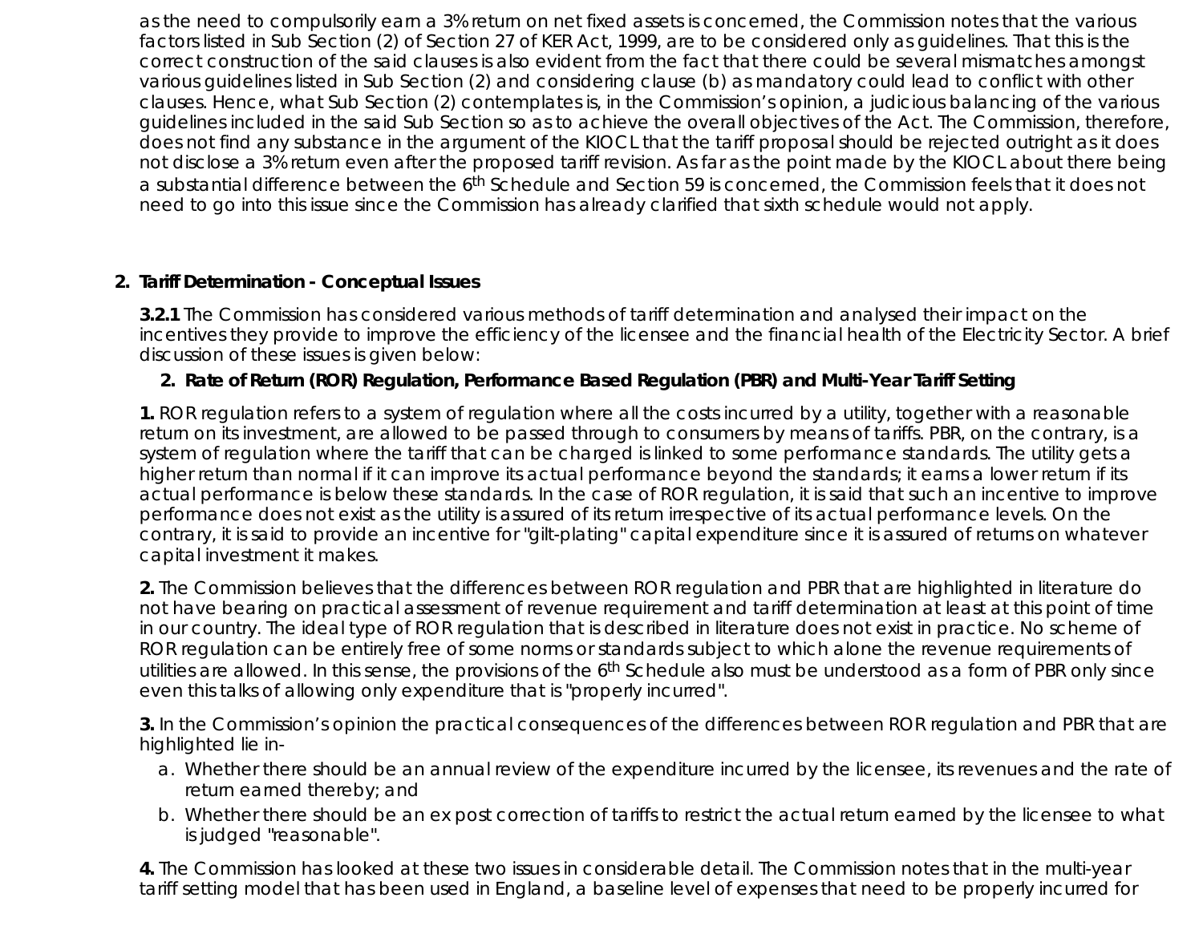as the need to compulsorily earn a 3% return on net fixed assets is concerned, the Commission notes that the various factors listed in Sub Section (2) of Section 27 of KER Act, 1999, are to be considered only as guidelines. That this is the correct construction of the said clauses is also evident from the fact that there could be several mismatches amongst various guidelines listed in Sub Section (2) and considering clause (b) as mandatory could lead to conflict with other clauses. Hence, what Sub Section (2) contemplates is, in the Commission's opinion, a judicious balancing of the various guidelines included in the said Sub Section so as to achieve the overall objectives of the Act. The Commission, therefore, does not find any substance in the argument of the KIOCL that the tariff proposal should be rejected outright as it does not disclose a 3% return even after the proposed tariff revision. As far as the point made by the KIOCL about there being a substantial difference between the 6th Schedule and Section 59 is concerned, the Commission feels that it does not need to go into this issue since the Commission has already clarified that sixth schedule would not apply.

## 2. Tariff Determination - Conceptual Issues

**3.2.1** The Commission has considered various methods of tariff determination and analysed their impact on the incentives they provide to improve the efficiency of the licensee and the financial health of the Electricity Sector. A brief discussion of these issues is given below:

### 2. Rate of Return (ROR) Regulation, Performance Based Regulation (PBR) and Multi-Year Tariff Setting

**1.** ROR regulation refers to a system of regulation where all the costs incurred by a utility, together with a reasonable return on its investment, are allowed to be passed through to consumers by means of tariffs. PBR, on the contrary, is a system of regulation where the tariff that can be charged is linked to some performance standards. The utility gets a higher return than normal if it can improve its actual performance beyond the standards; it earns a lower return if its actual performance is below these standards. In the case of ROR regulation, it is said that such an incentive to improve performance does not exist as the utility is assured of its return irrespective of its actual performance levels. On the contrary, it is said to provide an incentive for "gilt-plating" capital expenditure since it is assured of returns on whatever capital investment it makes.

**2.** The Commission believes that the differences between ROR regulation and PBR that are highlighted in literature do not have bearing on practical assessment of revenue requirement and tariff determination at least at this point of time in our country. The ideal type of ROR regulation that is described in literature does not exist in practice. No scheme of ROR regulation can be entirely free of some norms or standards subject to which alone the revenue requirements of utilities are allowed. In this sense, the provisions of the 6th Schedule also must be understood as a form of PBR only since even this talks of allowing only expenditure that is "properly incurred".

**3.** In the Commission's opinion the practical consequences of the differences between ROR regulation and PBR that are highlighted lie in-

a. Whether there should be an annual review of the expenditure incurred by the licensee, its revenues and the rate of return earned thereby; and
b. Whether there should be an ex post correction of tariffs to restrict the actual return earned by the licensee to what is judged "reasonable".

**4.** The Commission has looked at these two issues in considerable detail. The Commission notes that in the multi-year tariff setting model that has been used in England, a baseline level of expenses that need to be properly incurred for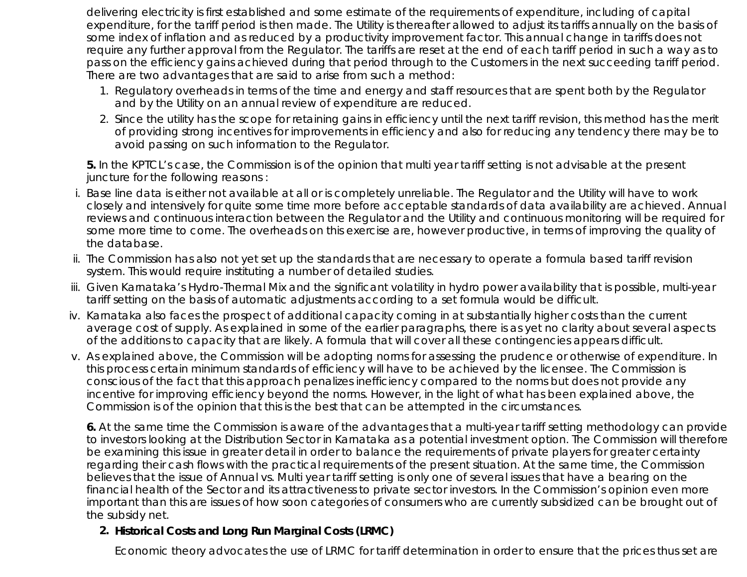delivering electricity is first established and some estimate of the requirements of expenditure, including of capital expenditure, for the tariff period is then made. The Utility is thereafter allowed to adjust its tariffs annually on the basis of some index of inflation and as reduced by a productivity improvement factor. This annual change in tariffs does not require any further approval from the Regulator. The tariffs are reset at the end of each tariff period in such a way as to pass on the efficiency gains achieved during that period through to the Customers in the next succeeding tariff period. There are two advantages that are said to arise from such a method:

1. Regulatory overheads in terms of the time and energy and staff resources that are spent both by the Regulator and by the Utility on an annual review of expenditure are reduced.
2. Since the utility has the scope for retaining gains in efficiency until the next tariff revision, this method has the merit of providing strong incentives for improvements in efficiency and also for reducing any tendency there may be to avoid passing on such information to the Regulator.

**5.** In the KPTCL's case, the Commission is of the opinion that multi year tariff setting is not advisable at the present juncture for the following reasons :

i. Base line data is either not available at all or is completely unreliable. The Regulator and the Utility will have to work closely and intensively for quite some time more before acceptable standards of data availability are achieved. Annual reviews and continuous interaction between the Regulator and the Utility and continuous monitoring will be required for some more time to come. The overheads on this exercise are, however productive, in terms of improving the quality of the database.

ii. The Commission has also not yet set up the standards that are necessary to operate a formula based tariff revision system. This would require instituting a number of detailed studies.

iii. Given Karnataka's Hydro-Thermal Mix and the significant volatility in hydro power availability that is possible, multi-year tariff setting on the basis of automatic adjustments according to a set formula would be difficult.

iv. Karnataka also faces the prospect of additional capacity coming in at substantially higher costs than the current average cost of supply. As explained in some of the earlier paragraphs, there is as yet no clarity about several aspects of the additions to capacity that are likely. A formula that will cover all these contingencies appears difficult.

v. As explained above, the Commission will be adopting norms for assessing the prudence or otherwise of expenditure. In this process certain minimum standards of efficiency will have to be achieved by the licensee. The Commission is conscious of the fact that this approach penalizes inefficiency compared to the norms but does not provide any incentive for improving efficiency beyond the norms. However, in the light of what has been explained above, the Commission is of the opinion that this is the best that can be attempted in the circumstances.

**6.** At the same time the Commission is aware of the advantages that a multi-year tariff setting methodology can provide to investors looking at the Distribution Sector in Karnataka as a potential investment option. The Commission will therefore be examining this issue in greater detail in order to balance the requirements of private players for greater certainty regarding their cash flows with the practical requirements of the present situation. At the same time, the Commission believes that the issue of Annual vs. Multi year tariff setting is only one of several issues that have a bearing on the financial health of the Sector and its attractiveness to private sector investors. In the Commission's opinion even more important than this are issues of how soon categories of consumers who are currently subsidized can be brought out of the subsidy net.

**2. Historical Costs and Long Run Marginal Costs (LRMC)**

Economic theory advocates the use of LRMC for tariff determination in order to ensure that the prices thus set are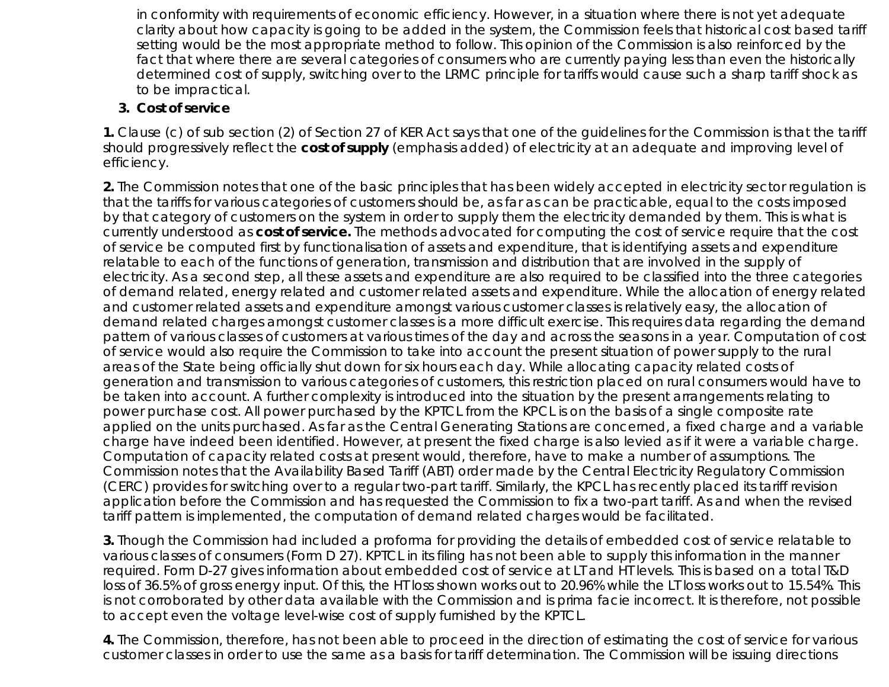in conformity with requirements of economic efficiency. However, in a situation where there is not yet adequate clarity about how capacity is going to be added in the system, the Commission feels that historical cost based tariff setting would be the most appropriate method to follow. This opinion of the Commission is also reinforced by the fact that where there are several categories of consumers who are currently paying less than even the historically determined cost of supply, switching over to the LRMC principle for tariffs would cause such a sharp tariff shock as to be impractical.

3. **Cost of service**

**1.** Clause (c) of sub section (2) of Section 27 of KER Act says that one of the guidelines for the Commission is that the tariff should progressively reflect the **cost of supply** (emphasis added) of electricity at an adequate and improving level of efficiency.

**2.** The Commission notes that one of the basic principles that has been widely accepted in electricity sector regulation is that the tariffs for various categories of customers should be, as far as can be practicable, equal to the costs imposed by that category of customers on the system in order to supply them the electricity demanded by them. This is what is currently understood as **cost of service.** The methods advocated for computing the cost of service require that the cost of service be computed first by functionalisation of assets and expenditure, that is identifying assets and expenditure relatable to each of the functions of generation, transmission and distribution that are involved in the supply of electricity. As a second step, all these assets and expenditure are also required to be classified into the three categories of demand related, energy related and customer related assets and expenditure. While the allocation of energy related and customer related assets and expenditure amongst various customer classes is relatively easy, the allocation of demand related charges amongst customer classes is a more difficult exercise. This requires data regarding the demand pattern of various classes of customers at various times of the day and across the seasons in a year. Computation of cost of service would also require the Commission to take into account the present situation of power supply to the rural areas of the State being officially shut down for six hours each day. While allocating capacity related costs of generation and transmission to various categories of customers, this restriction placed on rural consumers would have to be taken into account. A further complexity is introduced into the situation by the present arrangements relating to power purchase cost. All power purchased by the KPTCL from the KPCL is on the basis of a single composite rate applied on the units purchased. As far as the Central Generating Stations are concerned, a fixed charge and a variable charge have indeed been identified. However, at present the fixed charge is also levied as if it were a variable charge. Computation of capacity related costs at present would, therefore, have to make a number of assumptions. The Commission notes that the Availability Based Tariff (ABT) order made by the Central Electricity Regulatory Commission (CERC) provides for switching over to a regular two-part tariff. Similarly, the KPCL has recently placed its tariff revision application before the Commission and has requested the Commission to fix a two-part tariff. As and when the revised tariff pattern is implemented, the computation of demand related charges would be facilitated.

**3.** Though the Commission had included a proforma for providing the details of embedded cost of service relatable to various classes of consumers (Form D 27). KPTCL in its filing has not been able to supply this information in the manner required. Form D-27 gives information about embedded cost of service at LT and HT levels. This is based on a total T&D loss of 36.5% of gross energy input. Of this, the HT loss shown works out to 20.96% while the LT loss works out to 15.54%. This is not corroborated by other data available with the Commission and is prima facie incorrect. It is therefore, not possible to accept even the voltage level-wise cost of supply furnished by the KPTCL.

**4.** The Commission, therefore, has not been able to proceed in the direction of estimating the cost of service for various customer classes in order to use the same as a basis for tariff determination. The Commission will be issuing directions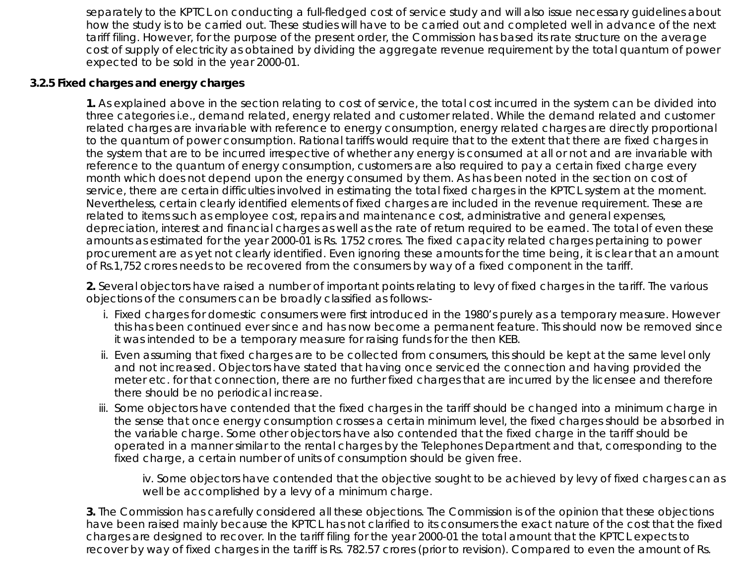separately to the KPTCL on conducting a full-fledged cost of service study and will also issue necessary guidelines about how the study is to be carried out. These studies will have to be carried out and completed well in advance of the next tariff filing. However, for the purpose of the present order, the Commission has based its rate structure on the average cost of supply of electricity as obtained by dividing the aggregate revenue requirement by the total quantum of power expected to be sold in the year 2000-01.

### 3.2.5 Fixed charges and energy charges

**1.** As explained above in the section relating to cost of service, the total cost incurred in the system can be divided into three categories i.e., demand related, energy related and customer related. While the demand related and customer related charges are invariable with reference to energy consumption, energy related charges are directly proportional to the quantum of power consumption. Rational tariffs would require that to the extent that there are fixed charges in the system that are to be incurred irrespective of whether any energy is consumed at all or not and are invariable with reference to the quantum of energy consumption, customers are also required to pay a certain fixed charge every month which does not depend upon the energy consumed by them. As has been noted in the section on cost of service, there are certain difficulties involved in estimating the total fixed charges in the KPTCL system at the moment. Nevertheless, certain clearly identified elements of fixed charges are included in the revenue requirement. These are related to items such as employee cost, repairs and maintenance cost, administrative and general expenses, depreciation, interest and financial charges as well as the rate of return required to be earned. The total of even these amounts as estimated for the year 2000-01 is Rs. 1752 crores. The fixed capacity related charges pertaining to power procurement are as yet not clearly identified. Even ignoring these amounts for the time being, it is clear that an amount of Rs.1,752 crores needs to be recovered from the consumers by way of a fixed component in the tariff.

**2.** Several objectors have raised a number of important points relating to levy of fixed charges in the tariff. The various objections of the consumers can be broadly classified as follows:-

i. Fixed charges for domestic consumers were first introduced in the 1980's purely as a temporary measure. However this has been continued ever since and has now become a permanent feature. This should now be removed since it was intended to be a temporary measure for raising funds for the then KEB.

ii. Even assuming that fixed charges are to be collected from consumers, this should be kept at the same level only and not increased. Objectors have stated that having once serviced the connection and having provided the meter etc. for that connection, there are no further fixed charges that are incurred by the licensee and therefore there should be no periodical increase.

iii. Some objectors have contended that the fixed charges in the tariff should be changed into a minimum charge in the sense that once energy consumption crosses a certain minimum level, the fixed charges should be absorbed in the variable charge. Some other objectors have also contended that the fixed charge in the tariff should be operated in a manner similar to the rental charges by the Telephones Department and that, corresponding to the fixed charge, a certain number of units of consumption should be given free.

iv. Some objectors have contended that the objective sought to be achieved by levy of fixed charges can as well be accomplished by a levy of a minimum charge.

**3.** The Commission has carefully considered all these objections. The Commission is of the opinion that these objections have been raised mainly because the KPTCL has not clarified to its consumers the exact nature of the cost that the fixed charges are designed to recover. In the tariff filing for the year 2000-01 the total amount that the KPTCL expects to recover by way of fixed charges in the tariff is Rs. 782.57 crores (prior to revision). Compared to even the amount of Rs.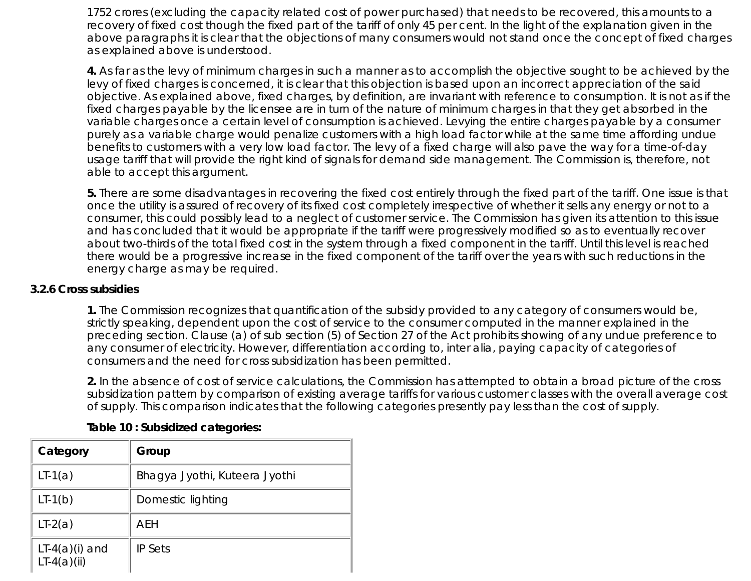1752 crores (excluding the capacity related cost of power purchased) that needs to be recovered, this amounts to a recovery of fixed cost though the fixed part of the tariff of only 45 per cent. In the light of the explanation given in the above paragraphs it is clear that the objections of many consumers would not stand once the concept of fixed charges as explained above is understood.

**4.** As far as the levy of minimum charges in such a manner as to accomplish the objective sought to be achieved by the levy of fixed charges is concerned, it is clear that this objection is based upon an incorrect appreciation of the said objective. As explained above, fixed charges, by definition, are invariant with reference to consumption. It is not as if the fixed charges payable by the licensee are in turn of the nature of minimum charges in that they get absorbed in the variable charges once a certain level of consumption is achieved. Levying the entire charges payable by a consumer purely as a variable charge would penalize customers with a high load factor while at the same time affording undue benefits to customers with a very low load factor. The levy of a fixed charge will also pave the way for a time-of-day usage tariff that will provide the right kind of signals for demand side management. The Commission is, therefore, not able to accept this argument.

**5.** There are some disadvantages in recovering the fixed cost entirely through the fixed part of the tariff. One issue is that once the utility is assured of recovery of its fixed cost completely irrespective of whether it sells any energy or not to a consumer, this could possibly lead to a neglect of customer service. The Commission has given its attention to this issue and has concluded that it would be appropriate if the tariff were progressively modified so as to eventually recover about two-thirds of the total fixed cost in the system through a fixed component in the tariff. Until this level is reached there would be a progressive increase in the fixed component of the tariff over the years with such reductions in the energy charge as may be required.

### 3.2.6 Cross subsidies

**1.** The Commission recognizes that quantification of the subsidy provided to any category of consumers would be, strictly speaking, dependent upon the cost of service to the consumer computed in the manner explained in the preceding section. Clause (a) of sub section (5) of Section 27 of the Act prohibits showing of any undue preference to any consumer of electricity. However, differentiation according to, inter alia, paying capacity of categories of consumers and the need for cross subsidization has been permitted.

**2.** In the absence of cost of service calculations, the Commission has attempted to obtain a broad picture of the cross subsidization pattern by comparison of existing average tariffs for various customer classes with the overall average cost of supply. This comparison indicates that the following categories presently pay less than the cost of supply.

**Table 10 : Subsidized categories:**

| Category | Group |
|---|---|
| LT-1(a) | Bhagya Jyothi, Kuteera Jyothi |
| LT-1(b) | Domestic lighting |
| LT-2(a) | AEH |
| LT-4(a)(i) and LT-4(a)(ii) | IP Sets |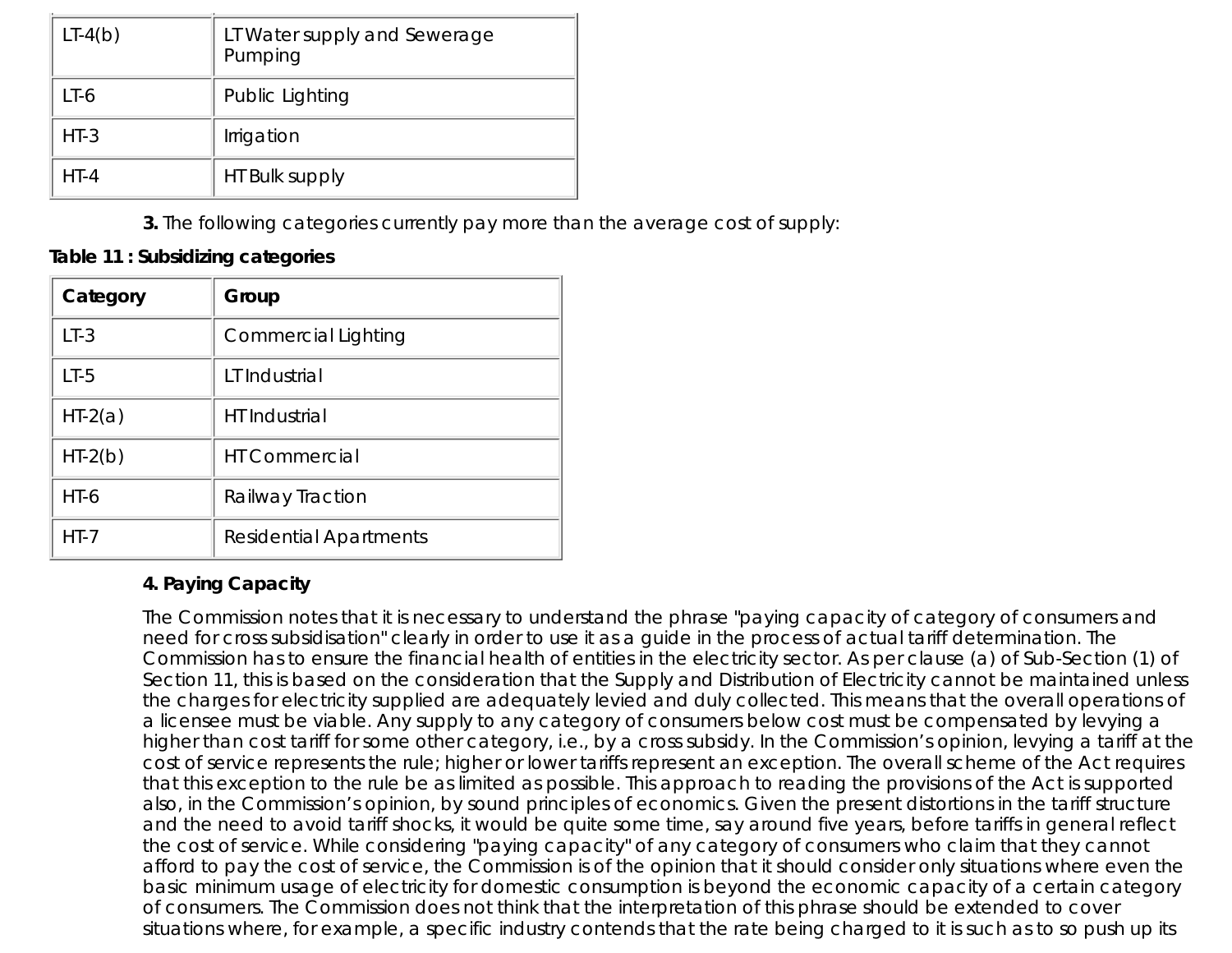| LT-4(b) | LT Water supply and Sewerage Pumping |
|---|---|
| LT-6 | Public Lighting |
| HT-3 | Irrigation |
| HT-4 | HT Bulk supply |

**3.** The following categories currently pay more than the average cost of supply:

**Table 11 : Subsidizing categories**

| **Category** | **Group** |
|---|---|
| LT-3 | Commercial Lighting |
| LT-5 | LT Industrial |
| HT-2(a) | HT Industrial |
| HT-2(b) | HT Commercial |
| HT-6 | Railway Traction |
| HT-7 | Residential Apartments |

**4. Paying Capacity**

The Commission notes that it is necessary to understand the phrase "paying capacity of category of consumers and need for cross subsidisation" clearly in order to use it as a guide in the process of actual tariff determination. The Commission has to ensure the financial health of entities in the electricity sector. As per clause (a) of Sub-Section (1) of Section 11, this is based on the consideration that the Supply and Distribution of Electricity cannot be maintained unless the charges for electricity supplied are adequately levied and duly collected. This means that the overall operations of a licensee must be viable. Any supply to any category of consumers below cost must be compensated by levying a higher than cost tariff for some other category, i.e., by a cross subsidy. In the Commission's opinion, levying a tariff at the cost of service represents the rule; higher or lower tariffs represent an exception. The overall scheme of the Act requires that this exception to the rule be as limited as possible. This approach to reading the provisions of the Act is supported also, in the Commission's opinion, by sound principles of economics. Given the present distortions in the tariff structure and the need to avoid tariff shocks, it would be quite some time, say around five years, before tariffs in general reflect the cost of service. While considering "paying capacity" of any category of consumers who claim that they cannot afford to pay the cost of service, the Commission is of the opinion that it should consider only situations where even the basic minimum usage of electricity for domestic consumption is beyond the economic capacity of a certain category of consumers. The Commission does not think that the interpretation of this phrase should be extended to cover situations where, for example, a specific industry contends that the rate being charged to it is such as to so push up its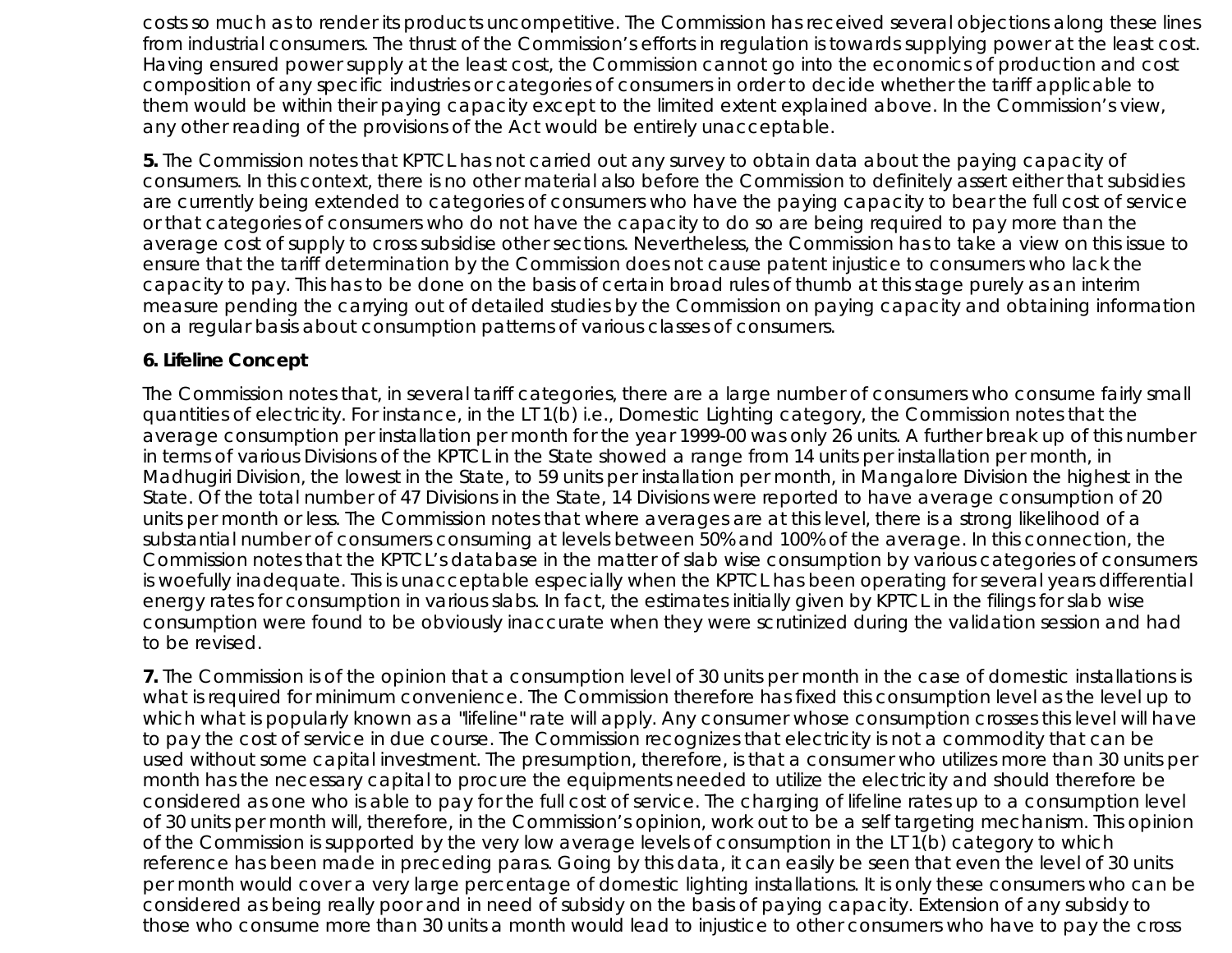costs so much as to render its products uncompetitive. The Commission has received several objections along these lines from industrial consumers. The thrust of the Commission's efforts in regulation is towards supplying power at the least cost. Having ensured power supply at the least cost, the Commission cannot go into the economics of production and cost composition of any specific industries or categories of consumers in order to decide whether the tariff applicable to them would be within their paying capacity except to the limited extent explained above. In the Commission's view, any other reading of the provisions of the Act would be entirely unacceptable.

**5.** The Commission notes that KPTCL has not carried out any survey to obtain data about the paying capacity of consumers. In this context, there is no other material also before the Commission to definitely assert either that subsidies are currently being extended to categories of consumers who have the paying capacity to bear the full cost of service or that categories of consumers who do not have the capacity to do so are being required to pay more than the average cost of supply to cross subsidise other sections. Nevertheless, the Commission has to take a view on this issue to ensure that the tariff determination by the Commission does not cause patent injustice to consumers who lack the capacity to pay. This has to be done on the basis of certain broad rules of thumb at this stage purely as an interim measure pending the carrying out of detailed studies by the Commission on paying capacity and obtaining information on a regular basis about consumption patterns of various classes of consumers.

**6. Lifeline Concept**

The Commission notes that, in several tariff categories, there are a large number of consumers who consume fairly small quantities of electricity. For instance, in the LT 1(b) i.e., Domestic Lighting category, the Commission notes that the average consumption per installation per month for the year 1999-00 was only 26 units. A further break up of this number in terms of various Divisions of the KPTCL in the State showed a range from 14 units per installation per month, in Madhugiri Division, the lowest in the State, to 59 units per installation per month, in Mangalore Division the highest in the State. Of the total number of 47 Divisions in the State, 14 Divisions were reported to have average consumption of 20 units per month or less. The Commission notes that where averages are at this level, there is a strong likelihood of a substantial number of consumers consuming at levels between 50% and 100% of the average. In this connection, the Commission notes that the KPTCL's database in the matter of slab wise consumption by various categories of consumers is woefully inadequate. This is unacceptable especially when the KPTCL has been operating for several years differential energy rates for consumption in various slabs. In fact, the estimates initially given by KPTCL in the filings for slab wise consumption were found to be obviously inaccurate when they were scrutinized during the validation session and had to be revised.

**7.** The Commission is of the opinion that a consumption level of 30 units per month in the case of domestic installations is what is required for minimum convenience. The Commission therefore has fixed this consumption level as the level up to which what is popularly known as a "lifeline" rate will apply. Any consumer whose consumption crosses this level will have to pay the cost of service in due course. The Commission recognizes that electricity is not a commodity that can be used without some capital investment. The presumption, therefore, is that a consumer who utilizes more than 30 units per month has the necessary capital to procure the equipments needed to utilize the electricity and should therefore be considered as one who is able to pay for the full cost of service. The charging of lifeline rates up to a consumption level of 30 units per month will, therefore, in the Commission's opinion, work out to be a self targeting mechanism. This opinion of the Commission is supported by the very low average levels of consumption in the LT 1(b) category to which reference has been made in preceding paras. Going by this data, it can easily be seen that even the level of 30 units per month would cover a very large percentage of domestic lighting installations. It is only these consumers who can be considered as being really poor and in need of subsidy on the basis of paying capacity. Extension of any subsidy to those who consume more than 30 units a month would lead to injustice to other consumers who have to pay the cross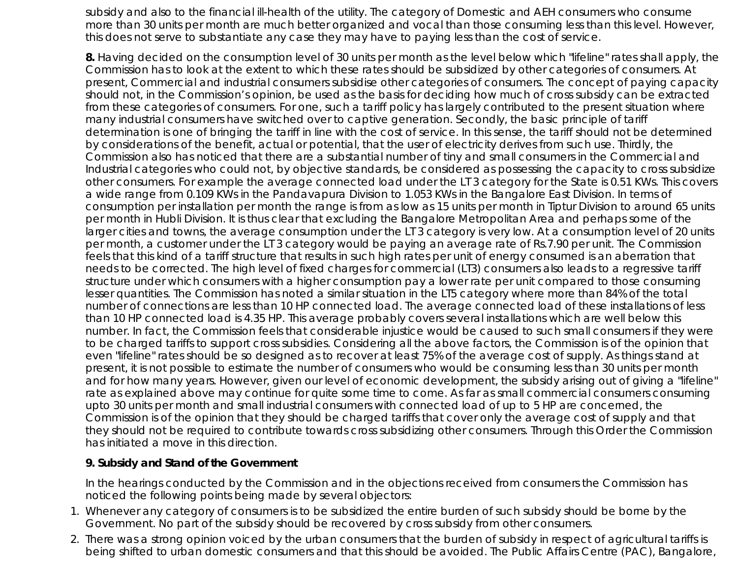subsidy and also to the financial ill-health of the utility. The category of Domestic and AEH consumers who consume more than 30 units per month are much better organized and vocal than those consuming less than this level. However, this does not serve to substantiate any case they may have to paying less than the cost of service.

**8.** Having decided on the consumption level of 30 units per month as the level below which "lifeline" rates shall apply, the Commission has to look at the extent to which these rates should be subsidized by other categories of consumers. At present, Commercial and industrial consumers subsidise other categories of consumers. The concept of paying capacity should not, in the Commission's opinion, be used as the basis for deciding how much of cross subsidy can be extracted from these categories of consumers. For one, such a tariff policy has largely contributed to the present situation where many industrial consumers have switched over to captive generation. Secondly, the basic principle of tariff determination is one of bringing the tariff in line with the cost of service. In this sense, the tariff should not be determined by considerations of the benefit, actual or potential, that the user of electricity derives from such use. Thirdly, the Commission also has noticed that there are a substantial number of tiny and small consumers in the Commercial and Industrial categories who could not, by objective standards, be considered as possessing the capacity to cross subsidize other consumers. For example the average connected load under the LT3 category for the State is 0.51 KWs. This covers a wide range from 0.109 KWs in the Pandavapura Division to 1.053 KWs in the Bangalore East Division. In terms of consumption per installation per month the range is from as low as 15 units per month in Tiptur Division to around 65 units per month in Hubli Division. It is thus clear that excluding the Bangalore Metropolitan Area and perhaps some of the larger cities and towns, the average consumption under the LT3 category is very low. At a consumption level of 20 units per month, a customer under the LT3 category would be paying an average rate of Rs.7.90 per unit. The Commission feels that this kind of a tariff structure that results in such high rates per unit of energy consumed is an aberration that needs to be corrected. The high level of fixed charges for commercial (LT3) consumers also leads to a regressive tariff structure under which consumers with a higher consumption pay a lower rate per unit compared to those consuming lesser quantities. The Commission has noted a similar situation in the LT5 category where more than 84% of the total number of connections are less than 10 HP connected load. The average connected load of these installations of less than 10 HP connected load is 4.35 HP. This average probably covers several installations which are well below this number. In fact, the Commission feels that considerable injustice would be caused to such small consumers if they were to be charged tariffs to support cross subsidies. Considering all the above factors, the Commission is of the opinion that even "lifeline" rates should be so designed as to recover at least 75% of the average cost of supply. As things stand at present, it is not possible to estimate the number of consumers who would be consuming less than 30 units per month and for how many years. However, given our level of economic development, the subsidy arising out of giving a "lifeline" rate as explained above may continue for quite some time to come. As far as small commercial consumers consuming upto 30 units per month and small industrial consumers with connected load of up to 5 HP are concerned, the Commission is of the opinion that they should be charged tariffs that cover only the average cost of supply and that they should not be required to contribute towards cross subsidizing other consumers. Through this Order the Commission has initiated a move in this direction.

**9. Subsidy and Stand of the Government**

In the hearings conducted by the Commission and in the objections received from consumers the Commission has noticed the following points being made by several objectors:

1. Whenever any category of consumers is to be subsidized the entire burden of such subsidy should be borne by the Government. No part of the subsidy should be recovered by cross subsidy from other consumers.
2. There was a strong opinion voiced by the urban consumers that the burden of subsidy in respect of agricultural tariffs is being shifted to urban domestic consumers and that this should be avoided. The Public Affairs Centre (PAC), Bangalore,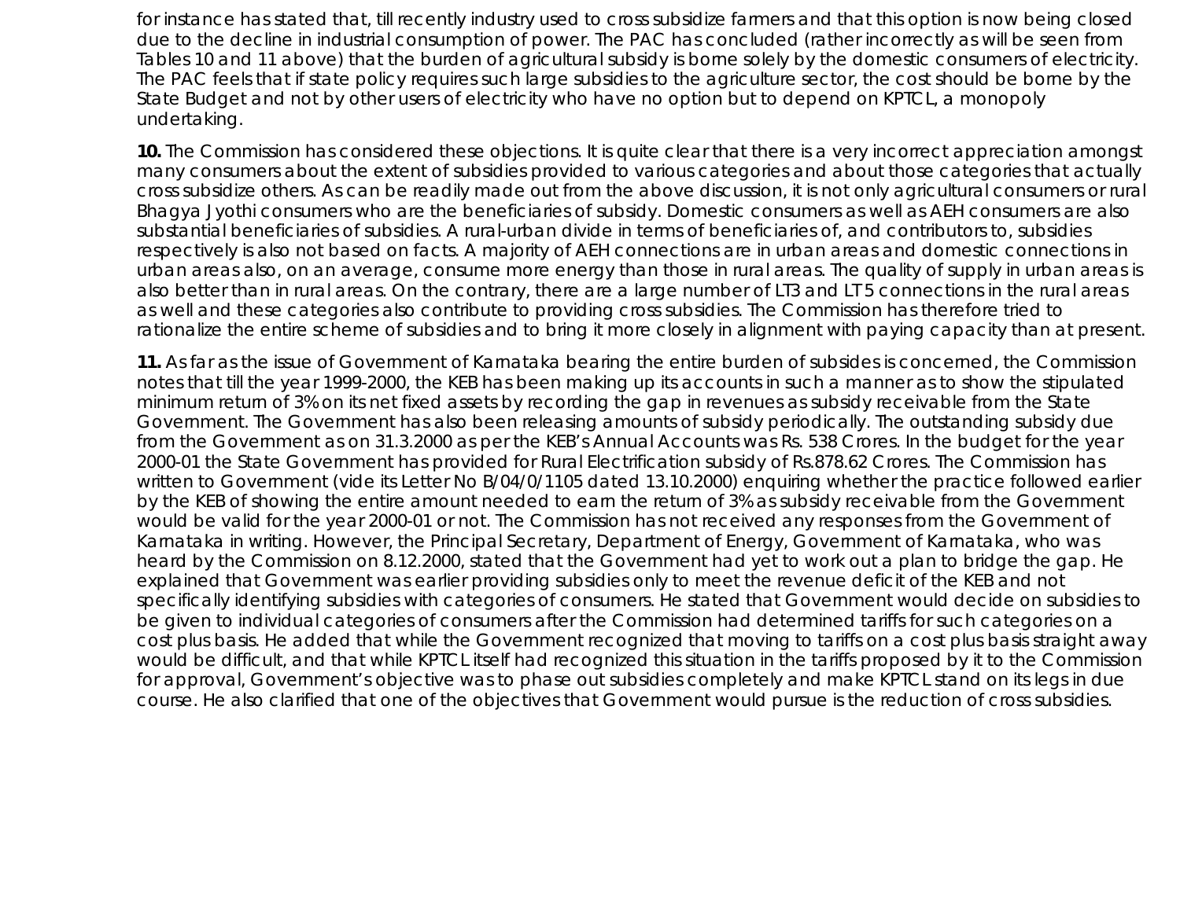for instance has stated that, till recently industry used to cross subsidize farmers and that this option is now being closed due to the decline in industrial consumption of power. The PAC has concluded (rather incorrectly as will be seen from Tables 10 and 11 above) that the burden of agricultural subsidy is borne solely by the domestic consumers of electricity. The PAC feels that if state policy requires such large subsidies to the agriculture sector, the cost should be borne by the State Budget and not by other users of electricity who have no option but to depend on KPTCL, a monopoly undertaking.

**10.** The Commission has considered these objections. It is quite clear that there is a very incorrect appreciation amongst many consumers about the extent of subsidies provided to various categories and about those categories that actually cross subsidize others. As can be readily made out from the above discussion, it is not only agricultural consumers or rural Bhagya Jyothi consumers who are the beneficiaries of subsidy. Domestic consumers as well as AEH consumers are also substantial beneficiaries of subsidies. A rural-urban divide in terms of beneficiaries of, and contributors to, subsidies respectively is also not based on facts. A majority of AEH connections are in urban areas and domestic connections in urban areas also, on an average, consume more energy than those in rural areas. The quality of supply in urban areas is also better than in rural areas. On the contrary, there are a large number of LT3 and LT5 connections in the rural areas as well and these categories also contribute to providing cross subsidies. The Commission has therefore tried to rationalize the entire scheme of subsidies and to bring it more closely in alignment with paying capacity than at present.

**11.** As far as the issue of Government of Karnataka bearing the entire burden of subsides is concerned, the Commission notes that till the year 1999-2000, the KEB has been making up its accounts in such a manner as to show the stipulated minimum return of 3% on its net fixed assets by recording the gap in revenues as subsidy receivable from the State Government. The Government has also been releasing amounts of subsidy periodically. The outstanding subsidy due from the Government as on 31.3.2000 as per the KEB's Annual Accounts was Rs. 538 Crores. In the budget for the year 2000-01 the State Government has provided for Rural Electrification subsidy of Rs.878.62 Crores. The Commission has written to Government (vide its Letter No B/04/0/1105 dated 13.10.2000) enquiring whether the practice followed earlier by the KEB of showing the entire amount needed to earn the return of 3% as subsidy receivable from the Government would be valid for the year 2000-01 or not. The Commission has not received any responses from the Government of Karnataka in writing. However, the Principal Secretary, Department of Energy, Government of Karnataka, who was heard by the Commission on 8.12.2000, stated that the Government had yet to work out a plan to bridge the gap. He explained that Government was earlier providing subsidies only to meet the revenue deficit of the KEB and not specifically identifying subsidies with categories of consumers. He stated that Government would decide on subsidies to be given to individual categories of consumers after the Commission had determined tariffs for such categories on a cost plus basis. He added that while the Government recognized that moving to tariffs on a cost plus basis straight away would be difficult, and that while KPTCL itself had recognized this situation in the tariffs proposed by it to the Commission for approval, Government's objective was to phase out subsidies completely and make KPTCL stand on its legs in due course. He also clarified that one of the objectives that Government would pursue is the reduction of cross subsidies.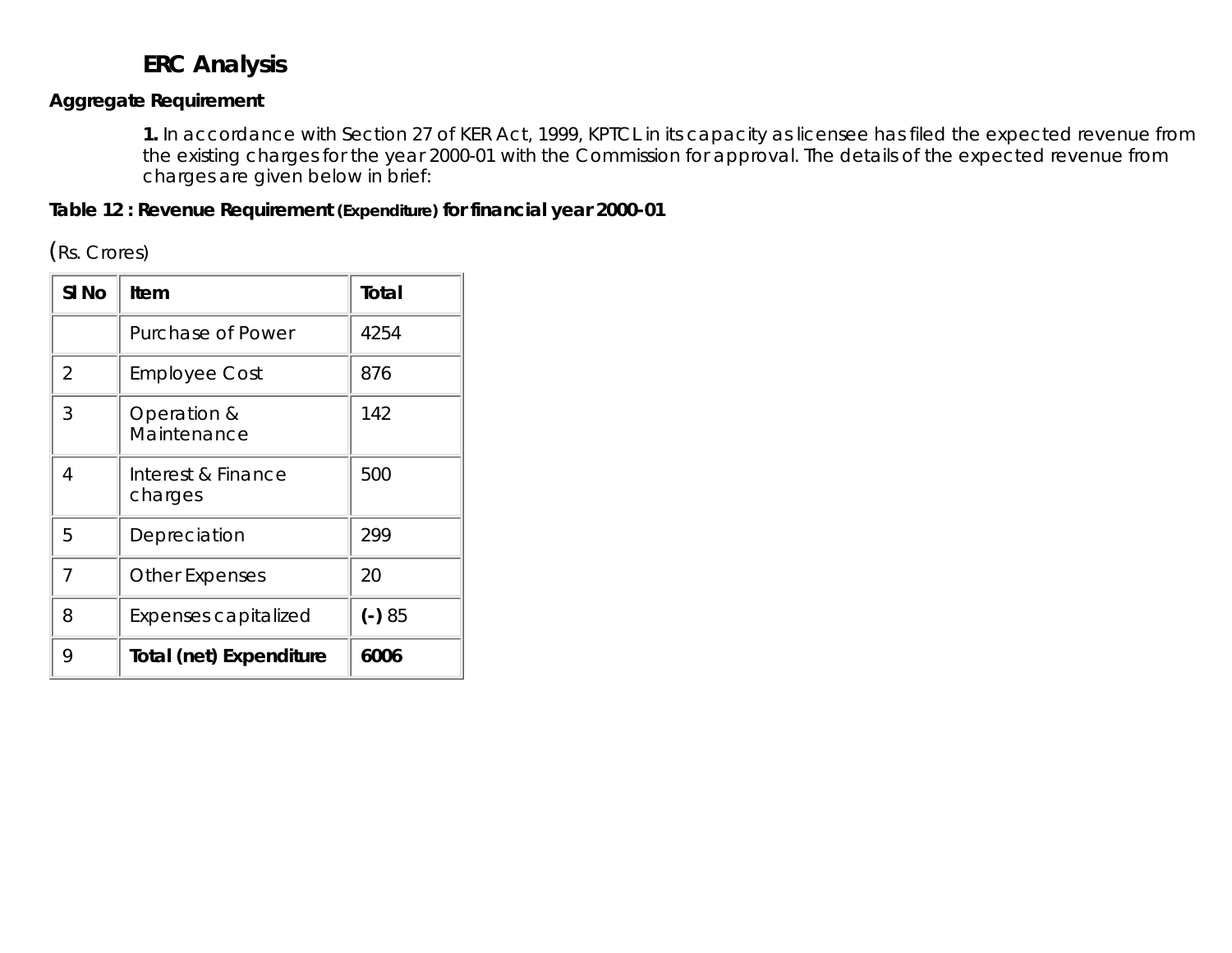## ERC Analysis

**Aggregate Requirement**

**1.** In accordance with Section 27 of KER Act, 1999, KPTCL in its capacity as licensee has filed the expected revenue from the existing charges for the year 2000-01 with the Commission for approval. The details of the expected revenue from charges are given below in brief:

**Table 12 : Revenue Requirement (Expenditure) for financial year 2000-01**

(Rs. Crores)

| Sl No | Item | Total |
|---|---|---|
| | Purchase of Power | 4254 |
| 2 | Employee Cost | 876 |
| 3 | Operation & Maintenance | 142 |
| 4 | Interest & Finance charges | 500 |
| 5 | Depreciation | 299 |
| 7 | Other Expenses | 20 |
| 8 | Expenses capitalized | **(-)** 85 |
| 9 | **Total (net) Expenditure** | **6006** |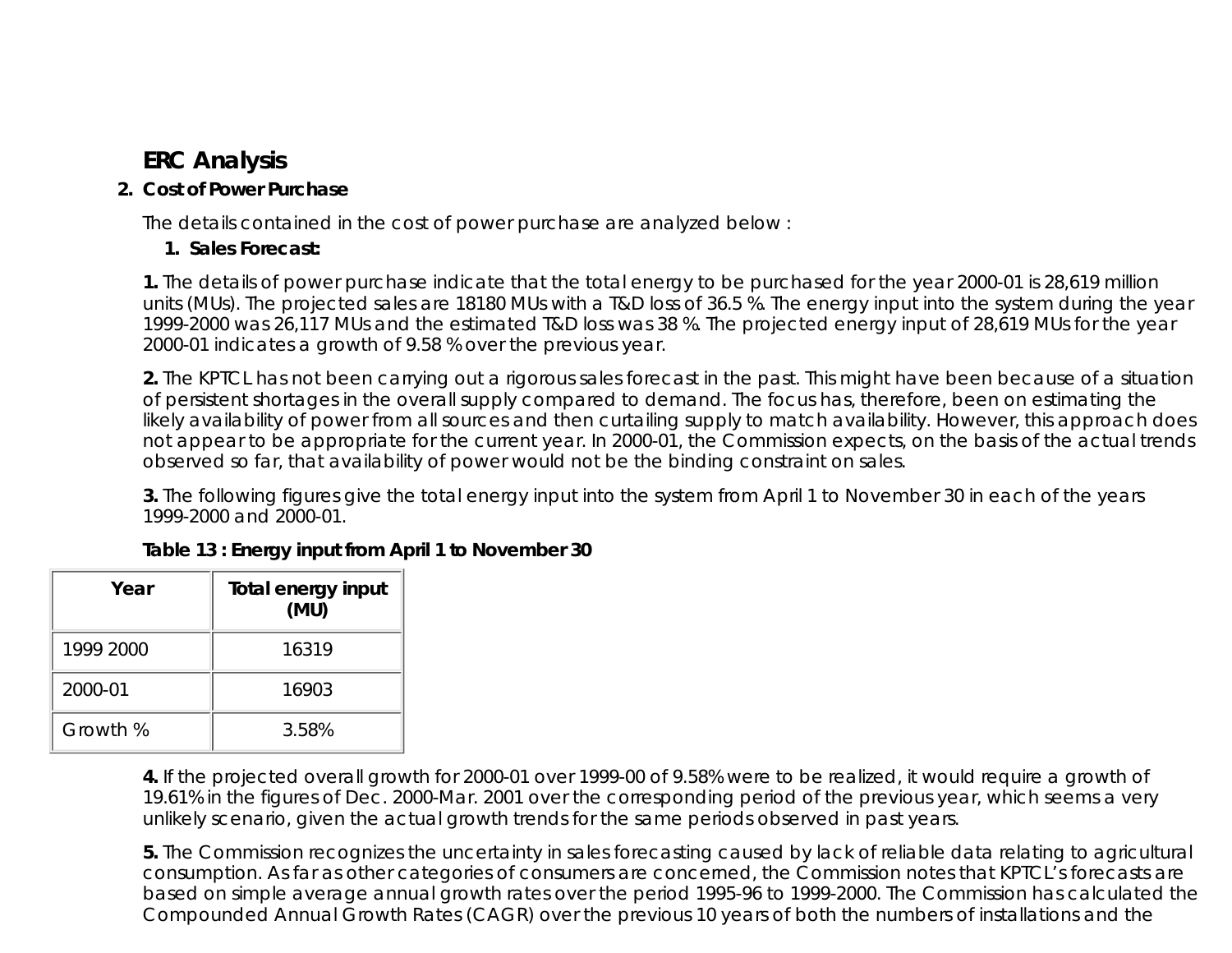## ERC Analysis

### 2. Cost of Power Purchase

The details contained in the cost of power purchase are analyzed below :

#### 1. Sales Forecast:

**1.** The details of power purchase indicate that the total energy to be purchased for the year 2000-01 is 28,619 million units (MUs). The projected sales are 18180 MUs with a T&D loss of 36.5 %. The energy input into the system during the year 1999-2000 was 26,117 MUs and the estimated T&D loss was 38 %. The projected energy input of 28,619 MUs for the year 2000-01 indicates a growth of 9.58 % over the previous year.

**2.** The KPTCL has not been carrying out a rigorous sales forecast in the past. This might have been because of a situation of persistent shortages in the overall supply compared to demand. The focus has, therefore, been on estimating the likely availability of power from all sources and then curtailing supply to match availability. However, this approach does not appear to be appropriate for the current year. In 2000-01, the Commission expects, on the basis of the actual trends observed so far, that availability of power would not be the binding constraint on sales.

**3.** The following figures give the total energy input into the system from April 1 to November 30 in each of the years 1999-2000 and 2000-01.

**Table 13 : Energy input from April 1 to November 30**

| Year | Total energy input (MU) |
|---|---|
| 1999 2000 | 16319 |
| 2000-01 | 16903 |
| Growth % | 3.58% |

**4.** If the projected overall growth for 2000-01 over 1999-00 of 9.58% were to be realized, it would require a growth of 19.61% in the figures of Dec. 2000-Mar. 2001 over the corresponding period of the previous year, which seems a very unlikely scenario, given the actual growth trends for the same periods observed in past years.

**5.** The Commission recognizes the uncertainty in sales forecasting caused by lack of reliable data relating to agricultural consumption. As far as other categories of consumers are concerned, the Commission notes that KPTCL's forecasts are based on simple average annual growth rates over the period 1995-96 to 1999-2000. The Commission has calculated the Compounded Annual Growth Rates (CAGR) over the previous 10 years of both the numbers of installations and the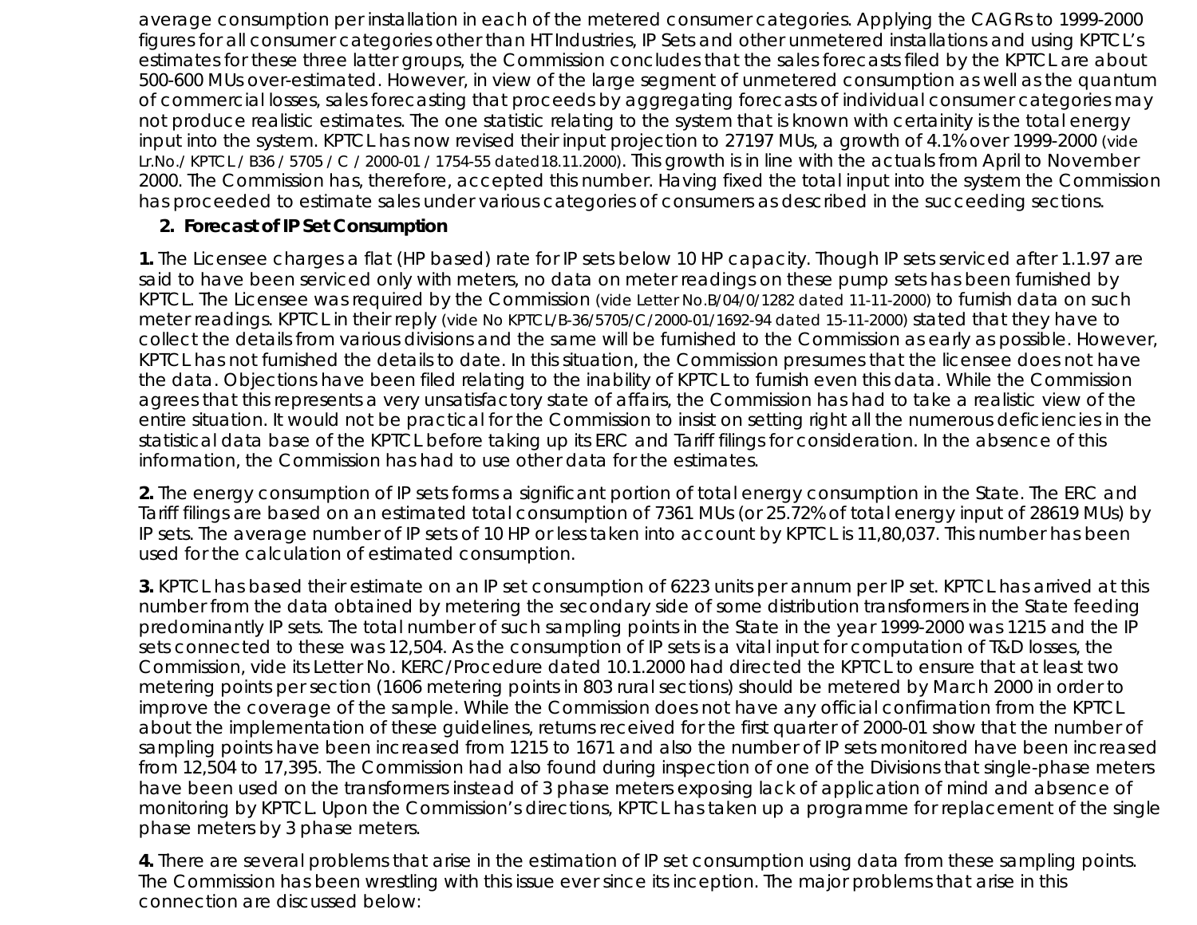average consumption per installation in each of the metered consumer categories. Applying the CAGRs to 1999-2000 figures for all consumer categories other than HT Industries, IP Sets and other unmetered installations and using KPTCL's estimates for these three latter groups, the Commission concludes that the sales forecasts filed by the KPTCL are about 500-600 MUs over-estimated. However, in view of the large segment of unmetered consumption as well as the quantum of commercial losses, sales forecasting that proceeds by aggregating forecasts of individual consumer categories may not produce realistic estimates. The one statistic relating to the system that is known with certainity is the total energy input into the system. KPTCL has now revised their input projection to 27197 MUs, a growth of 4.1% over 1999-2000 (vide Lr.No./ KPTCL / B36 / 5705 / C / 2000-01 / 1754-55 dated18.11.2000). This growth is in line with the actuals from April to November 2000. The Commission has, therefore, accepted this number. Having fixed the total input into the system the Commission has proceeded to estimate sales under various categories of consumers as described in the succeeding sections.

## 2. Forecast of IP Set Consumption

**1.** The Licensee charges a flat (HP based) rate for IP sets below 10 HP capacity. Though IP sets serviced after 1.1.97 are said to have been serviced only with meters, no data on meter readings on these pump sets has been furnished by KPTCL. The Licensee was required by the Commission (vide Letter No.B/04/0/1282 dated 11-11-2000) to furnish data on such meter readings. KPTCL in their reply (vide No KPTCL/B-36/5705/C/2000-01/1692-94 dated 15-11-2000) stated that they have to collect the details from various divisions and the same will be furnished to the Commission as early as possible. However, KPTCL has not furnished the details to date. In this situation, the Commission presumes that the licensee does not have the data. Objections have been filed relating to the inability of KPTCL to furnish even this data. While the Commission agrees that this represents a very unsatisfactory state of affairs, the Commission has had to take a realistic view of the entire situation. It would not be practical for the Commission to insist on setting right all the numerous deficiencies in the statistical data base of the KPTCL before taking up its ERC and Tariff filings for consideration. In the absence of this information, the Commission has had to use other data for the estimates.

**2.** The energy consumption of IP sets forms a significant portion of total energy consumption in the State. The ERC and Tariff filings are based on an estimated total consumption of 7361 MUs (or 25.72% of total energy input of 28619 MUs) by IP sets. The average number of IP sets of 10 HP or less taken into account by KPTCL is 11,80,037. This number has been used for the calculation of estimated consumption.

**3.** KPTCL has based their estimate on an IP set consumption of 6223 units per annum per IP set. KPTCL has arrived at this number from the data obtained by metering the secondary side of some distribution transformers in the State feeding predominantly IP sets. The total number of such sampling points in the State in the year 1999-2000 was 1215 and the IP sets connected to these was 12,504. As the consumption of IP sets is a vital input for computation of T&D losses, the Commission, vide its Letter No. KERC/Procedure dated 10.1.2000 had directed the KPTCL to ensure that at least two metering points per section (1606 metering points in 803 rural sections) should be metered by March 2000 in order to improve the coverage of the sample. While the Commission does not have any official confirmation from the KPTCL about the implementation of these guidelines, returns received for the first quarter of 2000-01 show that the number of sampling points have been increased from 1215 to 1671 and also the number of IP sets monitored have been increased from 12,504 to 17,395. The Commission had also found during inspection of one of the Divisions that single-phase meters have been used on the transformers instead of 3 phase meters exposing lack of application of mind and absence of monitoring by KPTCL. Upon the Commission's directions, KPTCL has taken up a programme for replacement of the single phase meters by 3 phase meters.

**4.** There are several problems that arise in the estimation of IP set consumption using data from these sampling points. The Commission has been wrestling with this issue ever since its inception. The major problems that arise in this connection are discussed below: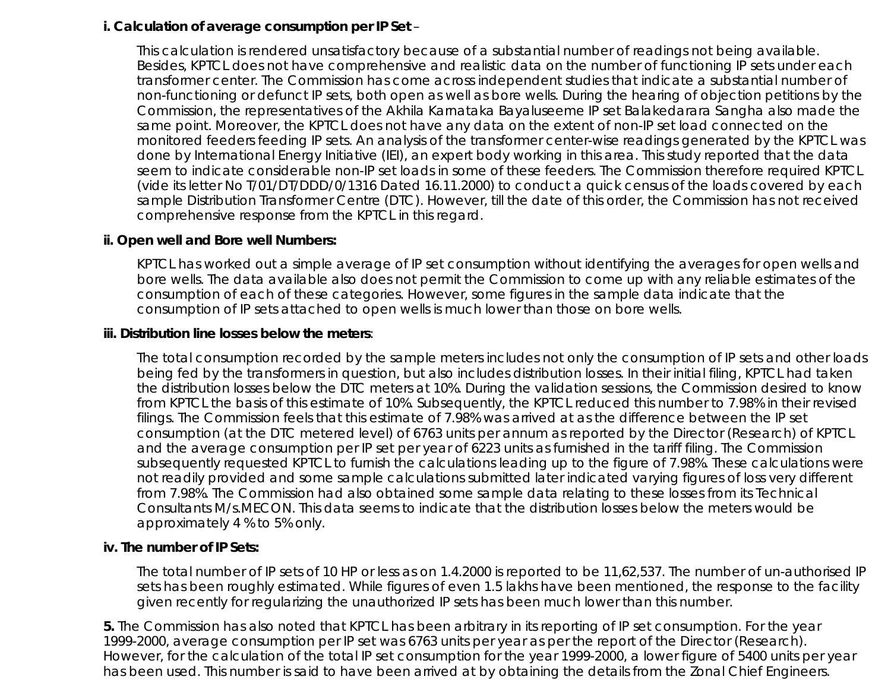**i. Calculation of average consumption per IP Set** –

This calculation is rendered unsatisfactory because of a substantial number of readings not being available. Besides, KPTCL does not have comprehensive and realistic data on the number of functioning IP sets under each transformer center. The Commission has come across independent studies that indicate a substantial number of non-functioning or defunct IP sets, both open as well as bore wells. During the hearing of objection petitions by the Commission, the representatives of the Akhila Karnataka Bayaluseeme IP set Balakedarara Sangha also made the same point. Moreover, the KPTCL does not have any data on the extent of non-IP set load connected on the monitored feeders feeding IP sets. An analysis of the transformer center-wise readings generated by the KPTCL was done by International Energy Initiative (IEI), an expert body working in this area. This study reported that the data seem to indicate considerable non-IP set loads in some of these feeders. The Commission therefore required KPTCL (vide its letter No T/01/DT/DDD/0/1316 Dated 16.11.2000) to conduct a quick census of the loads covered by each sample Distribution Transformer Centre (DTC). However, till the date of this order, the Commission has not received comprehensive response from the KPTCL in this regard.

**ii. Open well and Bore well Numbers:**

KPTCL has worked out a simple average of IP set consumption without identifying the averages for open wells and bore wells. The data available also does not permit the Commission to come up with any reliable estimates of the consumption of each of these categories. However, some figures in the sample data indicate that the consumption of IP sets attached to open wells is much lower than those on bore wells.

**iii. Distribution line losses below the meters**:

The total consumption recorded by the sample meters includes not only the consumption of IP sets and other loads being fed by the transformers in question, but also includes distribution losses. In their initial filing, KPTCL had taken the distribution losses below the DTC meters at 10%. During the validation sessions, the Commission desired to know from KPTCL the basis of this estimate of 10%. Subsequently, the KPTCL reduced this number to 7.98% in their revised filings. The Commission feels that this estimate of 7.98% was arrived at as the difference between the IP set consumption (at the DTC metered level) of 6763 units per annum as reported by the Director (Research) of KPTCL and the average consumption per IP set per year of 6223 units as furnished in the tariff filing. The Commission subsequently requested KPTCL to furnish the calculations leading up to the figure of 7.98%. These calculations were not readily provided and some sample calculations submitted later indicated varying figures of loss very different from 7.98%. The Commission had also obtained some sample data relating to these losses from its Technical Consultants M/s.MECON. This data seems to indicate that the distribution losses below the meters would be approximately 4 % to 5% only.

**iv. The number of IP Sets:**

The total number of IP sets of 10 HP or less as on 1.4.2000 is reported to be 11,62,537. The number of un-authorised IP sets has been roughly estimated. While figures of even 1.5 lakhs have been mentioned, the response to the facility given recently for regularizing the unauthorized IP sets has been much lower than this number.

**5.** The Commission has also noted that KPTCL has been arbitrary in its reporting of IP set consumption. For the year 1999-2000, average consumption per IP set was 6763 units per year as per the report of the Director (Research). However, for the calculation of the total IP set consumption for the year 1999-2000, a lower figure of 5400 units per year has been used. This number is said to have been arrived at by obtaining the details from the Zonal Chief Engineers.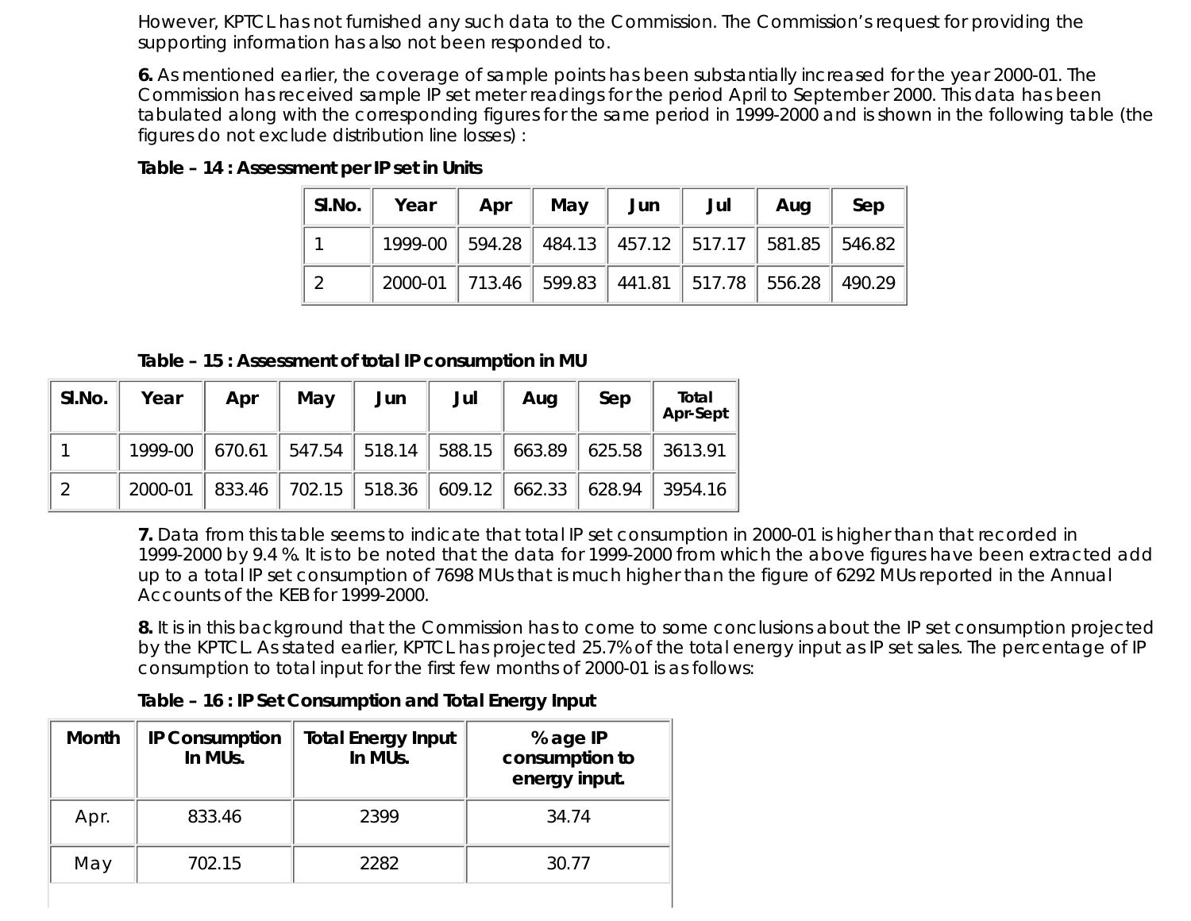However, KPTCL has not furnished any such data to the Commission. The Commission's request for providing the supporting information has also not been responded to.

**6.** As mentioned earlier, the coverage of sample points has been substantially increased for the year 2000-01. The Commission has received sample IP set meter readings for the period April to September 2000. This data has been tabulated along with the corresponding figures for the same period in 1999-2000 and is shown in the following table (the figures do not exclude distribution line losses) :

**Table – 14 : Assessment per IP set in Units**

| Sl.No. | Year | Apr | May | Jun | Jul | Aug | Sep |
|---|---|---|---|---|---|---|---|
| 1 | 1999-00 | 594.28 | 484.13 | 457.12 | 517.17 | 581.85 | 546.82 |
| 2 | 2000-01 | 713.46 | 599.83 | 441.81 | 517.78 | 556.28 | 490.29 |

**Table – 15 : Assessment of total IP consumption in MU**

| Sl.No. | Year | Apr | May | Jun | Jul | Aug | Sep | Total Apr-Sept |
|---|---|---|---|---|---|---|---|---|
| 1 | 1999-00 | 670.61 | 547.54 | 518.14 | 588.15 | 663.89 | 625.58 | 3613.91 |
| 2 | 2000-01 | 833.46 | 702.15 | 518.36 | 609.12 | 662.33 | 628.94 | 3954.16 |

**7.** Data from this table seems to indicate that total IP set consumption in 2000-01 is higher than that recorded in 1999-2000 by 9.4 %. It is to be noted that the data for 1999-2000 from which the above figures have been extracted add up to a total IP set consumption of 7698 MUs that is much higher than the figure of 6292 MUs reported in the Annual Accounts of the KEB for 1999-2000.

**8.** It is in this background that the Commission has to come to some conclusions about the IP set consumption projected by the KPTCL. As stated earlier, KPTCL has projected 25.7% of the total energy input as IP set sales. The percentage of IP consumption to total input for the first few months of 2000-01 is as follows:

**Table – 16 : IP Set Consumption and Total Energy Input**

| Month | IP Consumption In MUs. | Total Energy Input In MUs. | %age IP consumption to energy input. |
|---|---|---|---|
| Apr. | 833.46 | 2399 | 34.74 |
| May | 702.15 | 2282 | 30.77 |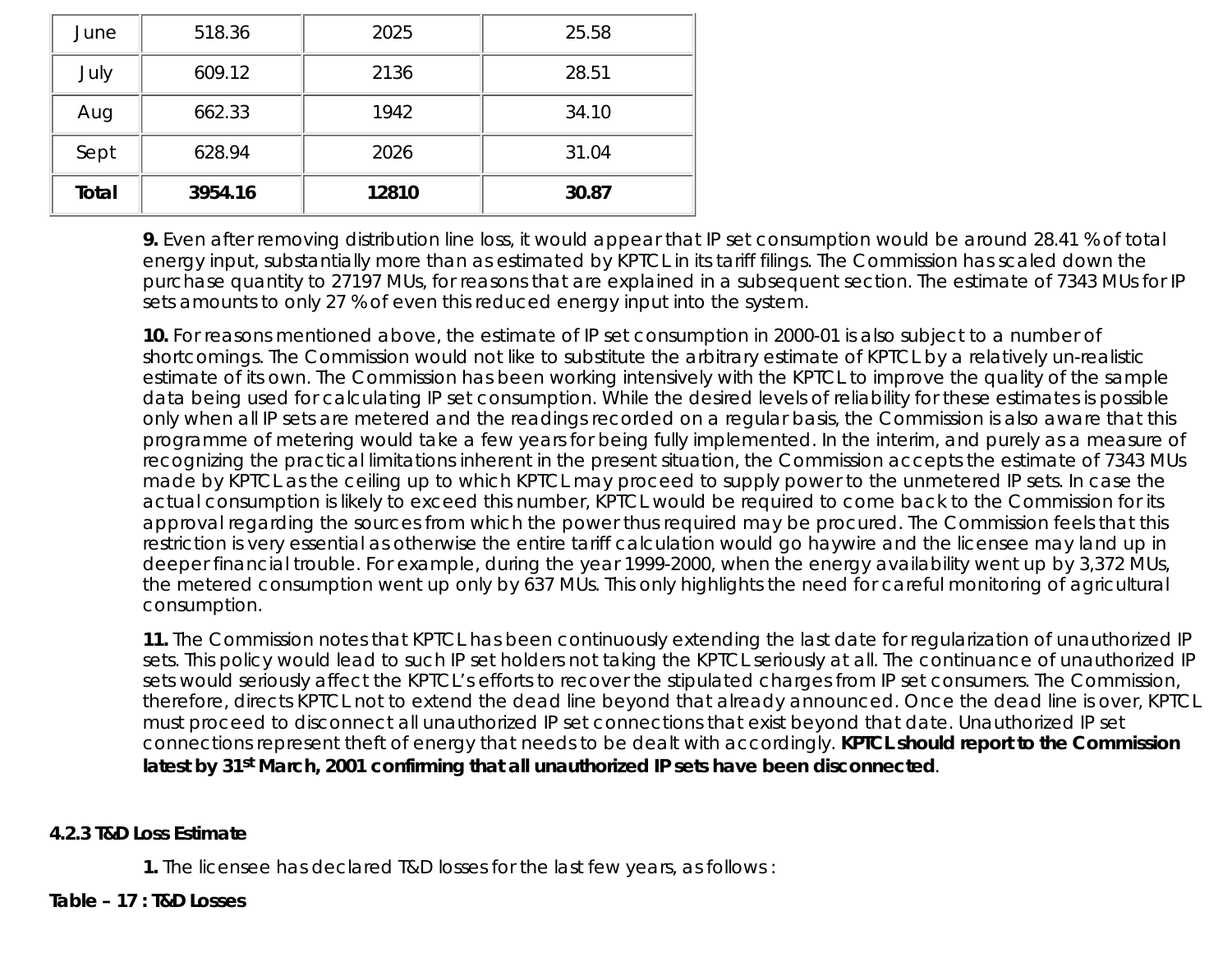| June | 518.36 | 2025 | 25.58 |
|---|---|---|---|
| July | 609.12 | 2136 | 28.51 |
| Aug | 662.33 | 1942 | 34.10 |
| Sept | 628.94 | 2026 | 31.04 |
| **Total** | **3954.16** | **12810** | **30.87** |

**9.** Even after removing distribution line loss, it would appear that IP set consumption would be around 28.41 % of total energy input, substantially more than as estimated by KPTCL in its tariff filings. The Commission has scaled down the purchase quantity to 27197 MUs, for reasons that are explained in a subsequent section. The estimate of 7343 MUs for IP sets amounts to only 27 % of even this reduced energy input into the system.

**10.** For reasons mentioned above, the estimate of IP set consumption in 2000-01 is also subject to a number of shortcomings. The Commission would not like to substitute the arbitrary estimate of KPTCL by a relatively un-realistic estimate of its own. The Commission has been working intensively with the KPTCL to improve the quality of the sample data being used for calculating IP set consumption. While the desired levels of reliability for these estimates is possible only when all IP sets are metered and the readings recorded on a regular basis, the Commission is also aware that this programme of metering would take a few years for being fully implemented. In the interim, and purely as a measure of recognizing the practical limitations inherent in the present situation, the Commission accepts the estimate of 7343 MUs made by KPTCL as the ceiling up to which KPTCL may proceed to supply power to the unmetered IP sets. In case the actual consumption is likely to exceed this number, KPTCL would be required to come back to the Commission for its approval regarding the sources from which the power thus required may be procured. The Commission feels that this restriction is very essential as otherwise the entire tariff calculation would go haywire and the licensee may land up in deeper financial trouble. For example, during the year 1999-2000, when the energy availability went up by 3,372 MUs, the metered consumption went up only by 637 MUs. This only highlights the need for careful monitoring of agricultural consumption.

**11.** The Commission notes that KPTCL has been continuously extending the last date for regularization of unauthorized IP sets. This policy would lead to such IP set holders not taking the KPTCL seriously at all. The continuance of unauthorized IP sets would seriously affect the KPTCL's efforts to recover the stipulated charges from IP set consumers. The Commission, therefore, directs KPTCL not to extend the dead line beyond that already announced. Once the dead line is over, KPTCL must proceed to disconnect all unauthorized IP set connections that exist beyond that date. Unauthorized IP set connections represent theft of energy that needs to be dealt with accordingly. **KPTCL should report to the Commission latest by 31st March, 2001 confirming that all unauthorized IP sets have been disconnected**.

#### 4.2.3 T&D Loss Estimate

**1.** The licensee has declared T&D losses for the last few years, as follows :

**Table – 17 : T&D Losses**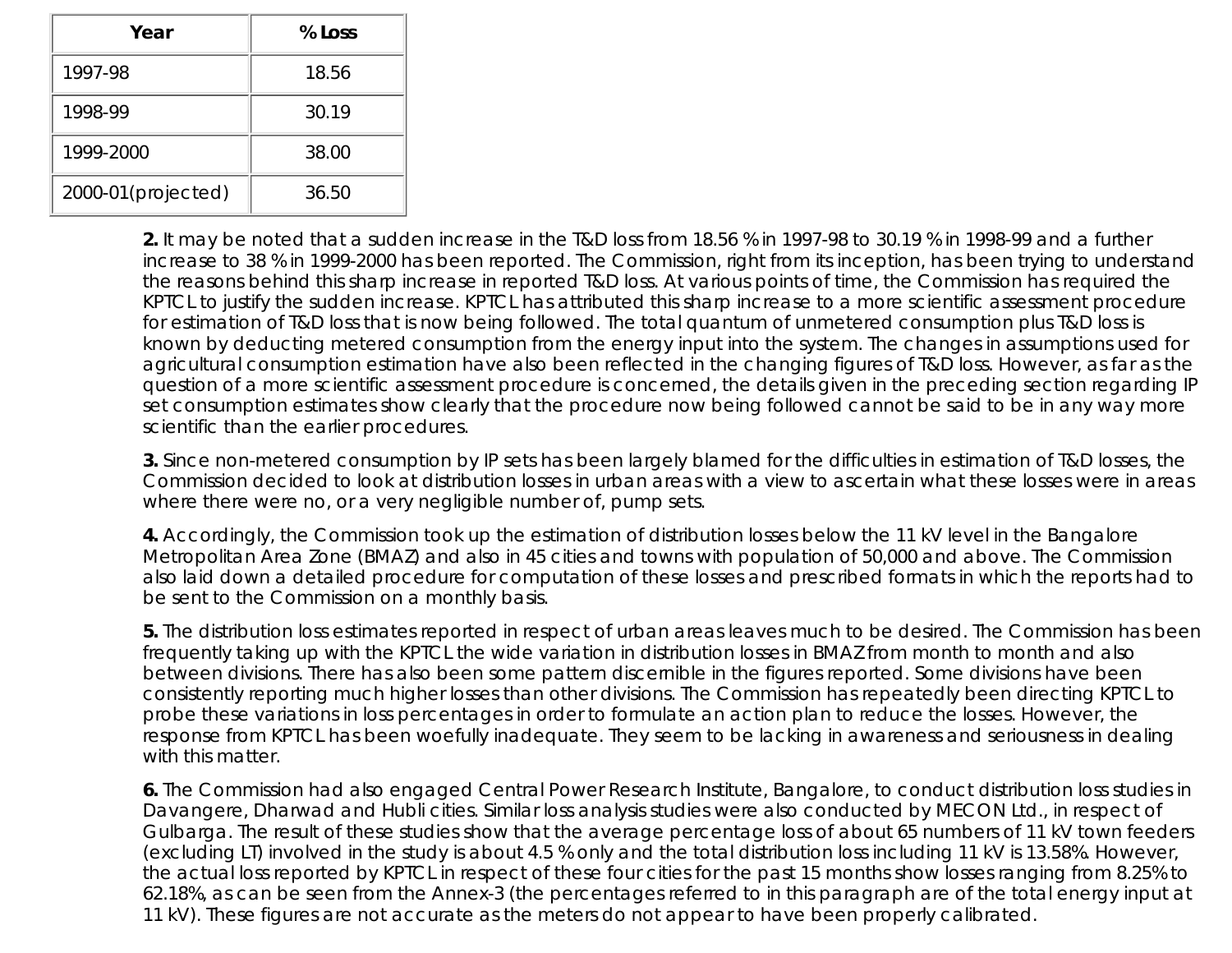| Year | % Loss |
|---|---|
| 1997-98 | 18.56 |
| 1998-99 | 30.19 |
| 1999-2000 | 38.00 |
| 2000-01(projected) | 36.50 |

**2.** It may be noted that a sudden increase in the T&D loss from 18.56 % in 1997-98 to 30.19 % in 1998-99 and a further increase to 38 % in 1999-2000 has been reported. The Commission, right from its inception, has been trying to understand the reasons behind this sharp increase in reported T&D loss. At various points of time, the Commission has required the KPTCL to justify the sudden increase. KPTCL has attributed this sharp increase to a more scientific assessment procedure for estimation of T&D loss that is now being followed. The total quantum of unmetered consumption plus T&D loss is known by deducting metered consumption from the energy input into the system. The changes in assumptions used for agricultural consumption estimation have also been reflected in the changing figures of T&D loss. However, as far as the question of a more scientific assessment procedure is concerned, the details given in the preceding section regarding IP set consumption estimates show clearly that the procedure now being followed cannot be said to be in any way more scientific than the earlier procedures.

**3.** Since non-metered consumption by IP sets has been largely blamed for the difficulties in estimation of T&D losses, the Commission decided to look at distribution losses in urban areas with a view to ascertain what these losses were in areas where there were no, or a very negligible number of, pump sets.

**4.** Accordingly, the Commission took up the estimation of distribution losses below the 11 kV level in the Bangalore Metropolitan Area Zone (BMAZ) and also in 45 cities and towns with population of 50,000 and above. The Commission also laid down a detailed procedure for computation of these losses and prescribed formats in which the reports had to be sent to the Commission on a monthly basis.

**5.** The distribution loss estimates reported in respect of urban areas leaves much to be desired. The Commission has been frequently taking up with the KPTCL the wide variation in distribution losses in BMAZ from month to month and also between divisions. There has also been some pattern discernible in the figures reported. Some divisions have been consistently reporting much higher losses than other divisions. The Commission has repeatedly been directing KPTCL to probe these variations in loss percentages in order to formulate an action plan to reduce the losses. However, the response from KPTCL has been woefully inadequate. They seem to be lacking in awareness and seriousness in dealing with this matter.

**6.** The Commission had also engaged Central Power Research Institute, Bangalore, to conduct distribution loss studies in Davangere, Dharwad and Hubli cities. Similar loss analysis studies were also conducted by MECON Ltd., in respect of Gulbarga. The result of these studies show that the average percentage loss of about 65 numbers of 11 kV town feeders (excluding LT) involved in the study is about 4.5 % only and the total distribution loss including 11 kV is 13.58%. However, the actual loss reported by KPTCL in respect of these four cities for the past 15 months show losses ranging from 8.25% to 62.18%, as can be seen from the Annex-3 (the percentages referred to in this paragraph are of the total energy input at 11 kV). These figures are not accurate as the meters do not appear to have been properly calibrated.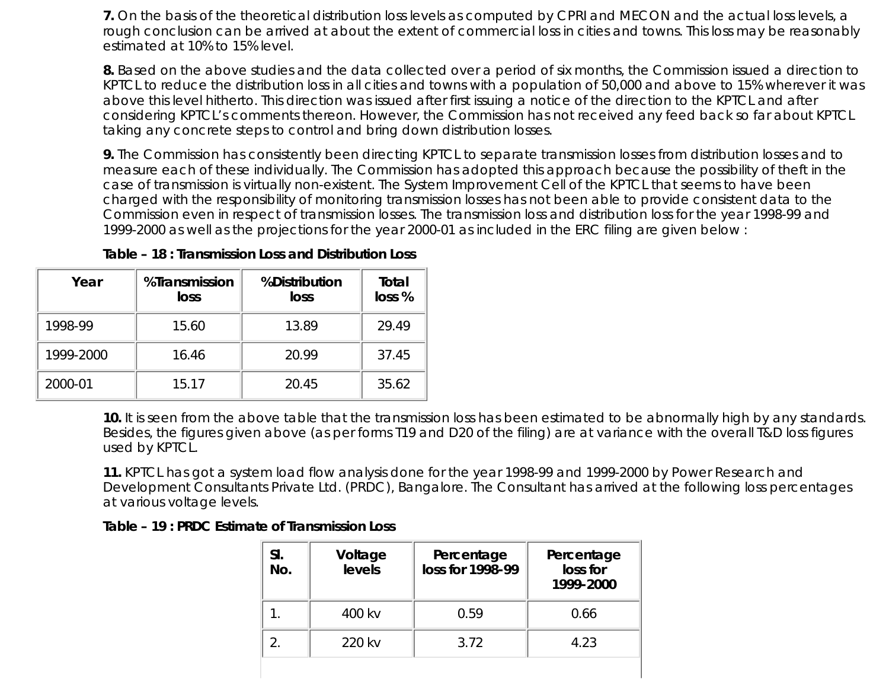**7.** On the basis of the theoretical distribution loss levels as computed by CPRI and MECON and the actual loss levels, a rough conclusion can be arrived at about the extent of commercial loss in cities and towns. This loss may be reasonably estimated at 10% to 15% level.

**8.** Based on the above studies and the data collected over a period of six months, the Commission issued a direction to KPTCL to reduce the distribution loss in all cities and towns with a population of 50,000 and above to 15% wherever it was above this level hitherto. This direction was issued after first issuing a notice of the direction to the KPTCL and after considering KPTCL's comments thereon. However, the Commission has not received any feed back so far about KPTCL taking any concrete steps to control and bring down distribution losses.

**9.** The Commission has consistently been directing KPTCL to separate transmission losses from distribution losses and to measure each of these individually. The Commission has adopted this approach because the possibility of theft in the case of transmission is virtually non-existent. The System Improvement Cell of the KPTCL that seems to have been charged with the responsibility of monitoring transmission losses has not been able to provide consistent data to the Commission even in respect of transmission losses. The transmission loss and distribution loss for the year 1998-99 and 1999-2000 as well as the projections for the year 2000-01 as included in the ERC filing are given below :

**Table – 18 : Transmission Loss and Distribution Loss**

| Year | %Transmission loss | %Distribution loss | Total loss % |
|---|---|---|---|
| 1998-99 | 15.60 | 13.89 | 29.49 |
| 1999-2000 | 16.46 | 20.99 | 37.45 |
| 2000-01 | 15.17 | 20.45 | 35.62 |

**10.** It is seen from the above table that the transmission loss has been estimated to be abnormally high by any standards. Besides, the figures given above (as per forms T19 and D20 of the filing) are at variance with the overall T&D loss figures used by KPTCL.

**11.** KPTCL has got a system load flow analysis done for the year 1998-99 and 1999-2000 by Power Research and Development Consultants Private Ltd. (PRDC), Bangalore. The Consultant has arrived at the following loss percentages at various voltage levels.

**Table – 19 : PRDC Estimate of Transmission Loss**

| Sl. No. | Voltage levels | Percentage loss for 1998-99 | Percentage loss for 1999-2000 |
|---|---|---|---|
| 1. | 400 kv | 0.59 | 0.66 |
| 2. | 220 kv | 3.72 | 4.23 |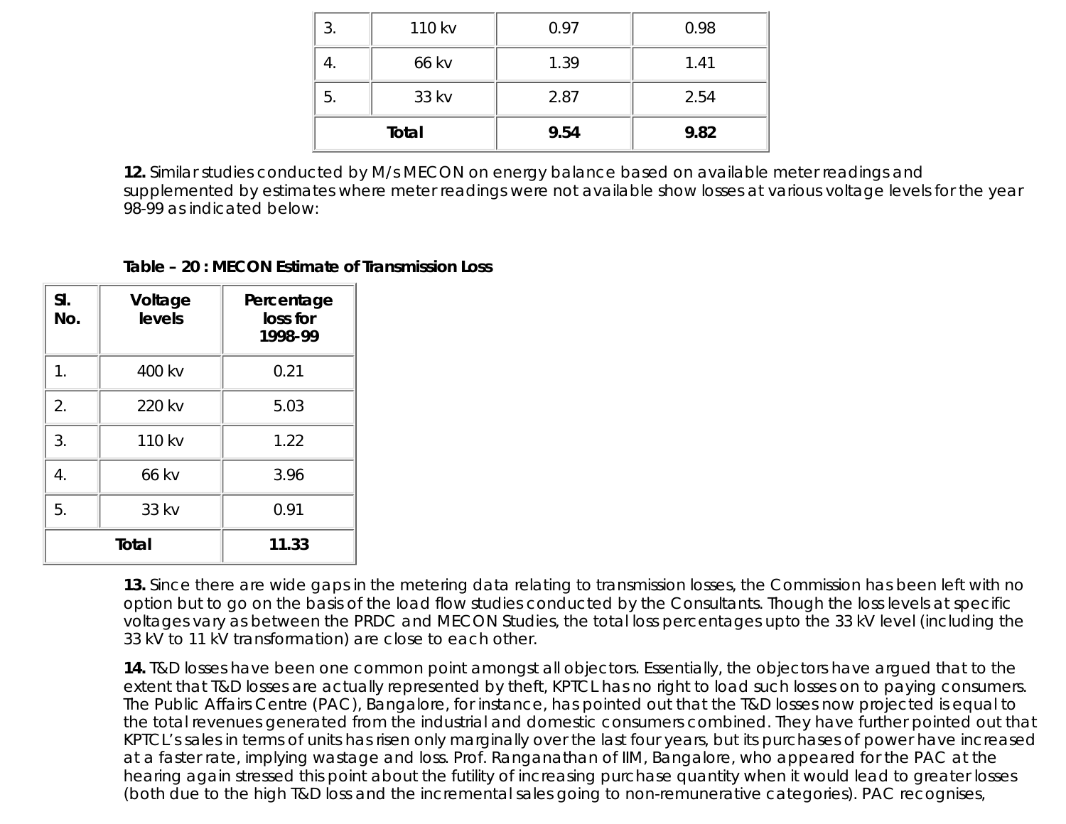| 3. | 110 kv | 0.97 | 0.98 |
|---|---|---|---|
| 4. | 66 kv | 1.39 | 1.41 |
| 5. | 33 kv | 2.87 | 2.54 |
| **Total** | | **9.54** | **9.82** |

**12.** Similar studies conducted by M/s MECON on energy balance based on available meter readings and supplemented by estimates where meter readings were not available show losses at various voltage levels for the year 98-99 as indicated below:

**Table – 20 : MECON Estimate of Transmission Loss**

| Sl. No. | Voltage levels | Percentage loss for 1998-99 |
|---|---|---|
| 1. | 400 kv | 0.21 |
| 2. | 220 kv | 5.03 |
| 3. | 110 kv | 1.22 |
| 4. | 66 kv | 3.96 |
| 5. | 33 kv | 0.91 |
| **Total** | | **11.33** |

**13.** Since there are wide gaps in the metering data relating to transmission losses, the Commission has been left with no option but to go on the basis of the load flow studies conducted by the Consultants. Though the loss levels at specific voltages vary as between the PRDC and MECON Studies, the total loss percentages upto the 33 kV level (including the 33 kV to 11 kV transformation) are close to each other.

**14.** T&D losses have been one common point amongst all objectors. Essentially, the objectors have argued that to the extent that T&D losses are actually represented by theft, KPTCL has no right to load such losses on to paying consumers. The Public Affairs Centre (PAC), Bangalore, for instance, has pointed out that the T&D losses now projected is equal to the total revenues generated from the industrial and domestic consumers combined. They have further pointed out that KPTCL's sales in terms of units has risen only marginally over the last four years, but its purchases of power have increased at a faster rate, implying wastage and loss. Prof. Ranganathan of IIM, Bangalore, who appeared for the PAC at the hearing again stressed this point about the futility of increasing purchase quantity when it would lead to greater losses (both due to the high T&D loss and the incremental sales going to non-remunerative categories). PAC recognises,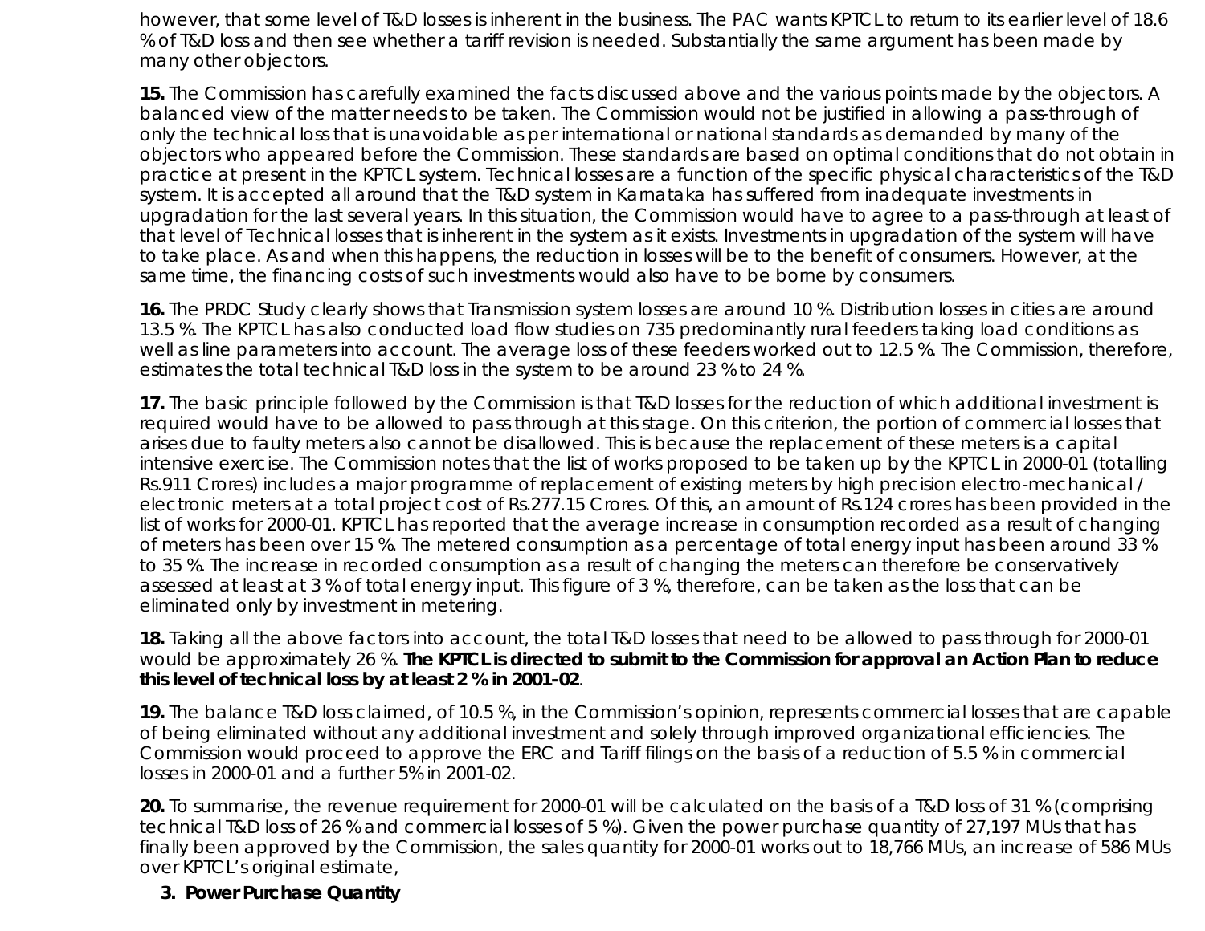however, that some level of T&D losses is inherent in the business. The PAC wants KPTCL to return to its earlier level of 18.6 % of T&D loss and then see whether a tariff revision is needed. Substantially the same argument has been made by many other objectors.

**15.** The Commission has carefully examined the facts discussed above and the various points made by the objectors. A balanced view of the matter needs to be taken. The Commission would not be justified in allowing a pass-through of only the technical loss that is unavoidable as per international or national standards as demanded by many of the objectors who appeared before the Commission. These standards are based on optimal conditions that do not obtain in practice at present in the KPTCL system. Technical losses are a function of the specific physical characteristics of the T&D system. It is accepted all around that the T&D system in Karnataka has suffered from inadequate investments in upgradation for the last several years. In this situation, the Commission would have to agree to a pass-through at least of that level of Technical losses that is inherent in the system as it exists. Investments in upgradation of the system will have to take place. As and when this happens, the reduction in losses will be to the benefit of consumers. However, at the same time, the financing costs of such investments would also have to be borne by consumers.

**16.** The PRDC Study clearly shows that Transmission system losses are around 10 %. Distribution losses in cities are around 13.5 %. The KPTCL has also conducted load flow studies on 735 predominantly rural feeders taking load conditions as well as line parameters into account. The average loss of these feeders worked out to 12.5 %. The Commission, therefore, estimates the total technical T&D loss in the system to be around 23 % to 24 %.

**17.** The basic principle followed by the Commission is that T&D losses for the reduction of which additional investment is required would have to be allowed to pass through at this stage. On this criterion, the portion of commercial losses that arises due to faulty meters also cannot be disallowed. This is because the replacement of these meters is a capital intensive exercise. The Commission notes that the list of works proposed to be taken up by the KPTCL in 2000-01 (totalling Rs.911 Crores) includes a major programme of replacement of existing meters by high precision electro-mechanical / electronic meters at a total project cost of Rs.277.15 Crores. Of this, an amount of Rs.124 crores has been provided in the list of works for 2000-01. KPTCL has reported that the average increase in consumption recorded as a result of changing of meters has been over 15 %. The metered consumption as a percentage of total energy input has been around 33 % to 35 %. The increase in recorded consumption as a result of changing the meters can therefore be conservatively assessed at least at 3 % of total energy input. This figure of 3 %, therefore, can be taken as the loss that can be eliminated only by investment in metering.

**18.** Taking all the above factors into account, the total T&D losses that need to be allowed to pass through for 2000-01 would be approximately 26 %. **The KPTCL is directed to submit to the Commission for approval an Action Plan to reduce this level of technical loss by at least 2 % in 2001-02**.

**19.** The balance T&D loss claimed, of 10.5 %, in the Commission's opinion, represents commercial losses that are capable of being eliminated without any additional investment and solely through improved organizational efficiencies. The Commission would proceed to approve the ERC and Tariff filings on the basis of a reduction of 5.5 % in commercial losses in 2000-01 and a further 5% in 2001-02.

**20.** To summarise, the revenue requirement for 2000-01 will be calculated on the basis of a T&D loss of 31 % (comprising technical T&D loss of 26 % and commercial losses of 5 %). Given the power purchase quantity of 27,197 MUs that has finally been approved by the Commission, the sales quantity for 2000-01 works out to 18,766 MUs, an increase of 586 MUs over KPTCL's original estimate,

### 3. Power Purchase Quantity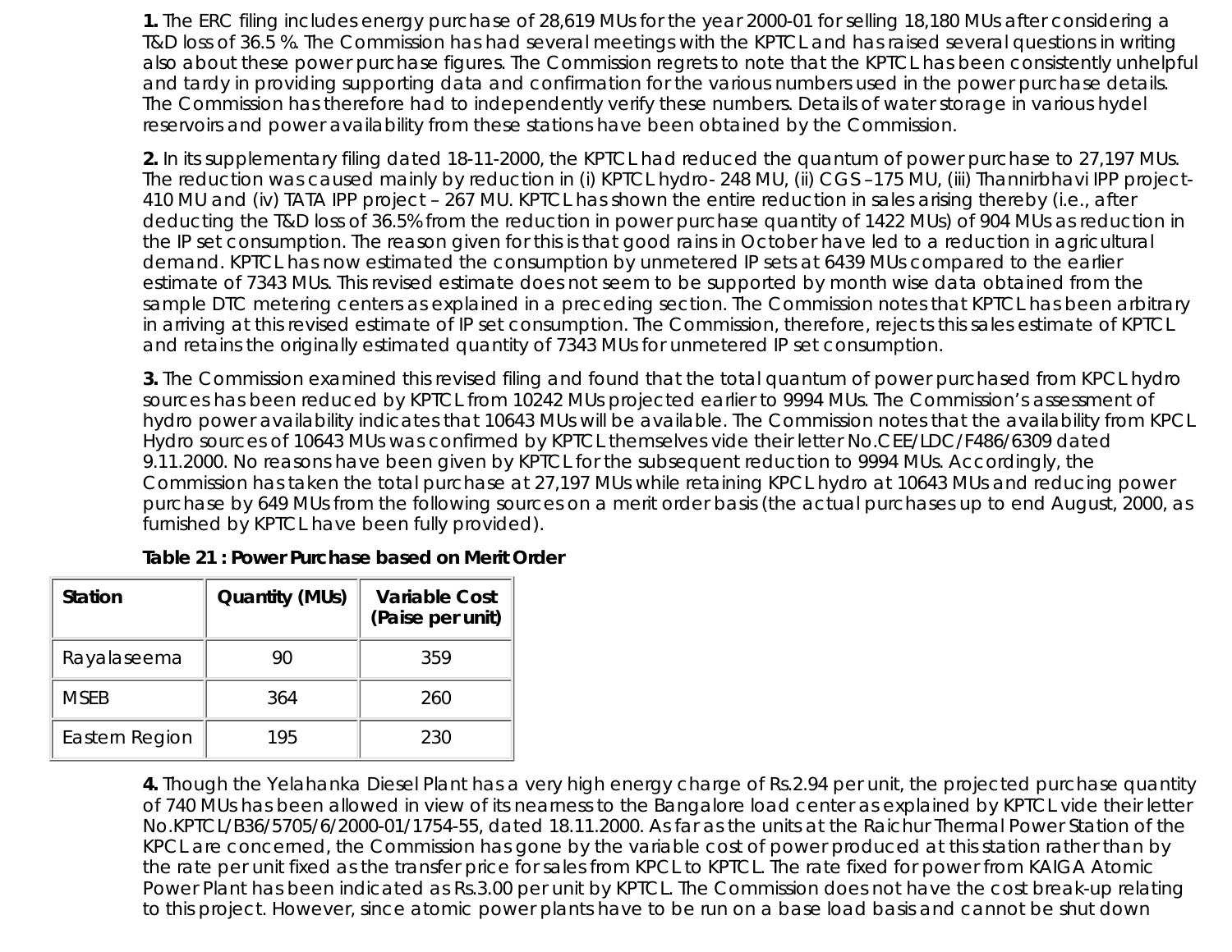**1.** The ERC filing includes energy purchase of 28,619 MUs for the year 2000-01 for selling 18,180 MUs after considering a T&D loss of 36.5 %. The Commission has had several meetings with the KPTCL and has raised several questions in writing also about these power purchase figures. The Commission regrets to note that the KPTCL has been consistently unhelpful and tardy in providing supporting data and confirmation for the various numbers used in the power purchase details. The Commission has therefore had to independently verify these numbers. Details of water storage in various hydel reservoirs and power availability from these stations have been obtained by the Commission.

**2.** In its supplementary filing dated 18-11-2000, the KPTCL had reduced the quantum of power purchase to 27,197 MUs. The reduction was caused mainly by reduction in (i) KPTCL hydro- 248 MU, (ii) CGS –175 MU, (iii) Thannirbhavi IPP project- 410 MU and (iv) TATA IPP project – 267 MU. KPTCL has shown the entire reduction in sales arising thereby (i.e., after deducting the T&D loss of 36.5% from the reduction in power purchase quantity of 1422 MUs) of 904 MUs as reduction in the IP set consumption. The reason given for this is that good rains in October have led to a reduction in agricultural demand. KPTCL has now estimated the consumption by unmetered IP sets at 6439 MUs compared to the earlier estimate of 7343 MUs. This revised estimate does not seem to be supported by month wise data obtained from the sample DTC metering centers as explained in a preceding section. The Commission notes that KPTCL has been arbitrary in arriving at this revised estimate of IP set consumption. The Commission, therefore, rejects this sales estimate of KPTCL and retains the originally estimated quantity of 7343 MUs for unmetered IP set consumption.

**3.** The Commission examined this revised filing and found that the total quantum of power purchased from KPCL hydro sources has been reduced by KPTCL from 10242 MUs projected earlier to 9994 MUs. The Commission's assessment of hydro power availability indicates that 10643 MUs will be available. The Commission notes that the availability from KPCL Hydro sources of 10643 MUs was confirmed by KPTCL themselves vide their letter No.CEE/LDC/F486/6309 dated 9.11.2000. No reasons have been given by KPTCL for the subsequent reduction to 9994 MUs. Accordingly, the Commission has taken the total purchase at 27,197 MUs while retaining KPCL hydro at 10643 MUs and reducing power purchase by 649 MUs from the following sources on a merit order basis (the actual purchases up to end August, 2000, as furnished by KPTCL have been fully provided).

**Table 21 : Power Purchase based on Merit Order**

| Station | Quantity (MUs) | Variable Cost (Paise per unit) |
|---|---|---|
| Rayalaseema | 90 | 359 |
| MSEB | 364 | 260 |
| Eastern Region | 195 | 230 |

**4.** Though the Yelahanka Diesel Plant has a very high energy charge of Rs.2.94 per unit, the projected purchase quantity of 740 MUs has been allowed in view of its nearness to the Bangalore load center as explained by KPTCL vide their letter No.KPTCL/B36/5705/6/2000-01/1754-55, dated 18.11.2000. As far as the units at the Raichur Thermal Power Station of the KPCL are concerned, the Commission has gone by the variable cost of power produced at this station rather than by the rate per unit fixed as the transfer price for sales from KPCL to KPTCL. The rate fixed for power from KAIGA Atomic Power Plant has been indicated as Rs.3.00 per unit by KPTCL. The Commission does not have the cost break-up relating to this project. However, since atomic power plants have to be run on a base load basis and cannot be shut down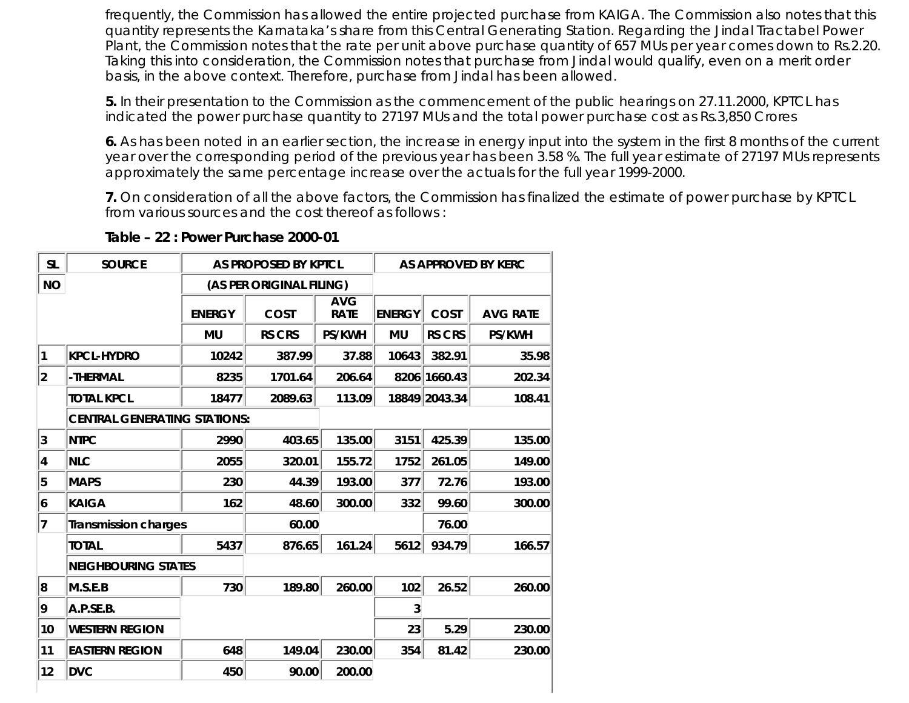frequently, the Commission has allowed the entire projected purchase from KAIGA. The Commission also notes that this quantity represents the Karnataka's share from this Central Generating Station. Regarding the Jindal Tractabel Power Plant, the Commission notes that the rate per unit above purchase quantity of 657 MUs per year comes down to Rs.2.20. Taking this into consideration, the Commission notes that purchase from Jindal would qualify, even on a merit order basis, in the above context. Therefore, purchase from Jindal has been allowed.

**5.** In their presentation to the Commission as the commencement of the public hearings on 27.11.2000, KPTCL has indicated the power purchase quantity to 27197 MUs and the total power purchase cost as Rs.3,850 Crores

**6.** As has been noted in an earlier section, the increase in energy input into the system in the first 8 months of the current year over the corresponding period of the previous year has been 3.58 %. The full year estimate of 27197 MUs represents approximately the same percentage increase over the actuals for the full year 1999-2000.

**7.** On consideration of all the above factors, the Commission has finalized the estimate of power purchase by KPTCL from various sources and the cost thereof as follows :

**Table – 22 : Power Purchase 2000-01**

| SL | SOURCE | AS PROPOSED BY KPTCL | | | AS APPROVED BY KERC | | |
|---|---|---|---|---|---|---|---|
| NO | | (AS PER ORIGINAL FILING) | | | | | |
| | | ENERGY | COST | AVG RATE | ENERGY | COST | AVG RATE |
| | | MU | RS CRS | PS/KWH | MU | RS CRS | PS/KWH |
| 1 | KPCL-HYDRO | 10242 | 387.99 | 37.88 | 10643 | 382.91 | 35.98 |
| 2 | -THERMAL | 8235 | 1701.64 | 206.64 | 8206 | 1660.43 | 202.34 |
| | TOTAL KPCL | 18477 | 2089.63 | 113.09 | 18849 | 2043.34 | 108.41 |
| | CENTRAL GENERATING STATIONS: | | | | | | |
| 3 | NTPC | 2990 | 403.65 | 135.00 | 3151 | 425.39 | 135.00 |
| 4 | NLC | 2055 | 320.01 | 155.72 | 1752 | 261.05 | 149.00 |
| 5 | MAPS | 230 | 44.39 | 193.00 | 377 | 72.76 | 193.00 |
| 6 | KAIGA | 162 | 48.60 | 300.00 | 332 | 99.60 | 300.00 |
| 7 | Transmission charges | | 60.00 | | | 76.00 | |
| | TOTAL | 5437 | 876.65 | 161.24 | 5612 | 934.79 | 166.57 |
| | NEIGHBOURING STATES | | | | | | |
| 8 | M.S.E.B | 730 | 189.80 | 260.00 | 102 | 26.52 | 260.00 |
| 9 | A.P.S.E.B. | | | | 3 | | |
| 10 | WESTERN REGION | | | | 23 | 5.29 | 230.00 |
| 11 | EASTERN REGION | 648 | 149.04 | 230.00 | 354 | 81.42 | 230.00 |
| 12 | DVC | 450 | 90.00 | 200.00 | | | |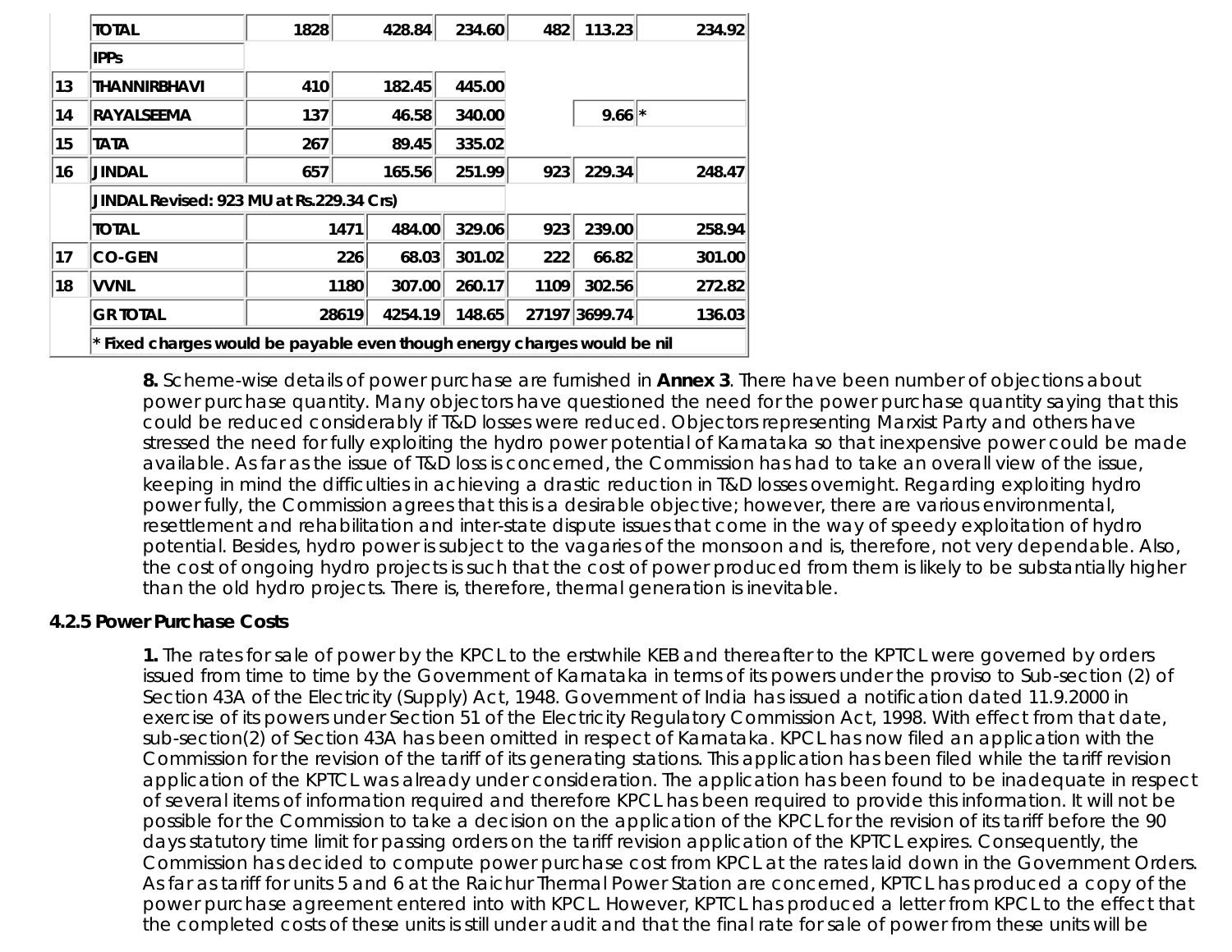|  |  |  |  |  |  |  |  |
|---|---|---|---|---|---|---|---|
|  | **TOTAL** | **1828** | **428.84** | **234.60** | **482** | **113.23** | **234.92** |
|  | **IPPs** |  |  |  |  |  |  |
| **13** | **THANNIRBHAVI** | **410** | **182.45** | **445.00** |  |  |  |
| **14** | **RAYALSEEMA** | **137** | **46.58** | **340.00** |  | **9.66** | * |
| **15** | **TATA** | **267** | **89.45** | **335.02** |  |  |  |
| **16** | **JINDAL** | **657** | **165.56** | **251.99** | **923** | **229.34** | **248.47** |
|  | **JINDAL Revised: 923 MU at Rs.229.34 Crs)** |  |  |  |  |  |  |
|  | **TOTAL** | **1471** | **484.00** | **329.06** | **923** | **239.00** | **258.94** |
| **17** | **CO-GEN** | **226** | **68.03** | **301.02** | **222** | **66.82** | **301.00** |
| **18** | **VVNL** | **1180** | **307.00** | **260.17** | **1109** | **302.56** | **272.82** |
|  | **GR TOTAL** | **28619** | **4254.19** | **148.65** | **27197** | **3699.74** | **136.03** |
|  | *** Fixed charges would be payable even though energy charges would be nil** |  |  |  |  |  |  |

**8.** Scheme-wise details of power purchase are furnished in **Annex 3**. There have been number of objections about power purchase quantity. Many objectors have questioned the need for the power purchase quantity saying that this could be reduced considerably if T&D losses were reduced. Objectors representing Marxist Party and others have stressed the need for fully exploiting the hydro power potential of Karnataka so that inexpensive power could be made available. As far as the issue of T&D loss is concerned, the Commission has had to take an overall view of the issue, keeping in mind the difficulties in achieving a drastic reduction in T&D losses overnight. Regarding exploiting hydro power fully, the Commission agrees that this is a desirable objective; however, there are various environmental, resettlement and rehabilitation and inter-state dispute issues that come in the way of speedy exploitation of hydro potential. Besides, hydro power is subject to the vagaries of the monsoon and is, therefore, not very dependable. Also, the cost of ongoing hydro projects is such that the cost of power produced from them is likely to be substantially higher than the old hydro projects. There is, therefore, thermal generation is inevitable.

### 4.2.5 Power Purchase Costs

**1.** The rates for sale of power by the KPCL to the erstwhile KEB and thereafter to the KPTCL were governed by orders issued from time to time by the Government of Karnataka in terms of its powers under the proviso to Sub-section (2) of Section 43A of the Electricity (Supply) Act, 1948. Government of India has issued a notification dated 11.9.2000 in exercise of its powers under Section 51 of the Electricity Regulatory Commission Act, 1998. With effect from that date, sub-section(2) of Section 43A has been omitted in respect of Karnataka. KPCL has now filed an application with the Commission for the revision of the tariff of its generating stations. This application has been filed while the tariff revision application of the KPTCL was already under consideration. The application has been found to be inadequate in respect of several items of information required and therefore KPCL has been required to provide this information. It will not be possible for the Commission to take a decision on the application of the KPCL for the revision of its tariff before the 90 days statutory time limit for passing orders on the tariff revision application of the KPTCL expires. Consequently, the Commission has decided to compute power purchase cost from KPCL at the rates laid down in the Government Orders. As far as tariff for units 5 and 6 at the Raichur Thermal Power Station are concerned, KPTCL has produced a copy of the power purchase agreement entered into with KPCL. However, KPTCL has produced a letter from KPCL to the effect that the completed costs of these units is still under audit and that the final rate for sale of power from these units will be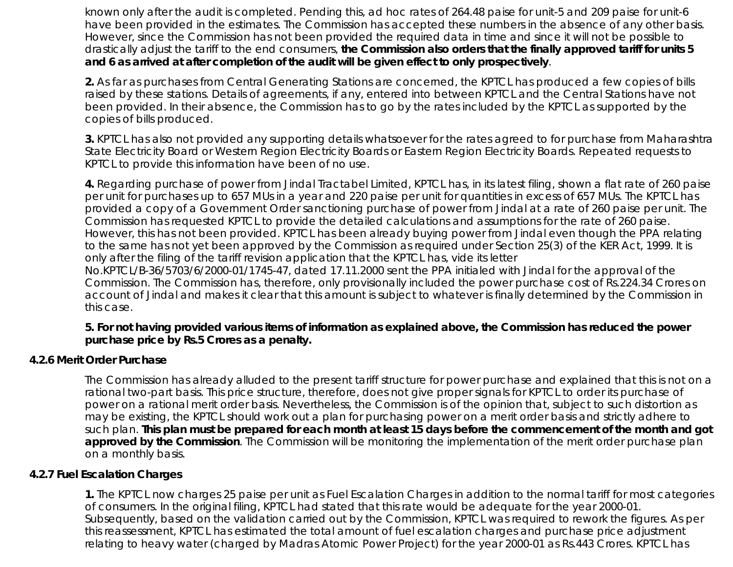known only after the audit is completed. Pending this, ad hoc rates of 264.48 paise for unit-5 and 209 paise for unit-6 have been provided in the estimates. The Commission has accepted these numbers in the absence of any other basis. However, since the Commission has not been provided the required data in time and since it will not be possible to drastically adjust the tariff to the end consumers, **the Commission also orders that the finally approved tariff for units 5 and 6 as arrived at after completion of the audit will be given effect to only prospectively**.

**2.** As far as purchases from Central Generating Stations are concerned, the KPTCL has produced a few copies of bills raised by these stations. Details of agreements, if any, entered into between KPTCL and the Central Stations have not been provided. In their absence, the Commission has to go by the rates included by the KPTCL as supported by the copies of bills produced.

**3.** KPTCL has also not provided any supporting details whatsoever for the rates agreed to for purchase from Maharashtra State Electricity Board or Western Region Electricity Boards or Eastern Region Electricity Boards. Repeated requests to KPTCL to provide this information have been of no use.

**4.** Regarding purchase of power from Jindal Tractabel Limited, KPTCL has, in its latest filing, shown a flat rate of 260 paise per unit for purchases up to 657 MUs in a year and 220 paise per unit for quantities in excess of 657 MUs. The KPTCL has provided a copy of a Government Order sanctioning purchase of power from Jindal at a rate of 260 paise per unit. The Commission has requested KPTCL to provide the detailed calculations and assumptions for the rate of 260 paise. However, this has not been provided. KPTCL has been already buying power from Jindal even though the PPA relating to the same has not yet been approved by the Commission as required under Section 25(3) of the KER Act, 1999. It is only after the filing of the tariff revision application that the KPTCL has, vide its letter No.KPTCL/B-36/5703/6/2000-01/1745-47, dated 17.11.2000 sent the PPA initialed with Jindal for the approval of the Commission. The Commission has, therefore, only provisionally included the power purchase cost of Rs.224.34 Crores on account of Jindal and makes it clear that this amount is subject to whatever is finally determined by the Commission in this case.

**5. For not having provided various items of information as explained above, the Commission has reduced the power purchase price by Rs.5 Crores as a penalty.**

### 4.2.6 Merit Order Purchase

The Commission has already alluded to the present tariff structure for power purchase and explained that this is not on a rational two-part basis. This price structure, therefore, does not give proper signals for KPTCL to order its purchase of power on a rational merit order basis. Nevertheless, the Commission is of the opinion that, subject to such distortion as may be existing, the KPTCL should work out a plan for purchasing power on a merit order basis and strictly adhere to such plan. **This plan must be prepared for each month at least 15 days before the commencement of the month and got approved by the Commission**. The Commission will be monitoring the implementation of the merit order purchase plan on a monthly basis.

### 4.2.7 Fuel Escalation Charges

**1.** The KPTCL now charges 25 paise per unit as Fuel Escalation Charges in addition to the normal tariff for most categories of consumers. In the original filing, KPTCL had stated that this rate would be adequate for the year 2000-01. Subsequently, based on the validation carried out by the Commission, KPTCL was required to rework the figures. As per this reassessment, KPTCL has estimated the total amount of fuel escalation charges and purchase price adjustment relating to heavy water (charged by Madras Atomic Power Project) for the year 2000-01 as Rs.443 Crores. KPTCL has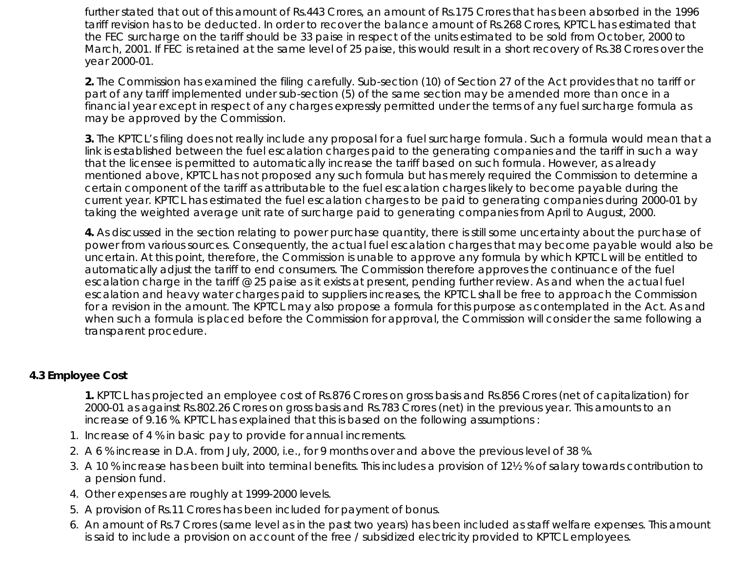further stated that out of this amount of Rs.443 Crores, an amount of Rs.175 Crores that has been absorbed in the 1996 tariff revision has to be deducted. In order to recover the balance amount of Rs.268 Crores, KPTCL has estimated that the FEC surcharge on the tariff should be 33 paise in respect of the units estimated to be sold from October, 2000 to March, 2001. If FEC is retained at the same level of 25 paise, this would result in a short recovery of Rs.38 Crores over the year 2000-01.

**2.** The Commission has examined the filing carefully. Sub-section (10) of Section 27 of the Act provides that no tariff or part of any tariff implemented under sub-section (5) of the same section may be amended more than once in a financial year except in respect of any charges expressly permitted under the terms of any fuel surcharge formula as may be approved by the Commission.

**3.** The KPTCL's filing does not really include any proposal for a fuel surcharge formula. Such a formula would mean that a link is established between the fuel escalation charges paid to the generating companies and the tariff in such a way that the licensee is permitted to automatically increase the tariff based on such formula. However, as already mentioned above, KPTCL has not proposed any such formula but has merely required the Commission to determine a certain component of the tariff as attributable to the fuel escalation charges likely to become payable during the current year. KPTCL has estimated the fuel escalation charges to be paid to generating companies during 2000-01 by taking the weighted average unit rate of surcharge paid to generating companies from April to August, 2000.

**4.** As discussed in the section relating to power purchase quantity, there is still some uncertainty about the purchase of power from various sources. Consequently, the actual fuel escalation charges that may become payable would also be uncertain. At this point, therefore, the Commission is unable to approve any formula by which KPTCL will be entitled to automatically adjust the tariff to end consumers. The Commission therefore approves the continuance of the fuel escalation charge in the tariff @ 25 paise as it exists at present, pending further review. As and when the actual fuel escalation and heavy water charges paid to suppliers increases, the KPTCL shall be free to approach the Commission for a revision in the amount. The KPTCL may also propose a formula for this purpose as contemplated in the Act. As and when such a formula is placed before the Commission for approval, the Commission will consider the same following a transparent procedure.

### 4.3 Employee Cost

**1.** KPTCL has projected an employee cost of Rs.876 Crores on gross basis and Rs.856 Crores (net of capitalization) for 2000-01 as against Rs.802.26 Crores on gross basis and Rs.783 Crores (net) in the previous year. This amounts to an increase of 9.16 %. KPTCL has explained that this is based on the following assumptions :

1. Increase of 4 % in basic pay to provide for annual increments.
2. A 6 % increase in D.A. from July, 2000, i.e., for 9 months over and above the previous level of 38 %.
3. A 10 % increase has been built into terminal benefits. This includes a provision of 12½ % of salary towards contribution to a pension fund.
4. Other expenses are roughly at 1999-2000 levels.
5. A provision of Rs.11 Crores has been included for payment of bonus.
6. An amount of Rs.7 Crores (same level as in the past two years) has been included as staff welfare expenses. This amount is said to include a provision on account of the free / subsidized electricity provided to KPTCL employees.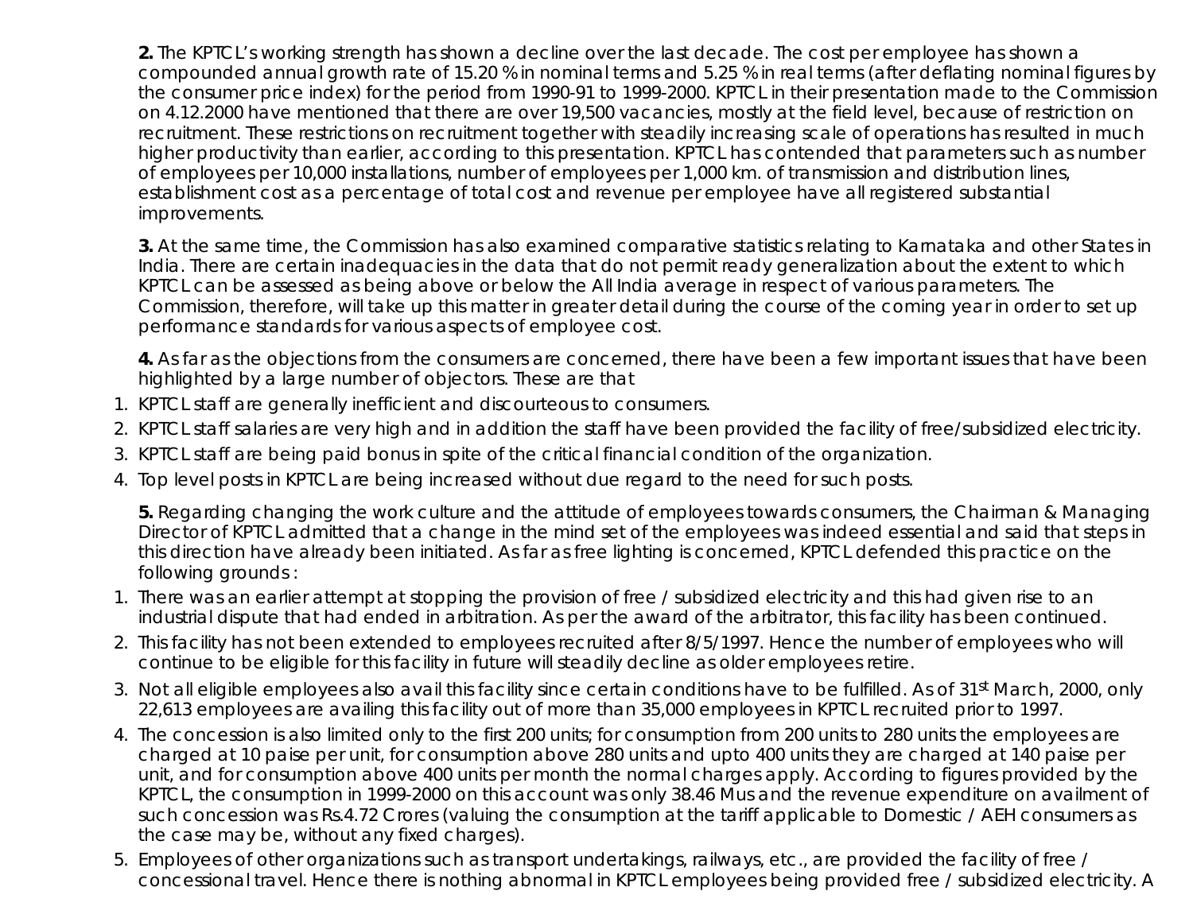**2.** The KPTCL's working strength has shown a decline over the last decade. The cost per employee has shown a compounded annual growth rate of 15.20 % in nominal terms and 5.25 % in real terms (after deflating nominal figures by the consumer price index) for the period from 1990-91 to 1999-2000. KPTCL in their presentation made to the Commission on 4.12.2000 have mentioned that there are over 19,500 vacancies, mostly at the field level, because of restriction on recruitment. These restrictions on recruitment together with steadily increasing scale of operations has resulted in much higher productivity than earlier, according to this presentation. KPTCL has contended that parameters such as number of employees per 10,000 installations, number of employees per 1,000 km. of transmission and distribution lines, establishment cost as a percentage of total cost and revenue per employee have all registered substantial improvements.

**3.** At the same time, the Commission has also examined comparative statistics relating to Karnataka and other States in India. There are certain inadequacies in the data that do not permit ready generalization about the extent to which KPTCL can be assessed as being above or below the All India average in respect of various parameters. The Commission, therefore, will take up this matter in greater detail during the course of the coming year in order to set up performance standards for various aspects of employee cost.

**4.** As far as the objections from the consumers are concerned, there have been a few important issues that have been highlighted by a large number of objectors. These are that

1. KPTCL staff are generally inefficient and discourteous to consumers.
2. KPTCL staff salaries are very high and in addition the staff have been provided the facility of free/subsidized electricity.
3. KPTCL staff are being paid bonus in spite of the critical financial condition of the organization.
4. Top level posts in KPTCL are being increased without due regard to the need for such posts.

**5.** Regarding changing the work culture and the attitude of employees towards consumers, the Chairman & Managing Director of KPTCL admitted that a change in the mind set of the employees was indeed essential and said that steps in this direction have already been initiated. As far as free lighting is concerned, KPTCL defended this practice on the following grounds :

1. There was an earlier attempt at stopping the provision of free / subsidized electricity and this had given rise to an industrial dispute that had ended in arbitration. As per the award of the arbitrator, this facility has been continued.
2. This facility has not been extended to employees recruited after 8/5/1997. Hence the number of employees who will continue to be eligible for this facility in future will steadily decline as older employees retire.
3. Not all eligible employees also avail this facility since certain conditions have to be fulfilled. As of 31st March, 2000, only 22,613 employees are availing this facility out of more than 35,000 employees in KPTCL recruited prior to 1997.
4. The concession is also limited only to the first 200 units; for consumption from 200 units to 280 units the employees are charged at 10 paise per unit, for consumption above 280 units and upto 400 units they are charged at 140 paise per unit, and for consumption above 400 units per month the normal charges apply. According to figures provided by the KPTCL, the consumption in 1999-2000 on this account was only 38.46 Mus and the revenue expenditure on availment of such concession was Rs.4.72 Crores (valuing the consumption at the tariff applicable to Domestic / AEH consumers as the case may be, without any fixed charges).
5. Employees of other organizations such as transport undertakings, railways, etc., are provided the facility of free / concessional travel. Hence there is nothing abnormal in KPTCL employees being provided free / subsidized electricity. A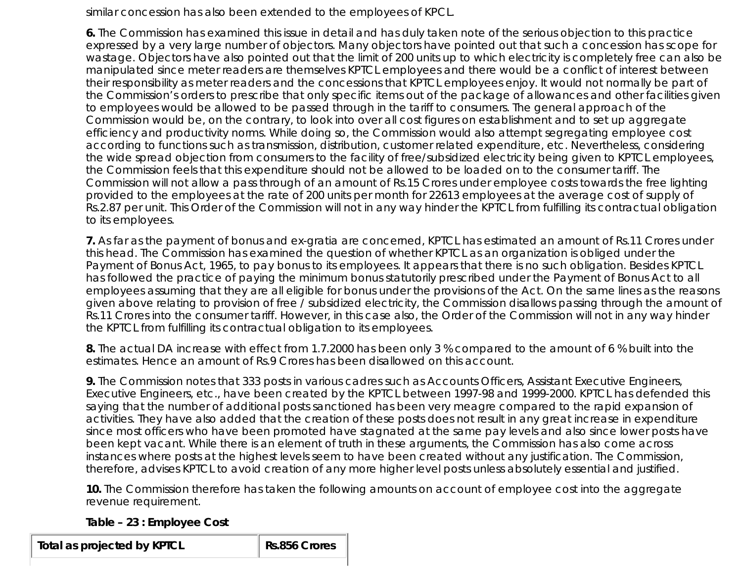similar concession has also been extended to the employees of KPCL.

**6.** The Commission has examined this issue in detail and has duly taken note of the serious objection to this practice expressed by a very large number of objectors. Many objectors have pointed out that such a concession has scope for wastage. Objectors have also pointed out that the limit of 200 units up to which electricity is completely free can also be manipulated since meter readers are themselves KPTCL employees and there would be a conflict of interest between their responsibility as meter readers and the concessions that KPTCL employees enjoy. It would not normally be part of the Commission's orders to prescribe that only specific items out of the package of allowances and other facilities given to employees would be allowed to be passed through in the tariff to consumers. The general approach of the Commission would be, on the contrary, to look into over all cost figures on establishment and to set up aggregate efficiency and productivity norms. While doing so, the Commission would also attempt segregating employee cost according to functions such as transmission, distribution, customer related expenditure, etc. Nevertheless, considering the wide spread objection from consumers to the facility of free/subsidized electricity being given to KPTCL employees, the Commission feels that this expenditure should not be allowed to be loaded on to the consumer tariff. The Commission will not allow a pass through of an amount of Rs.15 Crores under employee costs towards the free lighting provided to the employees at the rate of 200 units per month for 22613 employees at the average cost of supply of Rs.2.87 per unit. This Order of the Commission will not in any way hinder the KPTCL from fulfilling its contractual obligation to its employees.

**7.** As far as the payment of bonus and ex-gratia are concerned, KPTCL has estimated an amount of Rs.11 Crores under this head. The Commission has examined the question of whether KPTCL as an organization is obliged under the Payment of Bonus Act, 1965, to pay bonus to its employees. It appears that there is no such obligation. Besides KPTCL has followed the practice of paying the minimum bonus statutorily prescribed under the Payment of Bonus Act to all employees assuming that they are all eligible for bonus under the provisions of the Act. On the same lines as the reasons given above relating to provision of free / subsidized electricity, the Commission disallows passing through the amount of Rs.11 Crores into the consumer tariff. However, in this case also, the Order of the Commission will not in any way hinder the KPTCL from fulfilling its contractual obligation to its employees.

**8.** The actual DA increase with effect from 1.7.2000 has been only 3 % compared to the amount of 6 % built into the estimates. Hence an amount of Rs.9 Crores has been disallowed on this account.

**9.** The Commission notes that 333 posts in various cadres such as Accounts Officers, Assistant Executive Engineers, Executive Engineers, etc., have been created by the KPTCL between 1997-98 and 1999-2000. KPTCL has defended this saying that the number of additional posts sanctioned has been very meagre compared to the rapid expansion of activities. They have also added that the creation of these posts does not result in any great increase in expenditure since most officers who have been promoted have stagnated at the same pay levels and also since lower posts have been kept vacant. While there is an element of truth in these arguments, the Commission has also come across instances where posts at the highest levels seem to have been created without any justification. The Commission, therefore, advises KPTCL to avoid creation of any more higher level posts unless absolutely essential and justified.

**10.** The Commission therefore has taken the following amounts on account of employee cost into the aggregate revenue requirement.

**Table – 23 : Employee Cost**

| Total as projected by KPTCL | Rs.856 Crores |
|---|---|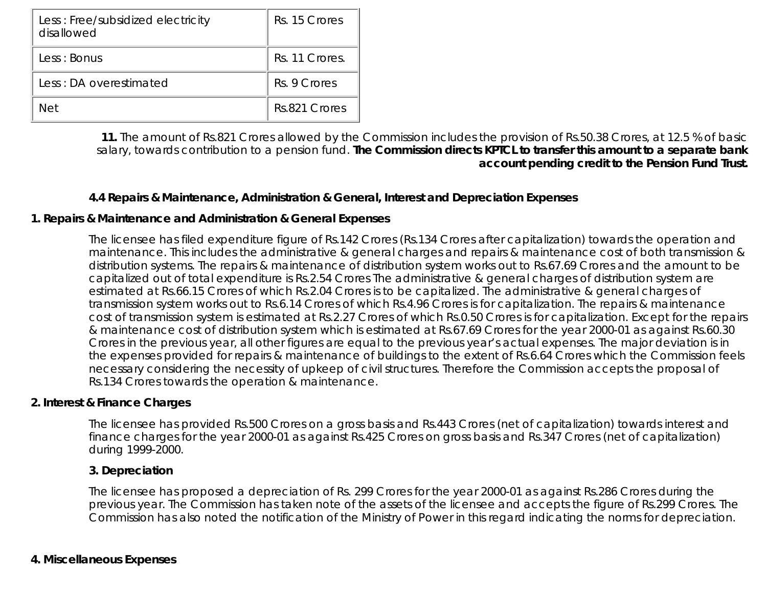| Less : Free/subsidized electricity disallowed | Rs. 15 Crores |
|---|---|
| Less : Bonus | Rs. 11 Crores. |
| Less : DA overestimated | Rs. 9 Crores |
| Net | Rs.821 Crores |

**11.** The amount of Rs.821 Crores allowed by the Commission includes the provision of Rs.50.38 Crores, at 12.5 % of basic salary, towards contribution to a pension fund. **The Commission directs KPTCL to transfer this amount to a separate bank account pending credit to the Pension Fund Trust.**

### 4.4 Repairs & Maintenance, Administration & General, Interest and Depreciation Expenses

**1. Repairs & Maintenance and Administration & General Expenses**

The licensee has filed expenditure figure of Rs.142 Crores (Rs.134 Crores after capitalization) towards the operation and maintenance. This includes the administrative & general charges and repairs & maintenance cost of both transmission & distribution systems. The repairs & maintenance of distribution system works out to Rs.67.69 Crores and the amount to be capitalized out of total expenditure is Rs.2.54 Crores The administrative & general charges of distribution system are estimated at Rs.66.15 Crores of which Rs.2.04 Crores is to be capitalized. The administrative & general charges of transmission system works out to Rs.6.14 Crores of which Rs.4.96 Crores is for capitalization. The repairs & maintenance cost of transmission system is estimated at Rs.2.27 Crores of which Rs.0.50 Crores is for capitalization. Except for the repairs & maintenance cost of distribution system which is estimated at Rs.67.69 Crores for the year 2000-01 as against Rs.60.30 Crores in the previous year, all other figures are equal to the previous year's actual expenses. The major deviation is in the expenses provided for repairs & maintenance of buildings to the extent of Rs.6.64 Crores which the Commission feels necessary considering the necessity of upkeep of civil structures. Therefore the Commission accepts the proposal of Rs.134 Crores towards the operation & maintenance.

**2. Interest & Finance Charges**

The licensee has provided Rs.500 Crores on a gross basis and Rs.443 Crores (net of capitalization) towards interest and finance charges for the year 2000-01 as against Rs.425 Crores on gross basis and Rs.347 Crores (net of capitalization) during 1999-2000.

**3. Depreciation**

The licensee has proposed a depreciation of Rs. 299 Crores for the year 2000-01 as against Rs.286 Crores during the previous year. The Commission has taken note of the assets of the licensee and accepts the figure of Rs.299 Crores. The Commission has also noted the notification of the Ministry of Power in this regard indicating the norms for depreciation.

**4. Miscellaneous Expenses**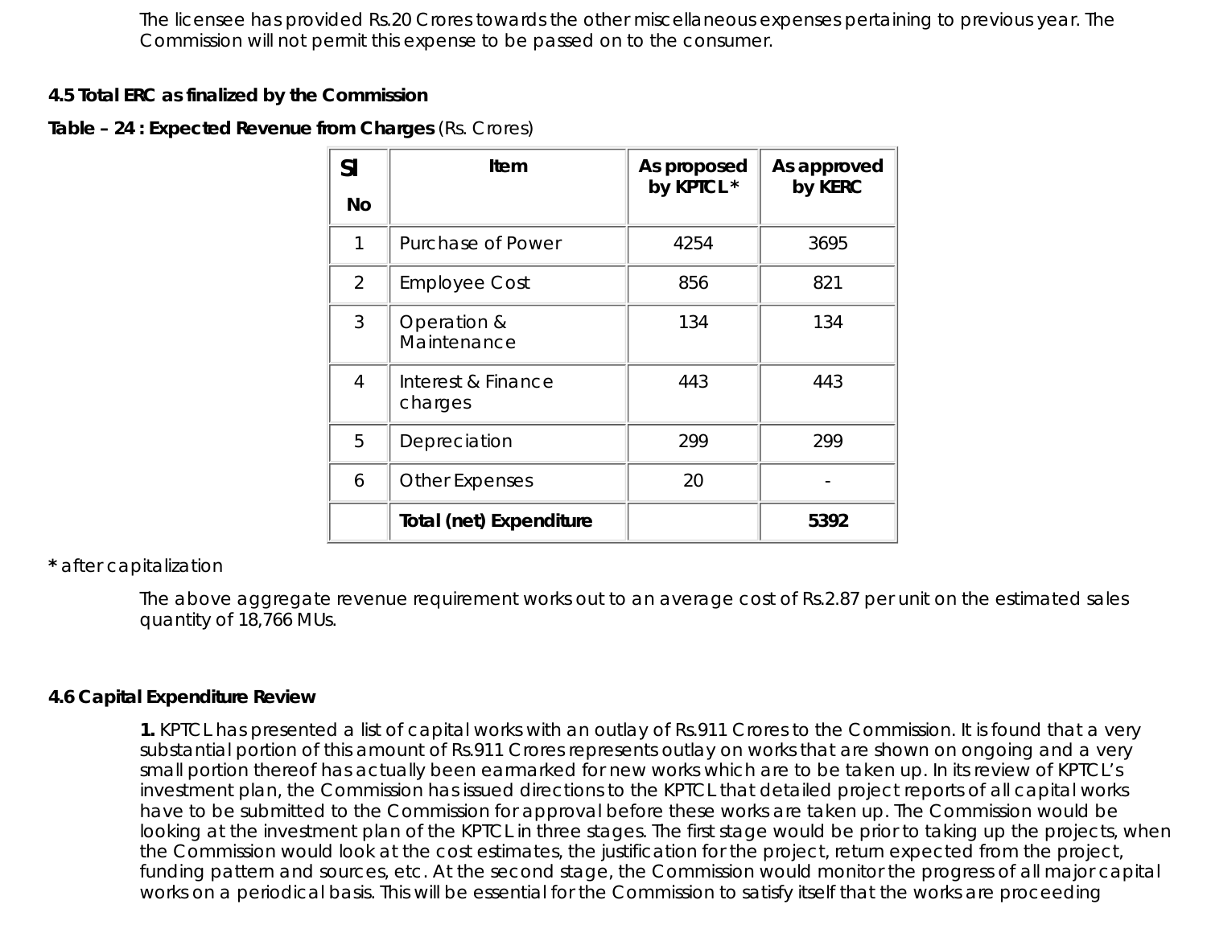The licensee has provided Rs.20 Crores towards the other miscellaneous expenses pertaining to previous year. The Commission will not permit this expense to be passed on to the consumer.

### 4.5 Total ERC as finalized by the Commission

**Table – 24 : Expected Revenue from Charges** (Rs. Crores)

| Sl No | Item | As proposed by KPTCL* | As approved by KERC |
|---|---|---|---|
| 1 | Purchase of Power | 4254 | 3695 |
| 2 | Employee Cost | 856 | 821 |
| 3 | Operation & Maintenance | 134 | 134 |
| 4 | Interest & Finance charges | 443 | 443 |
| 5 | Depreciation | 299 | 299 |
| 6 | Other Expenses | 20 | - |
| | **Total (net) Expenditure** | | **5392** |

**\*** after capitalization

The above aggregate revenue requirement works out to an average cost of Rs.2.87 per unit on the estimated sales quantity of 18,766 MUs.

### 4.6 Capital Expenditure Review

**1.** KPTCL has presented a list of capital works with an outlay of Rs.911 Crores to the Commission. It is found that a very substantial portion of this amount of Rs.911 Crores represents outlay on works that are shown on ongoing and a very small portion thereof has actually been earmarked for new works which are to be taken up. In its review of KPTCL's investment plan, the Commission has issued directions to the KPTCL that detailed project reports of all capital works have to be submitted to the Commission for approval before these works are taken up. The Commission would be looking at the investment plan of the KPTCL in three stages. The first stage would be prior to taking up the projects, when the Commission would look at the cost estimates, the justification for the project, return expected from the project, funding pattern and sources, etc. At the second stage, the Commission would monitor the progress of all major capital works on a periodical basis. This will be essential for the Commission to satisfy itself that the works are proceeding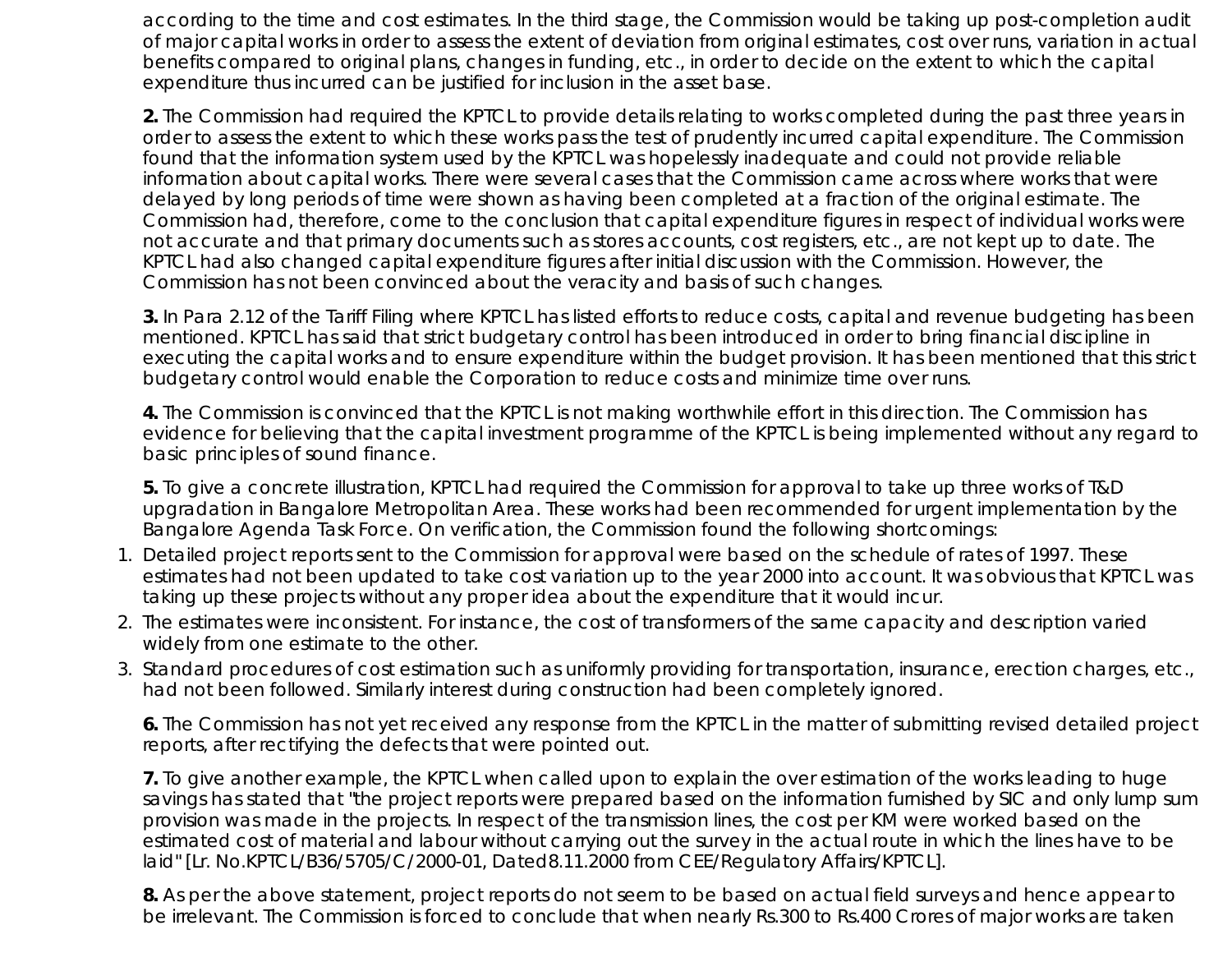according to the time and cost estimates. In the third stage, the Commission would be taking up post-completion audit of major capital works in order to assess the extent of deviation from original estimates, cost over runs, variation in actual benefits compared to original plans, changes in funding, etc., in order to decide on the extent to which the capital expenditure thus incurred can be justified for inclusion in the asset base.

**2.** The Commission had required the KPTCL to provide details relating to works completed during the past three years in order to assess the extent to which these works pass the test of prudently incurred capital expenditure. The Commission found that the information system used by the KPTCL was hopelessly inadequate and could not provide reliable information about capital works. There were several cases that the Commission came across where works that were delayed by long periods of time were shown as having been completed at a fraction of the original estimate. The Commission had, therefore, come to the conclusion that capital expenditure figures in respect of individual works were not accurate and that primary documents such as stores accounts, cost registers, etc., are not kept up to date. The KPTCL had also changed capital expenditure figures after initial discussion with the Commission. However, the Commission has not been convinced about the veracity and basis of such changes.

**3.** In Para 2.12 of the Tariff Filing where KPTCL has listed efforts to reduce costs, capital and revenue budgeting has been mentioned. KPTCL has said that strict budgetary control has been introduced in order to bring financial discipline in executing the capital works and to ensure expenditure within the budget provision. It has been mentioned that this strict budgetary control would enable the Corporation to reduce costs and minimize time over runs.

**4.** The Commission is convinced that the KPTCL is not making worthwhile effort in this direction. The Commission has evidence for believing that the capital investment programme of the KPTCL is being implemented without any regard to basic principles of sound finance.

**5.** To give a concrete illustration, KPTCL had required the Commission for approval to take up three works of T&D upgradation in Bangalore Metropolitan Area. These works had been recommended for urgent implementation by the Bangalore Agenda Task Force. On verification, the Commission found the following shortcomings:

1. Detailed project reports sent to the Commission for approval were based on the schedule of rates of 1997. These estimates had not been updated to take cost variation up to the year 2000 into account. It was obvious that KPTCL was taking up these projects without any proper idea about the expenditure that it would incur.
2. The estimates were inconsistent. For instance, the cost of transformers of the same capacity and description varied widely from one estimate to the other.
3. Standard procedures of cost estimation such as uniformly providing for transportation, insurance, erection charges, etc., had not been followed. Similarly interest during construction had been completely ignored.

**6.** The Commission has not yet received any response from the KPTCL in the matter of submitting revised detailed project reports, after rectifying the defects that were pointed out.

**7.** To give another example, the KPTCL when called upon to explain the over estimation of the works leading to huge savings has stated that "the project reports were prepared based on the information furnished by SIC and only lump sum provision was made in the projects. In respect of the transmission lines, the cost per KM were worked based on the estimated cost of material and labour without carrying out the survey in the actual route in which the lines have to be laid" [Lr. No.KPTCL/B36/5705/C/2000-01, Dated 8.11.2000 from CEE/Regulatory Affairs/KPTCL].

**8.** As per the above statement, project reports do not seem to be based on actual field surveys and hence appear to be irrelevant. The Commission is forced to conclude that when nearly Rs.300 to Rs.400 Crores of major works are taken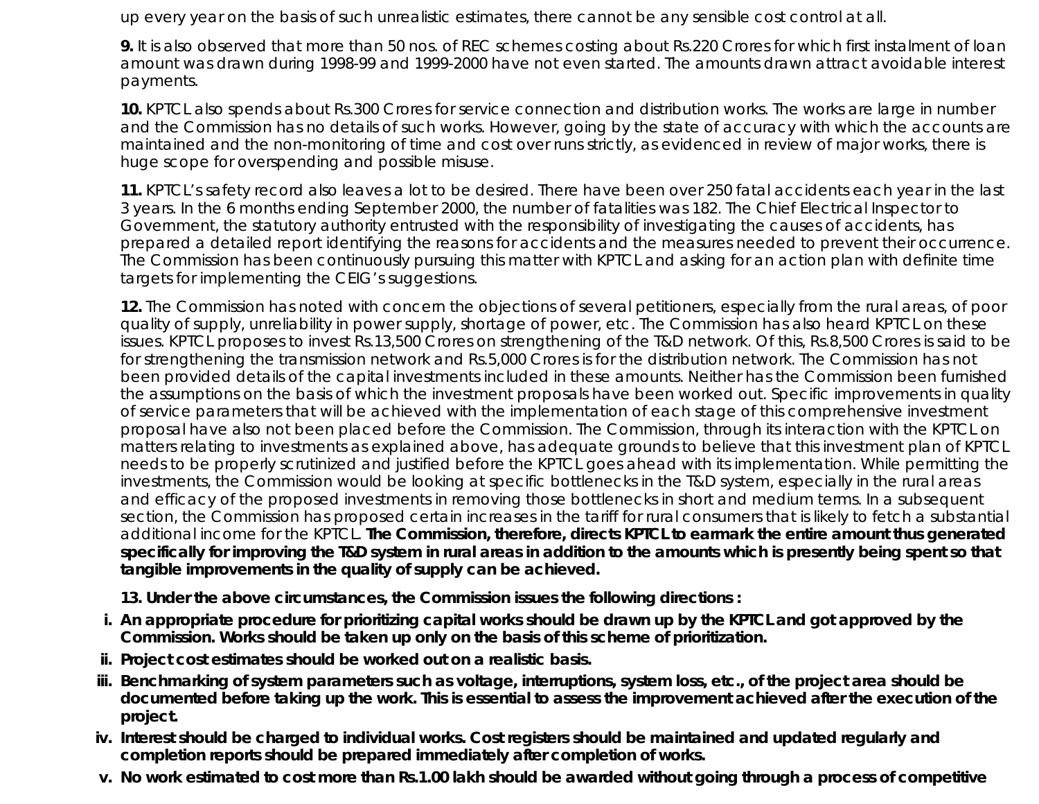up every year on the basis of such unrealistic estimates, there cannot be any sensible cost control at all.

**9.** It is also observed that more than 50 nos. of REC schemes costing about Rs.220 Crores for which first instalment of loan amount was drawn during 1998-99 and 1999-2000 have not even started. The amounts drawn attract avoidable interest payments.

**10.** KPTCL also spends about Rs.300 Crores for service connection and distribution works. The works are large in number and the Commission has no details of such works. However, going by the state of accuracy with which the accounts are maintained and the non-monitoring of time and cost over runs strictly, as evidenced in review of major works, there is huge scope for overspending and possible misuse.

**11.** KPTCL's safety record also leaves a lot to be desired. There have been over 250 fatal accidents each year in the last 3 years. In the 6 months ending September 2000, the number of fatalities was 182. The Chief Electrical Inspector to Government, the statutory authority entrusted with the responsibility of investigating the causes of accidents, has prepared a detailed report identifying the reasons for accidents and the measures needed to prevent their occurrence. The Commission has been continuously pursuing this matter with KPTCL and asking for an action plan with definite time targets for implementing the CEIG's suggestions.

**12.** The Commission has noted with concern the objections of several petitioners, especially from the rural areas, of poor quality of supply, unreliability in power supply, shortage of power, etc. The Commission has also heard KPTCL on these issues. KPTCL proposes to invest Rs.13,500 Crores on strengthening of the T&D network. Of this, Rs.8,500 Crores is said to be for strengthening the transmission network and Rs.5,000 Crores is for the distribution network. The Commission has not been provided details of the capital investments included in these amounts. Neither has the Commission been furnished the assumptions on the basis of which the investment proposals have been worked out. Specific improvements in quality of service parameters that will be achieved with the implementation of each stage of this comprehensive investment proposal have also not been placed before the Commission. The Commission, through its interaction with the KPTCL on matters relating to investments as explained above, has adequate grounds to believe that this investment plan of KPTCL needs to be properly scrutinized and justified before the KPTCL goes ahead with its implementation. While permitting the investments, the Commission would be looking at specific bottlenecks in the T&D system, especially in the rural areas and efficacy of the proposed investments in removing those bottlenecks in short and medium terms. In a subsequent section, the Commission has proposed certain increases in the tariff for rural consumers that is likely to fetch a substantial additional income for the KPTCL. **The Commission, therefore, directs KPTCL to earmark the entire amount thus generated specifically for improving the T&D system in rural areas in addition to the amounts which is presently being spent so that tangible improvements in the quality of supply can be achieved.**

**13. Under the above circumstances, the Commission issues the following directions :**

i. **An appropriate procedure for prioritizing capital works should be drawn up by the KPTCL and got approved by the Commission. Works should be taken up only on the basis of this scheme of prioritization.**
ii. **Project cost estimates should be worked out on a realistic basis.**
iii. **Benchmarking of system parameters such as voltage, interruptions, system loss, etc., of the project area should be documented before taking up the work. This is essential to assess the improvement achieved after the execution of the project.**
iv. **Interest should be charged to individual works. Cost registers should be maintained and updated regularly and completion reports should be prepared immediately after completion of works.**
v. **No work estimated to cost more than Rs.1.00 lakh should be awarded without going through a process of competitive**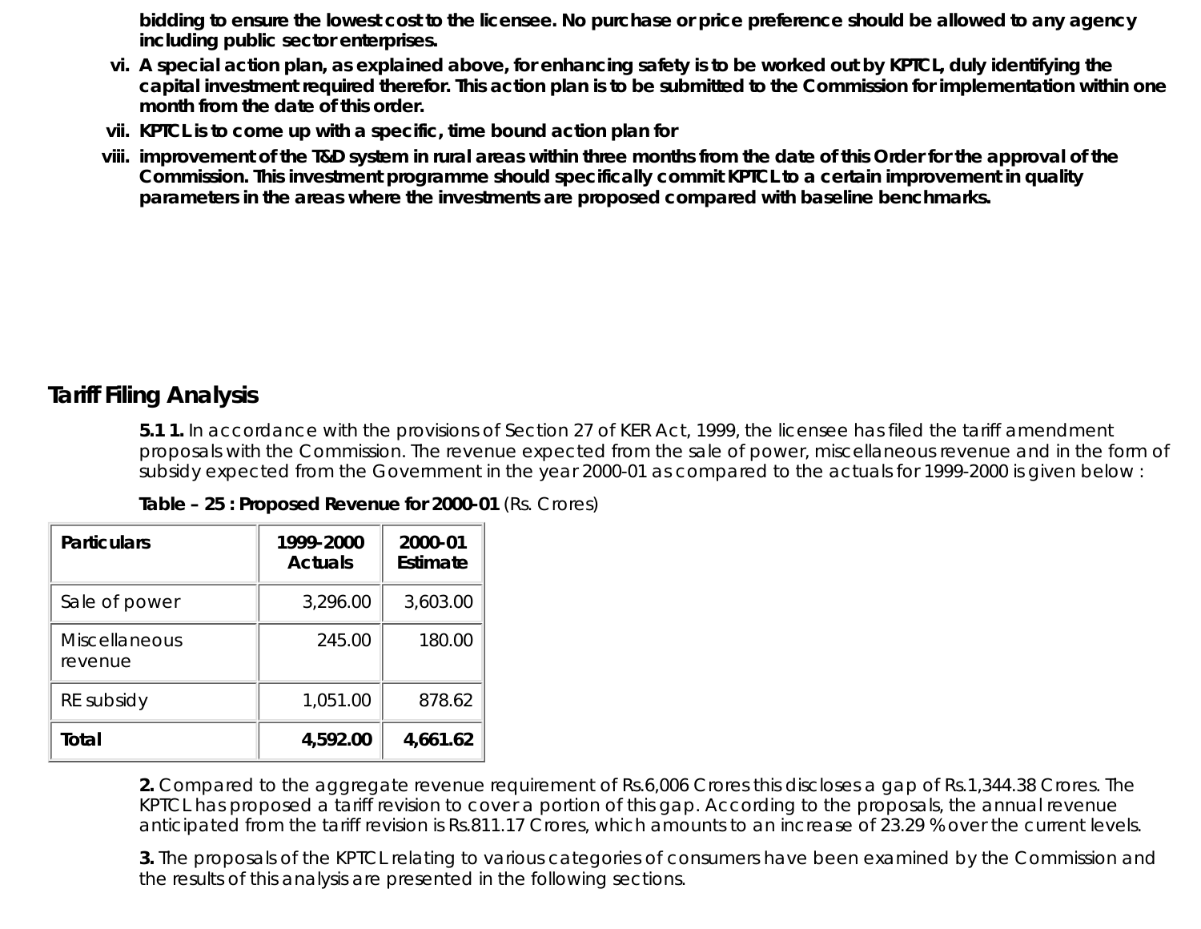**bidding to ensure the lowest cost to the licensee. No purchase or price preference should be allowed to any agency including public sector enterprises.**

vi. **A special action plan, as explained above, for enhancing safety is to be worked out by KPTCL, duly identifying the capital investment required therefor. This action plan is to be submitted to the Commission for implementation within one month from the date of this order.**

vii. **KPTCL is to come up with a specific, time bound action plan for**

viii. **improvement of the T&D system in rural areas within three months from the date of this Order for the approval of the Commission. This investment programme should specifically commit KPTCL to a certain improvement in quality parameters in the areas where the investments are proposed compared with baseline benchmarks.**

## Tariff Filing Analysis

**5.1 1.** In accordance with the provisions of Section 27 of KER Act, 1999, the licensee has filed the tariff amendment proposals with the Commission. The revenue expected from the sale of power, miscellaneous revenue and in the form of subsidy expected from the Government in the year 2000-01 as compared to the actuals for 1999-2000 is given below :

**Table – 25 : Proposed Revenue for 2000-01** (Rs. Crores)

| Particulars | 1999-2000 Actuals | 2000-01 Estimate |
|---|---|---|
| Sale of power | 3,296.00 | 3,603.00 |
| Miscellaneous revenue | 245.00 | 180.00 |
| RE subsidy | 1,051.00 | 878.62 |
| **Total** | **4,592.00** | **4,661.62** |

**2.** Compared to the aggregate revenue requirement of Rs.6,006 Crores this discloses a gap of Rs.1,344.38 Crores. The KPTCL has proposed a tariff revision to cover a portion of this gap. According to the proposals, the annual revenue anticipated from the tariff revision is Rs.811.17 Crores, which amounts to an increase of 23.29 % over the current levels.

**3.** The proposals of the KPTCL relating to various categories of consumers have been examined by the Commission and the results of this analysis are presented in the following sections.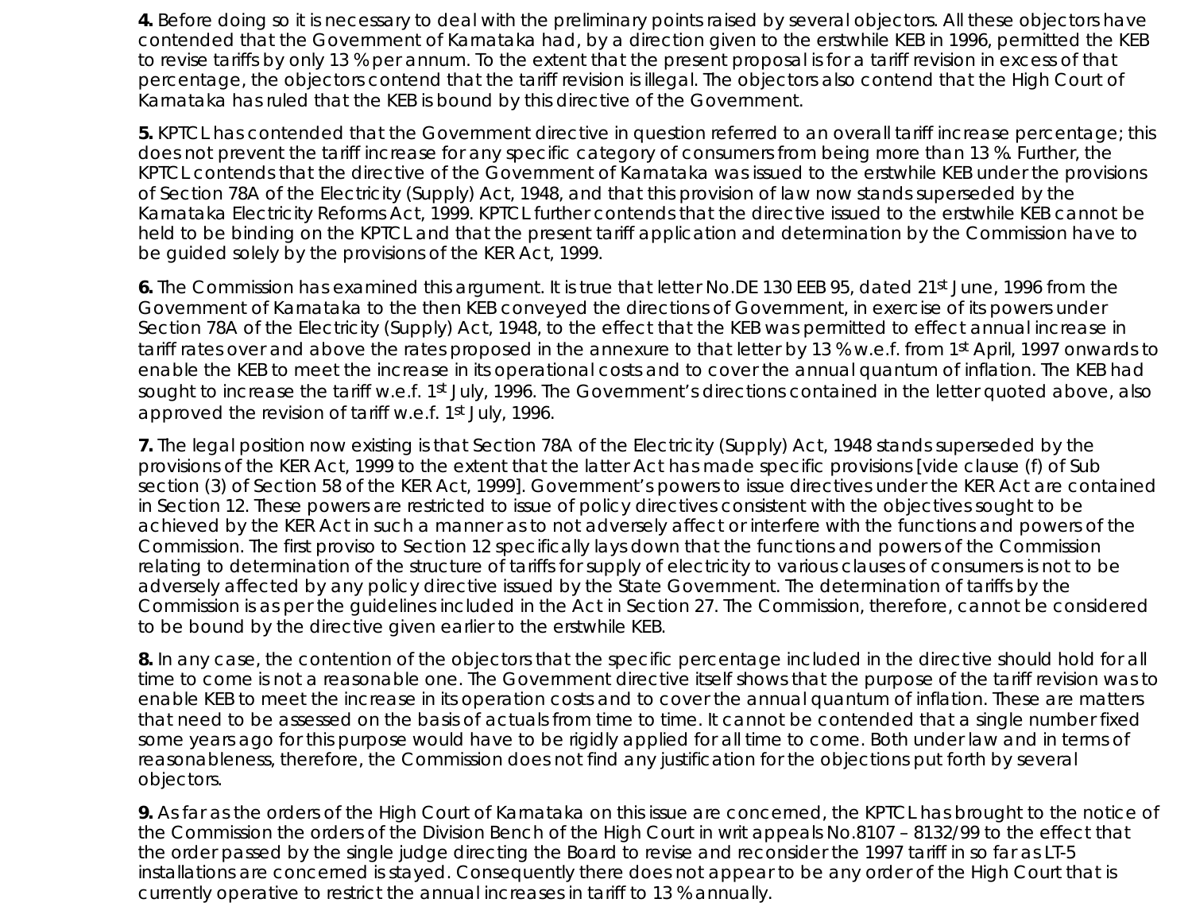**4.** Before doing so it is necessary to deal with the preliminary points raised by several objectors. All these objectors have contended that the Government of Karnataka had, by a direction given to the erstwhile KEB in 1996, permitted the KEB to revise tariffs by only 13 % per annum. To the extent that the present proposal is for a tariff revision in excess of that percentage, the objectors contend that the tariff revision is illegal. The objectors also contend that the High Court of Karnataka has ruled that the KEB is bound by this directive of the Government.

**5.** KPTCL has contended that the Government directive in question referred to an overall tariff increase percentage; this does not prevent the tariff increase for any specific category of consumers from being more than 13 %. Further, the KPTCL contends that the directive of the Government of Karnataka was issued to the erstwhile KEB under the provisions of Section 78A of the Electricity (Supply) Act, 1948, and that this provision of law now stands superseded by the Karnataka Electricity Reforms Act, 1999. KPTCL further contends that the directive issued to the erstwhile KEB cannot be held to be binding on the KPTCL and that the present tariff application and determination by the Commission have to be guided solely by the provisions of the KER Act, 1999.

**6.** The Commission has examined this argument. It is true that letter No.DE 130 EEB 95, dated 21st June, 1996 from the Government of Karnataka to the then KEB conveyed the directions of Government, in exercise of its powers under Section 78A of the Electricity (Supply) Act, 1948, to the effect that the KEB was permitted to effect annual increase in tariff rates over and above the rates proposed in the annexure to that letter by 13 % w.e.f. from 1st April, 1997 onwards to enable the KEB to meet the increase in its operational costs and to cover the annual quantum of inflation. The KEB had sought to increase the tariff w.e.f. 1st July, 1996. The Government's directions contained in the letter quoted above, also approved the revision of tariff w.e.f. 1st July, 1996.

**7.** The legal position now existing is that Section 78A of the Electricity (Supply) Act, 1948 stands superseded by the provisions of the KER Act, 1999 to the extent that the latter Act has made specific provisions [vide clause (f) of Sub section (3) of Section 58 of the KER Act, 1999]. Government's powers to issue directives under the KER Act are contained in Section 12. These powers are restricted to issue of policy directives consistent with the objectives sought to be achieved by the KER Act in such a manner as to not adversely affect or interfere with the functions and powers of the Commission. The first proviso to Section 12 specifically lays down that the functions and powers of the Commission relating to determination of the structure of tariffs for supply of electricity to various clauses of consumers is not to be adversely affected by any policy directive issued by the State Government. The determination of tariffs by the Commission is as per the guidelines included in the Act in Section 27. The Commission, therefore, cannot be considered to be bound by the directive given earlier to the erstwhile KEB.

**8.** In any case, the contention of the objectors that the specific percentage included in the directive should hold for all time to come is not a reasonable one. The Government directive itself shows that the purpose of the tariff revision was to enable KEB to meet the increase in its operation costs and to cover the annual quantum of inflation. These are matters that need to be assessed on the basis of actuals from time to time. It cannot be contended that a single number fixed some years ago for this purpose would have to be rigidly applied for all time to come. Both under law and in terms of reasonableness, therefore, the Commission does not find any justification for the objections put forth by several objectors.

**9.** As far as the orders of the High Court of Karnataka on this issue are concerned, the KPTCL has brought to the notice of the Commission the orders of the Division Bench of the High Court in writ appeals No.8107 – 8132/99 to the effect that the order passed by the single judge directing the Board to revise and reconsider the 1997 tariff in so far as LT-5 installations are concerned is stayed. Consequently there does not appear to be any order of the High Court that is currently operative to restrict the annual increases in tariff to 13 % annually.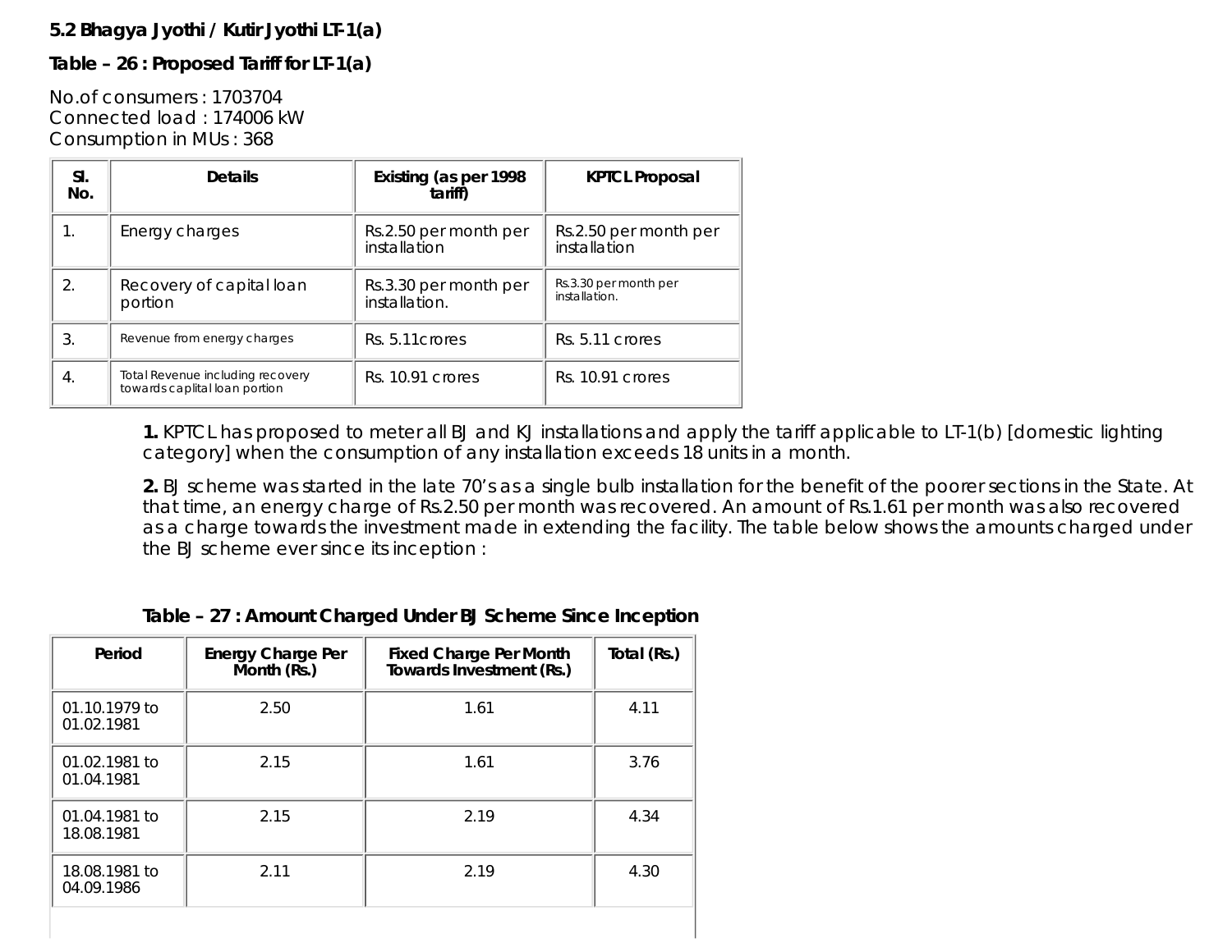**5.2 Bhagya Jyothi / Kutir Jyothi LT-1(a)**

**Table – 26 : Proposed Tariff for LT-1(a)**

No.of consumers : 1703704
Connected load : 174006 kW
Consumption in MUs : 368

| Sl. No. | Details | Existing (as per 1998 tariff) | KPTCL Proposal |
|---|---|---|---|
| 1. | Energy charges | Rs.2.50 per month per installation | Rs.2.50 per month per installation |
| 2. | Recovery of capital loan portion | Rs.3.30 per month per installation. | Rs.3.30 per month per installation. |
| 3. | Revenue from energy charges | Rs. 5.11crores | Rs. 5.11 crores |
| 4. | Total Revenue including recovery towards caplital loan portion | Rs. 10.91 crores | Rs. 10.91 crores |

**1.** KPTCL has proposed to meter all BJ and KJ installations and apply the tariff applicable to LT-1(b) [domestic lighting category] when the consumption of any installation exceeds 18 units in a month.

**2.** BJ scheme was started in the late 70's as a single bulb installation for the benefit of the poorer sections in the State. At that time, an energy charge of Rs.2.50 per month was recovered. An amount of Rs.1.61 per month was also recovered as a charge towards the investment made in extending the facility. The table below shows the amounts charged under the BJ scheme ever since its inception :

**Table – 27 : Amount Charged Under BJ Scheme Since Inception**

| Period | Energy Charge Per Month (Rs.) | Fixed Charge Per Month Towards Investment (Rs.) | Total (Rs.) |
|---|---|---|---|
| 01.10.1979 to 01.02.1981 | 2.50 | 1.61 | 4.11 |
| 01.02.1981 to 01.04.1981 | 2.15 | 1.61 | 3.76 |
| 01.04.1981 to 18.08.1981 | 2.15 | 2.19 | 4.34 |
| 18.08.1981 to 04.09.1986 | 2.11 | 2.19 | 4.30 |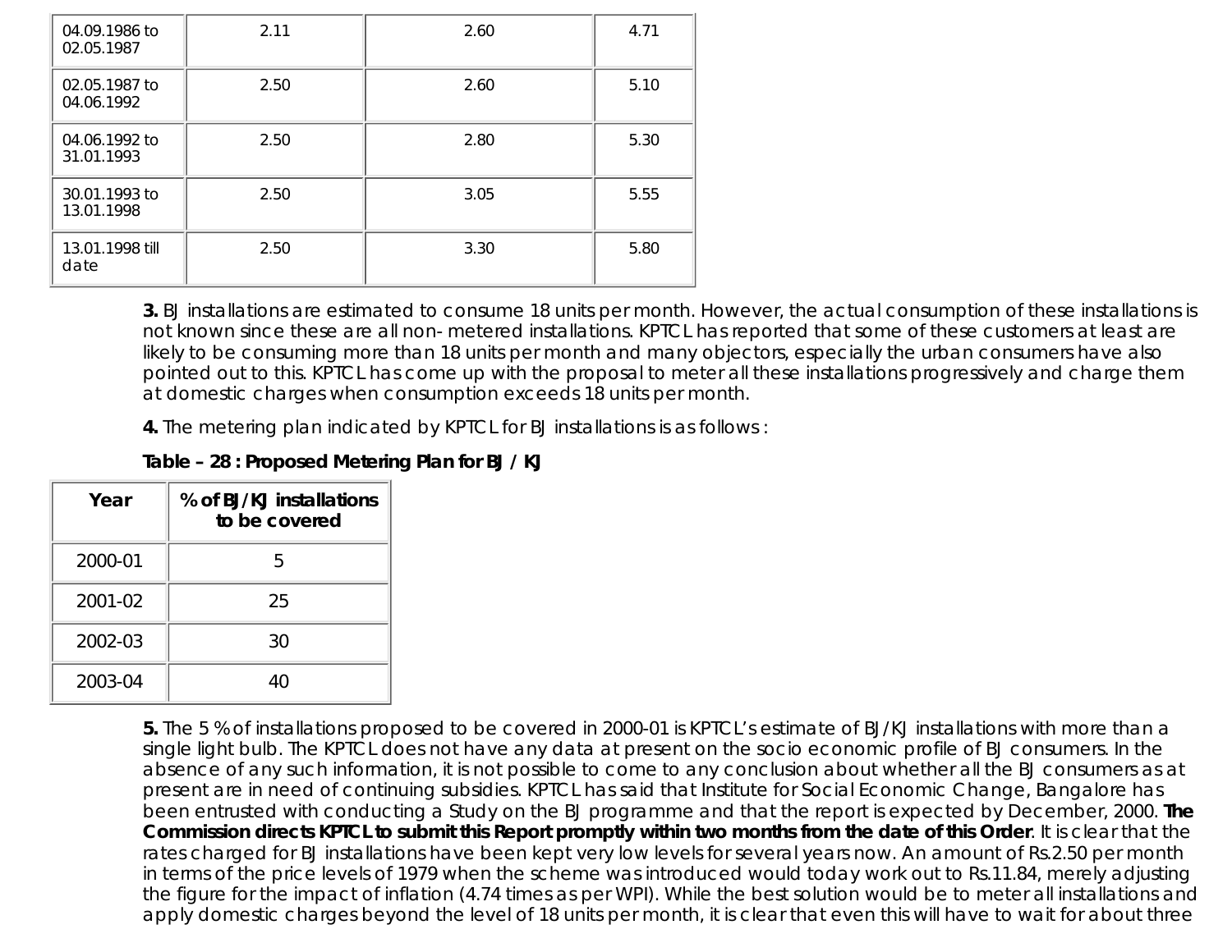| | | | |
|---|---|---|---|
| 04.09.1986 to 02.05.1987 | 2.11 | 2.60 | 4.71 |
| 02.05.1987 to 04.06.1992 | 2.50 | 2.60 | 5.10 |
| 04.06.1992 to 31.01.1993 | 2.50 | 2.80 | 5.30 |
| 30.01.1993 to 13.01.1998 | 2.50 | 3.05 | 5.55 |
| 13.01.1998 till date | 2.50 | 3.30 | 5.80 |

**3.** BJ installations are estimated to consume 18 units per month. However, the actual consumption of these installations is not known since these are all non- metered installations. KPTCL has reported that some of these customers at least are likely to be consuming more than 18 units per month and many objectors, especially the urban consumers have also pointed out to this. KPTCL has come up with the proposal to meter all these installations progressively and charge them at domestic charges when consumption exceeds 18 units per month.

**4.** The metering plan indicated by KPTCL for BJ installations is as follows :

**Table – 28 : Proposed Metering Plan for BJ / KJ**

| Year | % of BJ/KJ installations to be covered |
|---|---|
| 2000-01 | 5 |
| 2001-02 | 25 |
| 2002-03 | 30 |
| 2003-04 | 40 |

**5.** The 5 % of installations proposed to be covered in 2000-01 is KPTCL's estimate of BJ/KJ installations with more than a single light bulb. The KPTCL does not have any data at present on the socio economic profile of BJ consumers. In the absence of any such information, it is not possible to come to any conclusion about whether all the BJ consumers as at present are in need of continuing subsidies. KPTCL has said that Institute for Social Economic Change, Bangalore has been entrusted with conducting a Study on the BJ programme and that the report is expected by December, 2000. **The Commission directs KPTCL to submit this Report promptly within two months from the date of this Order**. It is clear that the rates charged for BJ installations have been kept very low levels for several years now. An amount of Rs.2.50 per month in terms of the price levels of 1979 when the scheme was introduced would today work out to Rs.11.84, merely adjusting the figure for the impact of inflation (4.74 times as per WPI). While the best solution would be to meter all installations and apply domestic charges beyond the level of 18 units per month, it is clear that even this will have to wait for about three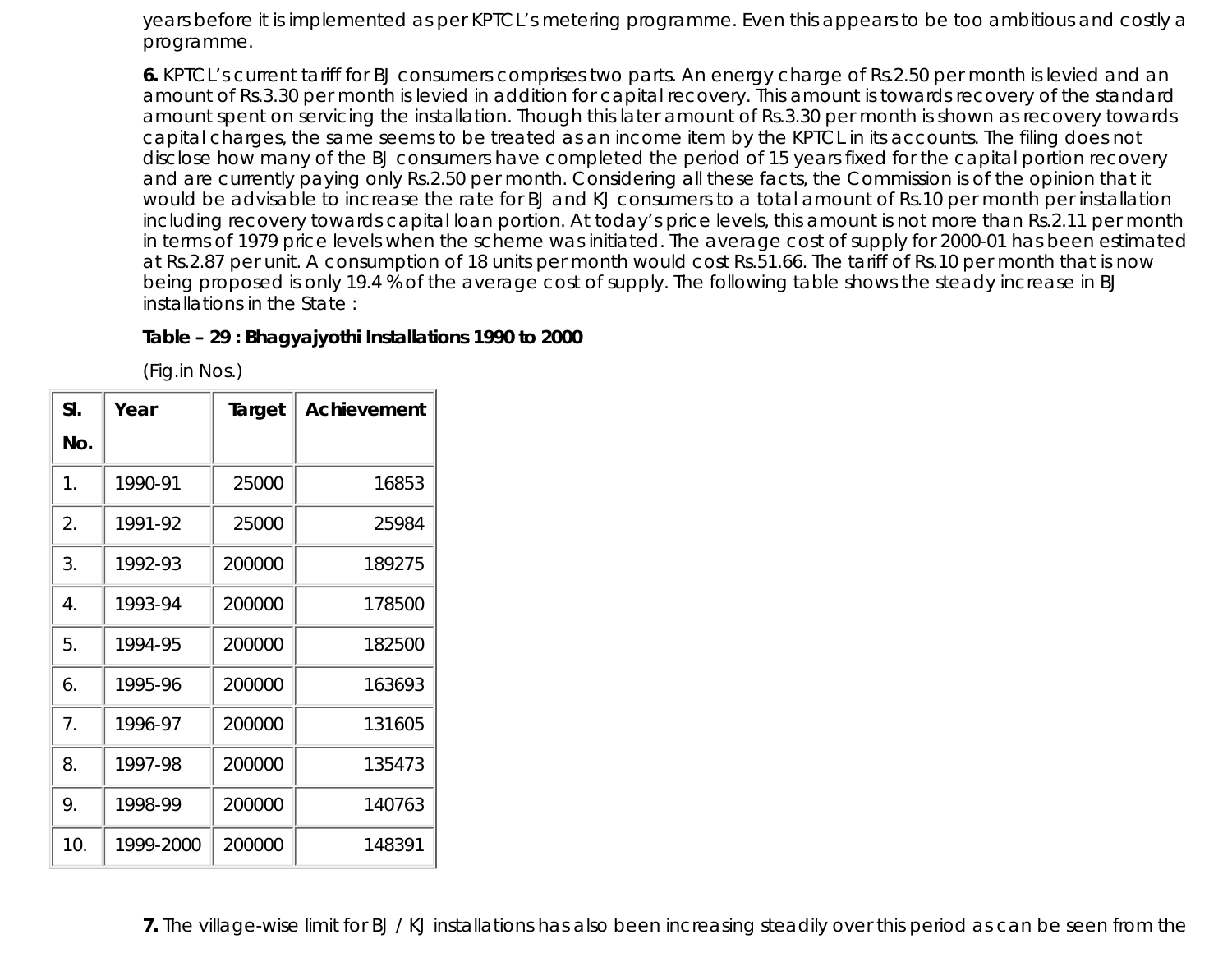years before it is implemented as per KPTCL's metering programme. Even this appears to be too ambitious and costly a programme.

**6.** KPTCL's current tariff for BJ consumers comprises two parts. An energy charge of Rs.2.50 per month is levied and an amount of Rs.3.30 per month is levied in addition for capital recovery. This amount is towards recovery of the standard amount spent on servicing the installation. Though this later amount of Rs.3.30 per month is shown as recovery towards capital charges, the same seems to be treated as an income item by the KPTCL in its accounts. The filing does not disclose how many of the BJ consumers have completed the period of 15 years fixed for the capital portion recovery and are currently paying only Rs.2.50 per month. Considering all these facts, the Commission is of the opinion that it would be advisable to increase the rate for BJ and KJ consumers to a total amount of Rs.10 per month per installation including recovery towards capital loan portion. At today's price levels, this amount is not more than Rs.2.11 per month in terms of 1979 price levels when the scheme was initiated. The average cost of supply for 2000-01 has been estimated at Rs.2.87 per unit. A consumption of 18 units per month would cost Rs.51.66. The tariff of Rs.10 per month that is now being proposed is only 19.4 % of the average cost of supply. The following table shows the steady increase in BJ installations in the State :

**Table – 29 : Bhagyajyothi Installations 1990 to 2000**

(Fig.in Nos.)

| Sl. No. | Year | Target | Achievement |
|---|---|---|---|
| 1. | 1990-91 | 25000 | 16853 |
| 2. | 1991-92 | 25000 | 25984 |
| 3. | 1992-93 | 200000 | 189275 |
| 4. | 1993-94 | 200000 | 178500 |
| 5. | 1994-95 | 200000 | 182500 |
| 6. | 1995-96 | 200000 | 163693 |
| 7. | 1996-97 | 200000 | 131605 |
| 8. | 1997-98 | 200000 | 135473 |
| 9. | 1998-99 | 200000 | 140763 |
| 10. | 1999-2000 | 200000 | 148391 |

**7.** The village-wise limit for BJ / KJ installations has also been increasing steadily over this period as can be seen from the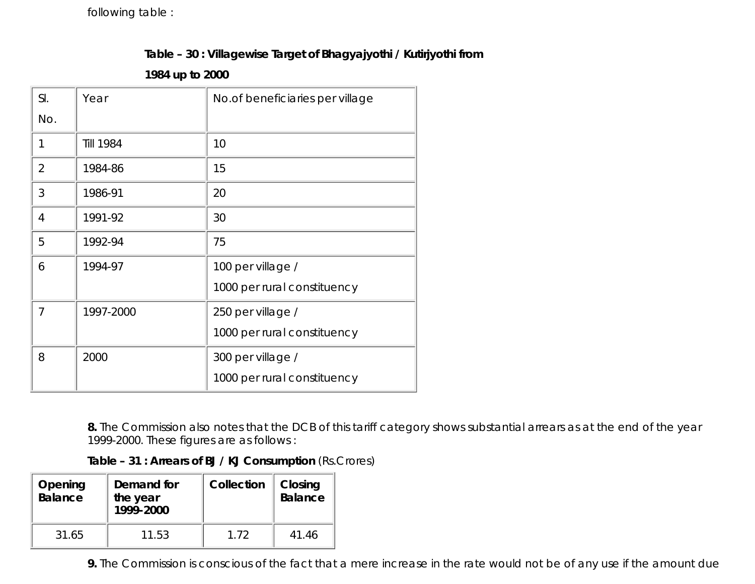following table :

**Table – 30 : Villagewise Target of Bhagyajyothi / Kutirjyothi from 1984 up to 2000**

| Sl. No. | Year | No.of beneficiaries per village |
|---|---|---|
| 1 | Till 1984 | 10 |
| 2 | 1984-86 | 15 |
| 3 | 1986-91 | 20 |
| 4 | 1991-92 | 30 |
| 5 | 1992-94 | 75 |
| 6 | 1994-97 | 100 per village / 1000 per rural constituency |
| 7 | 1997-2000 | 250 per village / 1000 per rural constituency |
| 8 | 2000 | 300 per village / 1000 per rural constituency |

**8.** The Commission also notes that the DCB of this tariff category shows substantial arrears as at the end of the year 1999-2000. These figures are as follows :

**Table – 31 : Arrears of BJ / KJ Consumption** (Rs.Crores)

| Opening Balance | Demand for the year 1999-2000 | Collection | Closing Balance |
|---|---|---|---|
| 31.65 | 11.53 | 1.72 | 41.46 |

**9.** The Commission is conscious of the fact that a mere increase in the rate would not be of any use if the amount due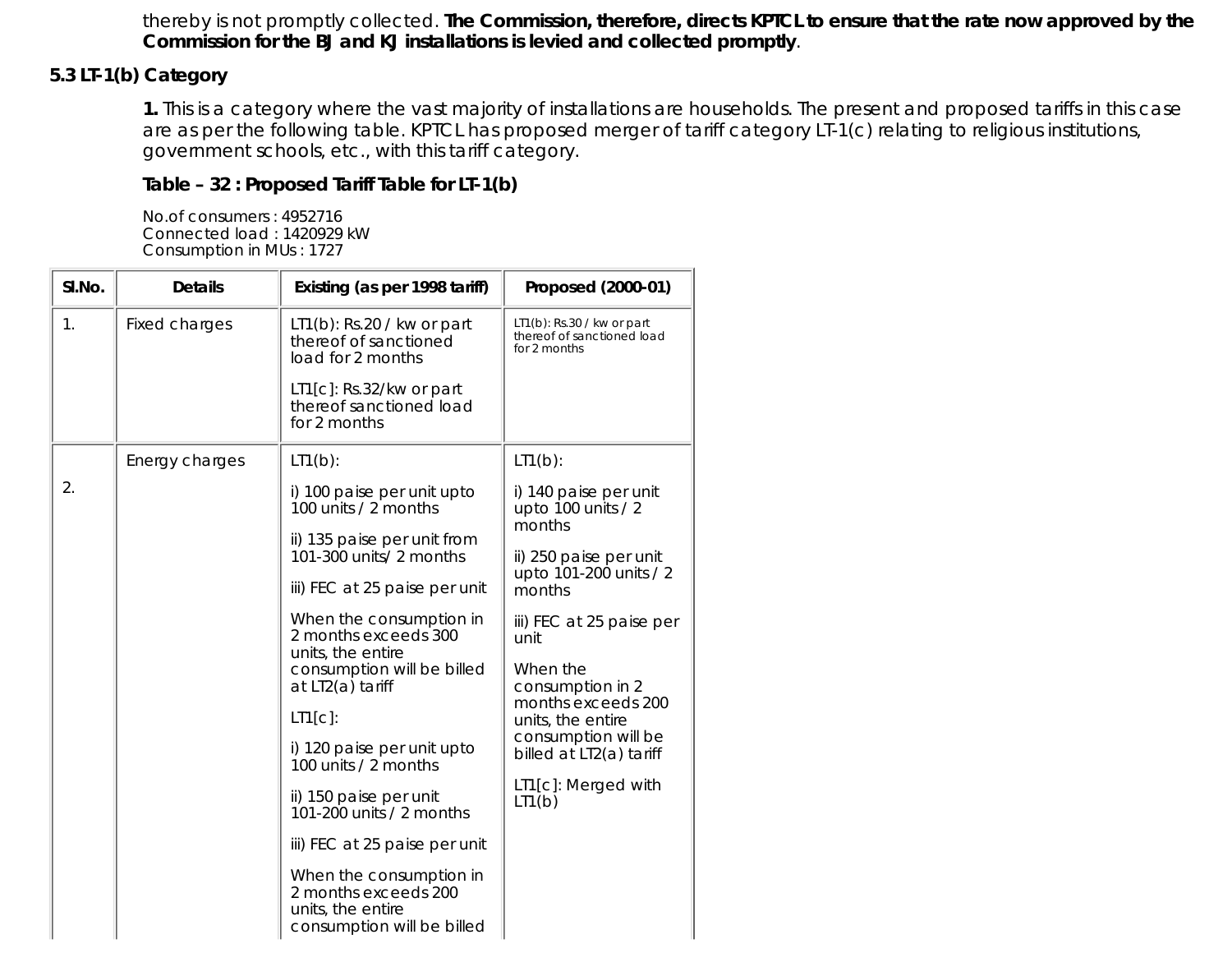thereby is not promptly collected. **The Commission, therefore, directs KPTCL to ensure that the rate now approved by the Commission for the BJ and KJ installations is levied and collected promptly**.

### 5.3 LT-1(b) Category

**1.** This is a category where the vast majority of installations are households. The present and proposed tariffs in this case are as per the following table. KPTCL has proposed merger of tariff category LT-1(c) relating to religious institutions, government schools, etc., with this tariff category.

**Table – 32 : Proposed Tariff Table for LT-1(b)**

No.of consumers : 4952716
Connected load : 1420929 kW
Consumption in MUs : 1727

| Sl.No. | Details | Existing (as per 1998 tariff) | Proposed (2000-01) |
|---|---|---|---|
| 1. | Fixed charges | LT1(b): Rs.20 / kw or part thereof of sanctioned load for 2 months<br><br>LT1[c]: Rs.32/kw or part thereof sanctioned load for 2 months | LT1(b): Rs.30 / kw or part thereof of sanctioned load for 2 months |
| 2. | Energy charges | LT1(b):<br><br>i) 100 paise per unit upto 100 units / 2 months<br><br>ii) 135 paise per unit from 101-300 units/ 2 months<br><br>iii) FEC at 25 paise per unit<br><br>When the consumption in 2 months exceeds 300 units, the entire consumption will be billed at LT2(a) tariff<br><br>LT1[c]:<br><br>i) 120 paise per unit upto 100 units / 2 months<br><br>ii) 150 paise per unit 101-200 units / 2 months<br><br>iii) FEC at 25 paise per unit<br><br>When the consumption in 2 months exceeds 200 units, the entire consumption will be billed | LT1(b):<br><br>i) 140 paise per unit upto 100 units / 2 months<br><br>ii) 250 paise per unit upto 101-200 units / 2 months<br><br>iii) FEC at 25 paise per unit<br><br>When the consumption in 2 months exceeds 200 units, the entire consumption will be billed at LT2(a) tariff<br><br>LT1[c]: Merged with LT1(b) |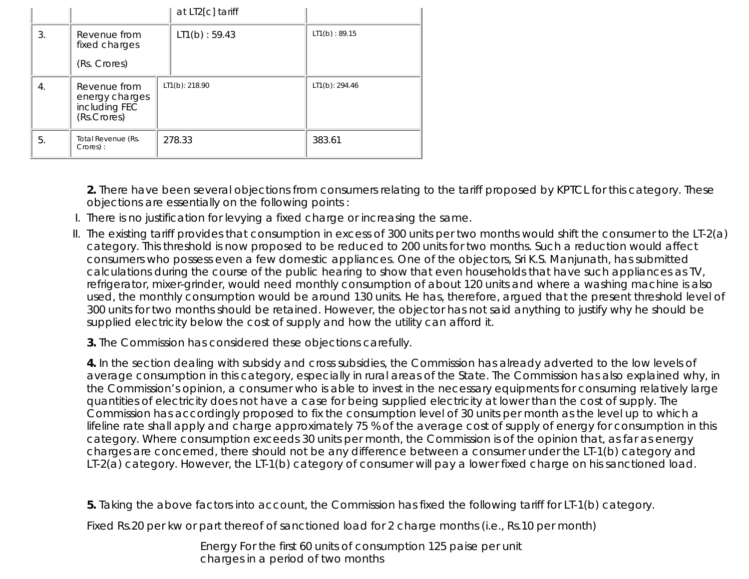| | | | |
|---|---|---|---|
| | | at LT2[c] tariff | |
| 3. | Revenue from fixed charges (Rs. Crores) | LT1(b) : 59.43 | LT1(b) : 89.15 |
| 4. | Revenue from energy charges including FEC (Rs.Crores) | LT1(b): 218.90 | LT1(b): 294.46 |
| 5. | Total Revenue (Rs. Crores) : | 278.33 | 383.61 |

**2.** There have been several objections from consumers relating to the tariff proposed by KPTCL for this category. These objections are essentially on the following points :

I. There is no justification for levying a fixed charge or increasing the same.

II. The existing tariff provides that consumption in excess of 300 units per two months would shift the consumer to the LT-2(a) category. This threshold is now proposed to be reduced to 200 units for two months. Such a reduction would affect consumers who possess even a few domestic appliances. One of the objectors, Sri K.S. Manjunath, has submitted calculations during the course of the public hearing to show that even households that have such appliances as TV, refrigerator, mixer-grinder, would need monthly consumption of about 120 units and where a washing machine is also used, the monthly consumption would be around 130 units. He has, therefore, argued that the present threshold level of 300 units for two months should be retained. However, the objector has not said anything to justify why he should be supplied electricity below the cost of supply and how the utility can afford it.

**3.** The Commission has considered these objections carefully.

**4.** In the section dealing with subsidy and cross subsidies, the Commission has already adverted to the low levels of average consumption in this category, especially in rural areas of the State. The Commission has also explained why, in the Commission's opinion, a consumer who is able to invest in the necessary equipments for consuming relatively large quantities of electricity does not have a case for being supplied electricity at lower than the cost of supply. The Commission has accordingly proposed to fix the consumption level of 30 units per month as the level up to which a lifeline rate shall apply and charge approximately 75 % of the average cost of supply of energy for consumption in this category. Where consumption exceeds 30 units per month, the Commission is of the opinion that, as far as energy charges are concerned, there should not be any difference between a consumer under the LT-1(b) category and LT-2(a) category. However, the LT-1(b) category of consumer will pay a lower fixed charge on his sanctioned load.

**5.** Taking the above factors into account, the Commission has fixed the following tariff for LT-1(b) category.

Fixed Rs.20 per kw or part thereof of sanctioned load for 2 charge months (i.e., Rs.10 per month)

| | | |
|---|---|---|
| Energy charges | For the first 60 units of consumption in a period of two months | 125 paise per unit |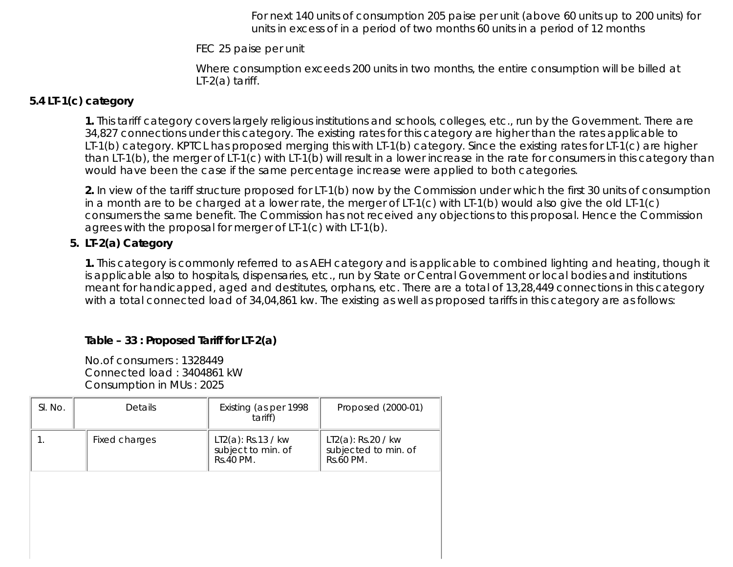For next 140 units of consumption 205 paise per unit (above 60 units up to 200 units) for units in excess of in a period of two months 60 units in a period of 12 months

FEC 25 paise per unit

Where consumption exceeds 200 units in two months, the entire consumption will be billed at LT-2(a) tariff.

**5.4 LT-1(c) category**

**1.** This tariff category covers largely religious institutions and schools, colleges, etc., run by the Government. There are 34,827 connections under this category. The existing rates for this category are higher than the rates applicable to LT-1(b) category. KPTCL has proposed merging this with LT-1(b) category. Since the existing rates for LT-1(c) are higher than LT-1(b), the merger of LT-1(c) with LT-1(b) will result in a lower increase in the rate for consumers in this category than would have been the case if the same percentage increase were applied to both categories.

**2.** In view of the tariff structure proposed for LT-1(b) now by the Commission under which the first 30 units of consumption in a month are to be charged at a lower rate, the merger of LT-1(c) with LT-1(b) would also give the old LT-1(c) consumers the same benefit. The Commission has not received any objections to this proposal. Hence the Commission agrees with the proposal for merger of LT-1(c) with LT-1(b).

5. **LT-2(a) Category**

**1.** This category is commonly referred to as AEH category and is applicable to combined lighting and heating, though it is applicable also to hospitals, dispensaries, etc., run by State or Central Government or local bodies and institutions meant for handicapped, aged and destitutes, orphans, etc. There are a total of 13,28,449 connections in this category with a total connected load of 34,04,861 kw. The existing as well as proposed tariffs in this category are as follows:

**Table – 33 : Proposed Tariff for LT-2(a)**

No.of consumers : 1328449
Connected load : 3404861 kW
Consumption in MUs : 2025

| Sl. No. | Details | Existing (as per 1998 tariff) | Proposed (2000-01) |
|---|---|---|---|
| 1. | Fixed charges | LT2(a): Rs.13 / kw subject to min. of Rs.40 PM. | LT2(a): Rs.20 / kw subjected to min. of Rs.60 PM. |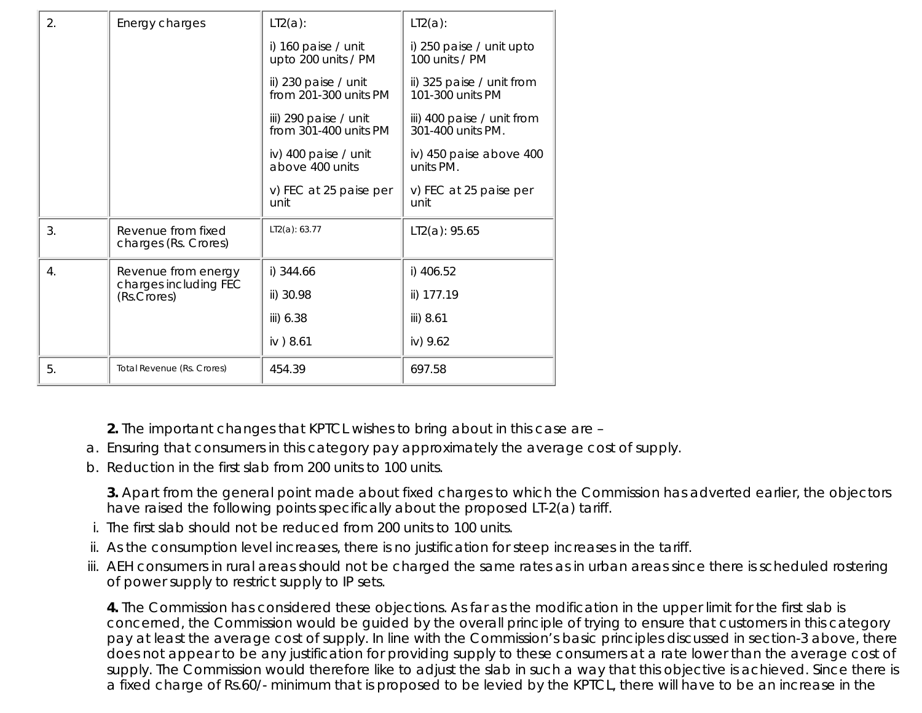| 2. | Energy charges | LT2(a):<br>i) 160 paise / unit upto 200 units / PM<br>ii) 230 paise / unit from 201-300 units PM<br>iii) 290 paise / unit from 301-400 units PM<br>iv) 400 paise / unit above 400 units<br>v) FEC at 25 paise per unit | LT2(a):<br>i) 250 paise / unit upto 100 units / PM<br>ii) 325 paise / unit from 101-300 units PM<br>iii) 400 paise / unit from 301-400 units PM.<br>iv) 450 paise above 400 units PM.<br>v) FEC at 25 paise per unit |
|---|---|---|---|
| 3. | Revenue from fixed charges (Rs. Crores) | LT2(a): 63.77 | LT2(a): 95.65 |
| 4. | Revenue from energy charges including FEC (Rs.Crores) | i) 344.66<br>ii) 30.98<br>iii) 6.38<br>iv ) 8.61 | i) 406.52<br>ii) 177.19<br>iii) 8.61<br>iv) 9.62 |
| 5. | Total Revenue (Rs. Crores) | 454.39 | 697.58 |

**2.** The important changes that KPTCL wishes to bring about in this case are –

a. Ensuring that consumers in this category pay approximately the average cost of supply.
b. Reduction in the first slab from 200 units to 100 units.

**3.** Apart from the general point made about fixed charges to which the Commission has adverted earlier, the objectors have raised the following points specifically about the proposed LT-2(a) tariff.

i. The first slab should not be reduced from 200 units to 100 units.
ii. As the consumption level increases, there is no justification for steep increases in the tariff.
iii. AEH consumers in rural areas should not be charged the same rates as in urban areas since there is scheduled rostering of power supply to restrict supply to IP sets.

**4.** The Commission has considered these objections. As far as the modification in the upper limit for the first slab is concerned, the Commission would be guided by the overall principle of trying to ensure that customers in this category pay at least the average cost of supply. In line with the Commission's basic principles discussed in section-3 above, there does not appear to be any justification for providing supply to these consumers at a rate lower than the average cost of supply. The Commission would therefore like to adjust the slab in such a way that this objective is achieved. Since there is a fixed charge of Rs.60/- minimum that is proposed to be levied by the KPTCL, there will have to be an increase in the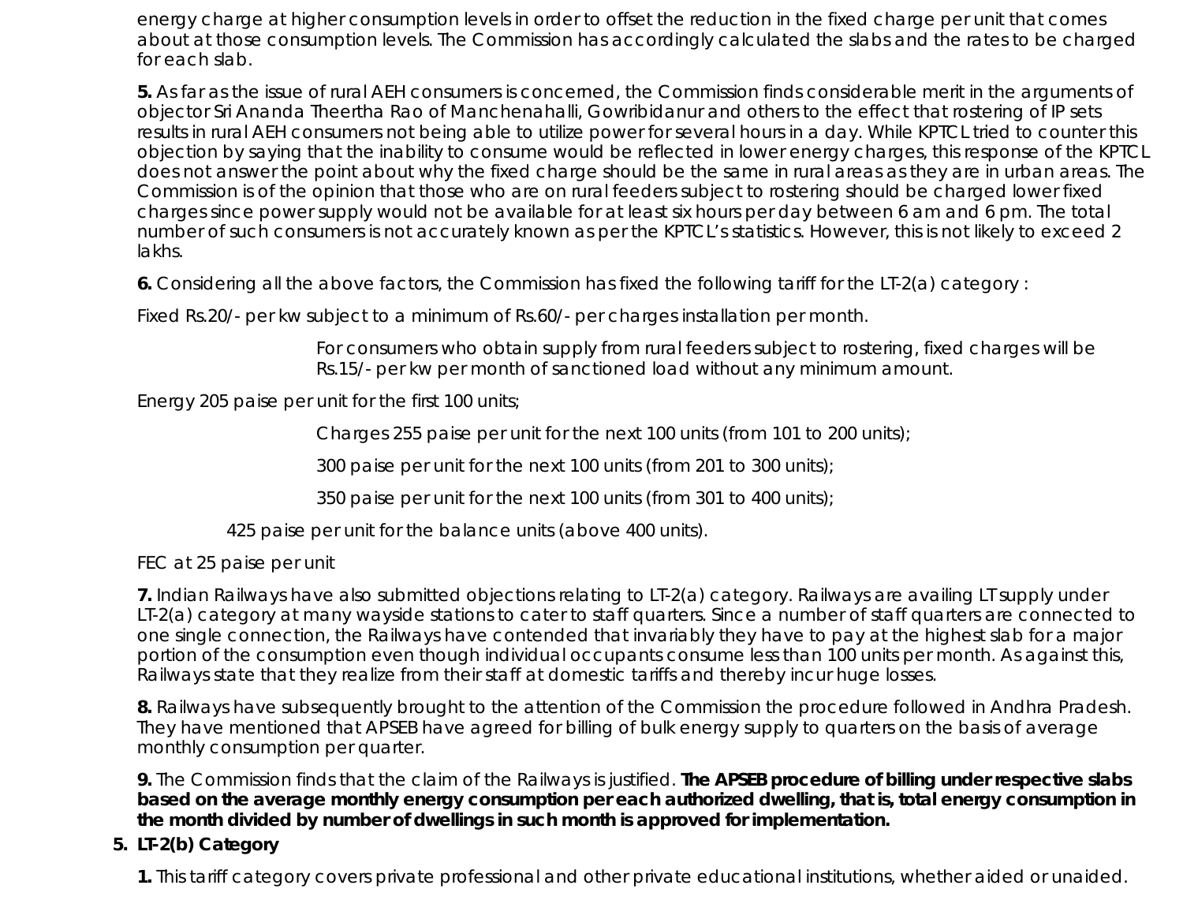energy charge at higher consumption levels in order to offset the reduction in the fixed charge per unit that comes about at those consumption levels. The Commission has accordingly calculated the slabs and the rates to be charged for each slab.

**5.** As far as the issue of rural AEH consumers is concerned, the Commission finds considerable merit in the arguments of objector Sri Ananda Theertha Rao of Manchenahalli, Gowribidanur and others to the effect that rostering of IP sets results in rural AEH consumers not being able to utilize power for several hours in a day. While KPTCL tried to counter this objection by saying that the inability to consume would be reflected in lower energy charges, this response of the KPTCL does not answer the point about why the fixed charge should be the same in rural areas as they are in urban areas. The Commission is of the opinion that those who are on rural feeders subject to rostering should be charged lower fixed charges since power supply would not be available for at least six hours per day between 6 am and 6 pm. The total number of such consumers is not accurately known as per the KPTCL's statistics. However, this is not likely to exceed 2 lakhs.

**6.** Considering all the above factors, the Commission has fixed the following tariff for the LT-2(a) category :

Fixed Rs.20/- per kw subject to a minimum of Rs.60/- per charges installation per month.

For consumers who obtain supply from rural feeders subject to rostering, fixed charges will be Rs.15/- per kw per month of sanctioned load without any minimum amount.

Energy 205 paise per unit for the first 100 units;

Charges 255 paise per unit for the next 100 units (from 101 to 200 units);

300 paise per unit for the next 100 units (from 201 to 300 units);

350 paise per unit for the next 100 units (from 301 to 400 units);

425 paise per unit for the balance units (above 400 units).

FEC at 25 paise per unit

**7.** Indian Railways have also submitted objections relating to LT-2(a) category. Railways are availing LT supply under LT-2(a) category at many wayside stations to cater to staff quarters. Since a number of staff quarters are connected to one single connection, the Railways have contended that invariably they have to pay at the highest slab for a major portion of the consumption even though individual occupants consume less than 100 units per month. As against this, Railways state that they realize from their staff at domestic tariffs and thereby incur huge losses.

**8.** Railways have subsequently brought to the attention of the Commission the procedure followed in Andhra Pradesh. They have mentioned that APSEB have agreed for billing of bulk energy supply to quarters on the basis of average monthly consumption per quarter.

**9.** The Commission finds that the claim of the Railways is justified. **The APSEB procedure of billing under respective slabs based on the average monthly energy consumption per each authorized dwelling, that is, total energy consumption in the month divided by number of dwellings in such month is approved for implementation.**

**5. LT-2(b) Category**

**1.** This tariff category covers private professional and other private educational institutions, whether aided or unaided.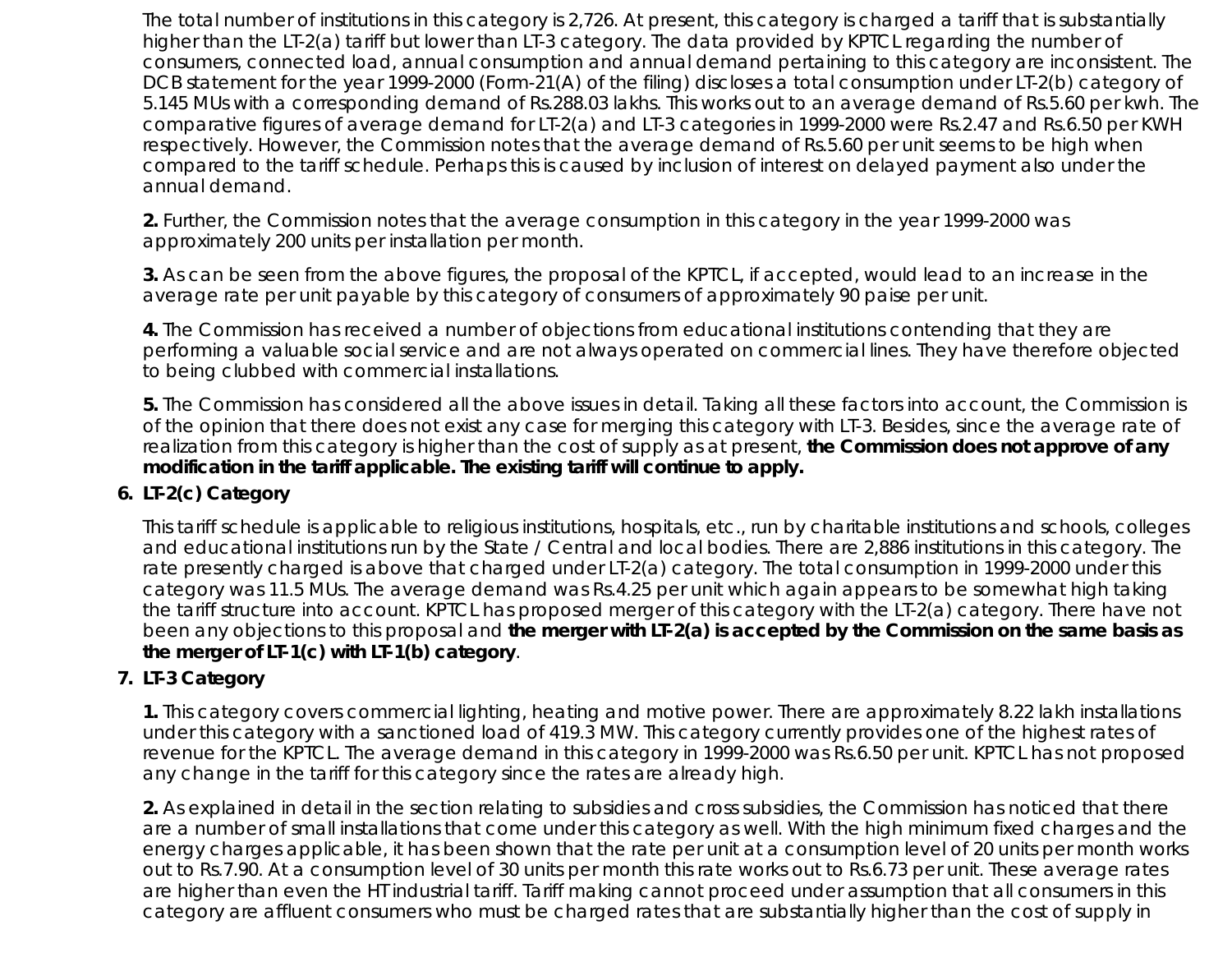The total number of institutions in this category is 2,726. At present, this category is charged a tariff that is substantially higher than the LT-2(a) tariff but lower than LT-3 category. The data provided by KPTCL regarding the number of consumers, connected load, annual consumption and annual demand pertaining to this category are inconsistent. The DCB statement for the year 1999-2000 (Form-21(A) of the filing) discloses a total consumption under LT-2(b) category of 5.145 MUs with a corresponding demand of Rs.288.03 lakhs. This works out to an average demand of Rs.5.60 per kwh. The comparative figures of average demand for LT-2(a) and LT-3 categories in 1999-2000 were Rs.2.47 and Rs.6.50 per KWH respectively. However, the Commission notes that the average demand of Rs.5.60 per unit seems to be high when compared to the tariff schedule. Perhaps this is caused by inclusion of interest on delayed payment also under the annual demand.

**2.** Further, the Commission notes that the average consumption in this category in the year 1999-2000 was approximately 200 units per installation per month.

**3.** As can be seen from the above figures, the proposal of the KPTCL, if accepted, would lead to an increase in the average rate per unit payable by this category of consumers of approximately 90 paise per unit.

**4.** The Commission has received a number of objections from educational institutions contending that they are performing a valuable social service and are not always operated on commercial lines. They have therefore objected to being clubbed with commercial installations.

**5.** The Commission has considered all the above issues in detail. Taking all these factors into account, the Commission is of the opinion that there does not exist any case for merging this category with LT-3. Besides, since the average rate of realization from this category is higher than the cost of supply as at present, **the Commission does not approve of any modification in the tariff applicable. The existing tariff will continue to apply.**

6. **LT-2(c) Category**

This tariff schedule is applicable to religious institutions, hospitals, etc., run by charitable institutions and schools, colleges and educational institutions run by the State / Central and local bodies. There are 2,886 institutions in this category. The rate presently charged is above that charged under LT-2(a) category. The total consumption in 1999-2000 under this category was 11.5 MUs. The average demand was Rs.4.25 per unit which again appears to be somewhat high taking the tariff structure into account. KPTCL has proposed merger of this category with the LT-2(a) category. There have not been any objections to this proposal and **the merger with LT-2(a) is accepted by the Commission on the same basis as the merger of LT-1(c) with LT-1(b) category**.

7. **LT-3 Category**

**1.** This category covers commercial lighting, heating and motive power. There are approximately 8.22 lakh installations under this category with a sanctioned load of 419.3 MW. This category currently provides one of the highest rates of revenue for the KPTCL. The average demand in this category in 1999-2000 was Rs.6.50 per unit. KPTCL has not proposed any change in the tariff for this category since the rates are already high.

**2.** As explained in detail in the section relating to subsidies and cross subsidies, the Commission has noticed that there are a number of small installations that come under this category as well. With the high minimum fixed charges and the energy charges applicable, it has been shown that the rate per unit at a consumption level of 20 units per month works out to Rs.7.90. At a consumption level of 30 units per month this rate works out to Rs.6.73 per unit. These average rates are higher than even the HT industrial tariff. Tariff making cannot proceed under assumption that all consumers in this category are affluent consumers who must be charged rates that are substantially higher than the cost of supply in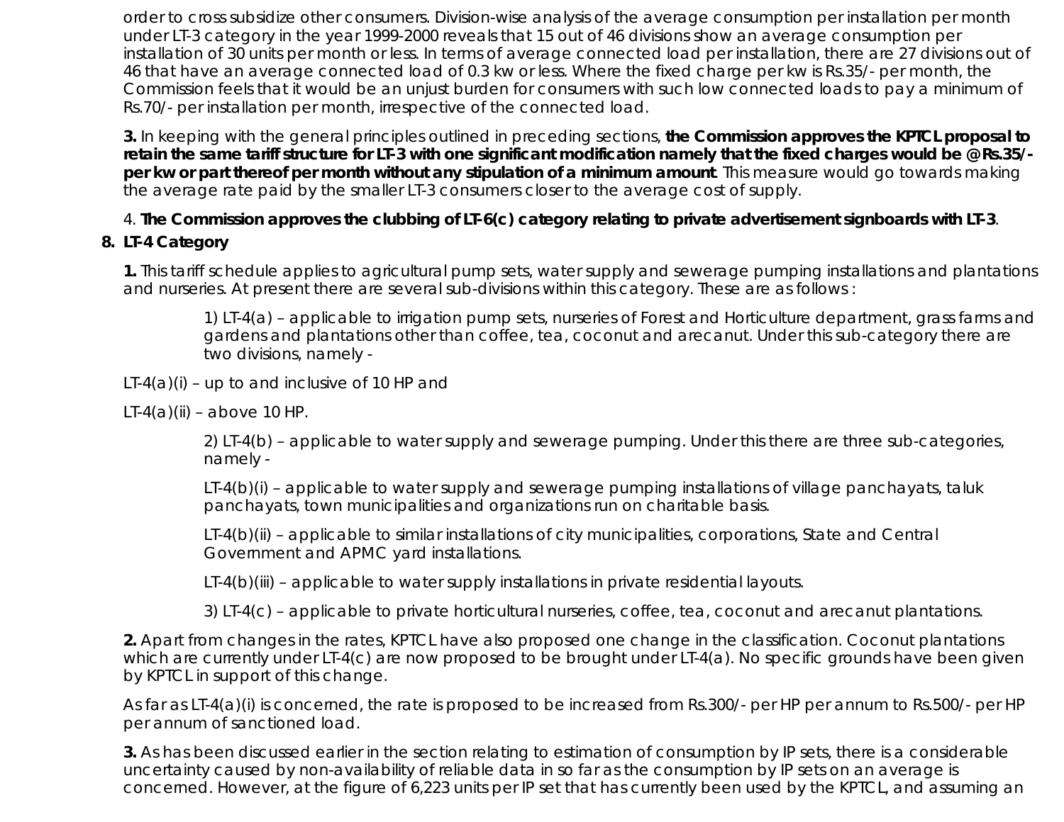order to cross subsidize other consumers. Division-wise analysis of the average consumption per installation per month under LT-3 category in the year 1999-2000 reveals that 15 out of 46 divisions show an average consumption per installation of 30 units per month or less. In terms of average connected load per installation, there are 27 divisions out of 46 that have an average connected load of 0.3 kw or less. Where the fixed charge per kw is Rs.35/- per month, the Commission feels that it would be an unjust burden for consumers with such low connected loads to pay a minimum of Rs.70/- per installation per month, irrespective of the connected load.

**3.** In keeping with the general principles outlined in preceding sections, **the Commission approves the KPTCL proposal to retain the same tariff structure for LT-3 with one significant modification namely that the fixed charges would be @Rs.35/- per kw or part thereof per month without any stipulation of a minimum amount**. This measure would go towards making the average rate paid by the smaller LT-3 consumers closer to the average cost of supply.

4. **The Commission approves the clubbing of LT-6(c) category relating to private advertisement signboards with LT-3**.

**8. LT-4 Category**

**1.** This tariff schedule applies to agricultural pump sets, water supply and sewerage pumping installations and plantations and nurseries. At present there are several sub-divisions within this category. These are as follows :

1) LT-4(a) – applicable to irrigation pump sets, nurseries of Forest and Horticulture department, grass farms and gardens and plantations other than coffee, tea, coconut and arecanut. Under this sub-category there are two divisions, namely -

LT-4(a)(i) – up to and inclusive of 10 HP and

LT-4(a)(ii) – above 10 HP.

2) LT-4(b) – applicable to water supply and sewerage pumping. Under this there are three sub-categories, namely -

LT-4(b)(i) – applicable to water supply and sewerage pumping installations of village panchayats, taluk panchayats, town municipalities and organizations run on charitable basis.

LT-4(b)(ii) – applicable to similar installations of city municipalities, corporations, State and Central Government and APMC yard installations.

LT-4(b)(iii) – applicable to water supply installations in private residential layouts.

3) LT-4(c) – applicable to private horticultural nurseries, coffee, tea, coconut and arecanut plantations.

**2.** Apart from changes in the rates, KPTCL have also proposed one change in the classification. Coconut plantations which are currently under LT-4(c) are now proposed to be brought under LT-4(a). No specific grounds have been given by KPTCL in support of this change.

As far as LT-4(a)(i) is concerned, the rate is proposed to be increased from Rs.300/- per HP per annum to Rs.500/- per HP per annum of sanctioned load.

**3.** As has been discussed earlier in the section relating to estimation of consumption by IP sets, there is a considerable uncertainty caused by non-availability of reliable data in so far as the consumption by IP sets on an average is concerned. However, at the figure of 6,223 units per IP set that has currently been used by the KPTCL, and assuming an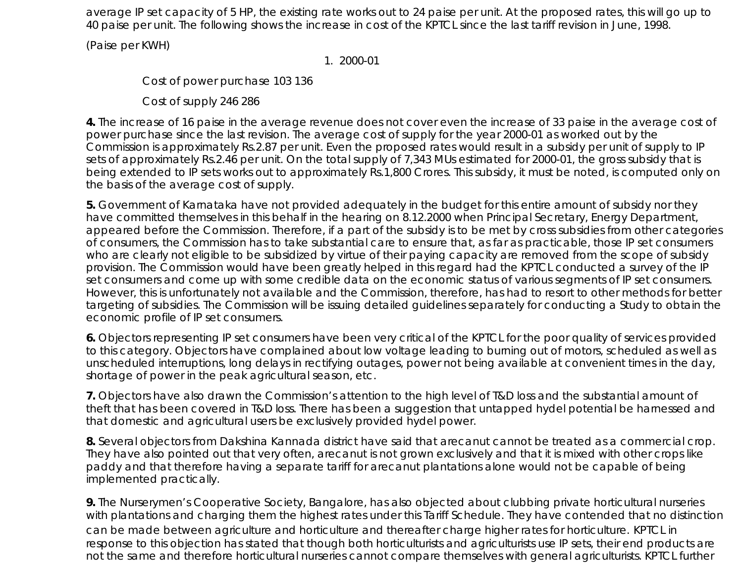average IP set capacity of 5 HP, the existing rate works out to 24 paise per unit. At the proposed rates, this will go up to 40 paise per unit. The following shows the increase in cost of the KPTCL since the last tariff revision in June, 1998.

(Paise per KWH)

1. 2000-01

Cost of power purchase 103 136

Cost of supply 246 286

**4.** The increase of 16 paise in the average revenue does not cover even the increase of 33 paise in the average cost of power purchase since the last revision. The average cost of supply for the year 2000-01 as worked out by the Commission is approximately Rs.2.87 per unit. Even the proposed rates would result in a subsidy per unit of supply to IP sets of approximately Rs.2.46 per unit. On the total supply of 7,343 MUs estimated for 2000-01, the gross subsidy that is being extended to IP sets works out to approximately Rs.1,800 Crores. This subsidy, it must be noted, is computed only on the basis of the average cost of supply.

**5.** Government of Karnataka have not provided adequately in the budget for this entire amount of subsidy nor they have committed themselves in this behalf in the hearing on 8.12.2000 when Principal Secretary, Energy Department, appeared before the Commission. Therefore, if a part of the subsidy is to be met by cross subsidies from other categories of consumers, the Commission has to take substantial care to ensure that, as far as practicable, those IP set consumers who are clearly not eligible to be subsidized by virtue of their paying capacity are removed from the scope of subsidy provision. The Commission would have been greatly helped in this regard had the KPTCL conducted a survey of the IP set consumers and come up with some credible data on the economic status of various segments of IP set consumers. However, this is unfortunately not available and the Commission, therefore, has had to resort to other methods for better targeting of subsidies. The Commission will be issuing detailed guidelines separately for conducting a Study to obtain the economic profile of IP set consumers.

**6.** Objectors representing IP set consumers have been very critical of the KPTCL for the poor quality of services provided to this category. Objectors have complained about low voltage leading to burning out of motors, scheduled as well as unscheduled interruptions, long delays in rectifying outages, power not being available at convenient times in the day, shortage of power in the peak agricultural season, etc.

**7.** Objectors have also drawn the Commission's attention to the high level of T&D loss and the substantial amount of theft that has been covered in T&D loss. There has been a suggestion that untapped hydel potential be harnessed and that domestic and agricultural users be exclusively provided hydel power.

**8.** Several objectors from Dakshina Kannada district have said that arecanut cannot be treated as a commercial crop. They have also pointed out that very often, arecanut is not grown exclusively and that it is mixed with other crops like paddy and that therefore having a separate tariff for arecanut plantations alone would not be capable of being implemented practically.

**9.** The Nurserymen's Cooperative Society, Bangalore, has also objected about clubbing private horticultural nurseries with plantations and charging them the highest rates under this Tariff Schedule. They have contended that no distinction can be made between agriculture and horticulture and thereafter charge higher rates for horticulture. KPTCL in response to this objection has stated that though both horticulturists and agriculturists use IP sets, their end products are not the same and therefore horticultural nurseries cannot compare themselves with general agriculturists. KPTCL further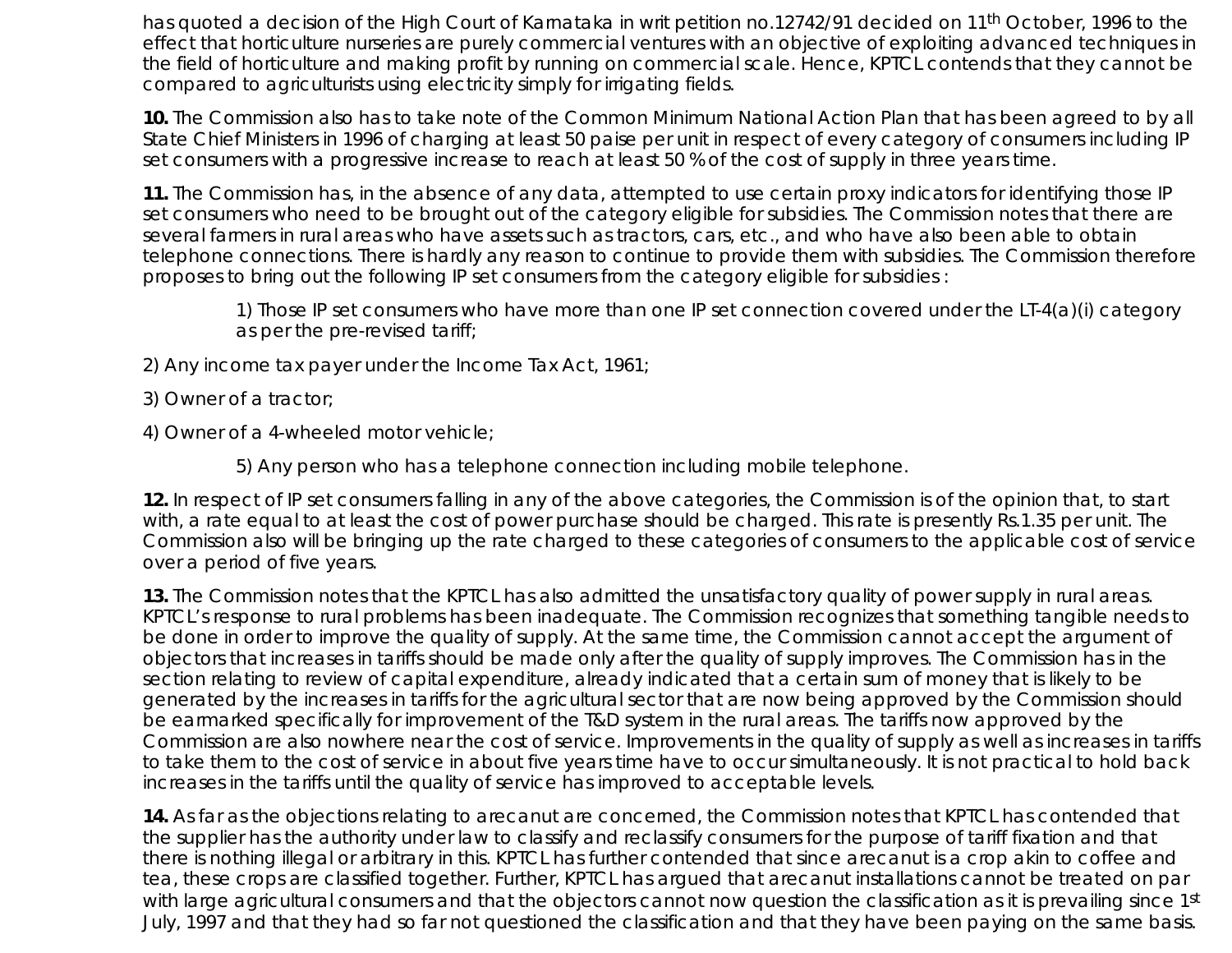has quoted a decision of the High Court of Karnataka in writ petition no.12742/91 decided on 11th October, 1996 to the effect that horticulture nurseries are purely commercial ventures with an objective of exploiting advanced techniques in the field of horticulture and making profit by running on commercial scale. Hence, KPTCL contends that they cannot be compared to agriculturists using electricity simply for irrigating fields.

**10.** The Commission also has to take note of the Common Minimum National Action Plan that has been agreed to by all State Chief Ministers in 1996 of charging at least 50 paise per unit in respect of every category of consumers including IP set consumers with a progressive increase to reach at least 50 % of the cost of supply in three years time.

**11.** The Commission has, in the absence of any data, attempted to use certain proxy indicators for identifying those IP set consumers who need to be brought out of the category eligible for subsidies. The Commission notes that there are several farmers in rural areas who have assets such as tractors, cars, etc., and who have also been able to obtain telephone connections. There is hardly any reason to continue to provide them with subsidies. The Commission therefore proposes to bring out the following IP set consumers from the category eligible for subsidies :

1) Those IP set consumers who have more than one IP set connection covered under the LT-4(a)(i) category as per the pre-revised tariff;

2) Any income tax payer under the Income Tax Act, 1961;

3) Owner of a tractor;

4) Owner of a 4-wheeled motor vehicle;

5) Any person who has a telephone connection including mobile telephone.

**12.** In respect of IP set consumers falling in any of the above categories, the Commission is of the opinion that, to start with, a rate equal to at least the cost of power purchase should be charged. This rate is presently Rs.1.35 per unit. The Commission also will be bringing up the rate charged to these categories of consumers to the applicable cost of service over a period of five years.

**13.** The Commission notes that the KPTCL has also admitted the unsatisfactory quality of power supply in rural areas. KPTCL's response to rural problems has been inadequate. The Commission recognizes that something tangible needs to be done in order to improve the quality of supply. At the same time, the Commission cannot accept the argument of objectors that increases in tariffs should be made only after the quality of supply improves. The Commission has in the section relating to review of capital expenditure, already indicated that a certain sum of money that is likely to be generated by the increases in tariffs for the agricultural sector that are now being approved by the Commission should be earmarked specifically for improvement of the T&D system in the rural areas. The tariffs now approved by the Commission are also nowhere near the cost of service. Improvements in the quality of supply as well as increases in tariffs to take them to the cost of service in about five years time have to occur simultaneously. It is not practical to hold back increases in the tariffs until the quality of service has improved to acceptable levels.

**14.** As far as the objections relating to arecanut are concerned, the Commission notes that KPTCL has contended that the supplier has the authority under law to classify and reclassify consumers for the purpose of tariff fixation and that there is nothing illegal or arbitrary in this. KPTCL has further contended that since arecanut is a crop akin to coffee and tea, these crops are classified together. Further, KPTCL has argued that arecanut installations cannot be treated on par with large agricultural consumers and that the objectors cannot now question the classification as it is prevailing since 1st July, 1997 and that they had so far not questioned the classification and that they have been paying on the same basis.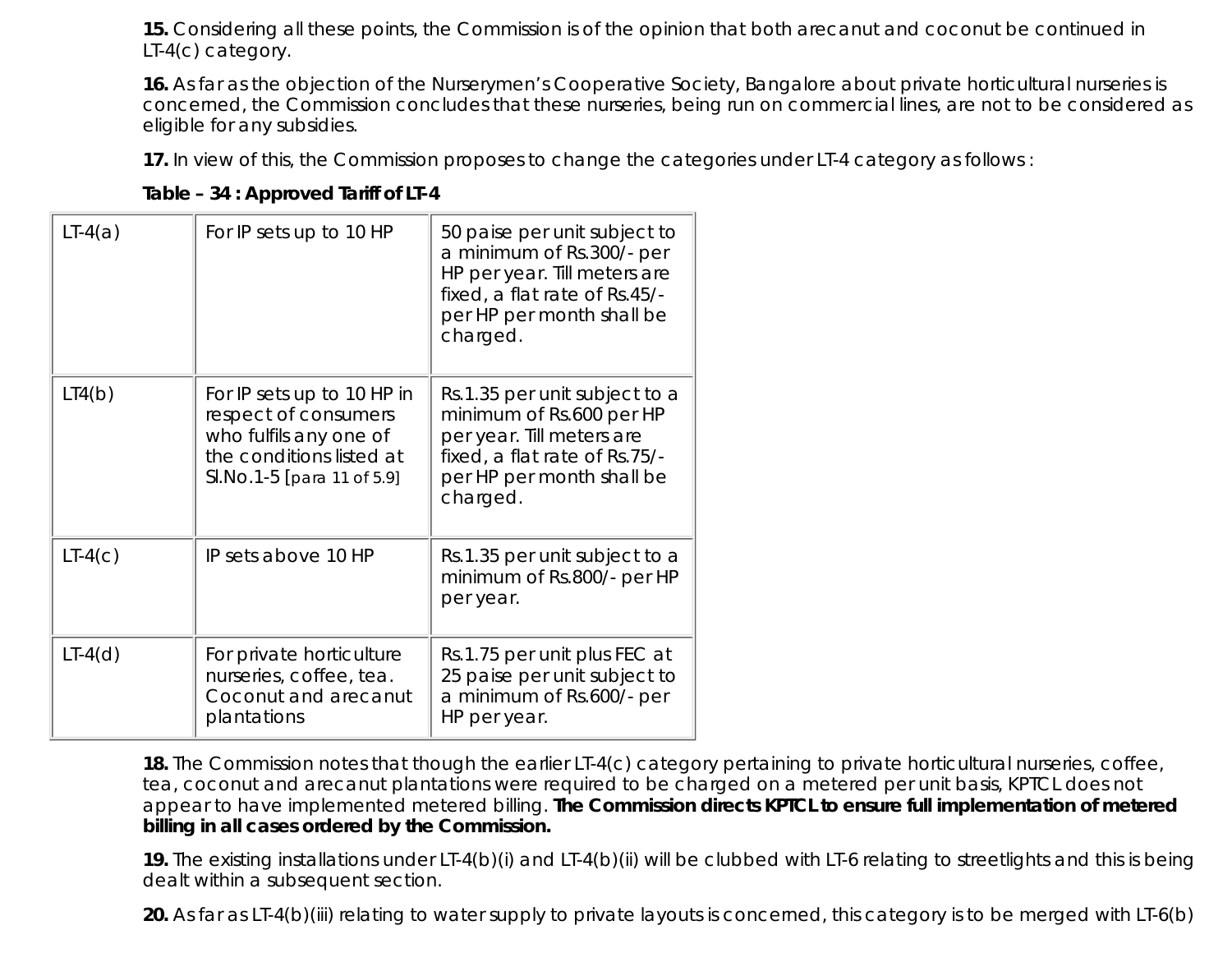**15.** Considering all these points, the Commission is of the opinion that both arecanut and coconut be continued in LT-4(c) category.

**16.** As far as the objection of the Nurserymen's Cooperative Society, Bangalore about private horticultural nurseries is concerned, the Commission concludes that these nurseries, being run on commercial lines, are not to be considered as eligible for any subsidies.

**17.** In view of this, the Commission proposes to change the categories under LT-4 category as follows :

**Table – 34 : Approved Tariff of LT-4**

| | | |
|---|---|---|
| LT-4(a) | For IP sets up to 10 HP | 50 paise per unit subject to a minimum of Rs.300/- per HP per year. Till meters are fixed, a flat rate of Rs.45/- per HP per month shall be charged. |
| LT4(b) | For IP sets up to 10 HP in respect of consumers who fulfils any one of the conditions listed at Sl.No.1-5 [para 11 of 5.9] | Rs.1.35 per unit subject to a minimum of Rs.600 per HP per year. Till meters are fixed, a flat rate of Rs.75/- per HP per month shall be charged. |
| LT-4(c) | IP sets above 10 HP | Rs.1.35 per unit subject to a minimum of Rs.800/- per HP per year. |
| LT-4(d) | For private horticulture nurseries, coffee, tea. Coconut and arecanut plantations | Rs.1.75 per unit plus FEC at 25 paise per unit subject to a minimum of Rs.600/- per HP per year. |

**18.** The Commission notes that though the earlier LT-4(c) category pertaining to private horticultural nurseries, coffee, tea, coconut and arecanut plantations were required to be charged on a metered per unit basis, KPTCL does not appear to have implemented metered billing. **The Commission directs KPTCL to ensure full implementation of metered billing in all cases ordered by the Commission.**

**19.** The existing installations under LT-4(b)(i) and LT-4(b)(ii) will be clubbed with LT-6 relating to streetlights and this is being dealt within a subsequent section.

**20.** As far as LT-4(b)(iii) relating to water supply to private layouts is concerned, this category is to be merged with LT-6(b)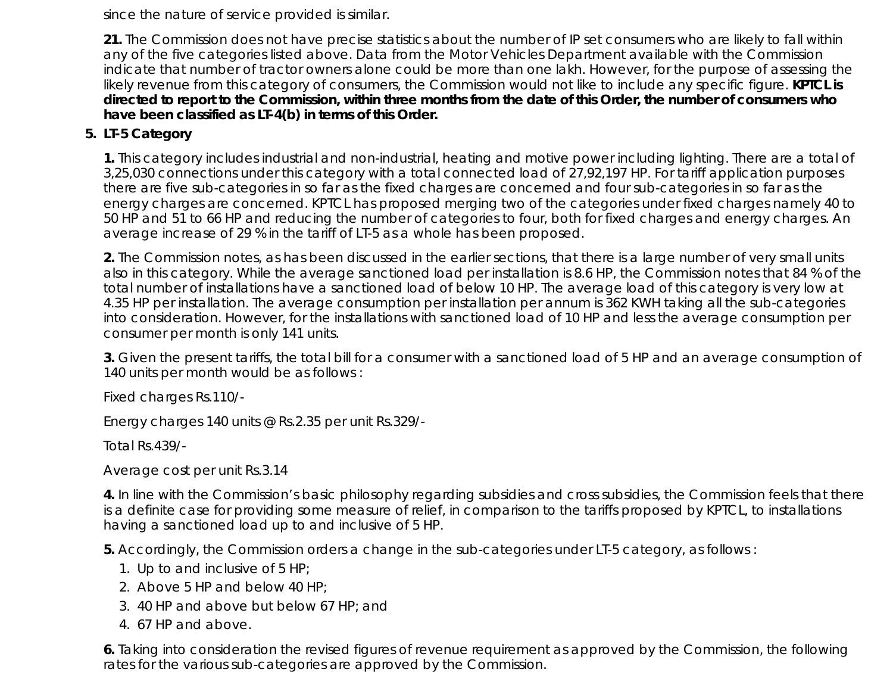since the nature of service provided is similar.

**21.** The Commission does not have precise statistics about the number of IP set consumers who are likely to fall within any of the five categories listed above. Data from the Motor Vehicles Department available with the Commission indicate that number of tractor owners alone could be more than one lakh. However, for the purpose of assessing the likely revenue from this category of consumers, the Commission would not like to include any specific figure. **KPTCL is directed to report to the Commission, within three months from the date of this Order, the number of consumers who have been classified as LT-4(b) in terms of this Order.**

5. **LT-5 Category**

**1.** This category includes industrial and non-industrial, heating and motive power including lighting. There are a total of 3,25,030 connections under this category with a total connected load of 27,92,197 HP. For tariff application purposes there are five sub-categories in so far as the fixed charges are concerned and four sub-categories in so far as the energy charges are concerned. KPTCL has proposed merging two of the categories under fixed charges namely 40 to 50 HP and 51 to 66 HP and reducing the number of categories to four, both for fixed charges and energy charges. An average increase of 29 % in the tariff of LT-5 as a whole has been proposed.

**2.** The Commission notes, as has been discussed in the earlier sections, that there is a large number of very small units also in this category. While the average sanctioned load per installation is 8.6 HP, the Commission notes that 84 % of the total number of installations have a sanctioned load of below 10 HP. The average load of this category is very low at 4.35 HP per installation. The average consumption per installation per annum is 362 KWH taking all the sub-categories into consideration. However, for the installations with sanctioned load of 10 HP and less the average consumption per consumer per month is only 141 units.

**3.** Given the present tariffs, the total bill for a consumer with a sanctioned load of 5 HP and an average consumption of 140 units per month would be as follows :

Fixed charges Rs.110/-

Energy charges 140 units @ Rs.2.35 per unit Rs.329/-

Total Rs.439/-

Average cost per unit Rs.3.14

**4.** In line with the Commission's basic philosophy regarding subsidies and cross subsidies, the Commission feels that there is a definite case for providing some measure of relief, in comparison to the tariffs proposed by KPTCL, to installations having a sanctioned load up to and inclusive of 5 HP.

**5.** Accordingly, the Commission orders a change in the sub-categories under LT-5 category, as follows :

1. Up to and inclusive of 5 HP;
2. Above 5 HP and below 40 HP;
3. 40 HP and above but below 67 HP; and
4. 67 HP and above.

**6.** Taking into consideration the revised figures of revenue requirement as approved by the Commission, the following rates for the various sub-categories are approved by the Commission.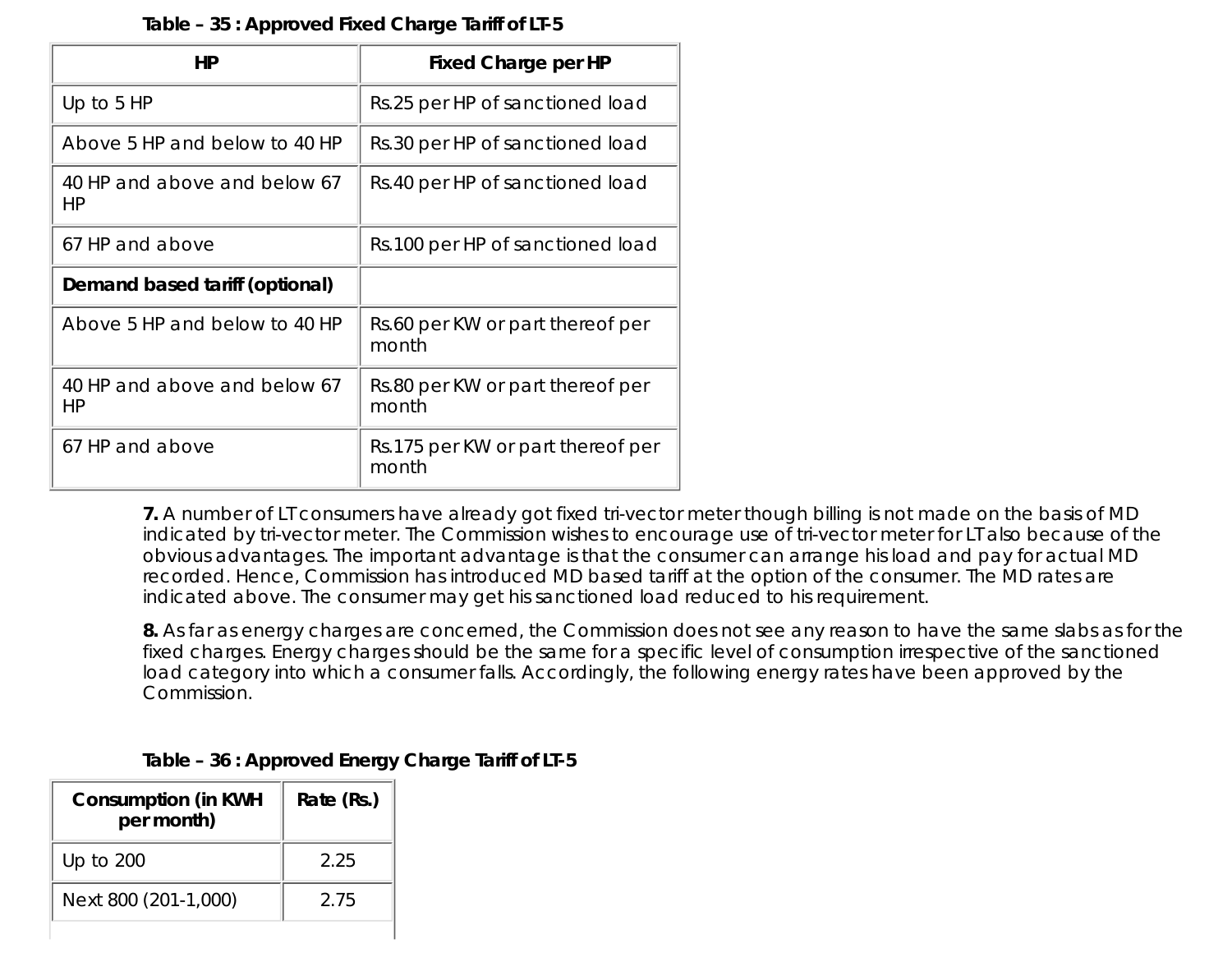**Table – 35 : Approved Fixed Charge Tariff of LT-5**

| HP | Fixed Charge per HP |
|---|---|
| Up to 5 HP | Rs.25 per HP of sanctioned load |
| Above 5 HP and below to 40 HP | Rs.30 per HP of sanctioned load |
| 40 HP and above and below 67 HP | Rs.40 per HP of sanctioned load |
| 67 HP and above | Rs.100 per HP of sanctioned load |
| **Demand based tariff (optional)** | |
| Above 5 HP and below to 40 HP | Rs.60 per KW or part thereof per month |
| 40 HP and above and below 67 HP | Rs.80 per KW or part thereof per month |
| 67 HP and above | Rs.175 per KW or part thereof per month |

**7.** A number of LT consumers have already got fixed tri-vector meter though billing is not made on the basis of MD indicated by tri-vector meter. The Commission wishes to encourage use of tri-vector meter for LT also because of the obvious advantages. The important advantage is that the consumer can arrange his load and pay for actual MD recorded. Hence, Commission has introduced MD based tariff at the option of the consumer. The MD rates are indicated above. The consumer may get his sanctioned load reduced to his requirement.

**8.** As far as energy charges are concerned, the Commission does not see any reason to have the same slabs as for the fixed charges. Energy charges should be the same for a specific level of consumption irrespective of the sanctioned load category into which a consumer falls. Accordingly, the following energy rates have been approved by the Commission.

**Table – 36 : Approved Energy Charge Tariff of LT-5**

| Consumption (in KWH per month) | Rate (Rs.) |
|---|---|
| Up to 200 | 2.25 |
| Next 800 (201-1,000) | 2.75 |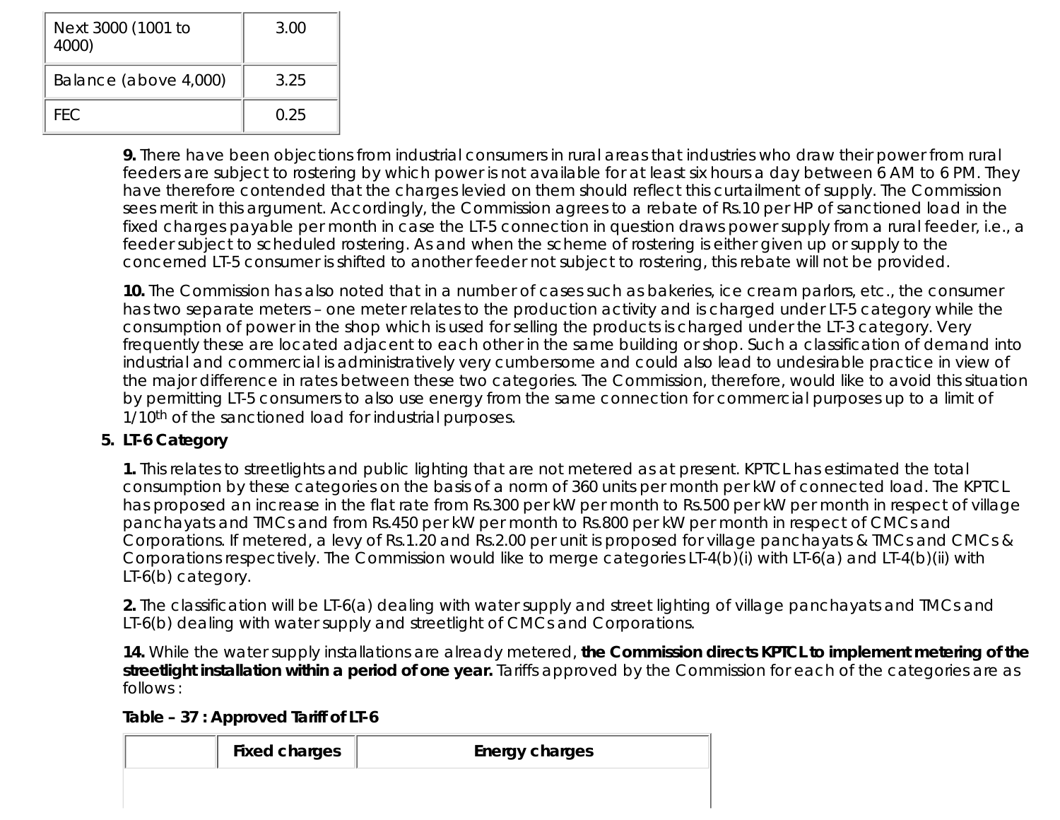| Next 3000 (1001 to 4000) | 3.00 |
|---|---|
| Balance (above 4,000) | 3.25 |
| FEC | 0.25 |

**9.** There have been objections from industrial consumers in rural areas that industries who draw their power from rural feeders are subject to rostering by which power is not available for at least six hours a day between 6 AM to 6 PM. They have therefore contended that the charges levied on them should reflect this curtailment of supply. The Commission sees merit in this argument. Accordingly, the Commission agrees to a rebate of Rs.10 per HP of sanctioned load in the fixed charges payable per month in case the LT-5 connection in question draws power supply from a rural feeder, i.e., a feeder subject to scheduled rostering. As and when the scheme of rostering is either given up or supply to the concerned LT-5 consumer is shifted to another feeder not subject to rostering, this rebate will not be provided.

**10.** The Commission has also noted that in a number of cases such as bakeries, ice cream parlors, etc., the consumer has two separate meters – one meter relates to the production activity and is charged under LT-5 category while the consumption of power in the shop which is used for selling the products is charged under the LT-3 category. Very frequently these are located adjacent to each other in the same building or shop. Such a classification of demand into industrial and commercial is administratively very cumbersome and could also lead to undesirable practice in view of the major difference in rates between these two categories. The Commission, therefore, would like to avoid this situation by permitting LT-5 consumers to also use energy from the same connection for commercial purposes up to a limit of 1/10th of the sanctioned load for industrial purposes.

5. **LT-6 Category**

**1.** This relates to streetlights and public lighting that are not metered as at present. KPTCL has estimated the total consumption by these categories on the basis of a norm of 360 units per month per kW of connected load. The KPTCL has proposed an increase in the flat rate from Rs.300 per kW per month to Rs.500 per kW per month in respect of village panchayats and TMCs and from Rs.450 per kW per month to Rs.800 per kW per month in respect of CMCs and Corporations. If metered, a levy of Rs.1.20 and Rs.2.00 per unit is proposed for village panchayats & TMCs and CMCs & Corporations respectively. The Commission would like to merge categories LT-4(b)(i) with LT-6(a) and LT-4(b)(ii) with LT-6(b) category.

**2.** The classification will be LT-6(a) dealing with water supply and street lighting of village panchayats and TMCs and LT-6(b) dealing with water supply and streetlight of CMCs and Corporations.

**14.** While the water supply installations are already metered, **the Commission directs KPTCL to implement metering of the streetlight installation within a period of one year.** Tariffs approved by the Commission for each of the categories are as follows :

**Table – 37 : Approved Tariff of LT-6**

| | Fixed charges | Energy charges |
|---|---|---|
| | | |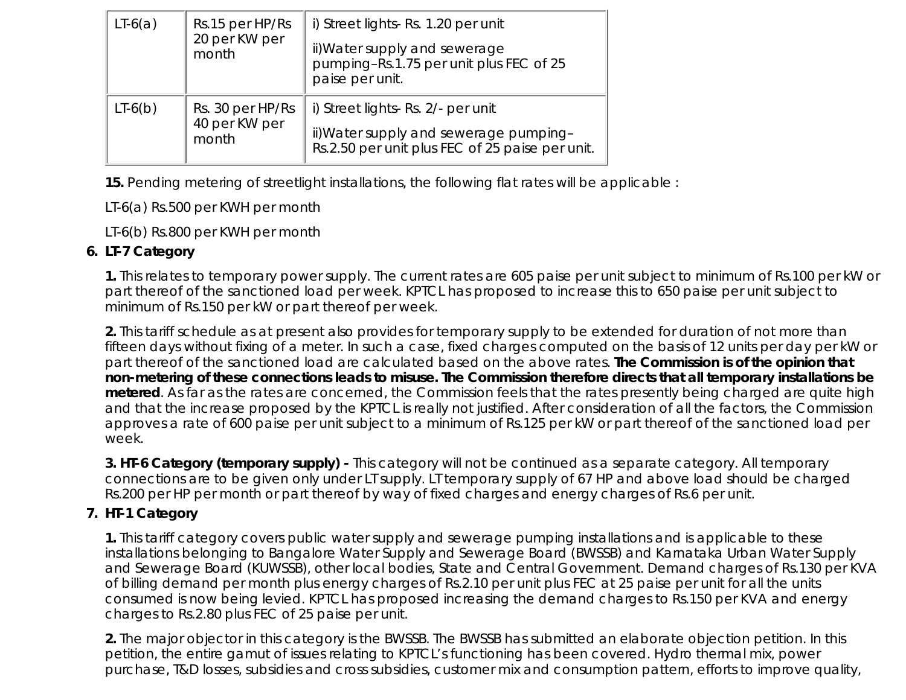| LT-6(a) | Rs.15 per HP/Rs 20 per KW per month | i) Street lights- Rs. 1.20 per unit<br>ii)Water supply and sewerage pumping–Rs.1.75 per unit plus FEC of 25 paise per unit. |
|---|---|---|
| LT-6(b) | Rs. 30 per HP/Rs 40 per KW per month | i) Street lights- Rs. 2/- per unit<br>ii)Water supply and sewerage pumping–Rs.2.50 per unit plus FEC of 25 paise per unit. |

**15.** Pending metering of streetlight installations, the following flat rates will be applicable :

LT-6(a) Rs.500 per KWH per month

LT-6(b) Rs.800 per KWH per month

6. **LT-7 Category**

**1.** This relates to temporary power supply. The current rates are 605 paise per unit subject to minimum of Rs.100 per kW or part thereof of the sanctioned load per week. KPTCL has proposed to increase this to 650 paise per unit subject to minimum of Rs.150 per kW or part thereof per week.

**2.** This tariff schedule as at present also provides for temporary supply to be extended for duration of not more than fifteen days without fixing of a meter. In such a case, fixed charges computed on the basis of 12 units per day per kW or part thereof of the sanctioned load are calculated based on the above rates. **The Commission is of the opinion that non-metering of these connections leads to misuse. The Commission therefore directs that all temporary installations be metered**. As far as the rates are concerned, the Commission feels that the rates presently being charged are quite high and that the increase proposed by the KPTCL is really not justified. After consideration of all the factors, the Commission approves a rate of 600 paise per unit subject to a minimum of Rs.125 per kW or part thereof of the sanctioned load per week.

**3. HT-6 Category (temporary supply) -** This category will not be continued as a separate category. All temporary connections are to be given only under LT supply. LT temporary supply of 67 HP and above load should be charged Rs.200 per HP per month or part thereof by way of fixed charges and energy charges of Rs.6 per unit.

7. **HT-1 Category**

**1.** This tariff category covers public water supply and sewerage pumping installations and is applicable to these installations belonging to Bangalore Water Supply and Sewerage Board (BWSSB) and Karnataka Urban Water Supply and Sewerage Board (KUWSSB), other local bodies, State and Central Government. Demand charges of Rs.130 per KVA of billing demand per month plus energy charges of Rs.2.10 per unit plus FEC at 25 paise per unit for all the units consumed is now being levied. KPTCL has proposed increasing the demand charges to Rs.150 per KVA and energy charges to Rs.2.80 plus FEC of 25 paise per unit.

**2.** The major objector in this category is the BWSSB. The BWSSB has submitted an elaborate objection petition. In this petition, the entire gamut of issues relating to KPTCL's functioning has been covered. Hydro thermal mix, power purchase, T&D losses, subsidies and cross subsidies, customer mix and consumption pattern, efforts to improve quality,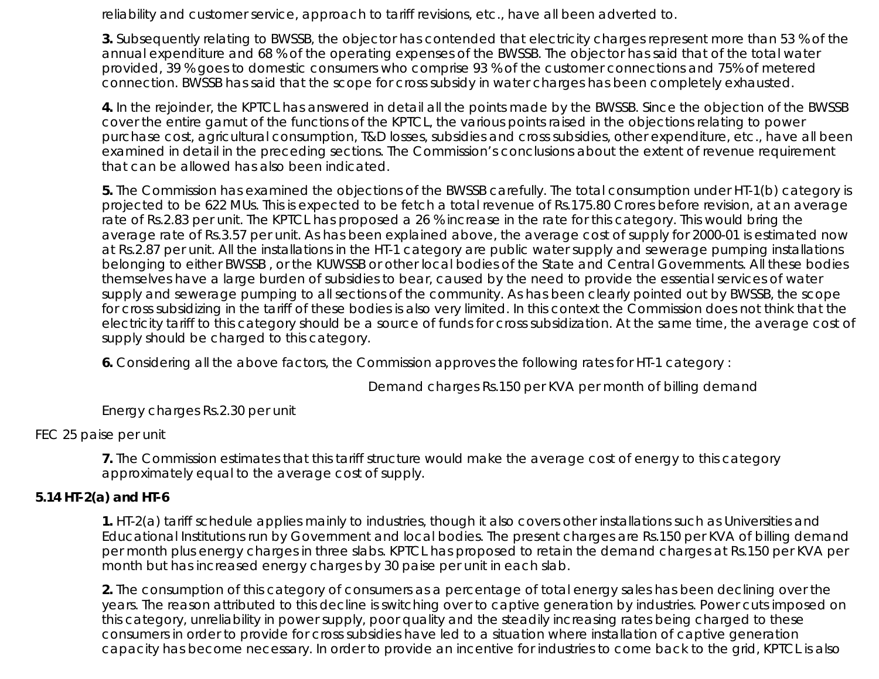reliability and customer service, approach to tariff revisions, etc., have all been adverted to.

**3.** Subsequently relating to BWSSB, the objector has contended that electricity charges represent more than 53 % of the annual expenditure and 68 % of the operating expenses of the BWSSB. The objector has said that of the total water provided, 39 % goes to domestic consumers who comprise 93 % of the customer connections and 75% of metered connection. BWSSB has said that the scope for cross subsidy in water charges has been completely exhausted.

**4.** In the rejoinder, the KPTCL has answered in detail all the points made by the BWSSB. Since the objection of the BWSSB cover the entire gamut of the functions of the KPTCL, the various points raised in the objections relating to power purchase cost, agricultural consumption, T&D losses, subsidies and cross subsidies, other expenditure, etc., have all been examined in detail in the preceding sections. The Commission's conclusions about the extent of revenue requirement that can be allowed has also been indicated.

**5.** The Commission has examined the objections of the BWSSB carefully. The total consumption under HT-1(b) category is projected to be 622 MUs. This is expected to be fetch a total revenue of Rs.175.80 Crores before revision, at an average rate of Rs.2.83 per unit. The KPTCL has proposed a 26 % increase in the rate for this category. This would bring the average rate of Rs.3.57 per unit. As has been explained above, the average cost of supply for 2000-01 is estimated now at Rs.2.87 per unit. All the installations in the HT-1 category are public water supply and sewerage pumping installations belonging to either BWSSB , or the KUWSSB or other local bodies of the State and Central Governments. All these bodies themselves have a large burden of subsidies to bear, caused by the need to provide the essential services of water supply and sewerage pumping to all sections of the community. As has been clearly pointed out by BWSSB, the scope for cross subsidizing in the tariff of these bodies is also very limited. In this context the Commission does not think that the electricity tariff to this category should be a source of funds for cross subsidization. At the same time, the average cost of supply should be charged to this category.

**6.** Considering all the above factors, the Commission approves the following rates for HT-1 category :

Demand charges Rs.150 per KVA per month of billing demand

Energy charges Rs.2.30 per unit

FEC 25 paise per unit

**7.** The Commission estimates that this tariff structure would make the average cost of energy to this category approximately equal to the average cost of supply.

### 5.14 HT-2(a) and HT-6

**1.** HT-2(a) tariff schedule applies mainly to industries, though it also covers other installations such as Universities and Educational Institutions run by Government and local bodies. The present charges are Rs.150 per KVA of billing demand per month plus energy charges in three slabs. KPTCL has proposed to retain the demand charges at Rs.150 per KVA per month but has increased energy charges by 30 paise per unit in each slab.

**2.** The consumption of this category of consumers as a percentage of total energy sales has been declining over the years. The reason attributed to this decline is switching over to captive generation by industries. Power cuts imposed on this category, unreliability in power supply, poor quality and the steadily increasing rates being charged to these consumers in order to provide for cross subsidies have led to a situation where installation of captive generation capacity has become necessary. In order to provide an incentive for industries to come back to the grid, KPTCL is also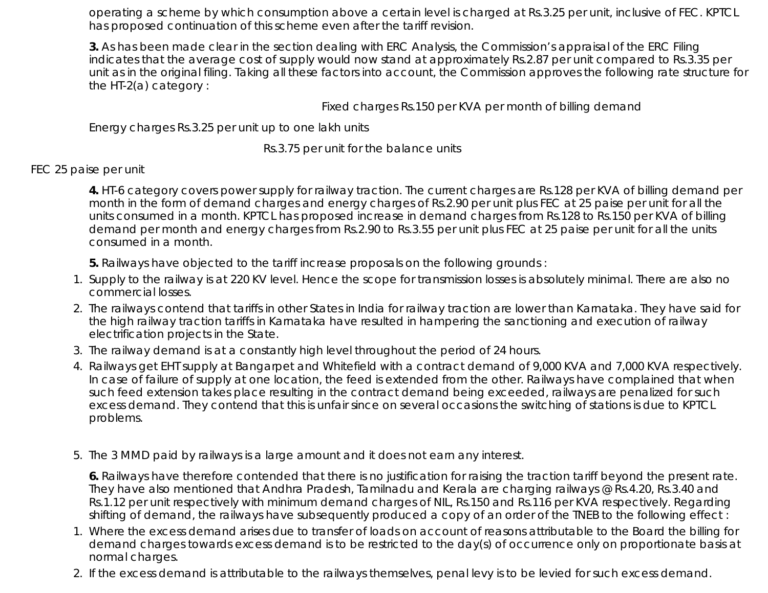operating a scheme by which consumption above a certain level is charged at Rs.3.25 per unit, inclusive of FEC. KPTCL has proposed continuation of this scheme even after the tariff revision.

**3.** As has been made clear in the section dealing with ERC Analysis, the Commission's appraisal of the ERC Filing indicates that the average cost of supply would now stand at approximately Rs.2.87 per unit compared to Rs.3.35 per unit as in the original filing. Taking all these factors into account, the Commission approves the following rate structure for the HT-2(a) category :

Fixed charges Rs.150 per KVA per month of billing demand

Energy charges Rs.3.25 per unit up to one lakh units

Rs.3.75 per unit for the balance units

FEC 25 paise per unit

**4.** HT-6 category covers power supply for railway traction. The current charges are Rs.128 per KVA of billing demand per month in the form of demand charges and energy charges of Rs.2.90 per unit plus FEC at 25 paise per unit for all the units consumed in a month. KPTCL has proposed increase in demand charges from Rs.128 to Rs.150 per KVA of billing demand per month and energy charges from Rs.2.90 to Rs.3.55 per unit plus FEC at 25 paise per unit for all the units consumed in a month.

**5.** Railways have objected to the tariff increase proposals on the following grounds :

1. Supply to the railway is at 220 KV level. Hence the scope for transmission losses is absolutely minimal. There are also no commercial losses.
2. The railways contend that tariffs in other States in India for railway traction are lower than Karnataka. They have said for the high railway traction tariffs in Karnataka have resulted in hampering the sanctioning and execution of railway electrification projects in the State.
3. The railway demand is at a constantly high level throughout the period of 24 hours.
4. Railways get EHT supply at Bangarpet and Whitefield with a contract demand of 9,000 KVA and 7,000 KVA respectively. In case of failure of supply at one location, the feed is extended from the other. Railways have complained that when such feed extension takes place resulting in the contract demand being exceeded, railways are penalized for such excess demand. They contend that this is unfair since on several occasions the switching of stations is due to KPTCL problems.
5. The 3 MMD paid by railways is a large amount and it does not earn any interest.

**6.** Railways have therefore contended that there is no justification for raising the traction tariff beyond the present rate. They have also mentioned that Andhra Pradesh, Tamilnadu and Kerala are charging railways @ Rs.4.20, Rs.3.40 and Rs.1.12 per unit respectively with minimum demand charges of NIL, Rs.150 and Rs.116 per KVA respectively. Regarding shifting of demand, the railways have subsequently produced a copy of an order of the TNEB to the following effect :

1. Where the excess demand arises due to transfer of loads on account of reasons attributable to the Board the billing for demand charges towards excess demand is to be restricted to the day(s) of occurrence only on proportionate basis at normal charges.
2. If the excess demand is attributable to the railways themselves, penal levy is to be levied for such excess demand.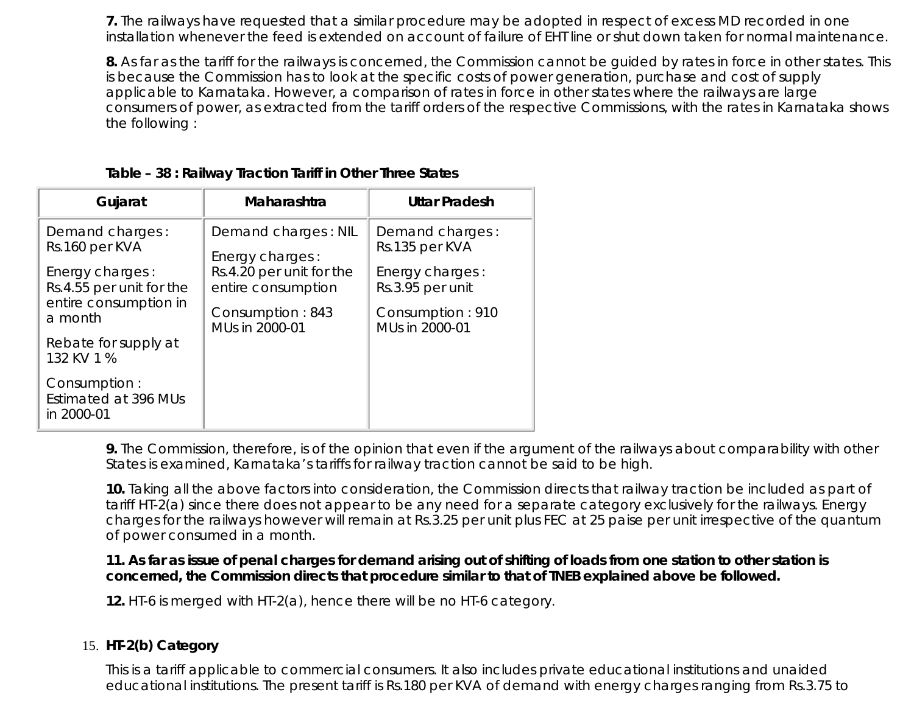**7.** The railways have requested that a similar procedure may be adopted in respect of excess MD recorded in one installation whenever the feed is extended on account of failure of EHT line or shut down taken for normal maintenance.

**8.** As far as the tariff for the railways is concerned, the Commission cannot be guided by rates in force in other states. This is because the Commission has to look at the specific costs of power generation, purchase and cost of supply applicable to Karnataka. However, a comparison of rates in force in other states where the railways are large consumers of power, as extracted from the tariff orders of the respective Commissions, with the rates in Karnataka shows the following :

**Table – 38 : Railway Traction Tariff in Other Three States**

| Gujarat | Maharashtra | Uttar Pradesh |
|---|---|---|
| Demand charges : Rs.160 per KVA<br><br>Energy charges : Rs.4.55 per unit for the entire consumption in a month<br><br>Rebate for supply at 132 KV 1 %<br><br>Consumption : Estimated at 396 MUs in 2000-01 | Demand charges : NIL<br><br>Energy charges : Rs.4.20 per unit for the entire consumption<br><br>Consumption : 843 MUs in 2000-01 | Demand charges : Rs.135 per KVA<br><br>Energy charges : Rs.3.95 per unit<br><br>Consumption : 910 MUs in 2000-01 |

**9.** The Commission, therefore, is of the opinion that even if the argument of the railways about comparability with other States is examined, Karnataka's tariffs for railway traction cannot be said to be high.

**10.** Taking all the above factors into consideration, the Commission directs that railway traction be included as part of tariff HT-2(a) since there does not appear to be any need for a separate category exclusively for the railways. Energy charges for the railways however will remain at Rs.3.25 per unit plus FEC at 25 paise per unit irrespective of the quantum of power consumed in a month.

**11. As far as issue of penal charges for demand arising out of shifting of loads from one station to other station is concerned, the Commission directs that procedure similar to that of TNEB explained above be followed.**

**12.** HT-6 is merged with HT-2(a), hence there will be no HT-6 category.

15. **HT-2(b) Category**

This is a tariff applicable to commercial consumers. It also includes private educational institutions and unaided educational institutions. The present tariff is Rs.180 per KVA of demand with energy charges ranging from Rs.3.75 to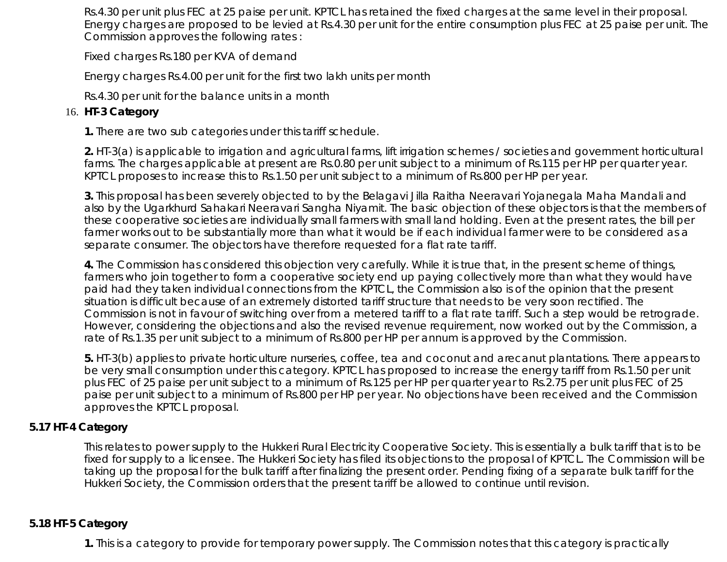Rs.4.30 per unit plus FEC at 25 paise per unit. KPTCL has retained the fixed charges at the same level in their proposal. Energy charges are proposed to be levied at Rs.4.30 per unit for the entire consumption plus FEC at 25 paise per unit. The Commission approves the following rates :

Fixed charges Rs.180 per KVA of demand

Energy charges Rs.4.00 per unit for the first two lakh units per month

Rs.4.30 per unit for the balance units in a month

16. **HT-3 Category**

**1.** There are two sub categories under this tariff schedule.

**2.** HT-3(a) is applicable to irrigation and agricultural farms, lift irrigation schemes / societies and government horticultural farms. The charges applicable at present are Rs.0.80 per unit subject to a minimum of Rs.115 per HP per quarter year. KPTCL proposes to increase this to Rs.1.50 per unit subject to a minimum of Rs.800 per HP per year.

**3.** This proposal has been severely objected to by the Belagavi Jilla Raitha Neeravari Yojanegala Maha Mandali and also by the Ugarkhurd Sahakari Neeravari Sangha Niyamit. The basic objection of these objectors is that the members of these cooperative societies are individually small farmers with small land holding. Even at the present rates, the bill per farmer works out to be substantially more than what it would be if each individual farmer were to be considered as a separate consumer. The objectors have therefore requested for a flat rate tariff.

**4.** The Commission has considered this objection very carefully. While it is true that, in the present scheme of things, farmers who join together to form a cooperative society end up paying collectively more than what they would have paid had they taken individual connections from the KPTCL, the Commission also is of the opinion that the present situation is difficult because of an extremely distorted tariff structure that needs to be very soon rectified. The Commission is not in favour of switching over from a metered tariff to a flat rate tariff. Such a step would be retrograde. However, considering the objections and also the revised revenue requirement, now worked out by the Commission, a rate of Rs.1.35 per unit subject to a minimum of Rs.800 per HP per annum is approved by the Commission.

**5.** HT-3(b) applies to private horticulture nurseries, coffee, tea and coconut and arecanut plantations. There appears to be very small consumption under this category. KPTCL has proposed to increase the energy tariff from Rs.1.50 per unit plus FEC of 25 paise per unit subject to a minimum of Rs.125 per HP per quarter year to Rs.2.75 per unit plus FEC of 25 paise per unit subject to a minimum of Rs.800 per HP per year. No objections have been received and the Commission approves the KPTCL proposal.

**5.17 HT-4 Category**

This relates to power supply to the Hukkeri Rural Electricity Cooperative Society. This is essentially a bulk tariff that is to be fixed for supply to a licensee. The Hukkeri Society has filed its objections to the proposal of KPTCL. The Commission will be taking up the proposal for the bulk tariff after finalizing the present order. Pending fixing of a separate bulk tariff for the Hukkeri Society, the Commission orders that the present tariff be allowed to continue until revision.

**5.18 HT-5 Category**

**1.** This is a category to provide for temporary power supply. The Commission notes that this category is practically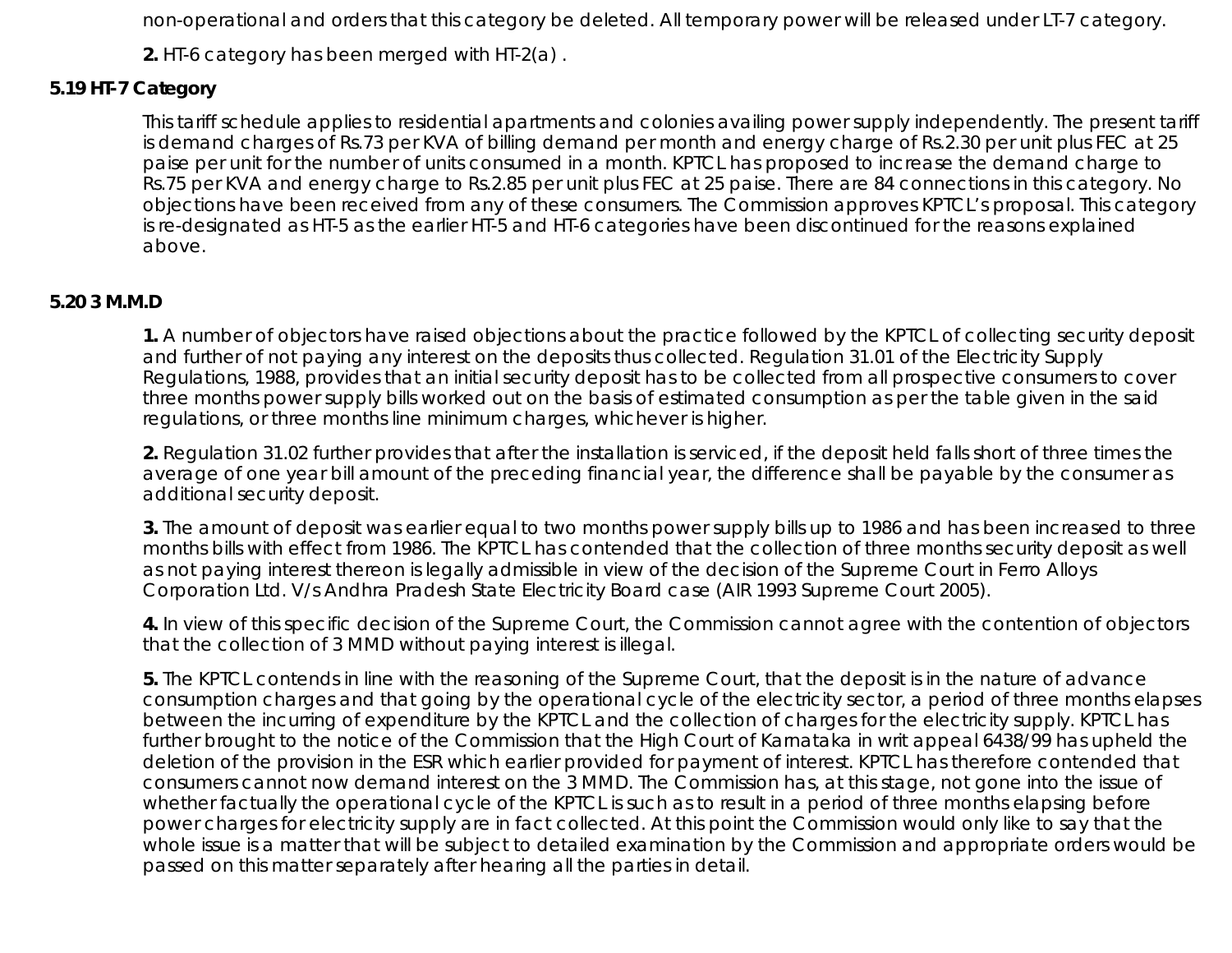non-operational and orders that this category be deleted. All temporary power will be released under LT-7 category.

**2.** HT-6 category has been merged with HT-2(a) .

### 5.19 HT-7 Category

This tariff schedule applies to residential apartments and colonies availing power supply independently. The present tariff is demand charges of Rs.73 per KVA of billing demand per month and energy charge of Rs.2.30 per unit plus FEC at 25 paise per unit for the number of units consumed in a month. KPTCL has proposed to increase the demand charge to Rs.75 per KVA and energy charge to Rs.2.85 per unit plus FEC at 25 paise. There are 84 connections in this category. No objections have been received from any of these consumers. The Commission approves KPTCL's proposal. This category is re-designated as HT-5 as the earlier HT-5 and HT-6 categories have been discontinued for the reasons explained above.

### 5.20 3 M.M.D

**1.** A number of objectors have raised objections about the practice followed by the KPTCL of collecting security deposit and further of not paying any interest on the deposits thus collected. Regulation 31.01 of the Electricity Supply Regulations, 1988, provides that an initial security deposit has to be collected from all prospective consumers to cover three months power supply bills worked out on the basis of estimated consumption as per the table given in the said regulations, or three months line minimum charges, whichever is higher.

**2.** Regulation 31.02 further provides that after the installation is serviced, if the deposit held falls short of three times the average of one year bill amount of the preceding financial year, the difference shall be payable by the consumer as additional security deposit.

**3.** The amount of deposit was earlier equal to two months power supply bills up to 1986 and has been increased to three months bills with effect from 1986. The KPTCL has contended that the collection of three months security deposit as well as not paying interest thereon is legally admissible in view of the decision of the Supreme Court in Ferro Alloys Corporation Ltd. V/s Andhra Pradesh State Electricity Board case (AIR 1993 Supreme Court 2005).

**4.** In view of this specific decision of the Supreme Court, the Commission cannot agree with the contention of objectors that the collection of 3 MMD without paying interest is illegal.

**5.** The KPTCL contends in line with the reasoning of the Supreme Court, that the deposit is in the nature of advance consumption charges and that going by the operational cycle of the electricity sector, a period of three months elapses between the incurring of expenditure by the KPTCL and the collection of charges for the electricity supply. KPTCL has further brought to the notice of the Commission that the High Court of Karnataka in writ appeal 6438/99 has upheld the deletion of the provision in the ESR which earlier provided for payment of interest. KPTCL has therefore contended that consumers cannot now demand interest on the 3 MMD. The Commission has, at this stage, not gone into the issue of whether factually the operational cycle of the KPTCL is such as to result in a period of three months elapsing before power charges for electricity supply are in fact collected. At this point the Commission would only like to say that the whole issue is a matter that will be subject to detailed examination by the Commission and appropriate orders would be passed on this matter separately after hearing all the parties in detail.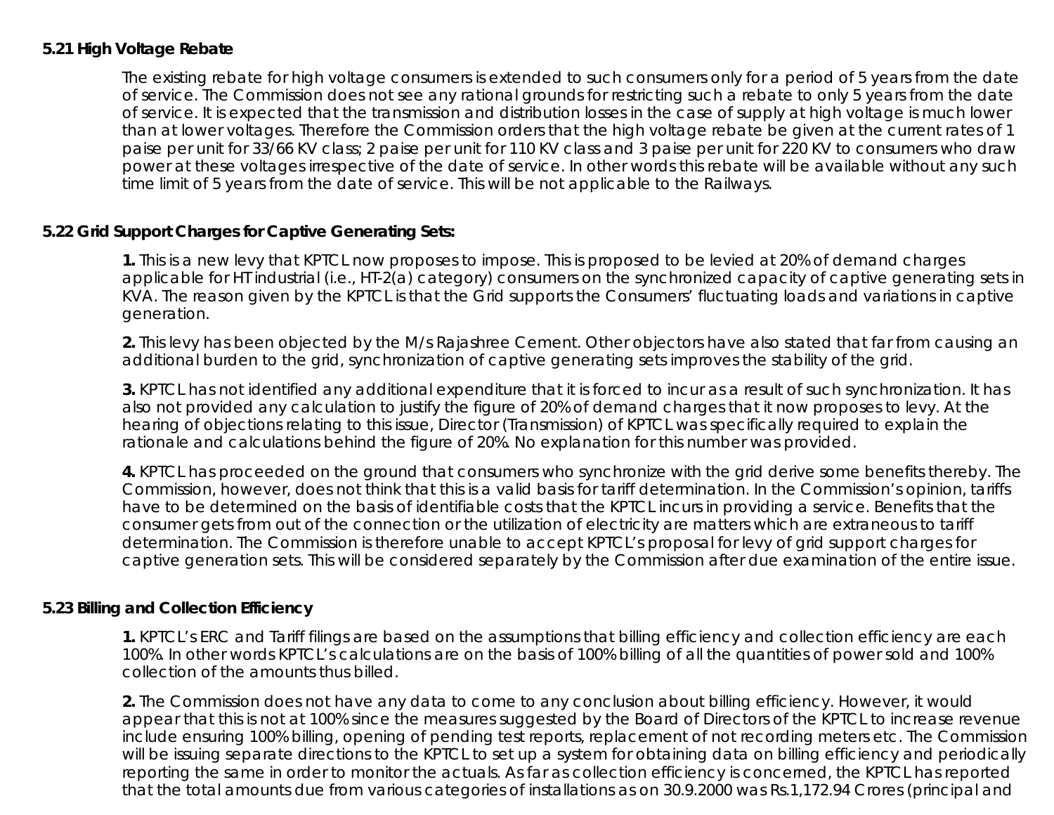**5.21 High Voltage Rebate**

The existing rebate for high voltage consumers is extended to such consumers only for a period of 5 years from the date of service. The Commission does not see any rational grounds for restricting such a rebate to only 5 years from the date of service. It is expected that the transmission and distribution losses in the case of supply at high voltage is much lower than at lower voltages. Therefore the Commission orders that the high voltage rebate be given at the current rates of 1 paise per unit for 33/66 KV class; 2 paise per unit for 110 KV class and 3 paise per unit for 220 KV to consumers who draw power at these voltages irrespective of the date of service. In other words this rebate will be available without any such time limit of 5 years from the date of service. This will be not applicable to the Railways.

**5.22 Grid Support Charges for Captive Generating Sets:**

**1.** This is a new levy that KPTCL now proposes to impose. This is proposed to be levied at 20% of demand charges applicable for HT industrial (i.e., HT-2(a) category) consumers on the synchronized capacity of captive generating sets in KVA. The reason given by the KPTCL is that the Grid supports the Consumers' fluctuating loads and variations in captive generation.

**2.** This levy has been objected by the M/s Rajashree Cement. Other objectors have also stated that far from causing an additional burden to the grid, synchronization of captive generating sets improves the stability of the grid.

**3.** KPTCL has not identified any additional expenditure that it is forced to incur as a result of such synchronization. It has also not provided any calculation to justify the figure of 20% of demand charges that it now proposes to levy. At the hearing of objections relating to this issue, Director (Transmission) of KPTCL was specifically required to explain the rationale and calculations behind the figure of 20%. No explanation for this number was provided.

**4.** KPTCL has proceeded on the ground that consumers who synchronize with the grid derive some benefits thereby. The Commission, however, does not think that this is a valid basis for tariff determination. In the Commission's opinion, tariffs have to be determined on the basis of identifiable costs that the KPTCL incurs in providing a service. Benefits that the consumer gets from out of the connection or the utilization of electricity are matters which are extraneous to tariff determination. The Commission is therefore unable to accept KPTCL's proposal for levy of grid support charges for captive generation sets. This will be considered separately by the Commission after due examination of the entire issue.

**5.23 Billing and Collection Efficiency**

**1.** KPTCL's ERC and Tariff filings are based on the assumptions that billing efficiency and collection efficiency are each 100%. In other words KPTCL's calculations are on the basis of 100% billing of all the quantities of power sold and 100% collection of the amounts thus billed.

**2.** The Commission does not have any data to come to any conclusion about billing efficiency. However, it would appear that this is not at 100% since the measures suggested by the Board of Directors of the KPTCL to increase revenue include ensuring 100% billing, opening of pending test reports, replacement of not recording meters etc. The Commission will be issuing separate directions to the KPTCL to set up a system for obtaining data on billing efficiency and periodically reporting the same in order to monitor the actuals. As far as collection efficiency is concerned, the KPTCL has reported that the total amounts due from various categories of installations as on 30.9.2000 was Rs.1,172.94 Crores (principal and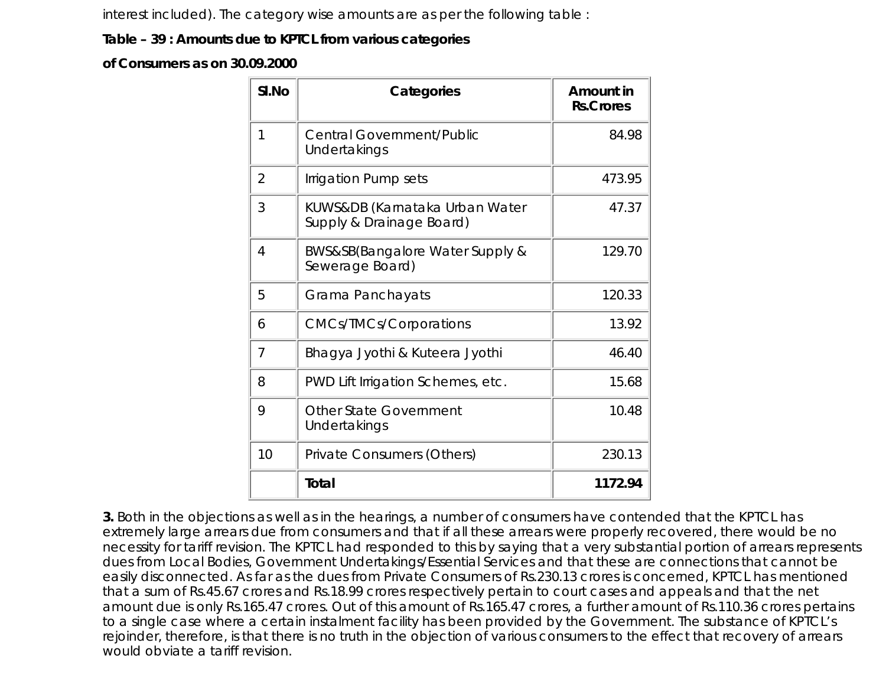interest included). The category wise amounts are as per the following table :

**Table – 39 : Amounts due to KPTCL from various categories of Consumers as on 30.09.2000**

| Sl.No | Categories | Amount in Rs.Crores |
|---|---|---|
| 1 | Central Government/Public Undertakings | 84.98 |
| 2 | Irrigation Pump sets | 473.95 |
| 3 | KUWS&DB (Karnataka Urban Water Supply & Drainage Board) | 47.37 |
| 4 | BWS&SB(Bangalore Water Supply & Sewerage Board) | 129.70 |
| 5 | Grama Panchayats | 120.33 |
| 6 | CMCs/TMCs/Corporations | 13.92 |
| 7 | Bhagya Jyothi & Kuteera Jyothi | 46.40 |
| 8 | PWD Lift Irrigation Schemes, etc. | 15.68 |
| 9 | Other State Government Undertakings | 10.48 |
| 10 | Private Consumers (Others) | 230.13 |
| | **Total** | **1172.94** |

**3.** Both in the objections as well as in the hearings, a number of consumers have contended that the KPTCL has extremely large arrears due from consumers and that if all these arrears were properly recovered, there would be no necessity for tariff revision. The KPTCL had responded to this by saying that a very substantial portion of arrears represents dues from Local Bodies, Government Undertakings/Essential Services and that these are connections that cannot be easily disconnected. As far as the dues from Private Consumers of Rs.230.13 crores is concerned, KPTCL has mentioned that a sum of Rs.45.67 crores and Rs.18.99 crores respectively pertain to court cases and appeals and that the net amount due is only Rs.165.47 crores. Out of this amount of Rs.165.47 crores, a further amount of Rs.110.36 crores pertains to a single case where a certain instalment facility has been provided by the Government. The substance of KPTCL's rejoinder, therefore, is that there is no truth in the objection of various consumers to the effect that recovery of arrears would obviate a tariff revision.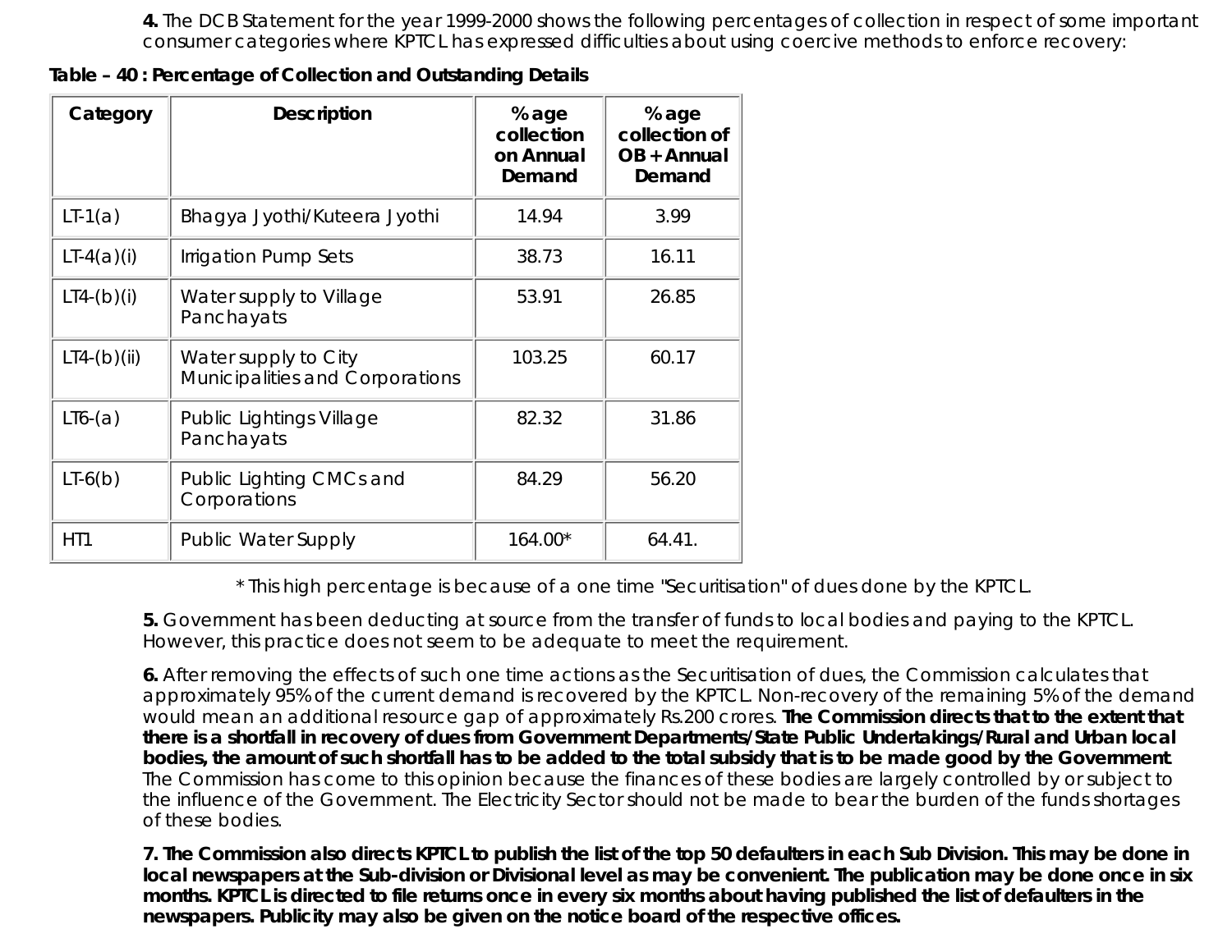**4.** The DCB Statement for the year 1999-2000 shows the following percentages of collection in respect of some important consumer categories where KPTCL has expressed difficulties about using coercive methods to enforce recovery:

**Table – 40 : Percentage of Collection and Outstanding Details**

| Category | Description | %age collection on Annual Demand | %age collection of OB + Annual Demand |
|---|---|---|---|
| LT-1(a) | Bhagya Jyothi/Kuteera Jyothi | 14.94 | 3.99 |
| LT-4(a)(i) | Irrigation Pump Sets | 38.73 | 16.11 |
| LT4-(b)(i) | Water supply to Village Panchayats | 53.91 | 26.85 |
| LT4-(b)(ii) | Water supply to City Municipalities and Corporations | 103.25 | 60.17 |
| LT6-(a) | Public Lightings Village Panchayats | 82.32 | 31.86 |
| LT-6(b) | Public Lighting CMCs and Corporations | 84.29 | 56.20 |
| HT1 | Public Water Supply | 164.00* | 64.41. |

\* This high percentage is because of a one time "Securitisation" of dues done by the KPTCL.

**5.** Government has been deducting at source from the transfer of funds to local bodies and paying to the KPTCL. However, this practice does not seem to be adequate to meet the requirement.

**6.** After removing the effects of such one time actions as the Securitisation of dues, the Commission calculates that approximately 95% of the current demand is recovered by the KPTCL. Non-recovery of the remaining 5% of the demand would mean an additional resource gap of approximately Rs.200 crores. **The Commission directs that to the extent that there is a shortfall in recovery of dues from Government Departments/State Public Undertakings/Rural and Urban local bodies, the amount of such shortfall has to be added to the total subsidy that is to be made good by the Government**. The Commission has come to this opinion because the finances of these bodies are largely controlled by or subject to the influence of the Government. The Electricity Sector should not be made to bear the burden of the funds shortages of these bodies.

**7. The Commission also directs KPTCL to publish the list of the top 50 defaulters in each Sub Division. This may be done in local newspapers at the Sub-division or Divisional level as may be convenient. The publication may be done once in six months. KPTCL is directed to file returns once in every six months about having published the list of defaulters in the newspapers. Publicity may also be given on the notice board of the respective offices.**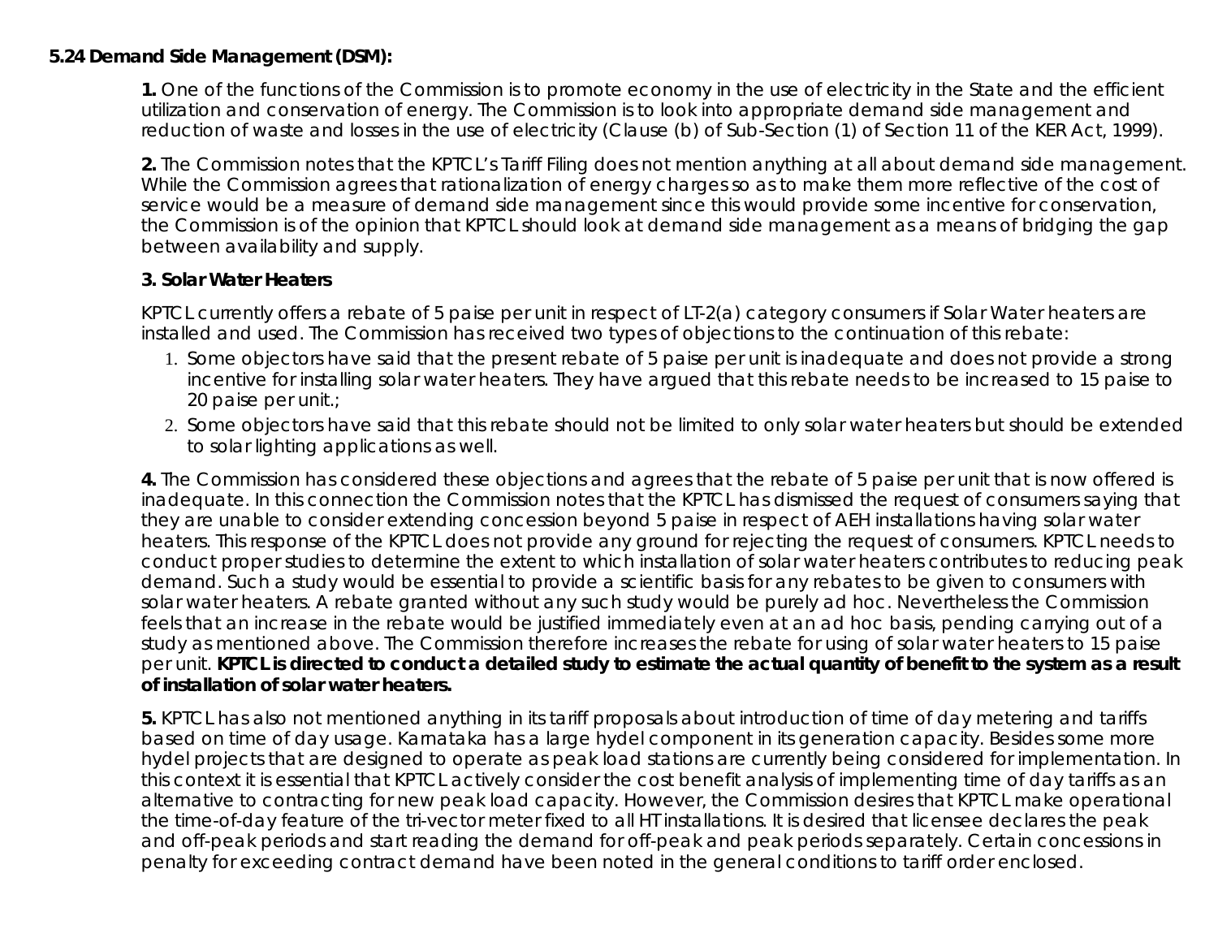**5.24 Demand Side Management (DSM):**

**1.** One of the functions of the Commission is to promote economy in the use of electricity in the State and the efficient utilization and conservation of energy. The Commission is to look into appropriate demand side management and reduction of waste and losses in the use of electricity (Clause (b) of Sub-Section (1) of Section 11 of the KER Act, 1999).

**2.** The Commission notes that the KPTCL's Tariff Filing does not mention anything at all about demand side management. While the Commission agrees that rationalization of energy charges so as to make them more reflective of the cost of service would be a measure of demand side management since this would provide some incentive for conservation, the Commission is of the opinion that KPTCL should look at demand side management as a means of bridging the gap between availability and supply.

**3. Solar Water Heaters**

KPTCL currently offers a rebate of 5 paise per unit in respect of LT-2(a) category consumers if Solar Water heaters are installed and used. The Commission has received two types of objections to the continuation of this rebate:

1. Some objectors have said that the present rebate of 5 paise per unit is inadequate and does not provide a strong incentive for installing solar water heaters. They have argued that this rebate needs to be increased to 15 paise to 20 paise per unit.;
2. Some objectors have said that this rebate should not be limited to only solar water heaters but should be extended to solar lighting applications as well.

**4.** The Commission has considered these objections and agrees that the rebate of 5 paise per unit that is now offered is inadequate. In this connection the Commission notes that the KPTCL has dismissed the request of consumers saying that they are unable to consider extending concession beyond 5 paise in respect of AEH installations having solar water heaters. This response of the KPTCL does not provide any ground for rejecting the request of consumers. KPTCL needs to conduct proper studies to determine the extent to which installation of solar water heaters contributes to reducing peak demand. Such a study would be essential to provide a scientific basis for any rebates to be given to consumers with solar water heaters. A rebate granted without any such study would be purely ad hoc. Nevertheless the Commission feels that an increase in the rebate would be justified immediately even at an ad hoc basis, pending carrying out of a study as mentioned above. The Commission therefore increases the rebate for using of solar water heaters to 15 paise per unit. **KPTCL is directed to conduct a detailed study to estimate the actual quantity of benefit to the system as a result of installation of solar water heaters.**

**5.** KPTCL has also not mentioned anything in its tariff proposals about introduction of time of day metering and tariffs based on time of day usage. Karnataka has a large hydel component in its generation capacity. Besides some more hydel projects that are designed to operate as peak load stations are currently being considered for implementation. In this context it is essential that KPTCL actively consider the cost benefit analysis of implementing time of day tariffs as an alternative to contracting for new peak load capacity. However, the Commission desires that KPTCL make operational the time-of-day feature of the tri-vector meter fixed to all HT installations. It is desired that licensee declares the peak and off-peak periods and start reading the demand for off-peak and peak periods separately. Certain concessions in penalty for exceeding contract demand have been noted in the general conditions to tariff order enclosed.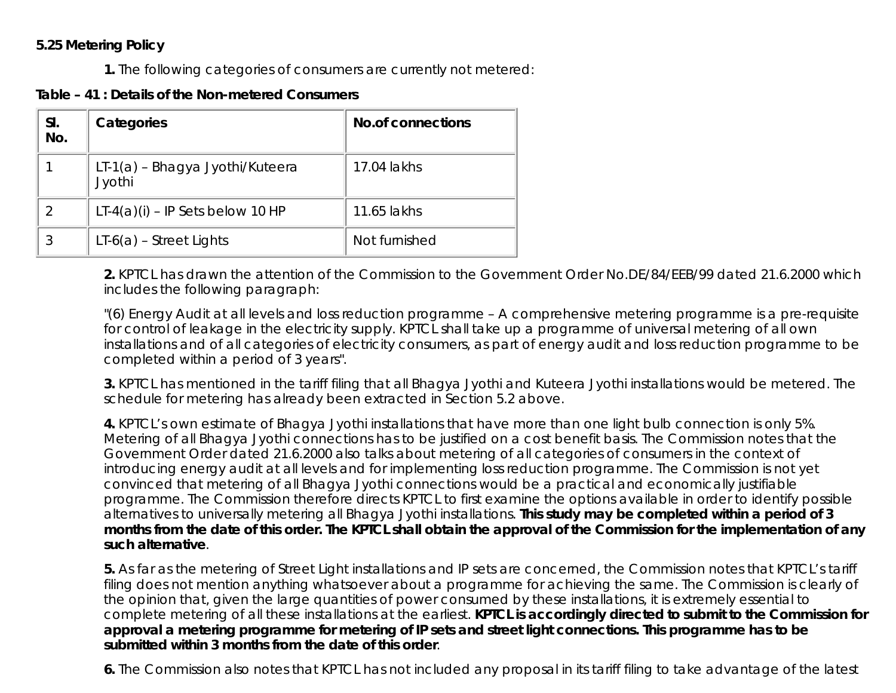**5.25 Metering Policy**

**1.** The following categories of consumers are currently not metered:

**Table – 41 : Details of the Non-metered Consumers**

| Sl. No. | Categories | No.of connections |
|---|---|---|
| 1 | LT-1(a) – Bhagya Jyothi/Kuteera Jyothi | 17.04 lakhs |
| 2 | LT-4(a)(i) – IP Sets below 10 HP | 11.65 lakhs |
| 3 | LT-6(a) – Street Lights | Not furnished |

**2.** KPTCL has drawn the attention of the Commission to the Government Order No.DE/84/EEB/99 dated 21.6.2000 which includes the following paragraph:

"(6) Energy Audit at all levels and loss reduction programme – A comprehensive metering programme is a pre-requisite for control of leakage in the electricity supply. KPTCL shall take up a programme of universal metering of all own installations and of all categories of electricity consumers, as part of energy audit and loss reduction programme to be completed within a period of 3 years".

**3.** KPTCL has mentioned in the tariff filing that all Bhagya Jyothi and Kuteera Jyothi installations would be metered. The schedule for metering has already been extracted in Section 5.2 above.

**4.** KPTCL's own estimate of Bhagya Jyothi installations that have more than one light bulb connection is only 5%. Metering of all Bhagya Jyothi connections has to be justified on a cost benefit basis. The Commission notes that the Government Order dated 21.6.2000 also talks about metering of all categories of consumers in the context of introducing energy audit at all levels and for implementing loss reduction programme. The Commission is not yet convinced that metering of all Bhagya Jyothi connections would be a practical and economically justifiable programme. The Commission therefore directs KPTCL to first examine the options available in order to identify possible alternatives to universally metering all Bhagya Jyothi installations. **This study may be completed within a period of 3 months from the date of this order. The KPTCL shall obtain the approval of the Commission for the implementation of any such alternative**.

**5.** As far as the metering of Street Light installations and IP sets are concerned, the Commission notes that KPTCL's tariff filing does not mention anything whatsoever about a programme for achieving the same. The Commission is clearly of the opinion that, given the large quantities of power consumed by these installations, it is extremely essential to complete metering of all these installations at the earliest. **KPTCL is accordingly directed to submit to the Commission for approval a metering programme for metering of IP sets and street light connections. This programme has to be submitted within 3 months from the date of this order**.

**6.** The Commission also notes that KPTCL has not included any proposal in its tariff filing to take advantage of the latest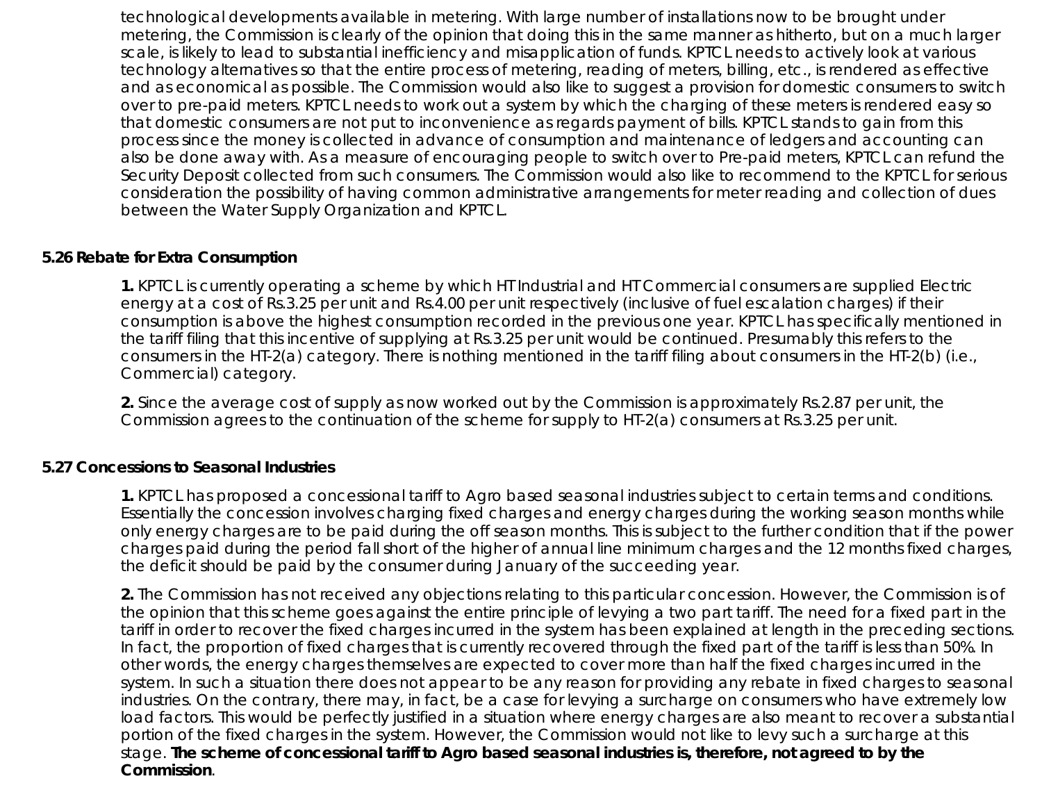technological developments available in metering. With large number of installations now to be brought under metering, the Commission is clearly of the opinion that doing this in the same manner as hitherto, but on a much larger scale, is likely to lead to substantial inefficiency and misapplication of funds. KPTCL needs to actively look at various technology alternatives so that the entire process of metering, reading of meters, billing, etc., is rendered as effective and as economical as possible. The Commission would also like to suggest a provision for domestic consumers to switch over to pre-paid meters. KPTCL needs to work out a system by which the charging of these meters is rendered easy so that domestic consumers are not put to inconvenience as regards payment of bills. KPTCL stands to gain from this process since the money is collected in advance of consumption and maintenance of ledgers and accounting can also be done away with. As a measure of encouraging people to switch over to Pre-paid meters, KPTCL can refund the Security Deposit collected from such consumers. The Commission would also like to recommend to the KPTCL for serious consideration the possibility of having common administrative arrangements for meter reading and collection of dues between the Water Supply Organization and KPTCL.

### 5.26 Rebate for Extra Consumption

**1.** KPTCL is currently operating a scheme by which HT Industrial and HT Commercial consumers are supplied Electric energy at a cost of Rs.3.25 per unit and Rs.4.00 per unit respectively (inclusive of fuel escalation charges) if their consumption is above the highest consumption recorded in the previous one year. KPTCL has specifically mentioned in the tariff filing that this incentive of supplying at Rs.3.25 per unit would be continued. Presumably this refers to the consumers in the HT-2(a) category. There is nothing mentioned in the tariff filing about consumers in the HT-2(b) (i.e., Commercial) category.

**2.** Since the average cost of supply as now worked out by the Commission is approximately Rs.2.87 per unit, the Commission agrees to the continuation of the scheme for supply to HT-2(a) consumers at Rs.3.25 per unit.

### 5.27 Concessions to Seasonal Industries

**1.** KPTCL has proposed a concessional tariff to Agro based seasonal industries subject to certain terms and conditions. Essentially the concession involves charging fixed charges and energy charges during the working season months while only energy charges are to be paid during the off season months. This is subject to the further condition that if the power charges paid during the period fall short of the higher of annual line minimum charges and the 12 months fixed charges, the deficit should be paid by the consumer during January of the succeeding year.

**2.** The Commission has not received any objections relating to this particular concession. However, the Commission is of the opinion that this scheme goes against the entire principle of levying a two part tariff. The need for a fixed part in the tariff in order to recover the fixed charges incurred in the system has been explained at length in the preceding sections. In fact, the proportion of fixed charges that is currently recovered through the fixed part of the tariff is less than 50%. In other words, the energy charges themselves are expected to cover more than half the fixed charges incurred in the system. In such a situation there does not appear to be any reason for providing any rebate in fixed charges to seasonal industries. On the contrary, there may, in fact, be a case for levying a surcharge on consumers who have extremely low load factors. This would be perfectly justified in a situation where energy charges are also meant to recover a substantial portion of the fixed charges in the system. However, the Commission would not like to levy such a surcharge at this stage. **The scheme of concessional tariff to Agro based seasonal industries is, therefore, not agreed to by the Commission**.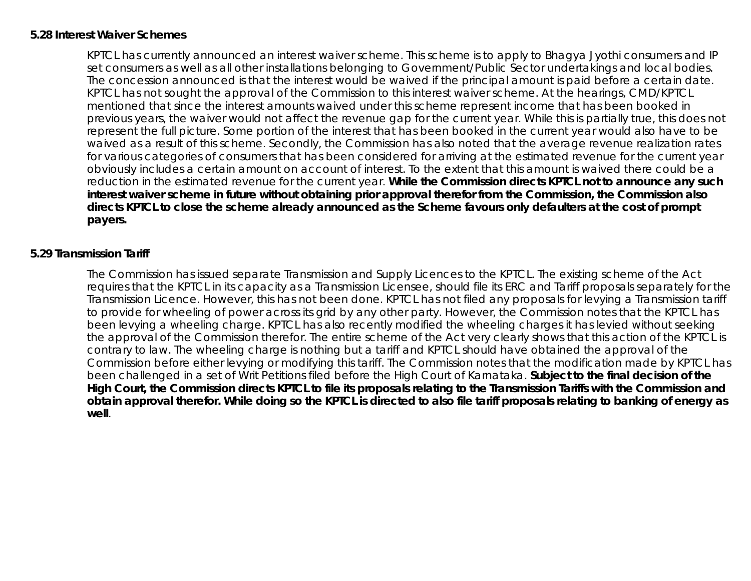### 5.28 Interest Waiver Schemes

KPTCL has currently announced an interest waiver scheme. This scheme is to apply to Bhagya Jyothi consumers and IP set consumers as well as all other installations belonging to Government/Public Sector undertakings and local bodies. The concession announced is that the interest would be waived if the principal amount is paid before a certain date. KPTCL has not sought the approval of the Commission to this interest waiver scheme. At the hearings, CMD/KPTCL mentioned that since the interest amounts waived under this scheme represent income that has been booked in previous years, the waiver would not affect the revenue gap for the current year. While this is partially true, this does not represent the full picture. Some portion of the interest that has been booked in the current year would also have to be waived as a result of this scheme. Secondly, the Commission has also noted that the average revenue realization rates for various categories of consumers that has been considered for arriving at the estimated revenue for the current year obviously includes a certain amount on account of interest. To the extent that this amount is waived there could be a reduction in the estimated revenue for the current year. **While the Commission directs KPTCL not to announce any such interest waiver scheme in future without obtaining prior approval therefor from the Commission, the Commission also directs KPTCL to close the scheme already announced as the Scheme favours only defaulters at the cost of prompt payers.**

### 5.29 Transmission Tariff

The Commission has issued separate Transmission and Supply Licences to the KPTCL. The existing scheme of the Act requires that the KPTCL in its capacity as a Transmission Licensee, should file its ERC and Tariff proposals separately for the Transmission Licence. However, this has not been done. KPTCL has not filed any proposals for levying a Transmission tariff to provide for wheeling of power across its grid by any other party. However, the Commission notes that the KPTCL has been levying a wheeling charge. KPTCL has also recently modified the wheeling charges it has levied without seeking the approval of the Commission therefor. The entire scheme of the Act very clearly shows that this action of the KPTCL is contrary to law. The wheeling charge is nothing but a tariff and KPTCL should have obtained the approval of the Commission before either levying or modifying this tariff. The Commission notes that the modification made by KPTCL has been challenged in a set of Writ Petitions filed before the High Court of Karnataka. **Subject to the final decision of the High Court, the Commission directs KPTCL to file its proposals relating to the Transmission Tariffs with the Commission and obtain approval therefor. While doing so the KPTCL is directed to also file tariff proposals relating to banking of energy as well**.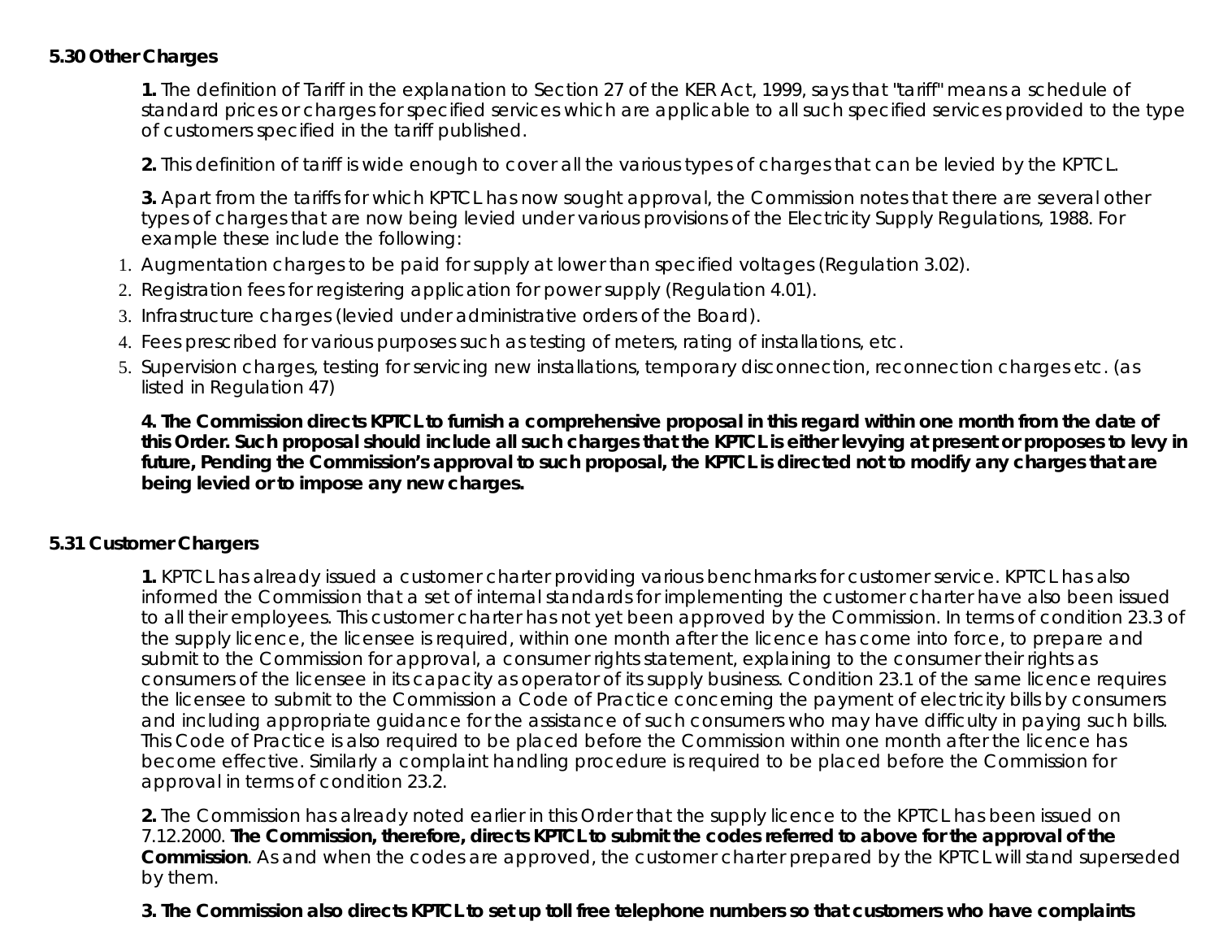### 5.30 Other Charges

**1.** The definition of Tariff in the explanation to Section 27 of the KER Act, 1999, says that "tariff" means a schedule of standard prices or charges for specified services which are applicable to all such specified services provided to the type of customers specified in the tariff published.

**2.** This definition of tariff is wide enough to cover all the various types of charges that can be levied by the KPTCL.

**3.** Apart from the tariffs for which KPTCL has now sought approval, the Commission notes that there are several other types of charges that are now being levied under various provisions of the Electricity Supply Regulations, 1988. For example these include the following:

1. Augmentation charges to be paid for supply at lower than specified voltages (Regulation 3.02).
2. Registration fees for registering application for power supply (Regulation 4.01).
3. Infrastructure charges (levied under administrative orders of the Board).
4. Fees prescribed for various purposes such as testing of meters, rating of installations, etc.
5. Supervision charges, testing for servicing new installations, temporary disconnection, reconnection charges etc. (as listed in Regulation 47)

**4. The Commission directs KPTCL to furnish a comprehensive proposal in this regard within one month from the date of this Order. Such proposal should include all such charges that the KPTCL is either levying at present or proposes to levy in future, Pending the Commission's approval to such proposal, the KPTCL is directed not to modify any charges that are being levied or to impose any new charges.**

### 5.31 Customer Chargers

**1.** KPTCL has already issued a customer charter providing various benchmarks for customer service. KPTCL has also informed the Commission that a set of internal standards for implementing the customer charter have also been issued to all their employees. This customer charter has not yet been approved by the Commission. In terms of condition 23.3 of the supply licence, the licensee is required, within one month after the licence has come into force, to prepare and submit to the Commission for approval, a consumer rights statement, explaining to the consumer their rights as consumers of the licensee in its capacity as operator of its supply business. Condition 23.1 of the same licence requires the licensee to submit to the Commission a Code of Practice concerning the payment of electricity bills by consumers and including appropriate guidance for the assistance of such consumers who may have difficulty in paying such bills. This Code of Practice is also required to be placed before the Commission within one month after the licence has become effective. Similarly a complaint handling procedure is required to be placed before the Commission for approval in terms of condition 23.2.

**2.** The Commission has already noted earlier in this Order that the supply licence to the KPTCL has been issued on 7.12.2000. **The Commission, therefore, directs KPTCL to submit the codes referred to above for the approval of the Commission**. As and when the codes are approved, the customer charter prepared by the KPTCL will stand superseded by them.

**3. The Commission also directs KPTCL to set up toll free telephone numbers so that customers who have complaints**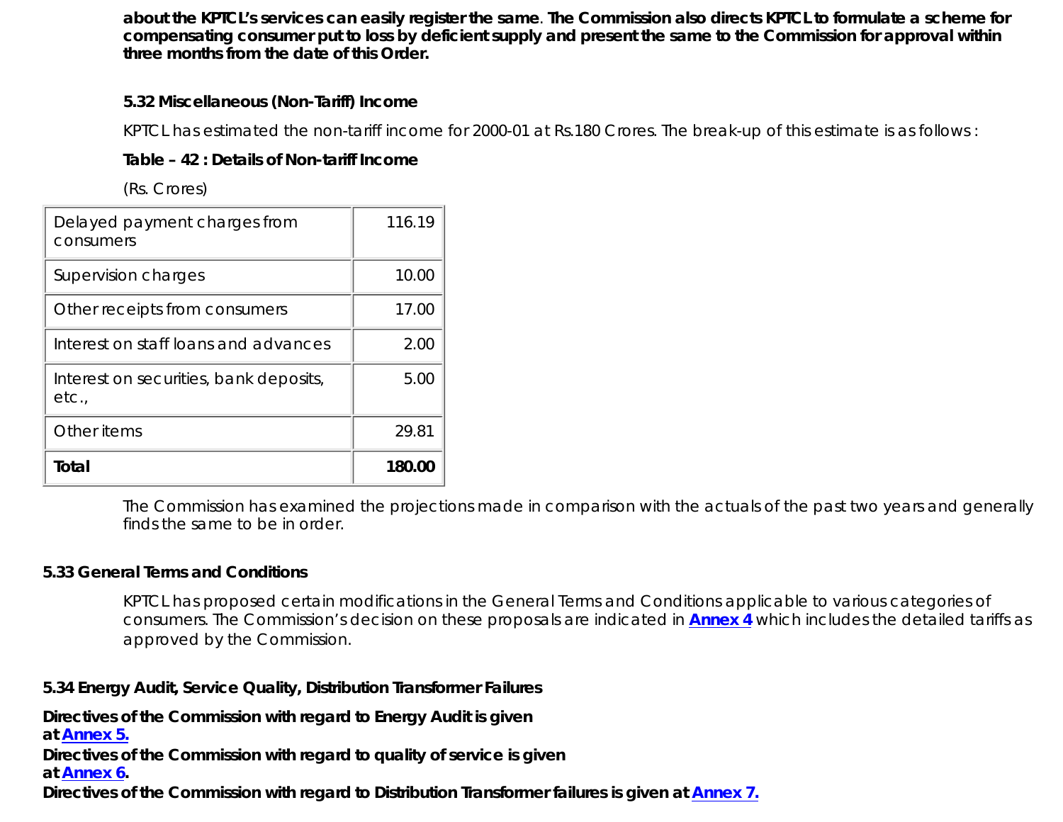**about the KPTCL's services can easily register the same. The Commission also directs KPTCL to formulate a scheme for compensating consumer put to loss by deficient supply and present the same to the Commission for approval within three months from the date of this Order.**

### 5.32 Miscellaneous (Non-Tariff) Income

KPTCL has estimated the non-tariff income for 2000-01 at Rs.180 Crores. The break-up of this estimate is as follows :

**Table – 42 : Details of Non-tariff Income**

(Rs. Crores)

| | |
|---|---|
| Delayed payment charges from consumers | 116.19 |
| Supervision charges | 10.00 |
| Other receipts from consumers | 17.00 |
| Interest on staff loans and advances | 2.00 |
| Interest on securities, bank deposits, etc., | 5.00 |
| Other items | 29.81 |
| **Total** | **180.00** |

The Commission has examined the projections made in comparison with the actuals of the past two years and generally finds the same to be in order.

### 5.33 General Terms and Conditions

KPTCL has proposed certain modifications in the General Terms and Conditions applicable to various categories of consumers. The Commission's decision on these proposals are indicated in **Annex 4** which includes the detailed tariffs as approved by the Commission.

### 5.34 Energy Audit, Service Quality, Distribution Transformer Failures

**Directives of the Commission with regard to Energy Audit is given at Annex 5.**
**Directives of the Commission with regard to quality of service is given at Annex 6.**
**Directives of the Commission with regard to Distribution Transformer failures is given at Annex 7.**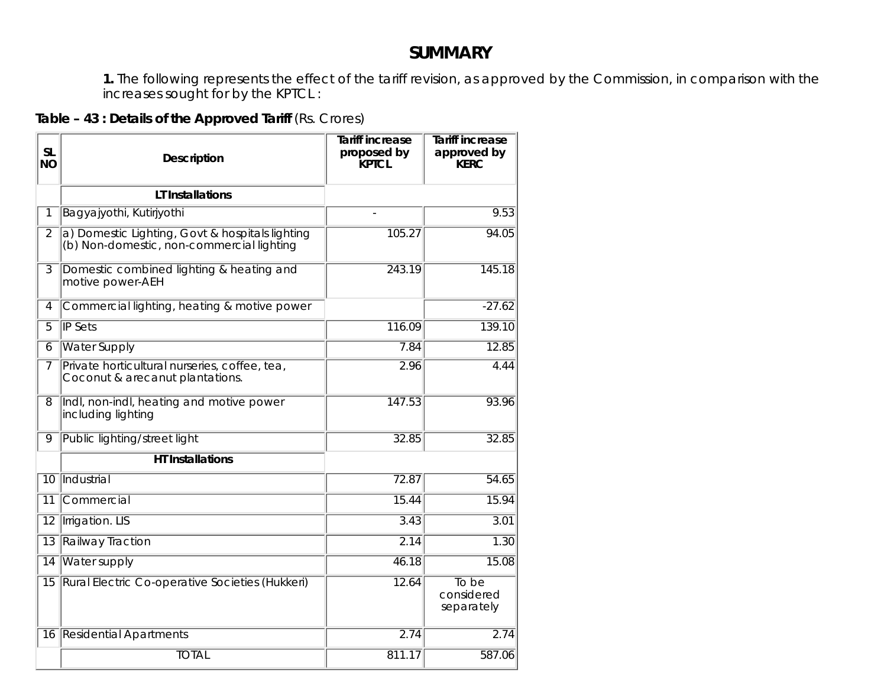# SUMMARY

**1.** The following represents the effect of the tariff revision, as approved by the Commission, in comparison with the increases sought for by the KPTCL :

**Table – 43 : Details of the Approved Tariff** (Rs. Crores)

| SL NO | Description | Tariff increase proposed by KPTCL | Tariff increase approved by KERC |
|---|---|---|---|
| | **LT Installations** | | |
| 1 | Bagyajyothi, Kutirjyothi | - | 9.53 |
| 2 | a) Domestic Lighting, Govt & hospitals lighting (b) Non-domestic, non-commercial lighting | 105.27 | 94.05 |
| 3 | Domestic combined lighting & heating and motive power-AEH | 243.19 | 145.18 |
| 4 | Commercial lighting, heating & motive power | | -27.62 |
| 5 | IP Sets | 116.09 | 139.10 |
| 6 | Water Supply | 7.84 | 12.85 |
| 7 | Private horticultural nurseries, coffee, tea, Coconut & arecanut plantations. | 2.96 | 4.44 |
| 8 | Indl, non-indl, heating and motive power including lighting | 147.53 | 93.96 |
| 9 | Public lighting/street light | 32.85 | 32.85 |
| | **HT Installations** | | |
| 10 | Industrial | 72.87 | 54.65 |
| 11 | Commercial | 15.44 | 15.94 |
| 12 | Irrigation. LIS | 3.43 | 3.01 |
| 13 | Railway Traction | 2.14 | 1.30 |
| 14 | Water supply | 46.18 | 15.08 |
| 15 | Rural Electric Co-operative Societies (Hukkeri) | 12.64 | To be considered separately |
| 16 | Residential Apartments | 2.74 | 2.74 |
| | TOTAL | 811.17 | 587.06 |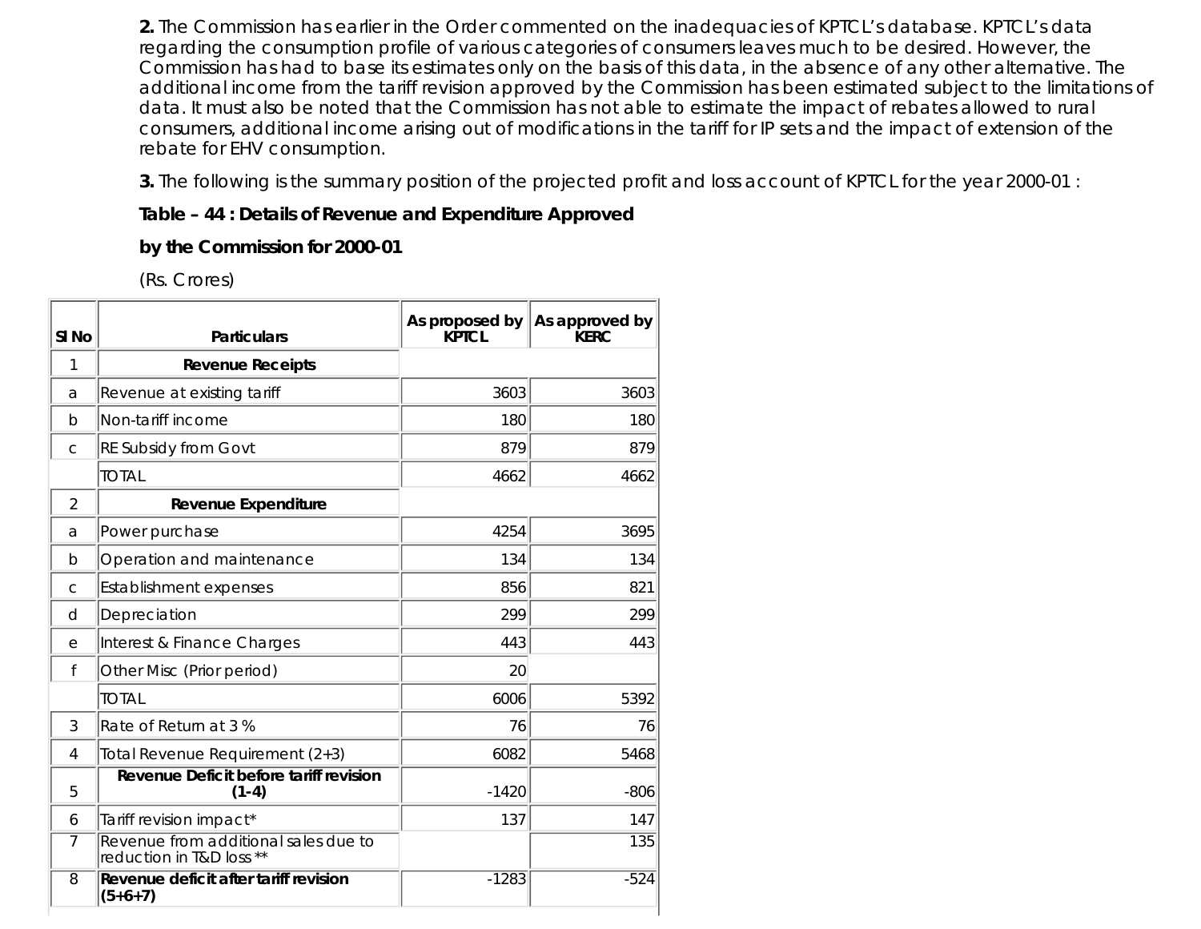**2.** The Commission has earlier in the Order commented on the inadequacies of KPTCL's database. KPTCL's data regarding the consumption profile of various categories of consumers leaves much to be desired. However, the Commission has had to base its estimates only on the basis of this data, in the absence of any other alternative. The additional income from the tariff revision approved by the Commission has been estimated subject to the limitations of data. It must also be noted that the Commission has not able to estimate the impact of rebates allowed to rural consumers, additional income arising out of modifications in the tariff for IP sets and the impact of extension of the rebate for EHV consumption.

**3.** The following is the summary position of the projected profit and loss account of KPTCL for the year 2000-01 :

**Table – 44 : Details of Revenue and Expenditure Approved by the Commission for 2000-01**

(Rs. Crores)

| Sl No | Particulars | As proposed by KPTCL | As approved by KERC |
|---|---|---|---|
| 1 | **Revenue Receipts** | | |
| a | Revenue at existing tariff | 3603 | 3603 |
| b | Non-tariff income | 180 | 180 |
| c | RE Subsidy from Govt | 879 | 879 |
| | TOTAL | 4662 | 4662 |
| 2 | **Revenue Expenditure** | | |
| a | Power purchase | 4254 | 3695 |
| b | Operation and maintenance | 134 | 134 |
| c | Establishment expenses | 856 | 821 |
| d | Depreciation | 299 | 299 |
| e | Interest & Finance Charges | 443 | 443 |
| f | Other Misc (Prior period) | 20 | |
| | TOTAL | 6006 | 5392 |
| 3 | Rate of Return at 3 % | 76 | 76 |
| 4 | Total Revenue Requirement (2+3) | 6082 | 5468 |
| 5 | **Revenue Deficit before tariff revision (1-4)** | -1420 | -806 |
| 6 | Tariff revision impact* | 137 | 147 |
| 7 | Revenue from additional sales due to reduction in T&D loss ** | | 135 |
| 8 | **Revenue deficit after tariff revision (5+6+7)** | -1283 | -524 |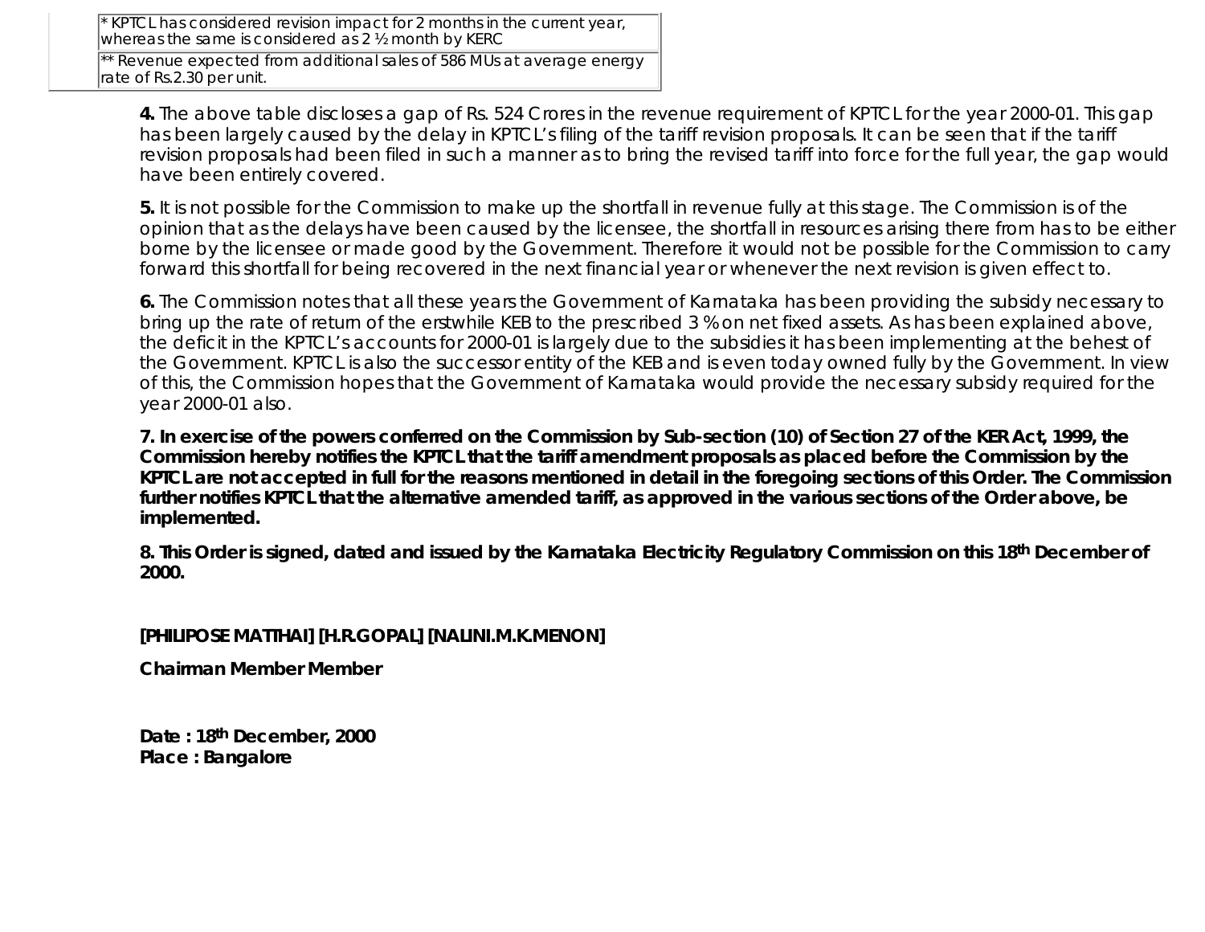| * KPTCL has considered revision impact for 2 months in the current year, whereas the same is considered as 2 ½ month by KERC |
| --- |
| ** Revenue expected from additional sales of 586 MUs at average energy rate of Rs.2.30 per unit. |

**4.** The above table discloses a gap of Rs. 524 Crores in the revenue requirement of KPTCL for the year 2000-01. This gap has been largely caused by the delay in KPTCL's filing of the tariff revision proposals. It can be seen that if the tariff revision proposals had been filed in such a manner as to bring the revised tariff into force for the full year, the gap would have been entirely covered.

**5.** It is not possible for the Commission to make up the shortfall in revenue fully at this stage. The Commission is of the opinion that as the delays have been caused by the licensee, the shortfall in resources arising there from has to be either borne by the licensee or made good by the Government. Therefore it would not be possible for the Commission to carry forward this shortfall for being recovered in the next financial year or whenever the next revision is given effect to.

**6.** The Commission notes that all these years the Government of Karnataka has been providing the subsidy necessary to bring up the rate of return of the erstwhile KEB to the prescribed 3 % on net fixed assets. As has been explained above, the deficit in the KPTCL's accounts for 2000-01 is largely due to the subsidies it has been implementing at the behest of the Government. KPTCL is also the successor entity of the KEB and is even today owned fully by the Government. In view of this, the Commission hopes that the Government of Karnataka would provide the necessary subsidy required for the year 2000-01 also.

**7. In exercise of the powers conferred on the Commission by Sub-section (10) of Section 27 of the KER Act, 1999, the Commission hereby notifies the KPTCL that the tariff amendment proposals as placed before the Commission by the KPTCL are not accepted in full for the reasons mentioned in detail in the foregoing sections of this Order. The Commission further notifies KPTCL that the alternative amended tariff, as approved in the various sections of the Order above, be implemented.**

**8. This Order is signed, dated and issued by the Karnataka Electricity Regulatory Commission on this 18th December of 2000.**

**[PHILIPOSE MATTHAI] [H.R.GOPAL] [NALINI.M.K.MENON]**

**Chairman Member Member**

**Date : 18th December, 2000**
**Place : Bangalore**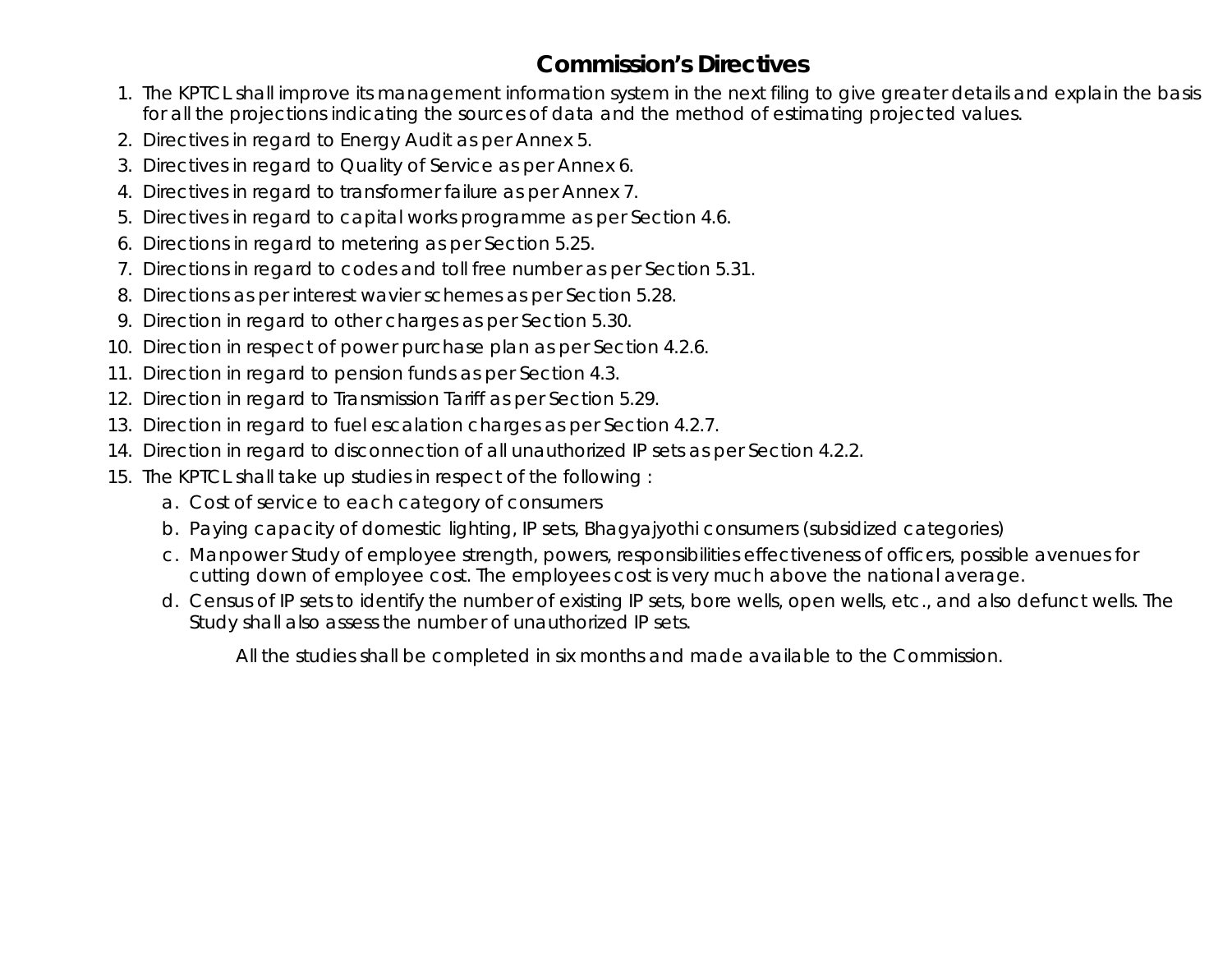# Commission's Directives

1. The KPTCL shall improve its management information system in the next filing to give greater details and explain the basis for all the projections indicating the sources of data and the method of estimating projected values.
2. Directives in regard to Energy Audit as per Annex 5.
3. Directives in regard to Quality of Service as per Annex 6.
4. Directives in regard to transformer failure as per Annex 7.
5. Directives in regard to capital works programme as per Section 4.6.
6. Directions in regard to metering as per Section 5.25.
7. Directions in regard to codes and toll free number as per Section 5.31.
8. Directions as per interest wavier schemes as per Section 5.28.
9. Direction in regard to other charges as per Section 5.30.
10. Direction in respect of power purchase plan as per Section 4.2.6.
11. Direction in regard to pension funds as per Section 4.3.
12. Direction in regard to Transmission Tariff as per Section 5.29.
13. Direction in regard to fuel escalation charges as per Section 4.2.7.
14. Direction in regard to disconnection of all unauthorized IP sets as per Section 4.2.2.
15. The KPTCL shall take up studies in respect of the following :
    a. Cost of service to each category of consumers
    b. Paying capacity of domestic lighting, IP sets, Bhagyajyothi consumers (subsidized categories)
    c. Manpower Study of employee strength, powers, responsibilities effectiveness of officers, possible avenues for cutting down of employee cost. The employees cost is very much above the national average.
    d. Census of IP sets to identify the number of existing IP sets, bore wells, open wells, etc., and also defunct wells. The Study shall also assess the number of unauthorized IP sets.

All the studies shall be completed in six months and made available to the Commission.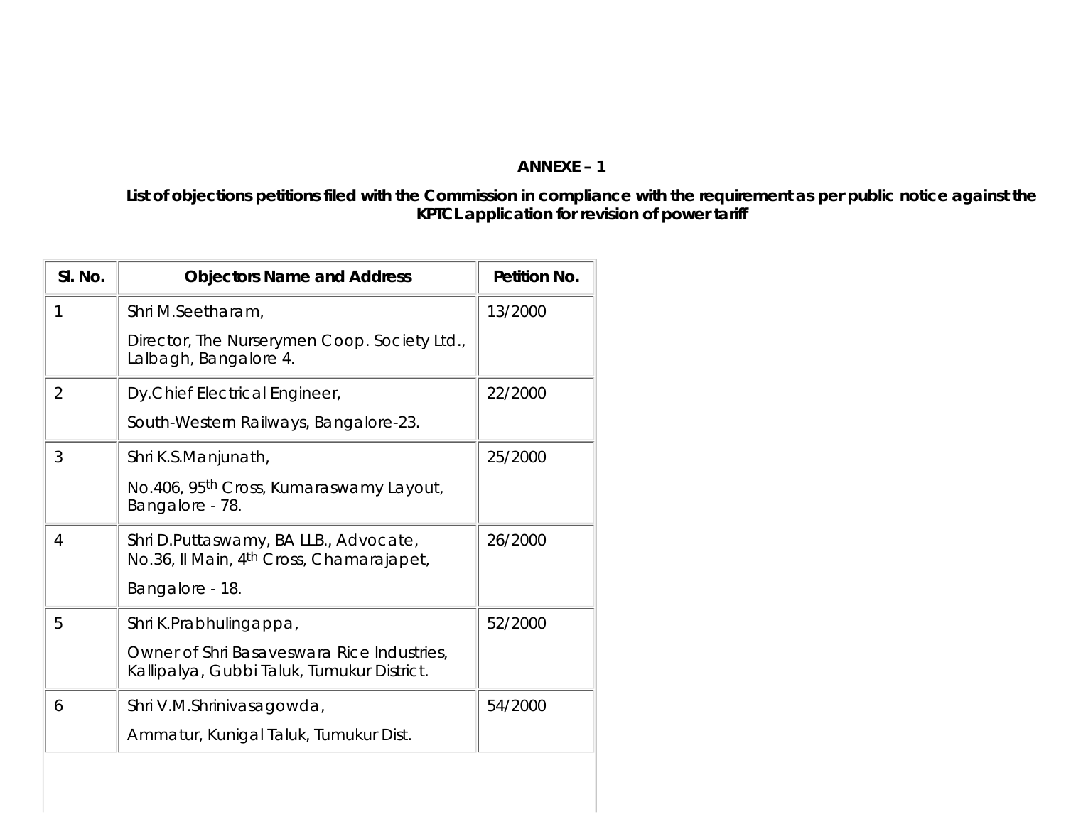**ANNEXE – 1**

**List of objections petitions filed with the Commission in compliance with the requirement as per public notice against the KPTCL application for revision of power tariff**

| Sl. No. | Objectors Name and Address | Petition No. |
|---|---|---|
| 1 | Shri M.Seetharam, Director, The Nurserymen Coop. Society Ltd., Lalbagh, Bangalore 4. | 13/2000 |
| 2 | Dy.Chief Electrical Engineer, South-Western Railways, Bangalore-23. | 22/2000 |
| 3 | Shri K.S.Manjunath, No.406, 95th Cross, Kumaraswamy Layout, Bangalore - 78. | 25/2000 |
| 4 | Shri D.Puttaswamy, BA LLB., Advocate, No.36, II Main, 4th Cross, Chamarajapet, Bangalore - 18. | 26/2000 |
| 5 | Shri K.Prabhulingappa, Owner of Shri Basaveswara Rice Industries, Kallipalya, Gubbi Taluk, Tumukur District. | 52/2000 |
| 6 | Shri V.M.Shrinivasagowda, Ammatur, Kunigal Taluk, Tumukur Dist. | 54/2000 |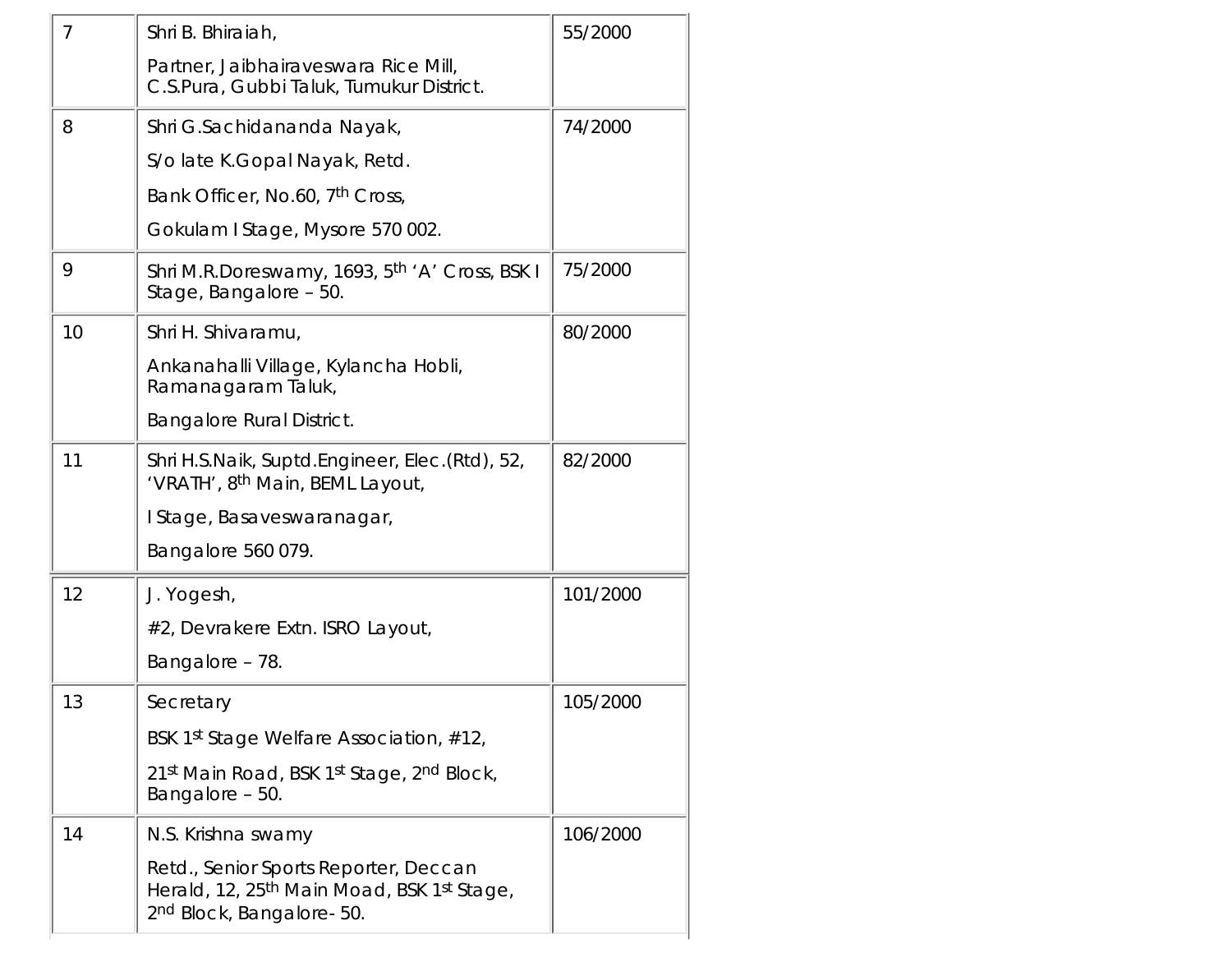| | | |
|---|---|---|
| 7 | Shri B. Bhiraiah,<br>Partner, Jaibhairaveswara Rice Mill, C.S.Pura, Gubbi Taluk, Tumukur District. | 55/2000 |
| 8 | Shri G.Sachidananda Nayak,<br>S/o late K.Gopal Nayak, Retd.<br>Bank Officer, No.60, 7th Cross,<br>Gokulam I Stage, Mysore 570 002. | 74/2000 |
| 9 | Shri M.R.Doreswamy, 1693, 5th 'A' Cross, BSK I Stage, Bangalore – 50. | 75/2000 |
| 10 | Shri H. Shivaramu,<br>Ankanahalli Village, Kylancha Hobli, Ramanagaram Taluk,<br>Bangalore Rural District. | 80/2000 |
| 11 | Shri H.S.Naik, Suptd.Engineer, Elec.(Rtd), 52, 'VRATH', 8th Main, BEML Layout,<br>I Stage, Basaveswaranagar,<br>Bangalore 560 079. | 82/2000 |
| 12 | J. Yogesh,<br>#2, Devrakere Extn. ISRO Layout,<br>Bangalore – 78. | 101/2000 |
| 13 | Secretary<br>BSK 1st Stage Welfare Association, #12,<br>21st Main Road, BSK 1st Stage, 2nd Block, Bangalore – 50. | 105/2000 |
| 14 | N.S. Krishna swamy<br>Retd., Senior Sports Reporter, Deccan Herald, 12, 25th Main Moad, BSK 1st Stage, 2nd Block, Bangalore- 50. | 106/2000 |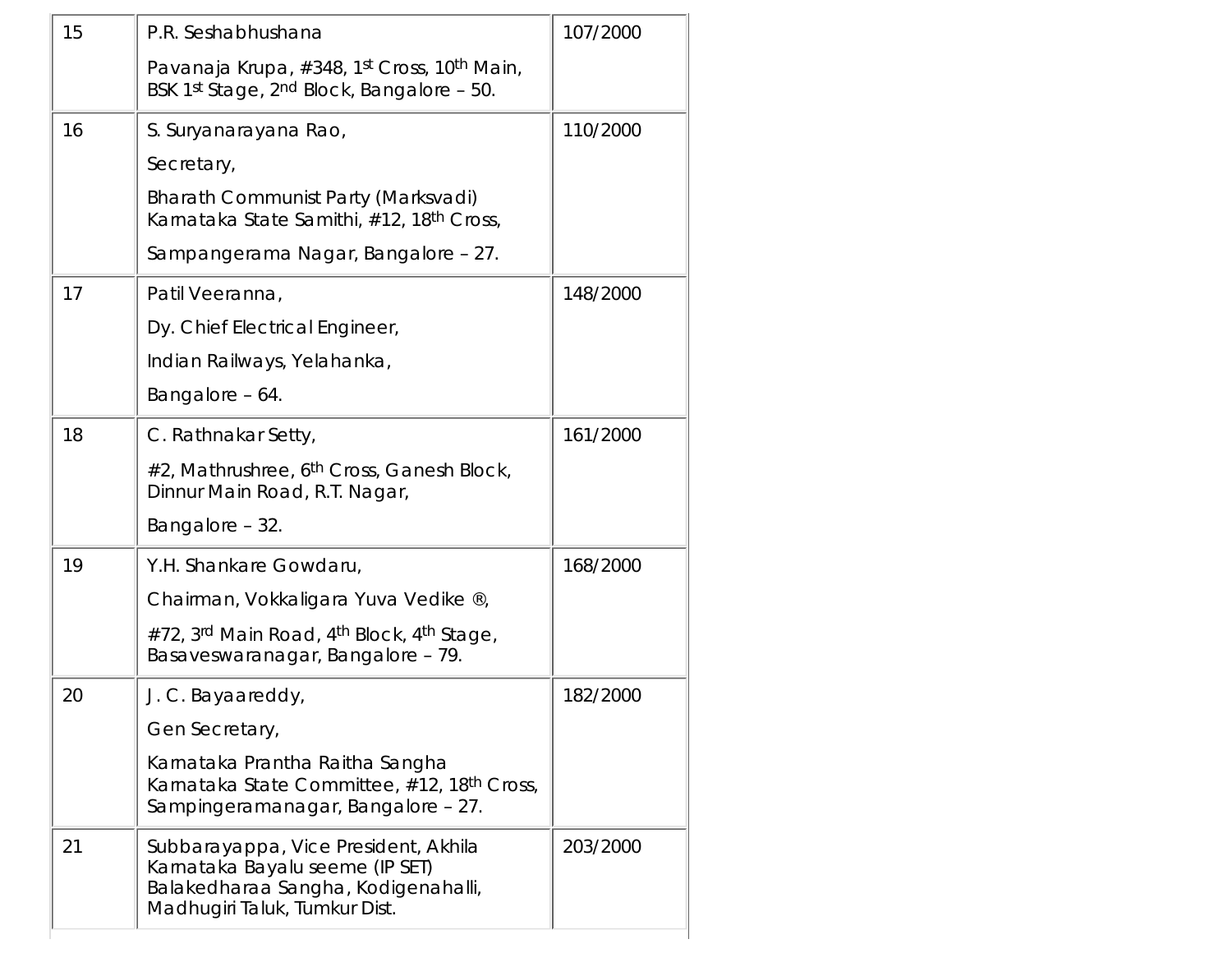| | | |
|---|---|---|
| 15 | P.R. Seshabhushana<br><br>Pavanaja Krupa, #348, 1st Cross, 10th Main, BSK 1st Stage, 2nd Block, Bangalore – 50. | 107/2000 |
| 16 | S. Suryanarayana Rao,<br><br>Secretary,<br><br>Bharath Communist Party (Marksvadi) Karnataka State Samithi, #12, 18th Cross,<br><br>Sampangerama Nagar, Bangalore – 27. | 110/2000 |
| 17 | Patil Veeranna,<br><br>Dy. Chief Electrical Engineer,<br><br>Indian Railways, Yelahanka,<br><br>Bangalore – 64. | 148/2000 |
| 18 | C. Rathnakar Setty,<br><br>#2, Mathrushree, 6th Cross, Ganesh Block, Dinnur Main Road, R.T. Nagar,<br><br>Bangalore – 32. | 161/2000 |
| 19 | Y.H. Shankare Gowdaru,<br><br>Chairman, Vokkaligara Yuva Vedike ®,<br><br>#72, 3rd Main Road, 4th Block, 4th Stage, Basaveswaranagar, Bangalore – 79. | 168/2000 |
| 20 | J. C. Bayaareddy,<br><br>Gen Secretary,<br><br>Karnataka Prantha Raitha Sangha Karnataka State Committee, #12, 18th Cross, Sampingeramanagar, Bangalore – 27. | 182/2000 |
| 21 | Subbarayappa, Vice President, Akhila Karnataka Bayalu seeme (IP SET) Balakedharaa Sangha, Kodigenahalli, Madhugiri Taluk, Tumkur Dist. | 203/2000 |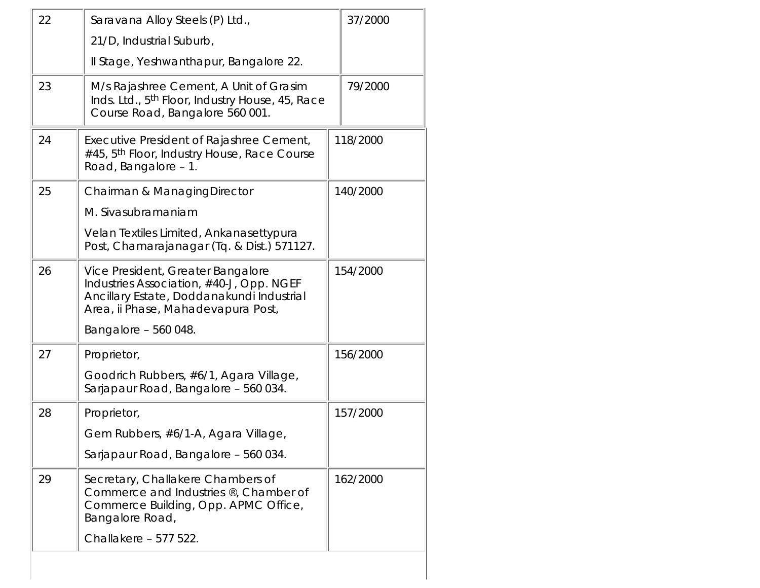| | | |
|---|---|---|
| 22 | Saravana Alloy Steels (P) Ltd., 21/D, Industrial Suburb, II Stage, Yeshwanthapur, Bangalore 22. | 37/2000 |
| 23 | M/s Rajashree Cement, A Unit of Grasim Inds. Ltd., 5th Floor, Industry House, 45, Race Course Road, Bangalore 560 001. | 79/2000 |
| 24 | Executive President of Rajashree Cement, #45, 5th Floor, Industry House, Race Course Road, Bangalore – 1. | 118/2000 |
| 25 | Chairman & ManagingDirector M. Sivasubramaniam Velan Textiles Limited, Ankanasettypura Post, Chamarajanagar (Tq. & Dist.) 571127. | 140/2000 |
| 26 | Vice President, Greater Bangalore Industries Association, #40-J, Opp. NGEF Ancillary Estate, Doddanakundi Industrial Area, ii Phase, Mahadevapura Post, Bangalore – 560 048. | 154/2000 |
| 27 | Proprietor, Goodrich Rubbers, #6/1, Agara Village, Sarjapaur Road, Bangalore – 560 034. | 156/2000 |
| 28 | Proprietor, Gem Rubbers, #6/1-A, Agara Village, Sarjapaur Road, Bangalore – 560 034. | 157/2000 |
| 29 | Secretary, Challakere Chambers of Commerce and Industries ®, Chamber of Commerce Building, Opp. APMC Office, Bangalore Road, Challakere – 577 522. | 162/2000 |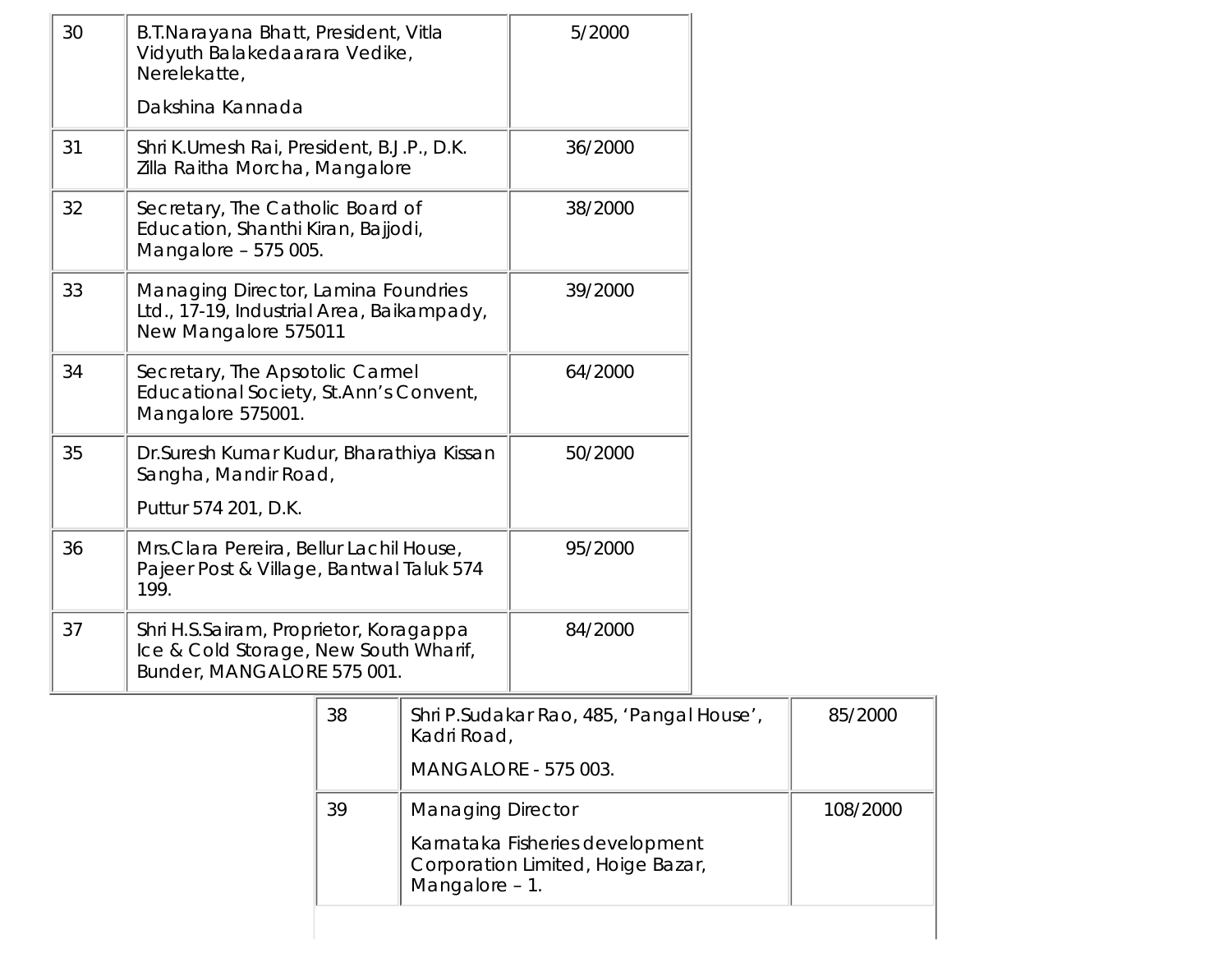| | | |
|---|---|---|
| 30 | B.T.Narayana Bhatt, President, Vitla Vidyuth Balakedaarara Vedike, Nerelekatte, Dakshina Kannada | 5/2000 |
| 31 | Shri K.Umesh Rai, President, B.J.P., D.K. Zilla Raitha Morcha, Mangalore | 36/2000 |
| 32 | Secretary, The Catholic Board of Education, Shanthi Kiran, Bajjodi, Mangalore – 575 005. | 38/2000 |
| 33 | Managing Director, Lamina Foundries Ltd., 17-19, Industrial Area, Baikampady, New Mangalore 575011 | 39/2000 |
| 34 | Secretary, The Apsotolic Carmel Educational Society, St.Ann's Convent, Mangalore 575001. | 64/2000 |
| 35 | Dr.Suresh Kumar Kudur, Bharathiya Kissan Sangha, Mandir Road, Puttur 574 201, D.K. | 50/2000 |
| 36 | Mrs.Clara Pereira, Bellur Lachil House, Pajeer Post & Village, Bantwal Taluk 574 199. | 95/2000 |
| 37 | Shri H.S.Sairam, Proprietor, Koragappa Ice & Cold Storage, New South Wharif, Bunder, MANGALORE 575 001. | 84/2000 |
| 38 | Shri P.Sudakar Rao, 485, 'Pangal House', Kadri Road, MANGALORE - 575 003. | 85/2000 |
| 39 | Managing Director Karnataka Fisheries development Corporation Limited, Hoige Bazar, Mangalore – 1. | 108/2000 |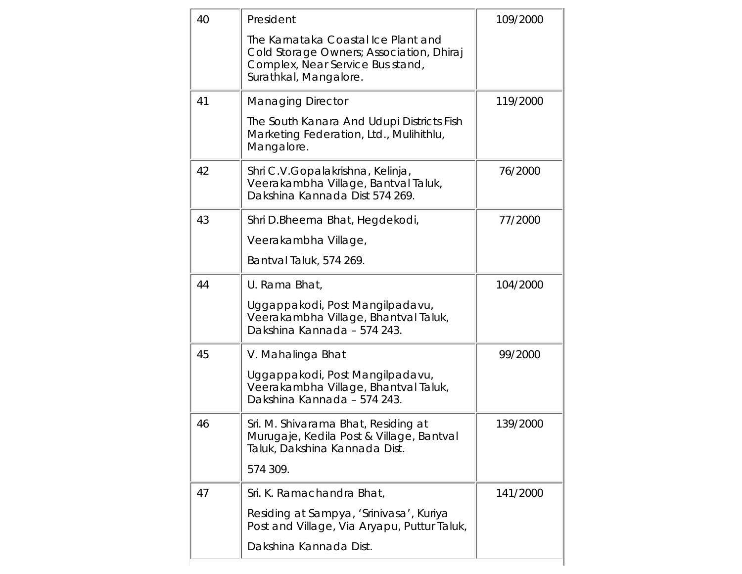| | | |
|---|---|---|
| 40 | President<br><br>The Karnataka Coastal Ice Plant and Cold Storage Owners; Association, Dhiraj Complex, Near Service Bus stand, Surathkal, Mangalore. | 109/2000 |
| 41 | Managing Director<br><br>The South Kanara And Udupi Districts Fish Marketing Federation, Ltd., Mulihithlu, Mangalore. | 119/2000 |
| 42 | Shri C.V.Gopalakrishna, Kelinja, Veerakambha Village, Bantval Taluk, Dakshina Kannada Dist 574 269. | 76/2000 |
| 43 | Shri D.Bheema Bhat, Hegdekodi,<br><br>Veerakambha Village,<br><br>Bantval Taluk, 574 269. | 77/2000 |
| 44 | U. Rama Bhat,<br><br>Uggappakodi, Post Mangilpadavu, Veerakambha Village, Bhantval Taluk, Dakshina Kannada – 574 243. | 104/2000 |
| 45 | V. Mahalinga Bhat<br><br>Uggappakodi, Post Mangilpadavu, Veerakambha Village, Bhantval Taluk, Dakshina Kannada – 574 243. | 99/2000 |
| 46 | Sri. M. Shivarama Bhat, Residing at Murugaje, Kedila Post & Village, Bantval Taluk, Dakshina Kannada Dist.<br><br>574 309. | 139/2000 |
| 47 | Sri. K. Ramachandra Bhat,<br><br>Residing at Sampya, 'Srinivasa', Kuriya Post and Village, Via Aryapu, Puttur Taluk,<br><br>Dakshina Kannada Dist. | 141/2000 |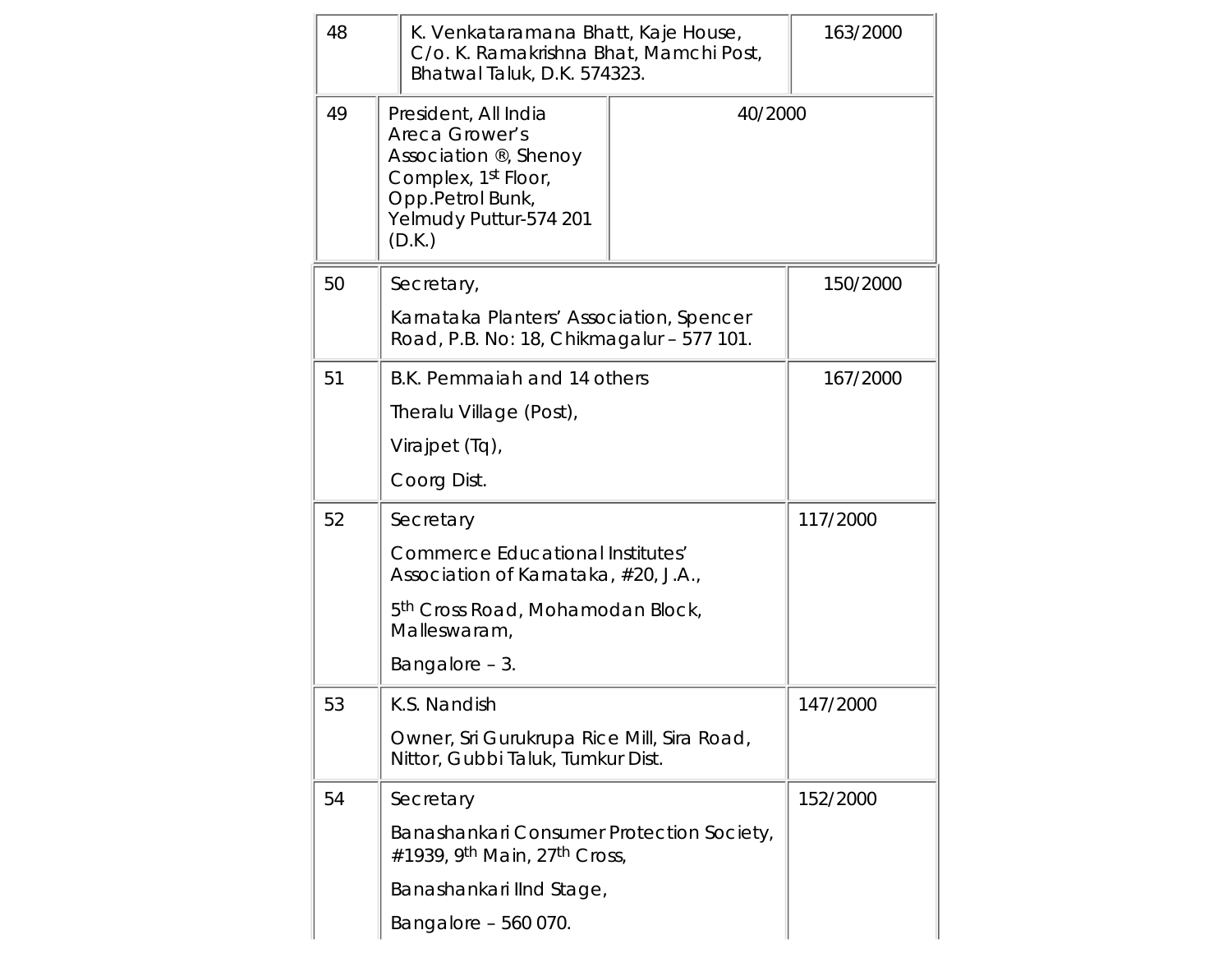| | | |
|---|---|---|
| 48 | K. Venkataramana Bhatt, Kaje House, C/o. K. Ramakrishna Bhat, Mamchi Post, Bhatwal Taluk, D.K. 574323. | 163/2000 |
| 49 | President, All India Areca Grower's Association ®, Shenoy Complex, 1st Floor, Opp.Petrol Bunk, Yelmudy Puttur-574 201 (D.K.) | 40/2000 |
| 50 | Secretary,<br>Karnataka Planters' Association, Spencer Road, P.B. No: 18, Chikmagalur – 577 101. | 150/2000 |
| 51 | B.K. Pemmaiah and 14 others<br>Theralu Village (Post),<br>Virajpet (Tq),<br>Coorg Dist. | 167/2000 |
| 52 | Secretary<br>Commerce Educational Institutes' Association of Karnataka, #20, J.A.,<br>5th Cross Road, Mohamodan Block, Malleswaram,<br>Bangalore – 3. | 117/2000 |
| 53 | K.S. Nandish<br>Owner, Sri Gurukrupa Rice Mill, Sira Road, Nittor, Gubbi Taluk, Tumkur Dist. | 147/2000 |
| 54 | Secretary<br>Banashankari Consumer Protection Society, #1939, 9th Main, 27th Cross,<br>Banashankari IInd Stage,<br>Bangalore – 560 070. | 152/2000 |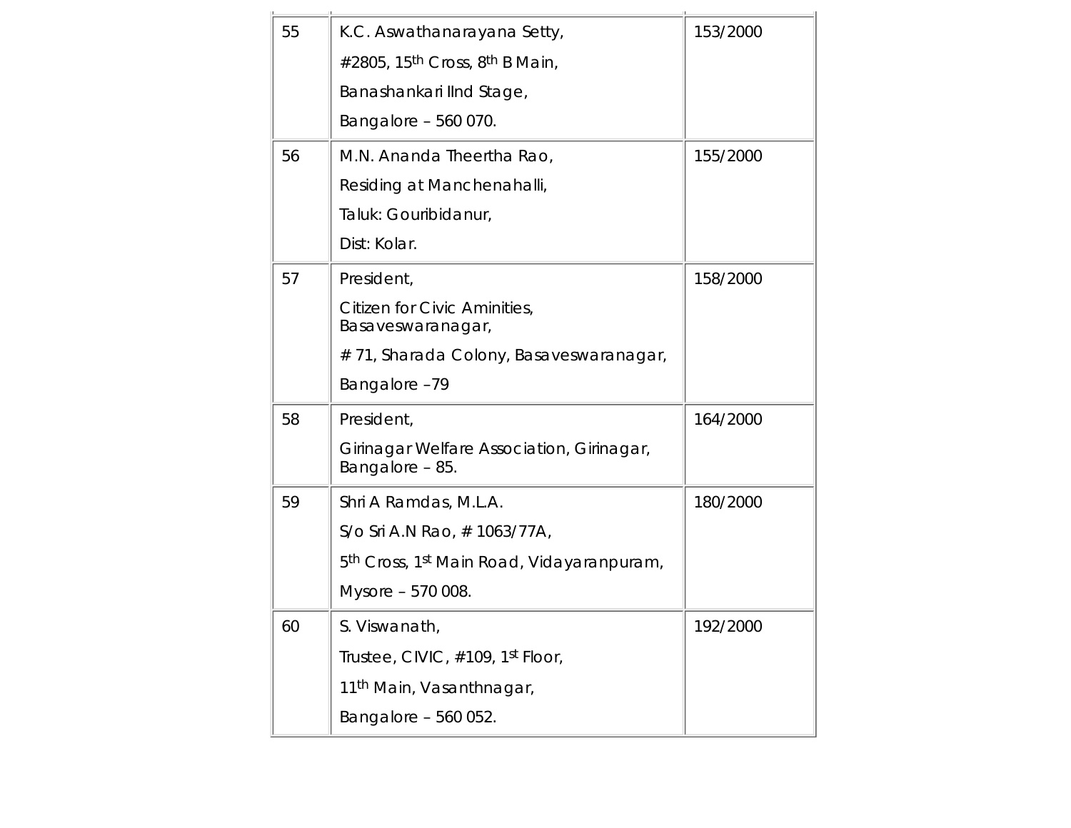| | | |
|---|---|---|
| 55 | K.C. Aswathanarayana Setty,<br>#2805, 15th Cross, 8th B Main,<br>Banashankari IInd Stage,<br>Bangalore – 560 070. | 153/2000 |
| 56 | M.N. Ananda Theertha Rao,<br>Residing at Manchenahalli,<br>Taluk: Gouribidanur,<br>Dist: Kolar. | 155/2000 |
| 57 | President,<br>Citizen for Civic Aminities, Basaveswaranagar,<br># 71, Sharada Colony, Basaveswaranagar,<br>Bangalore –79 | 158/2000 |
| 58 | President,<br>Girinagar Welfare Association, Girinagar, Bangalore – 85. | 164/2000 |
| 59 | Shri A Ramdas, M.L.A.<br>S/o Sri A.N Rao, # 1063/77A,<br>5th Cross, 1st Main Road, Vidayaranpuram,<br>Mysore – 570 008. | 180/2000 |
| 60 | S. Viswanath,<br>Trustee, CIVIC, #109, 1st Floor,<br>11th Main, Vasanthnagar,<br>Bangalore – 560 052. | 192/2000 |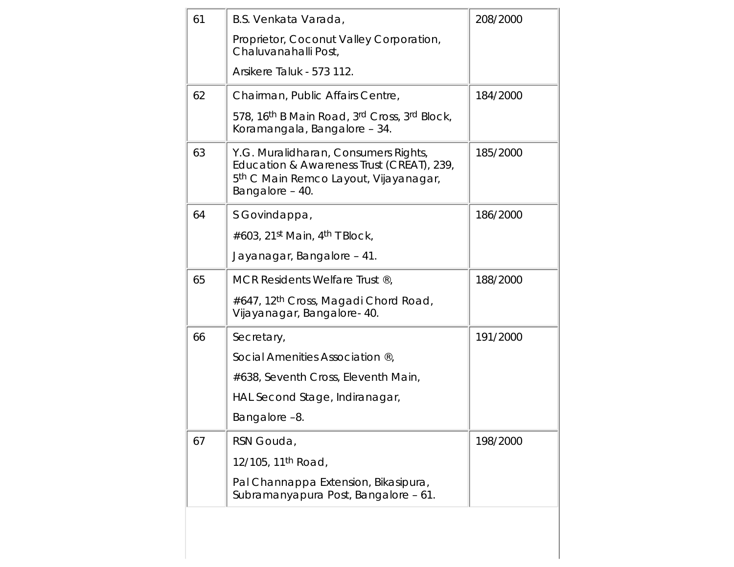| 61 | B.S. Venkata Varada, Proprietor, Coconut Valley Corporation, Chaluvanahalli Post, Arsikere Taluk - 573 112. | 208/2000 |
|---|---|---|
| 62 | Chairman, Public Affairs Centre, 578, 16th B Main Road, 3rd Cross, 3rd Block, Koramangala, Bangalore – 34. | 184/2000 |
| 63 | Y.G. Muralidharan, Consumers Rights, Education & Awareness Trust (CREAT), 239, 5th C Main Remco Layout, Vijayanagar, Bangalore – 40. | 185/2000 |
| 64 | S Govindappa, #603, 21st Main, 4th T Block, Jayanagar, Bangalore – 41. | 186/2000 |
| 65 | MCR Residents Welfare Trust ®, #647, 12th Cross, Magadi Chord Road, Vijayanagar, Bangalore- 40. | 188/2000 |
| 66 | Secretary, Social Amenities Association ®, #638, Seventh Cross, Eleventh Main, HAL Second Stage, Indiranagar, Bangalore –8. | 191/2000 |
| 67 | RSN Gouda, 12/105, 11th Road, Pal Channappa Extension, Bikasipura, Subramanyapura Post, Bangalore – 61. | 198/2000 |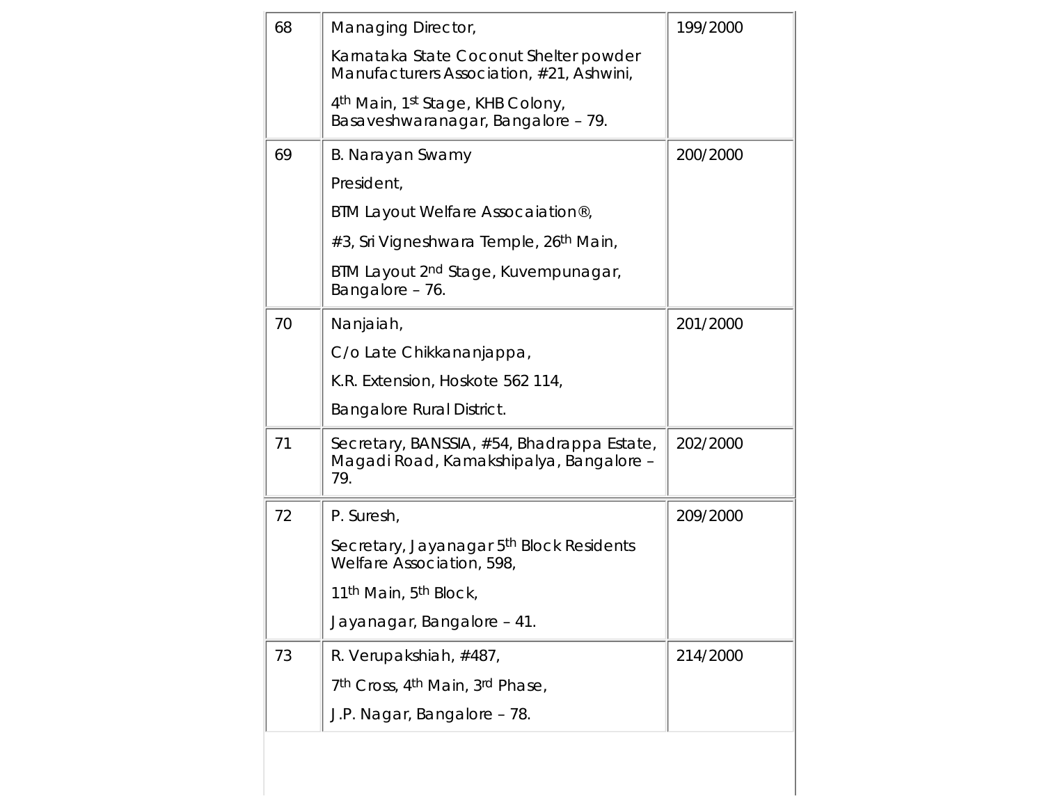| 68 | Managing Director, Karnataka State Coconut Shelter powder Manufacturers Association, #21, Ashwini, 4th Main, 1st Stage, KHB Colony, Basaveshwaranagar, Bangalore – 79. | 199/2000 |
|---|---|---|
| 69 | B. Narayan Swamy President, BTM Layout Welfare Assocaiation®, #3, Sri Vigneshwara Temple, 26th Main, BTM Layout 2nd Stage, Kuvempunagar, Bangalore – 76. | 200/2000 |
| 70 | Nanjaiah, C/o Late Chikkananjappa, K.R. Extension, Hoskote 562 114, Bangalore Rural District. | 201/2000 |
| 71 | Secretary, BANSSIA, #54, Bhadrappa Estate, Magadi Road, Kamakshipalya, Bangalore – 79. | 202/2000 |
| 72 | P. Suresh, Secretary, Jayanagar 5th Block Residents Welfare Association, 598, 11th Main, 5th Block, Jayanagar, Bangalore – 41. | 209/2000 |
| 73 | R. Verupakshiah, #487, 7th Cross, 4th Main, 3rd Phase, J.P. Nagar, Bangalore – 78. | 214/2000 |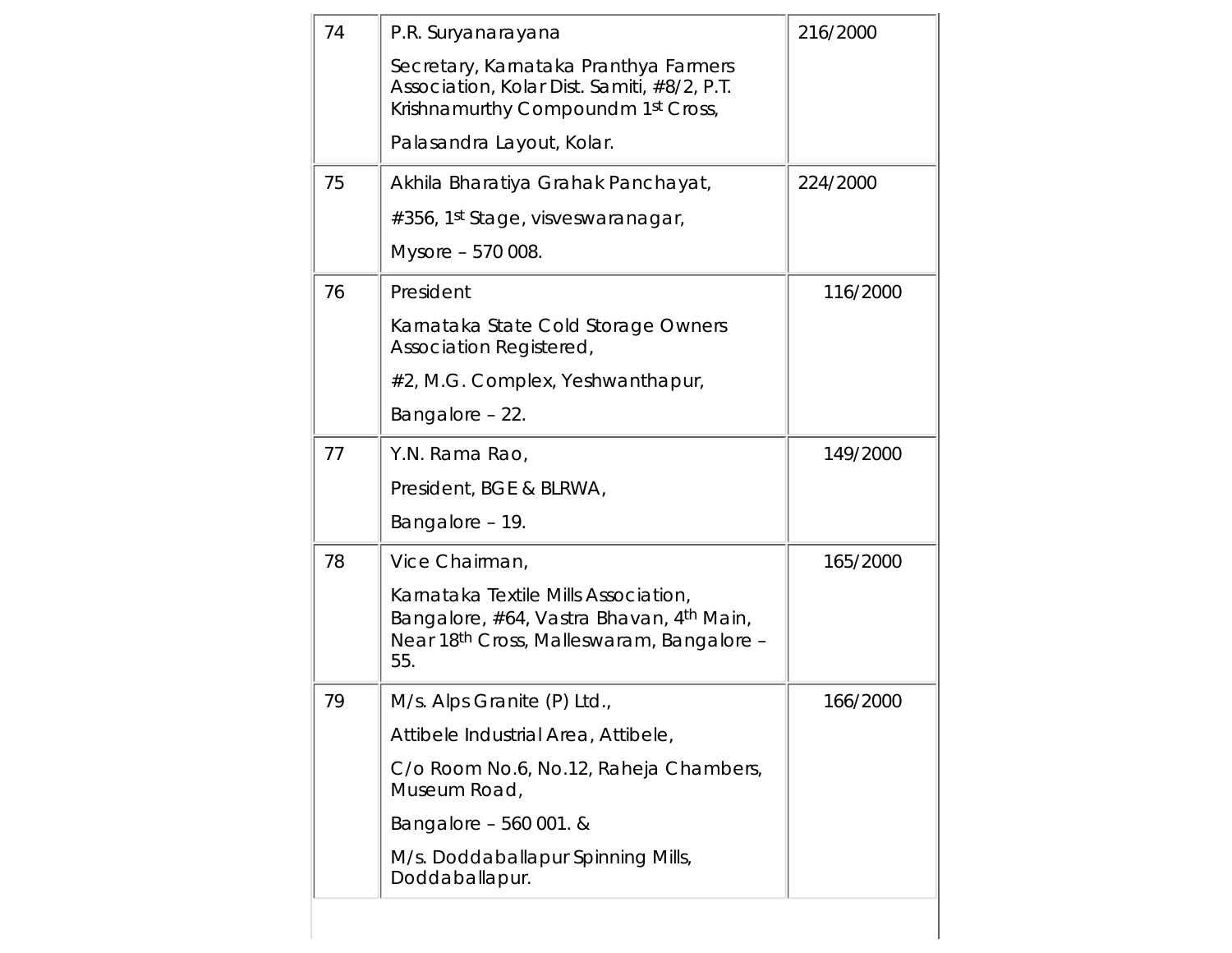| | | |
|---|---|---|
| 74 | P.R. Suryanarayana<br><br>Secretary, Karnataka Pranthya Farmers Association, Kolar Dist. Samiti, #8/2, P.T. Krishnamurthy Compoundm 1st Cross,<br><br>Palasandra Layout, Kolar. | 216/2000 |
| 75 | Akhila Bharatiya Grahak Panchayat,<br><br>#356, 1st Stage, visveswaranagar,<br><br>Mysore – 570 008. | 224/2000 |
| 76 | President<br><br>Karnataka State Cold Storage Owners Association Registered,<br><br>#2, M.G. Complex, Yeshwanthapur,<br><br>Bangalore – 22. | 116/2000 |
| 77 | Y.N. Rama Rao,<br><br>President, BGE & BLRWA,<br><br>Bangalore – 19. | 149/2000 |
| 78 | Vice Chairman,<br><br>Karnataka Textile Mills Association, Bangalore, #64, Vastra Bhavan, 4th Main, Near 18th Cross, Malleswaram, Bangalore – 55. | 165/2000 |
| 79 | M/s. Alps Granite (P) Ltd.,<br><br>Attibele Industrial Area, Attibele,<br><br>C/o Room No.6, No.12, Raheja Chambers, Museum Road,<br><br>Bangalore – 560 001. &<br><br>M/s. Doddaballapur Spinning Mills, Doddaballapur. | 166/2000 |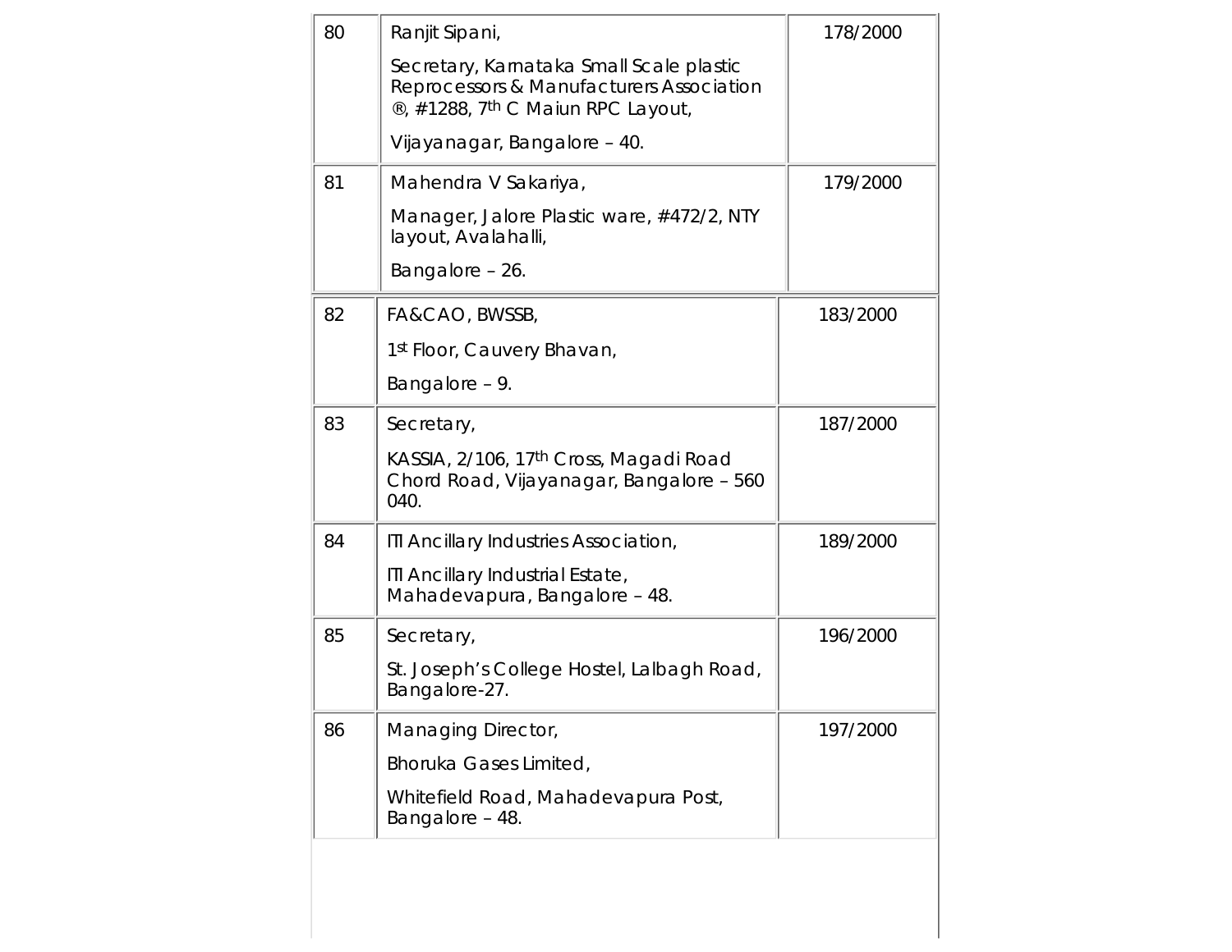| | | |
|---|---|---|
| 80 | Ranjit Sipani, Secretary, Karnataka Small Scale plastic Reprocessors & Manufacturers Association ®, #1288, 7th C Maiun RPC Layout, Vijayanagar, Bangalore – 40. | 178/2000 |
| 81 | Mahendra V Sakariya, Manager, Jalore Plastic ware, #472/2, NTY layout, Avalahalli, Bangalore – 26. | 179/2000 |
| 82 | FA&CAO, BWSSB, 1st Floor, Cauvery Bhavan, Bangalore – 9. | 183/2000 |
| 83 | Secretary, KASSIA, 2/106, 17th Cross, Magadi Road Chord Road, Vijayanagar, Bangalore – 560 040. | 187/2000 |
| 84 | ITI Ancillary Industries Association, ITI Ancillary Industrial Estate, Mahadevapura, Bangalore – 48. | 189/2000 |
| 85 | Secretary, St. Joseph's College Hostel, Lalbagh Road, Bangalore-27. | 196/2000 |
| 86 | Managing Director, Bhoruka Gases Limited, Whitefield Road, Mahadevapura Post, Bangalore – 48. | 197/2000 |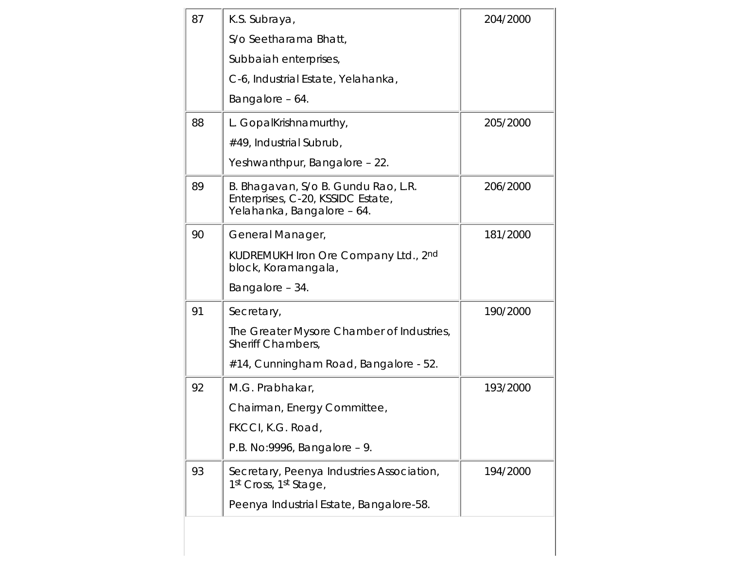| 87 | K.S. Subraya,<br>S/o Seetharama Bhatt,<br>Subbaiah enterprises,<br>C-6, Industrial Estate, Yelahanka,<br>Bangalore – 64. | 204/2000 |
|---|---|---|
| 88 | L. GopalKrishnamurthy,<br>#49, Industrial Subrub,<br>Yeshwanthpur, Bangalore – 22. | 205/2000 |
| 89 | B. Bhagavan, S/o B. Gundu Rao, L.R. Enterprises, C-20, KSSIDC Estate, Yelahanka, Bangalore – 64. | 206/2000 |
| 90 | General Manager,<br>KUDREMUKH Iron Ore Company Ltd., 2nd block, Koramangala,<br>Bangalore – 34. | 181/2000 |
| 91 | Secretary,<br>The Greater Mysore Chamber of Industries, Sheriff Chambers,<br>#14, Cunningham Road, Bangalore - 52. | 190/2000 |
| 92 | M.G. Prabhakar,<br>Chairman, Energy Committee,<br>FKCCI, K.G. Road,<br>P.B. No:9996, Bangalore – 9. | 193/2000 |
| 93 | Secretary, Peenya Industries Association, 1st Cross, 1st Stage,<br>Peenya Industrial Estate, Bangalore-58. | 194/2000 |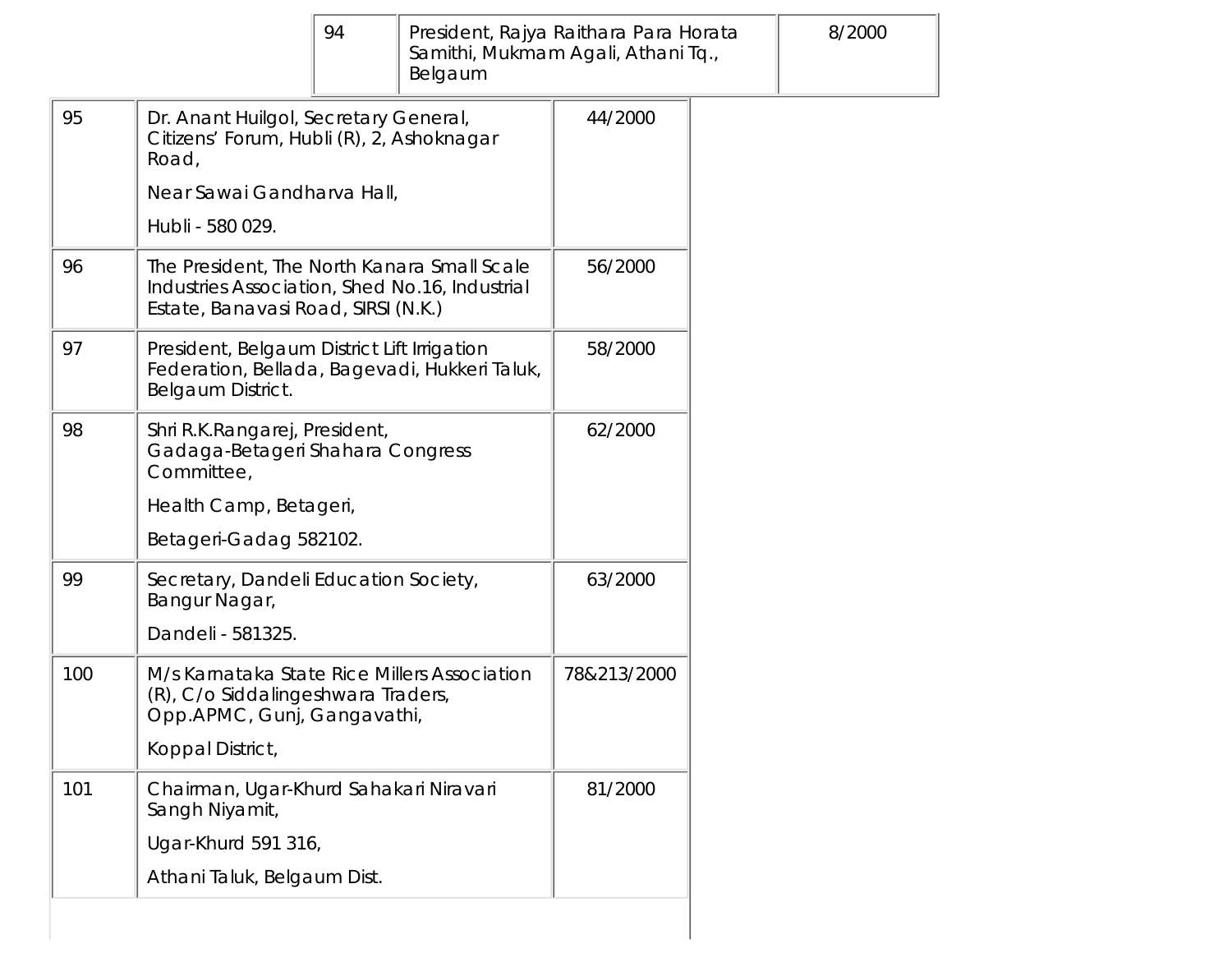| | | |
|---|---|---|
| 94 | President, Rajya Raithara Para Horata Samithi, Mukmam Agali, Athani Tq., Belgaum | 8/2000 |
| 95 | Dr. Anant Huilgol, Secretary General, Citizens' Forum, Hubli (R), 2, Ashoknagar Road, Near Sawai Gandharva Hall, Hubli - 580 029. | 44/2000 |
| 96 | The President, The North Kanara Small Scale Industries Association, Shed No.16, Industrial Estate, Banavasi Road, SIRSI (N.K.) | 56/2000 |
| 97 | President, Belgaum District Lift Irrigation Federation, Bellada, Bagevadi, Hukkeri Taluk, Belgaum District. | 58/2000 |
| 98 | Shri R.K.Rangarej, President, Gadaga-Betageri Shahara Congress Committee, Health Camp, Betageri, Betageri-Gadag 582102. | 62/2000 |
| 99 | Secretary, Dandeli Education Society, Bangur Nagar, Dandeli - 581325. | 63/2000 |
| 100 | M/s Karnataka State Rice Millers Association (R), C/o Siddalingeshwara Traders, Opp.APMC, Gunj, Gangavathi, Koppal District, | 78&213/2000 |
| 101 | Chairman, Ugar-Khurd Sahakari Niravari Sangh Niyamit, Ugar-Khurd 591 316, Athani Taluk, Belgaum Dist. | 81/2000 |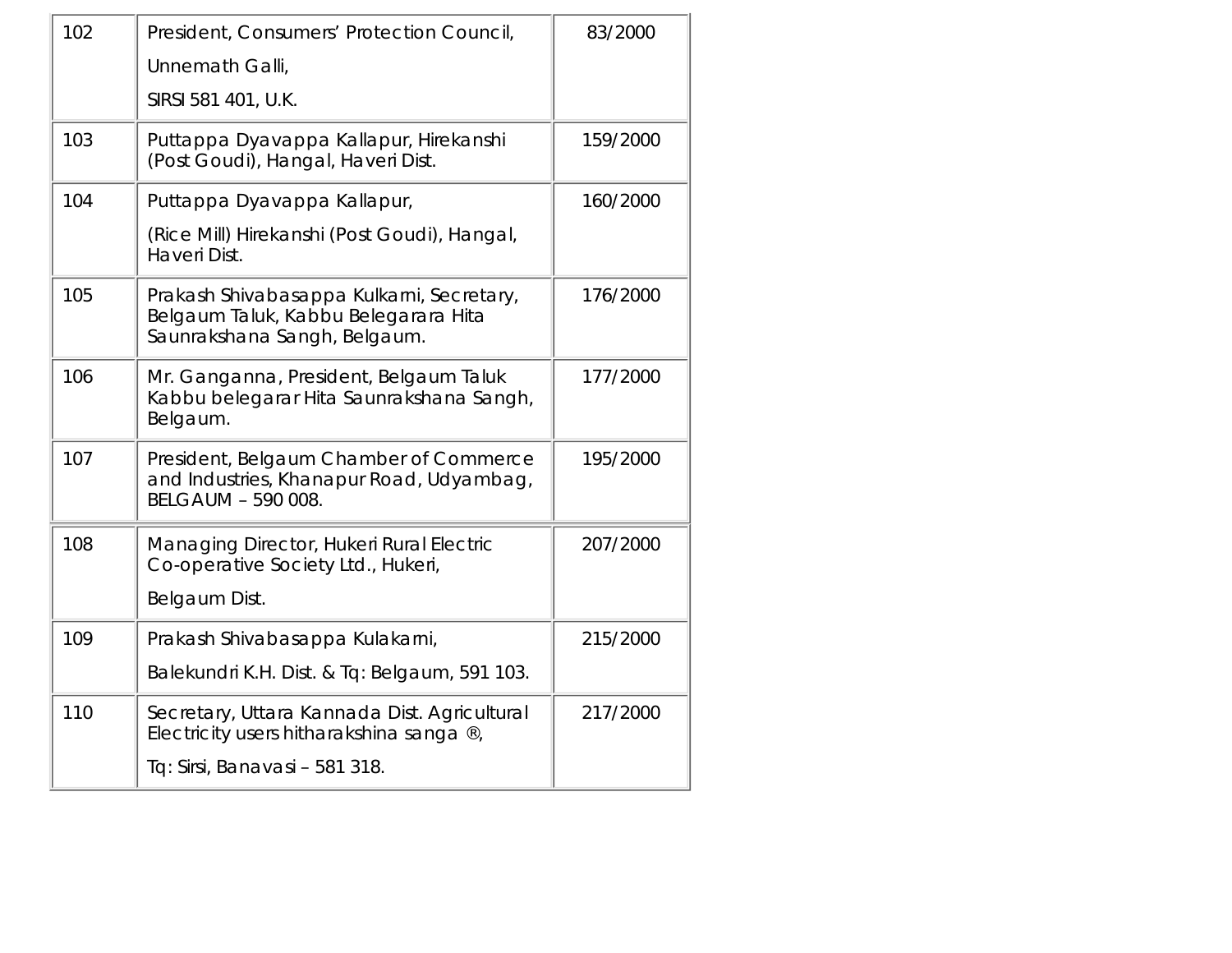| 102 | President, Consumers' Protection Council, Unnemath Galli, SIRSI 581 401, U.K. | 83/2000 |
|---|---|---|
| 103 | Puttappa Dyavappa Kallapur, Hirekanshi (Post Goudi), Hangal, Haveri Dist. | 159/2000 |
| 104 | Puttappa Dyavappa Kallapur, (Rice Mill) Hirekanshi (Post Goudi), Hangal, Haveri Dist. | 160/2000 |
| 105 | Prakash Shivabasappa Kulkarni, Secretary, Belgaum Taluk, Kabbu Belegarara Hita Saunrakshana Sangh, Belgaum. | 176/2000 |
| 106 | Mr. Ganganna, President, Belgaum Taluk Kabbu belegarar Hita Saunrakshana Sangh, Belgaum. | 177/2000 |
| 107 | President, Belgaum Chamber of Commerce and Industries, Khanapur Road, Udyambag, BELGAUM – 590 008. | 195/2000 |
| 108 | Managing Director, Hukeri Rural Electric Co-operative Society Ltd., Hukeri, Belgaum Dist. | 207/2000 |
| 109 | Prakash Shivabasappa Kulakarni, Balekundri K.H. Dist. & Tq: Belgaum, 591 103. | 215/2000 |
| 110 | Secretary, Uttara Kannada Dist. Agricultural Electricity users hitharakshina sanga ®, Tq: Sirsi, Banavasi – 581 318. | 217/2000 |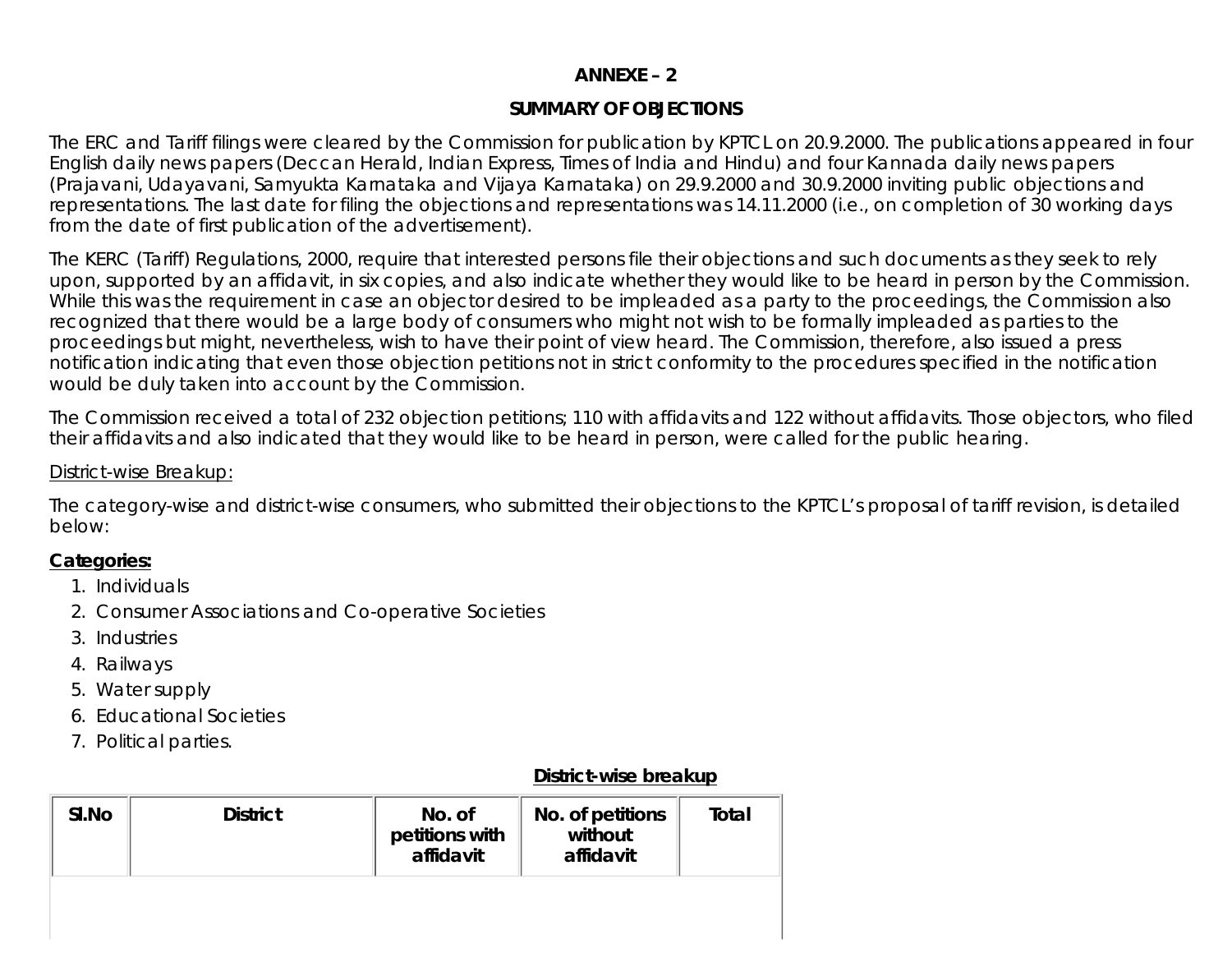**ANNEXE – 2**

**SUMMARY OF OBJECTIONS**

The ERC and Tariff filings were cleared by the Commission for publication by KPTCL on 20.9.2000. The publications appeared in four English daily news papers (Deccan Herald, Indian Express, Times of India and Hindu) and four Kannada daily news papers (Prajavani, Udayavani, Samyukta Karnataka and Vijaya Karnataka) on 29.9.2000 and 30.9.2000 inviting public objections and representations. The last date for filing the objections and representations was 14.11.2000 (i.e., on completion of 30 working days from the date of first publication of the advertisement).

The KERC (Tariff) Regulations, 2000, require that interested persons file their objections and such documents as they seek to rely upon, supported by an affidavit, in six copies, and also indicate whether they would like to be heard in person by the Commission. While this was the requirement in case an objector desired to be impleaded as a party to the proceedings, the Commission also recognized that there would be a large body of consumers who might not wish to be formally impleaded as parties to the proceedings but might, nevertheless, wish to have their point of view heard. The Commission, therefore, also issued a press notification indicating that even those objection petitions not in strict conformity to the procedures specified in the notification would be duly taken into account by the Commission.

The Commission received a total of 232 objection petitions; 110 with affidavits and 122 without affidavits. Those objectors, who filed their affidavits and also indicated that they would like to be heard in person, were called for the public hearing.

District-wise Breakup:

The category-wise and district-wise consumers, who submitted their objections to the KPTCL's proposal of tariff revision, is detailed below:

**Categories:**

1. Individuals
2. Consumer Associations and Co-operative Societies
3. Industries
4. Railways
5. Water supply
6. Educational Societies
7. Political parties.

**District-wise breakup**

| Sl.No | District | No. of petitions with affidavit | No. of petitions without affidavit | Total |
|---|---|---|---|---|
| | | | | |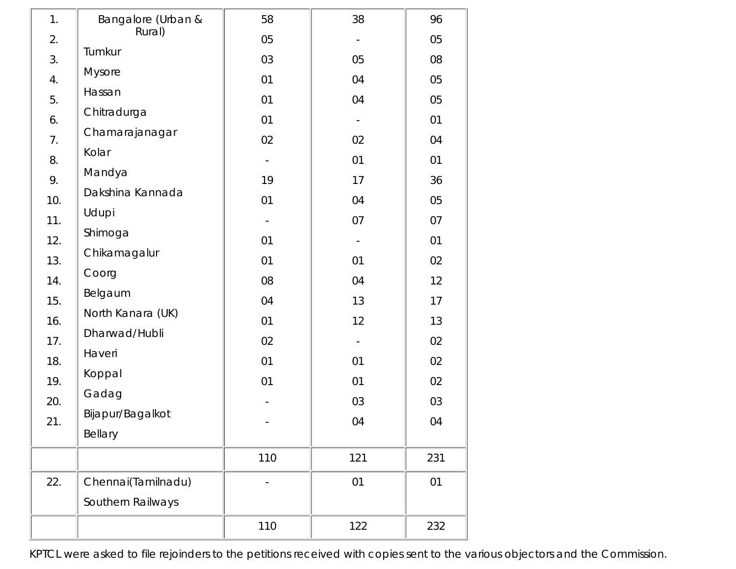| | | | | |
|---|---|---|---|---|
| 1. | Bangalore (Urban & Rural) | 58 | 38 | 96 |
| 2. | Tumkur | 05 | - | 05 |
| 3. | Mysore | 03 | 05 | 08 |
| 4. | Hassan | 01 | 04 | 05 |
| 5. | Chitradurga | 01 | 04 | 05 |
| 6. | Chamarajanagar | 01 | - | 01 |
| 7. | Kolar | 02 | 02 | 04 |
| 8. | Mandya | - | 01 | 01 |
| 9. | Dakshina Kannada | 19 | 17 | 36 |
| 10. | Udupi | 01 | 04 | 05 |
| 11. | Shimoga | - | 07 | 07 |
| 12. | Chikamagalur | 01 | - | 01 |
| 13. | Coorg | 01 | 01 | 02 |
| 14. | Belgaum | 08 | 04 | 12 |
| 15. | North Kanara (UK) | 04 | 13 | 17 |
| 16. | Dharwad/Hubli | 01 | 12 | 13 |
| 17. | Haveri | 02 | - | 02 |
| 18. | Koppal | 01 | 01 | 02 |
| 19. | Gadag | 01 | 01 | 02 |
| 20. | Bijapur/Bagalkot | - | 03 | 03 |
| 21. | Bellary | - | 04 | 04 |
| | | 110 | 121 | 231 |
| 22. | Chennai(Tamilnadu) Southern Railways | - | 01 | 01 |
| | | 110 | 122 | 232 |

KPTCL were asked to file rejoinders to the petitions received with copies sent to the various objectors and the Commission.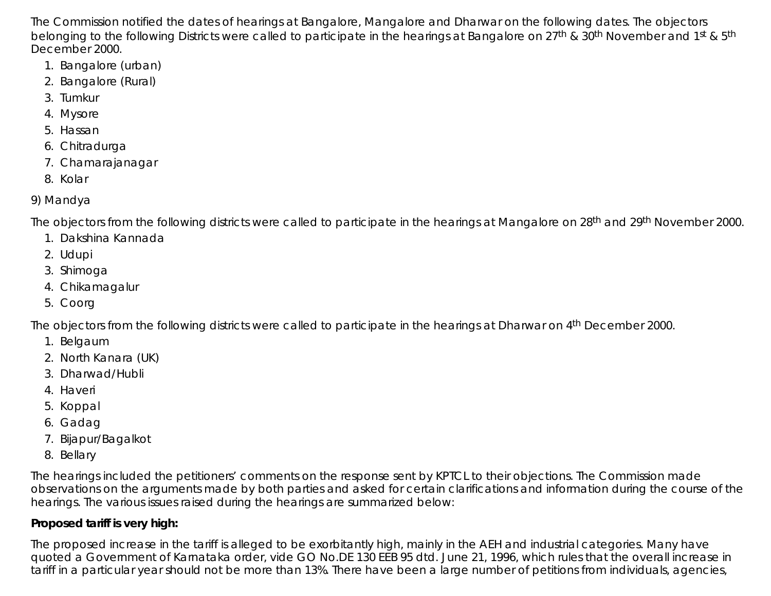The Commission notified the dates of hearings at Bangalore, Mangalore and Dharwar on the following dates. The objectors belonging to the following Districts were called to participate in the hearings at Bangalore on 27th & 30th November and 1st & 5th December 2000.

1. Bangalore (urban)
2. Bangalore (Rural)
3. Tumkur
4. Mysore
5. Hassan
6. Chitradurga
7. Chamarajanagar
8. Kolar

9) Mandya

The objectors from the following districts were called to participate in the hearings at Mangalore on 28th and 29th November 2000.

1. Dakshina Kannada
2. Udupi
3. Shimoga
4. Chikamagalur
5. Coorg

The objectors from the following districts were called to participate in the hearings at Dharwar on 4th December 2000.

1. Belgaum
2. North Kanara (UK)
3. Dharwad/Hubli
4. Haveri
5. Koppal
6. Gadag
7. Bijapur/Bagalkot
8. Bellary

The hearings included the petitioners' comments on the response sent by KPTCL to their objections. The Commission made observations on the arguments made by both parties and asked for certain clarifications and information during the course of the hearings. The various issues raised during the hearings are summarized below:

**Proposed tariff is very high:**

The proposed increase in the tariff is alleged to be exorbitantly high, mainly in the AEH and industrial categories. Many have quoted a Government of Karnataka order, vide GO No.DE 130 EEB 95 dtd. June 21, 1996, which rules that the overall increase in tariff in a particular year should not be more than 13%. There have been a large number of petitions from individuals, agencies,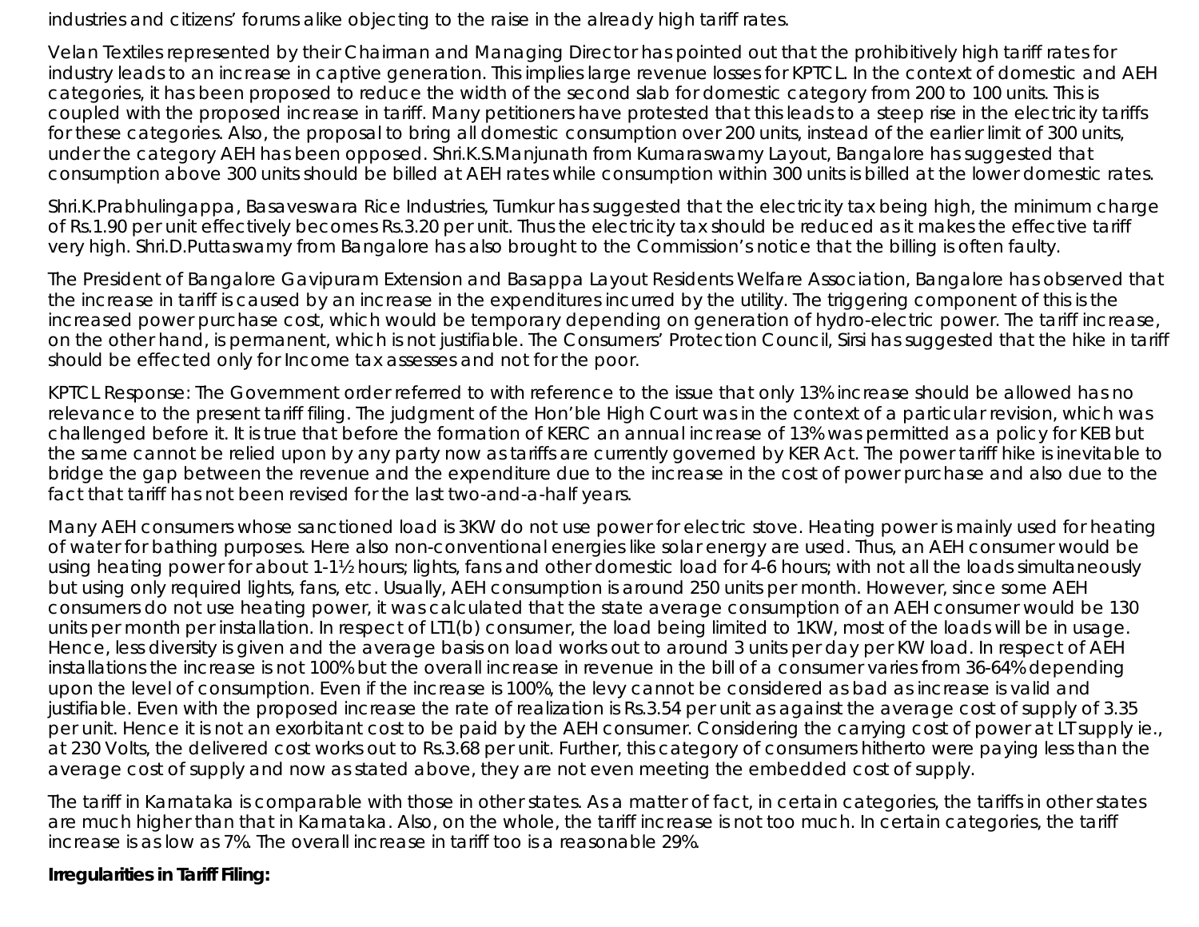industries and citizens' forums alike objecting to the raise in the already high tariff rates.

Velan Textiles represented by their Chairman and Managing Director has pointed out that the prohibitively high tariff rates for industry leads to an increase in captive generation. This implies large revenue losses for KPTCL. In the context of domestic and AEH categories, it has been proposed to reduce the width of the second slab for domestic category from 200 to 100 units. This is coupled with the proposed increase in tariff. Many petitioners have protested that this leads to a steep rise in the electricity tariffs for these categories. Also, the proposal to bring all domestic consumption over 200 units, instead of the earlier limit of 300 units, under the category AEH has been opposed. Shri.K.S.Manjunath from Kumaraswamy Layout, Bangalore has suggested that consumption above 300 units should be billed at AEH rates while consumption within 300 units is billed at the lower domestic rates.

Shri.K.Prabhulingappa, Basaveswara Rice Industries, Tumkur has suggested that the electricity tax being high, the minimum charge of Rs.1.90 per unit effectively becomes Rs.3.20 per unit. Thus the electricity tax should be reduced as it makes the effective tariff very high. Shri.D.Puttaswamy from Bangalore has also brought to the Commission's notice that the billing is often faulty.

The President of Bangalore Gavipuram Extension and Basappa Layout Residents Welfare Association, Bangalore has observed that the increase in tariff is caused by an increase in the expenditures incurred by the utility. The triggering component of this is the increased power purchase cost, which would be temporary depending on generation of hydro-electric power. The tariff increase, on the other hand, is permanent, which is not justifiable. The Consumers' Protection Council, Sirsi has suggested that the hike in tariff should be effected only for Income tax assesses and not for the poor.

KPTCL Response: The Government order referred to with reference to the issue that only 13% increase should be allowed has no relevance to the present tariff filing. The judgment of the Hon'ble High Court was in the context of a particular revision, which was challenged before it. It is true that before the formation of KERC an annual increase of 13% was permitted as a policy for KEB but the same cannot be relied upon by any party now as tariffs are currently governed by KER Act. The power tariff hike is inevitable to bridge the gap between the revenue and the expenditure due to the increase in the cost of power purchase and also due to the fact that tariff has not been revised for the last two-and-a-half years.

Many AEH consumers whose sanctioned load is 3KW do not use power for electric stove. Heating power is mainly used for heating of water for bathing purposes. Here also non-conventional energies like solar energy are used. Thus, an AEH consumer would be using heating power for about 1-1½ hours; lights, fans and other domestic load for 4-6 hours; with not all the loads simultaneously but using only required lights, fans, etc. Usually, AEH consumption is around 250 units per month. However, since some AEH consumers do not use heating power, it was calculated that the state average consumption of an AEH consumer would be 130 units per month per installation. In respect of LT1(b) consumer, the load being limited to 1KW, most of the loads will be in usage. Hence, less diversity is given and the average basis on load works out to around 3 units per day per KW load. In respect of AEH installations the increase is not 100% but the overall increase in revenue in the bill of a consumer varies from 36-64% depending upon the level of consumption. Even if the increase is 100%, the levy cannot be considered as bad as increase is valid and justifiable. Even with the proposed increase the rate of realization is Rs.3.54 per unit as against the average cost of supply of 3.35 per unit. Hence it is not an exorbitant cost to be paid by the AEH consumer. Considering the carrying cost of power at LT supply ie., at 230 Volts, the delivered cost works out to Rs.3.68 per unit. Further, this category of consumers hitherto were paying less than the average cost of supply and now as stated above, they are not even meeting the embedded cost of supply.

The tariff in Karnataka is comparable with those in other states. As a matter of fact, in certain categories, the tariffs in other states are much higher than that in Karnataka. Also, on the whole, the tariff increase is not too much. In certain categories, the tariff increase is as low as 7%. The overall increase in tariff too is a reasonable 29%.

**Irregularities in Tariff Filing:**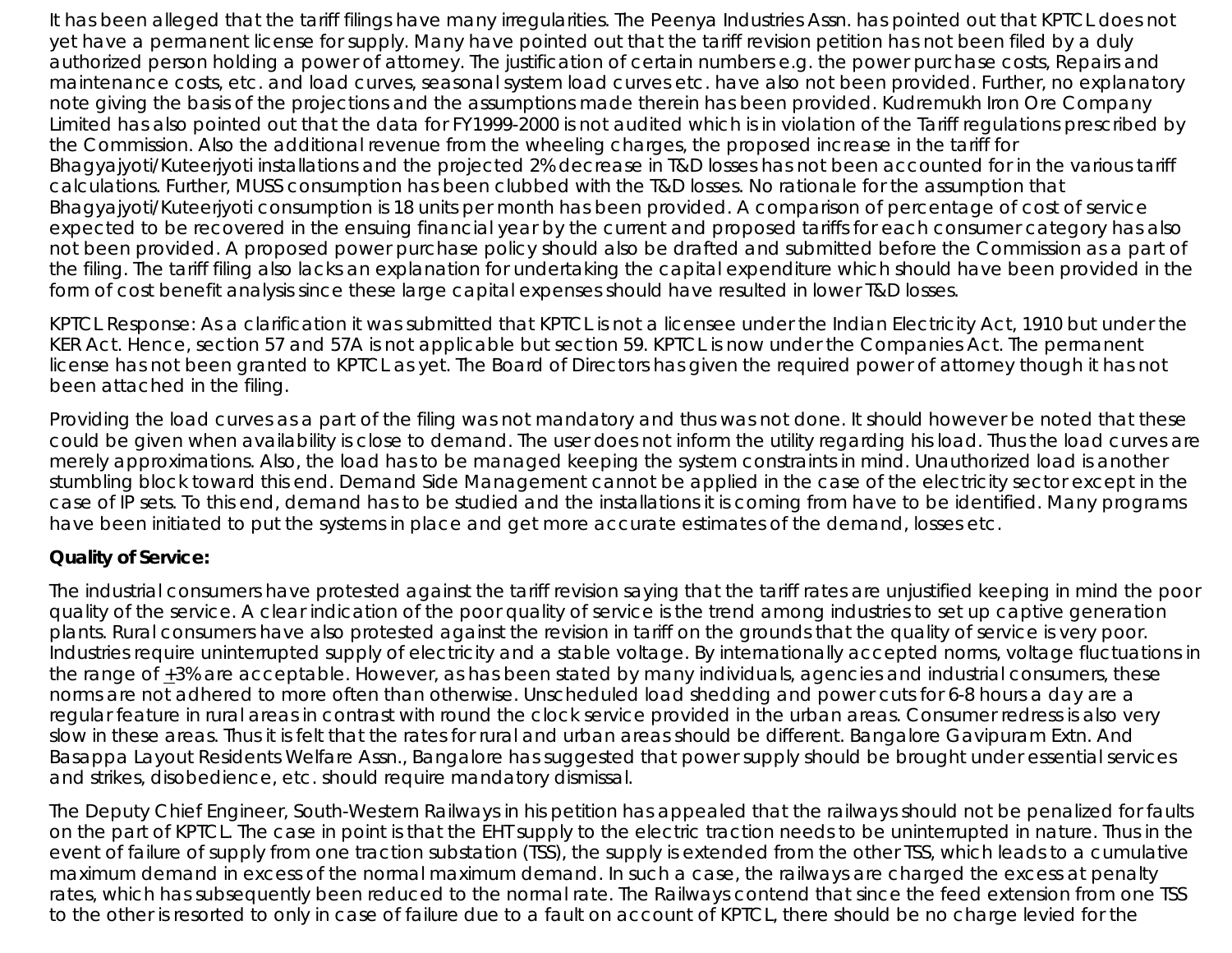It has been alleged that the tariff filings have many irregularities. The Peenya Industries Assn. has pointed out that KPTCL does not yet have a permanent license for supply. Many have pointed out that the tariff revision petition has not been filed by a duly authorized person holding a power of attorney. The justification of certain numbers e.g. the power purchase costs, Repairs and maintenance costs, etc. and load curves, seasonal system load curves etc. have also not been provided. Further, no explanatory note giving the basis of the projections and the assumptions made therein has been provided. Kudremukh Iron Ore Company Limited has also pointed out that the data for FY1999-2000 is not audited which is in violation of the Tariff regulations prescribed by the Commission. Also the additional revenue from the wheeling charges, the proposed increase in the tariff for Bhagyajyoti/Kuteerjyoti installations and the projected 2% decrease in T&D losses has not been accounted for in the various tariff calculations. Further, MUSS consumption has been clubbed with the T&D losses. No rationale for the assumption that Bhagyajyoti/Kuteerjyoti consumption is 18 units per month has been provided. A comparison of percentage of cost of service expected to be recovered in the ensuing financial year by the current and proposed tariffs for each consumer category has also not been provided. A proposed power purchase policy should also be drafted and submitted before the Commission as a part of the filing. The tariff filing also lacks an explanation for undertaking the capital expenditure which should have been provided in the form of cost benefit analysis since these large capital expenses should have resulted in lower T&D losses.

KPTCL Response: As a clarification it was submitted that KPTCL is not a licensee under the Indian Electricity Act, 1910 but under the KER Act. Hence, section 57 and 57A is not applicable but section 59. KPTCL is now under the Companies Act. The permanent license has not been granted to KPTCL as yet. The Board of Directors has given the required power of attorney though it has not been attached in the filing.

Providing the load curves as a part of the filing was not mandatory and thus was not done. It should however be noted that these could be given when availability is close to demand. The user does not inform the utility regarding his load. Thus the load curves are merely approximations. Also, the load has to be managed keeping the system constraints in mind. Unauthorized load is another stumbling block toward this end. Demand Side Management cannot be applied in the case of the electricity sector except in the case of IP sets. To this end, demand has to be studied and the installations it is coming from have to be identified. Many programs have been initiated to put the systems in place and get more accurate estimates of the demand, losses etc.

**Quality of Service:**

The industrial consumers have protested against the tariff revision saying that the tariff rates are unjustified keeping in mind the poor quality of the service. A clear indication of the poor quality of service is the trend among industries to set up captive generation plants. Rural consumers have also protested against the revision in tariff on the grounds that the quality of service is very poor. Industries require uninterrupted supply of electricity and a stable voltage. By internationally accepted norms, voltage fluctuations in the range of ±3% are acceptable. However, as has been stated by many individuals, agencies and industrial consumers, these norms are not adhered to more often than otherwise. Unscheduled load shedding and power cuts for 6-8 hours a day are a regular feature in rural areas in contrast with round the clock service provided in the urban areas. Consumer redress is also very slow in these areas. Thus it is felt that the rates for rural and urban areas should be different. Bangalore Gavipuram Extn. And Basappa Layout Residents Welfare Assn., Bangalore has suggested that power supply should be brought under essential services and strikes, disobedience, etc. should require mandatory dismissal.

The Deputy Chief Engineer, South-Western Railways in his petition has appealed that the railways should not be penalized for faults on the part of KPTCL. The case in point is that the EHT supply to the electric traction needs to be uninterrupted in nature. Thus in the event of failure of supply from one traction substation (TSS), the supply is extended from the other TSS, which leads to a cumulative maximum demand in excess of the normal maximum demand. In such a case, the railways are charged the excess at penalty rates, which has subsequently been reduced to the normal rate. The Railways contend that since the feed extension from one TSS to the other is resorted to only in case of failure due to a fault on account of KPTCL, there should be no charge levied for the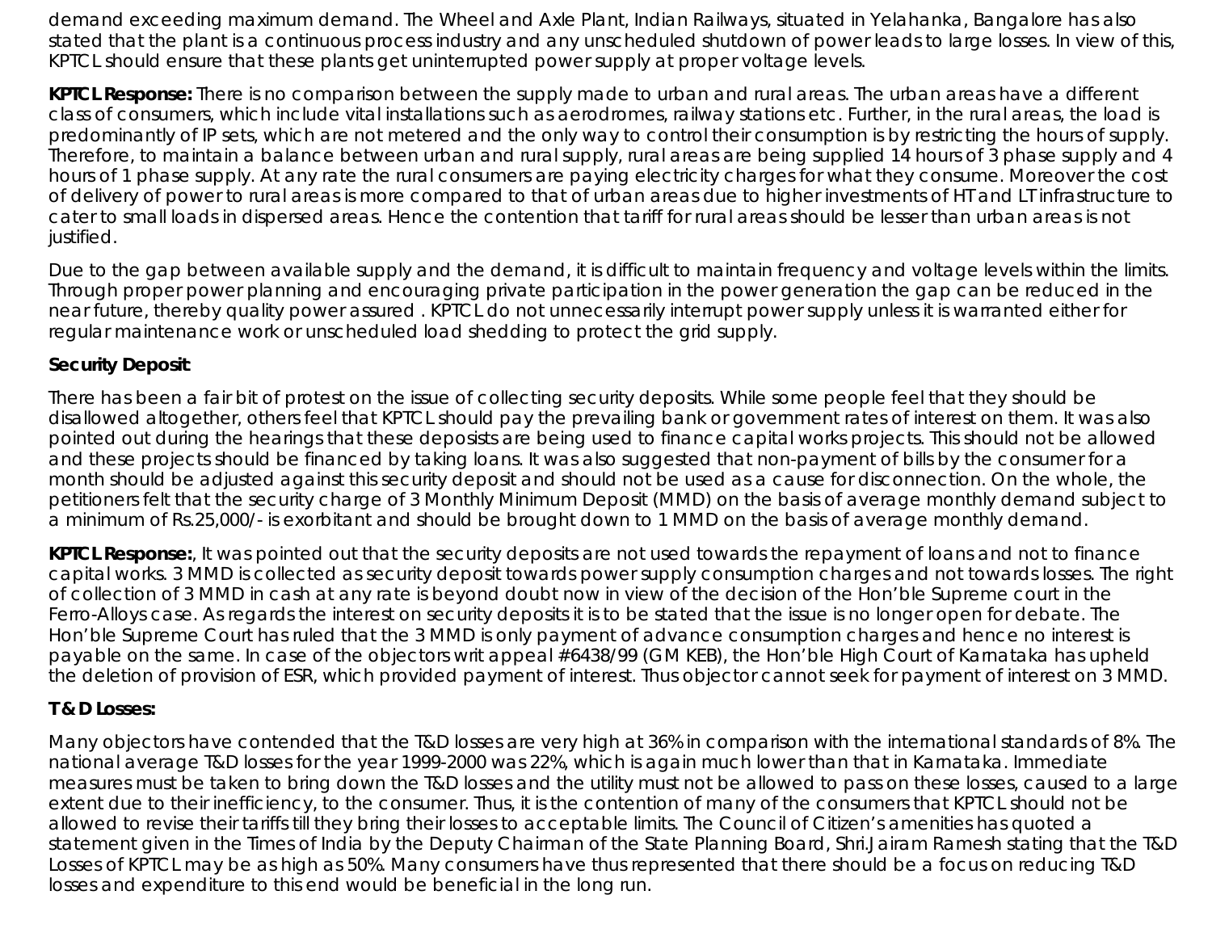demand exceeding maximum demand. The Wheel and Axle Plant, Indian Railways, situated in Yelahanka, Bangalore has also stated that the plant is a continuous process industry and any unscheduled shutdown of power leads to large losses. In view of this, KPTCL should ensure that these plants get uninterrupted power supply at proper voltage levels.

**KPTCL Response:** There is no comparison between the supply made to urban and rural areas. The urban areas have a different class of consumers, which include vital installations such as aerodromes, railway stations etc. Further, in the rural areas, the load is predominantly of IP sets, which are not metered and the only way to control their consumption is by restricting the hours of supply. Therefore, to maintain a balance between urban and rural supply, rural areas are being supplied 14 hours of 3 phase supply and 4 hours of 1 phase supply. At any rate the rural consumers are paying electricity charges for what they consume. Moreover the cost of delivery of power to rural areas is more compared to that of urban areas due to higher investments of HT and LT infrastructure to cater to small loads in dispersed areas. Hence the contention that tariff for rural areas should be lesser than urban areas is not justified.

Due to the gap between available supply and the demand, it is difficult to maintain frequency and voltage levels within the limits. Through proper power planning and encouraging private participation in the power generation the gap can be reduced in the near future, thereby quality power assured . KPTCL do not unnecessarily interrupt power supply unless it is warranted either for regular maintenance work or unscheduled load shedding to protect the grid supply.

**Security Deposit**:

There has been a fair bit of protest on the issue of collecting security deposits. While some people feel that they should be disallowed altogether, others feel that KPTCL should pay the prevailing bank or government rates of interest on them. It was also pointed out during the hearings that these deposists are being used to finance capital works projects. This should not be allowed and these projects should be financed by taking loans. It was also suggested that non-payment of bills by the consumer for a month should be adjusted against this security deposit and should not be used as a cause for disconnection. On the whole, the petitioners felt that the security charge of 3 Monthly Minimum Deposit (MMD) on the basis of average monthly demand subject to a minimum of Rs.25,000/- is exorbitant and should be brought down to 1 MMD on the basis of average monthly demand.

**KPTCL Response:**, It was pointed out that the security deposits are not used towards the repayment of loans and not to finance capital works. 3 MMD is collected as security deposit towards power supply consumption charges and not towards losses. The right of collection of 3 MMD in cash at any rate is beyond doubt now in view of the decision of the Hon'ble Supreme court in the Ferro-Alloys case. As regards the interest on security deposits it is to be stated that the issue is no longer open for debate. The Hon'ble Supreme Court has ruled that the 3 MMD is only payment of advance consumption charges and hence no interest is payable on the same. In case of the objectors writ appeal #6438/99 (GM KEB), the Hon'ble High Court of Karnataka has upheld the deletion of provision of ESR, which provided payment of interest. Thus objector cannot seek for payment of interest on 3 MMD.

**T & D Losses:**

Many objectors have contended that the T&D losses are very high at 36% in comparison with the international standards of 8%. The national average T&D losses for the year 1999-2000 was 22%, which is again much lower than that in Karnataka. Immediate measures must be taken to bring down the T&D losses and the utility must not be allowed to pass on these losses, caused to a large extent due to their inefficiency, to the consumer. Thus, it is the contention of many of the consumers that KPTCL should not be allowed to revise their tariffs till they bring their losses to acceptable limits. The Council of Citizen's amenities has quoted a statement given in the Times of India by the Deputy Chairman of the State Planning Board, Shri.Jairam Ramesh stating that the T&D Losses of KPTCL may be as high as 50%. Many consumers have thus represented that there should be a focus on reducing T&D losses and expenditure to this end would be beneficial in the long run.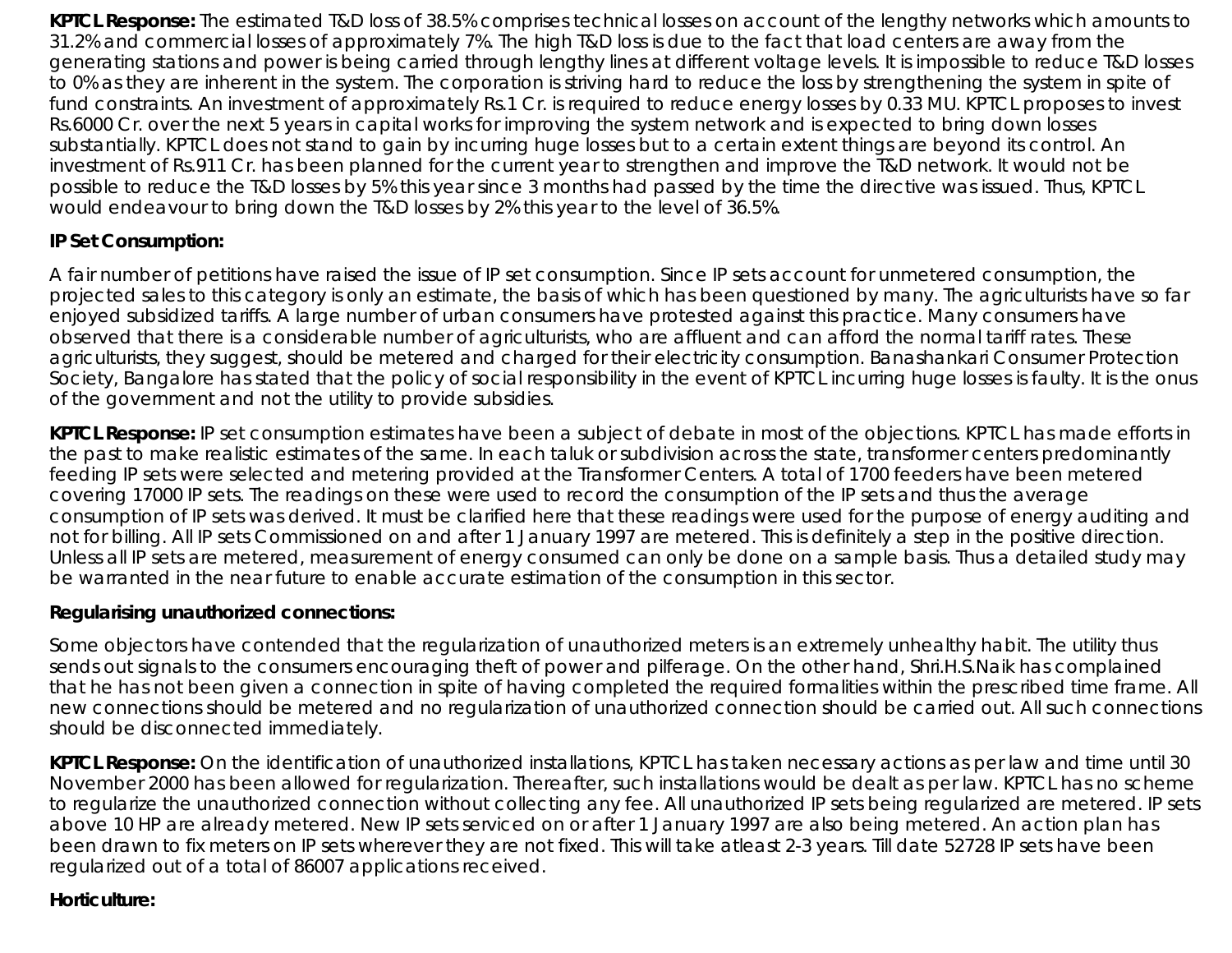**KPTCL Response:** The estimated T&D loss of 38.5% comprises technical losses on account of the lengthy networks which amounts to 31.2% and commercial losses of approximately 7%. The high T&D loss is due to the fact that load centers are away from the generating stations and power is being carried through lengthy lines at different voltage levels. It is impossible to reduce T&D losses to 0% as they are inherent in the system. The corporation is striving hard to reduce the loss by strengthening the system in spite of fund constraints. An investment of approximately Rs.1 Cr. is required to reduce energy losses by 0.33 MU. KPTCL proposes to invest Rs.6000 Cr. over the next 5 years in capital works for improving the system network and is expected to bring down losses substantially. KPTCL does not stand to gain by incurring huge losses but to a certain extent things are beyond its control. An investment of Rs.911 Cr. has been planned for the current year to strengthen and improve the T&D network. It would not be possible to reduce the T&D losses by 5% this year since 3 months had passed by the time the directive was issued. Thus, KPTCL would endeavour to bring down the T&D losses by 2% this year to the level of 36.5%.

**IP Set Consumption:**

A fair number of petitions have raised the issue of IP set consumption. Since IP sets account for unmetered consumption, the projected sales to this category is only an estimate, the basis of which has been questioned by many. The agriculturists have so far enjoyed subsidized tariffs. A large number of urban consumers have protested against this practice. Many consumers have observed that there is a considerable number of agriculturists, who are affluent and can afford the normal tariff rates. These agriculturists, they suggest, should be metered and charged for their electricity consumption. Banashankari Consumer Protection Society, Bangalore has stated that the policy of social responsibility in the event of KPTCL incurring huge losses is faulty. It is the onus of the government and not the utility to provide subsidies.

**KPTCL Response:** IP set consumption estimates have been a subject of debate in most of the objections. KPTCL has made efforts in the past to make realistic estimates of the same. In each taluk or subdivision across the state, transformer centers predominantly feeding IP sets were selected and metering provided at the Transformer Centers. A total of 1700 feeders have been metered covering 17000 IP sets. The readings on these were used to record the consumption of the IP sets and thus the average consumption of IP sets was derived. It must be clarified here that these readings were used for the purpose of energy auditing and not for billing. All IP sets Commissioned on and after 1 January 1997 are metered. This is definitely a step in the positive direction. Unless all IP sets are metered, measurement of energy consumed can only be done on a sample basis. Thus a detailed study may be warranted in the near future to enable accurate estimation of the consumption in this sector.

**Regularising unauthorized connections:**

Some objectors have contended that the regularization of unauthorized meters is an extremely unhealthy habit. The utility thus sends out signals to the consumers encouraging theft of power and pilferage. On the other hand, Shri.H.S.Naik has complained that he has not been given a connection in spite of having completed the required formalities within the prescribed time frame. All new connections should be metered and no regularization of unauthorized connection should be carried out. All such connections should be disconnected immediately.

**KPTCL Response:** On the identification of unauthorized installations, KPTCL has taken necessary actions as per law and time until 30 November 2000 has been allowed for regularization. Thereafter, such installations would be dealt as per law. KPTCL has no scheme to regularize the unauthorized connection without collecting any fee. All unauthorized IP sets being regularized are metered. IP sets above 10 HP are already metered. New IP sets serviced on or after 1 January 1997 are also being metered. An action plan has been drawn to fix meters on IP sets wherever they are not fixed. This will take atleast 2-3 years. Till date 52728 IP sets have been regularized out of a total of 86007 applications received.

**Horticulture:**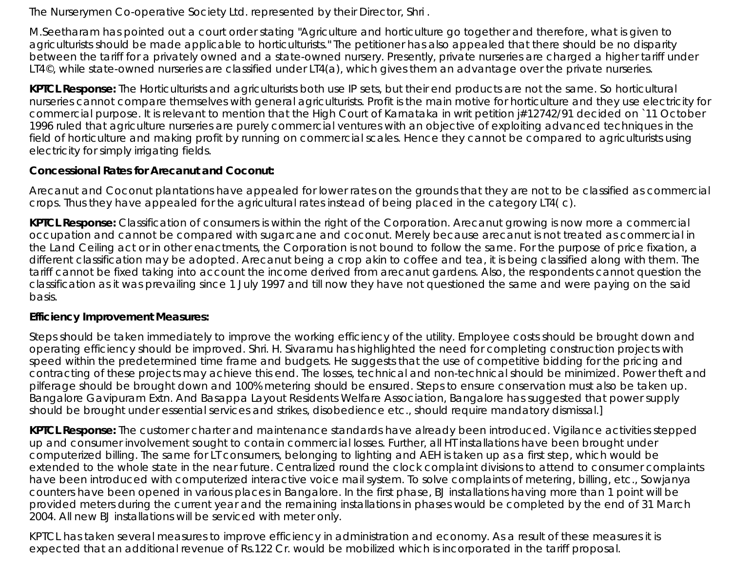The Nurserymen Co-operative Society Ltd. represented by their Director, Shri .

M.Seetharam has pointed out a court order stating "Agriculture and horticulture go together and therefore, what is given to agriculturists should be made applicable to horticulturists." The petitioner has also appealed that there should be no disparity between the tariff for a privately owned and a state-owned nursery. Presently, private nurseries are charged a higher tariff under LT4©, while state-owned nurseries are classified under LT4(a), which gives them an advantage over the private nurseries.

**KPTCL Response:** The Horticulturists and agriculturists both use IP sets, but their end products are not the same. So horticultural nurseries cannot compare themselves with general agriculturists. Profit is the main motive for horticulture and they use electricity for commercial purpose. It is relevant to mention that the High Court of Karnataka in writ petition j#12742/91 decided on `11 October 1996 ruled that agriculture nurseries are purely commercial ventures with an objective of exploiting advanced techniques in the field of horticulture and making profit by running on commercial scales. Hence they cannot be compared to agriculturists using electricity for simply irrigating fields.

**Concessional Rates for Arecanut and Coconut:**

Arecanut and Coconut plantations have appealed for lower rates on the grounds that they are not to be classified as commercial crops. Thus they have appealed for the agricultural rates instead of being placed in the category LT4( c).

**KPTCL Response:** Classification of consumers is within the right of the Corporation. Arecanut growing is now more a commercial occupation and cannot be compared with sugarcane and coconut. Merely because arecanut is not treated as commercial in the Land Ceiling act or in other enactments, the Corporation is not bound to follow the same. For the purpose of price fixation, a different classification may be adopted. Arecanut being a crop akin to coffee and tea, it is being classified along with them. The tariff cannot be fixed taking into account the income derived from arecanut gardens. Also, the respondents cannot question the classification as it was prevailing since 1 July 1997 and till now they have not questioned the same and were paying on the said basis.

**Efficiency Improvement Measures:**

Steps should be taken immediately to improve the working efficiency of the utility. Employee costs should be brought down and operating efficiency should be improved. Shri. H. Sivaramu has highlighted the need for completing construction projects with speed within the predetermined time frame and budgets. He suggests that the use of competitive bidding for the pricing and contracting of these projects may achieve this end. The losses, technical and non-technical should be minimized. Power theft and pilferage should be brought down and 100% metering should be ensured. Steps to ensure conservation must also be taken up. Bangalore Gavipuram Extn. And Basappa Layout Residents Welfare Association, Bangalore has suggested that power supply should be brought under essential services and strikes, disobedience etc., should require mandatory dismissal.]

**KPTCL Response:** The customer charter and maintenance standards have already been introduced. Vigilance activities stepped up and consumer involvement sought to contain commercial losses. Further, all HT installations have been brought under computerized billing. The same for LT consumers, belonging to lighting and AEH is taken up as a first step, which would be extended to the whole state in the near future. Centralized round the clock complaint divisions to attend to consumer complaints have been introduced with computerized interactive voice mail system. To solve complaints of metering, billing, etc., Sowjanya counters have been opened in various places in Bangalore. In the first phase, BJ installations having more than 1 point will be provided meters during the current year and the remaining installations in phases would be completed by the end of 31 March 2004. All new BJ installations will be serviced with meter only.

KPTCL has taken several measures to improve efficiency in administration and economy. As a result of these measures it is expected that an additional revenue of Rs.122 Cr. would be mobilized which is incorporated in the tariff proposal.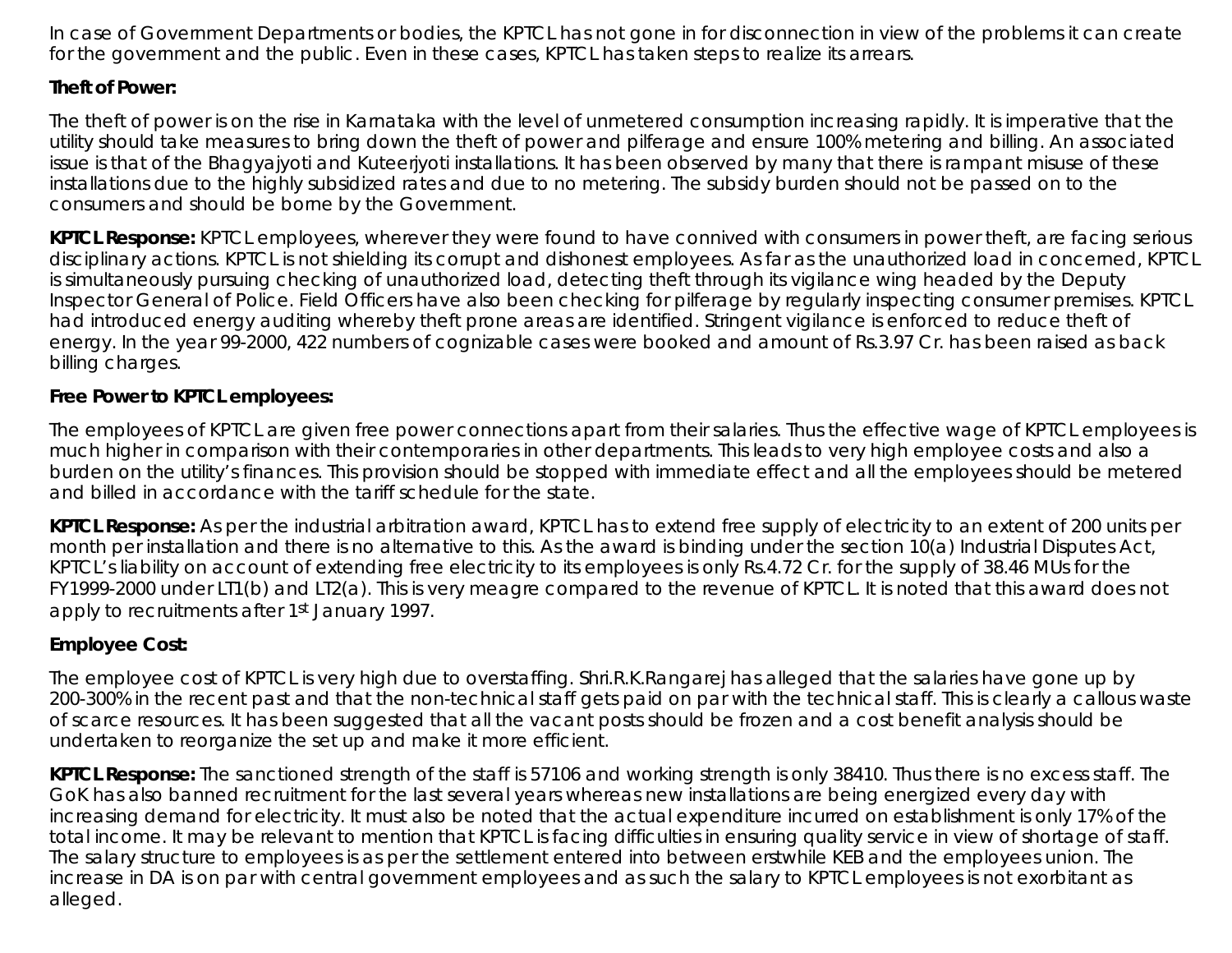In case of Government Departments or bodies, the KPTCL has not gone in for disconnection in view of the problems it can create for the government and the public. Even in these cases, KPTCL has taken steps to realize its arrears.

**Theft of Power:**

The theft of power is on the rise in Karnataka with the level of unmetered consumption increasing rapidly. It is imperative that the utility should take measures to bring down the theft of power and pilferage and ensure 100% metering and billing. An associated issue is that of the Bhagyajyoti and Kuteerjyoti installations. It has been observed by many that there is rampant misuse of these installations due to the highly subsidized rates and due to no metering. The subsidy burden should not be passed on to the consumers and should be borne by the Government.

**KPTCL Response:** KPTCL employees, wherever they were found to have connived with consumers in power theft, are facing serious disciplinary actions. KPTCL is not shielding its corrupt and dishonest employees. As far as the unauthorized load in concerned, KPTCL is simultaneously pursuing checking of unauthorized load, detecting theft through its vigilance wing headed by the Deputy Inspector General of Police. Field Officers have also been checking for pilferage by regularly inspecting consumer premises. KPTCL had introduced energy auditing whereby theft prone areas are identified. Stringent vigilance is enforced to reduce theft of energy. In the year 99-2000, 422 numbers of cognizable cases were booked and amount of Rs.3.97 Cr. has been raised as back billing charges.

**Free Power to KPTCL employees:**

The employees of KPTCL are given free power connections apart from their salaries. Thus the effective wage of KPTCL employees is much higher in comparison with their contemporaries in other departments. This leads to very high employee costs and also a burden on the utility's finances. This provision should be stopped with immediate effect and all the employees should be metered and billed in accordance with the tariff schedule for the state.

**KPTCL Response:** As per the industrial arbitration award, KPTCL has to extend free supply of electricity to an extent of 200 units per month per installation and there is no alternative to this. As the award is binding under the section 10(a) Industrial Disputes Act, KPTCL's liability on account of extending free electricity to its employees is only Rs.4.72 Cr. for the supply of 38.46 MUs for the FY1999-2000 under LT1(b) and LT2(a). This is very meagre compared to the revenue of KPTCL. It is noted that this award does not apply to recruitments after 1st January 1997.

**Employee Cost:**

The employee cost of KPTCL is very high due to overstaffing. Shri.R.K.Rangarej has alleged that the salaries have gone up by 200-300% in the recent past and that the non-technical staff gets paid on par with the technical staff. This is clearly a callous waste of scarce resources. It has been suggested that all the vacant posts should be frozen and a cost benefit analysis should be undertaken to reorganize the set up and make it more efficient.

**KPTCL Response:** The sanctioned strength of the staff is 57106 and working strength is only 38410. Thus there is no excess staff. The GoK has also banned recruitment for the last several years whereas new installations are being energized every day with increasing demand for electricity. It must also be noted that the actual expenditure incurred on establishment is only 17% of the total income. It may be relevant to mention that KPTCL is facing difficulties in ensuring quality service in view of shortage of staff. The salary structure to employees is as per the settlement entered into between erstwhile KEB and the employees union. The increase in DA is on par with central government employees and as such the salary to KPTCL employees is not exorbitant as alleged.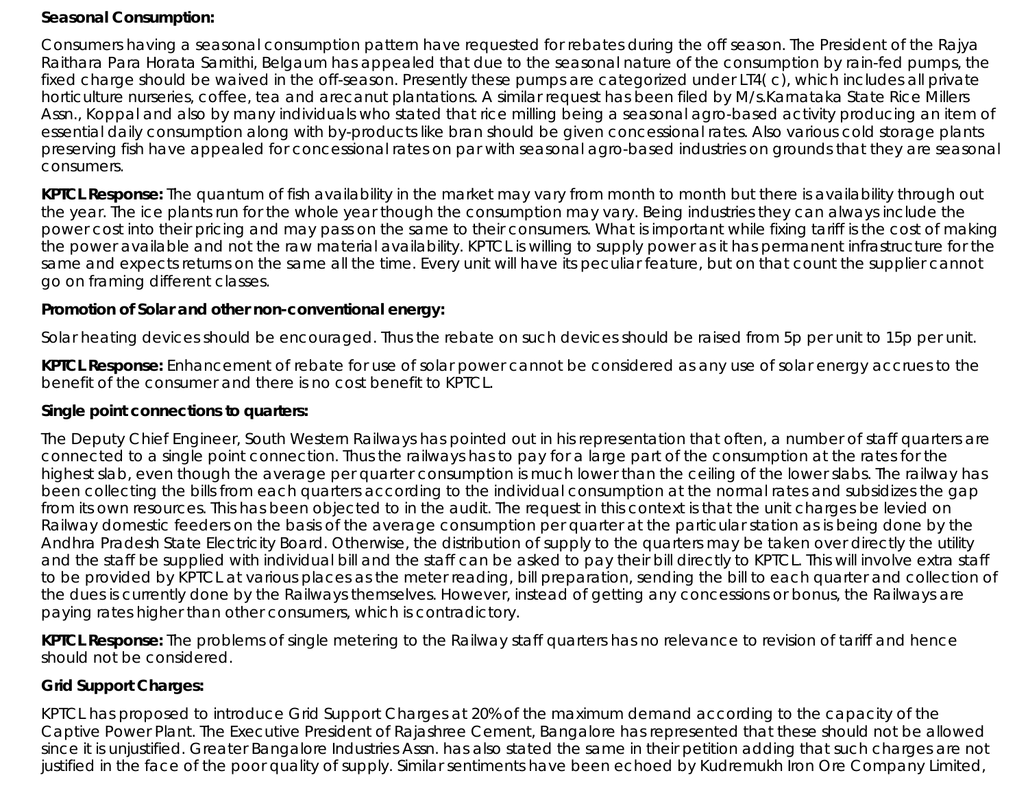**Seasonal Consumption:**

Consumers having a seasonal consumption pattern have requested for rebates during the off season. The President of the Rajya Raithara Para Horata Samithi, Belgaum has appealed that due to the seasonal nature of the consumption by rain-fed pumps, the fixed charge should be waived in the off-season. Presently these pumps are categorized under LT4( c), which includes all private horticulture nurseries, coffee, tea and arecanut plantations. A similar request has been filed by M/s.Karnataka State Rice Millers Assn., Koppal and also by many individuals who stated that rice milling being a seasonal agro-based activity producing an item of essential daily consumption along with by-products like bran should be given concessional rates. Also various cold storage plants preserving fish have appealed for concessional rates on par with seasonal agro-based industries on grounds that they are seasonal consumers.

**KPTCL Response:** The quantum of fish availability in the market may vary from month to month but there is availability through out the year. The ice plants run for the whole year though the consumption may vary. Being industries they can always include the power cost into their pricing and may pass on the same to their consumers. What is important while fixing tariff is the cost of making the power available and not the raw material availability. KPTCL is willing to supply power as it has permanent infrastructure for the same and expects returns on the same all the time. Every unit will have its peculiar feature, but on that count the supplier cannot go on framing different classes.

**Promotion of Solar and other non-conventional energy:**

Solar heating devices should be encouraged. Thus the rebate on such devices should be raised from 5p per unit to 15p per unit.

**KPTCL Response:** Enhancement of rebate for use of solar power cannot be considered as any use of solar energy accrues to the benefit of the consumer and there is no cost benefit to KPTCL.

**Single point connections to quarters:**

The Deputy Chief Engineer, South Western Railways has pointed out in his representation that often, a number of staff quarters are connected to a single point connection. Thus the railways has to pay for a large part of the consumption at the rates for the highest slab, even though the average per quarter consumption is much lower than the ceiling of the lower slabs. The railway has been collecting the bills from each quarters according to the individual consumption at the normal rates and subsidizes the gap from its own resources. This has been objected to in the audit. The request in this context is that the unit charges be levied on Railway domestic feeders on the basis of the average consumption per quarter at the particular station as is being done by the Andhra Pradesh State Electricity Board. Otherwise, the distribution of supply to the quarters may be taken over directly the utility and the staff be supplied with individual bill and the staff can be asked to pay their bill directly to KPTCL. This will involve extra staff to be provided by KPTCL at various places as the meter reading, bill preparation, sending the bill to each quarter and collection of the dues is currently done by the Railways themselves. However, instead of getting any concessions or bonus, the Railways are paying rates higher than other consumers, which is contradictory.

**KPTCL Response:** The problems of single metering to the Railway staff quarters has no relevance to revision of tariff and hence should not be considered.

**Grid Support Charges:**

KPTCL has proposed to introduce Grid Support Charges at 20% of the maximum demand according to the capacity of the Captive Power Plant. The Executive President of Rajashree Cement, Bangalore has represented that these should not be allowed since it is unjustified. Greater Bangalore Industries Assn. has also stated the same in their petition adding that such charges are not justified in the face of the poor quality of supply. Similar sentiments have been echoed by Kudremukh Iron Ore Company Limited,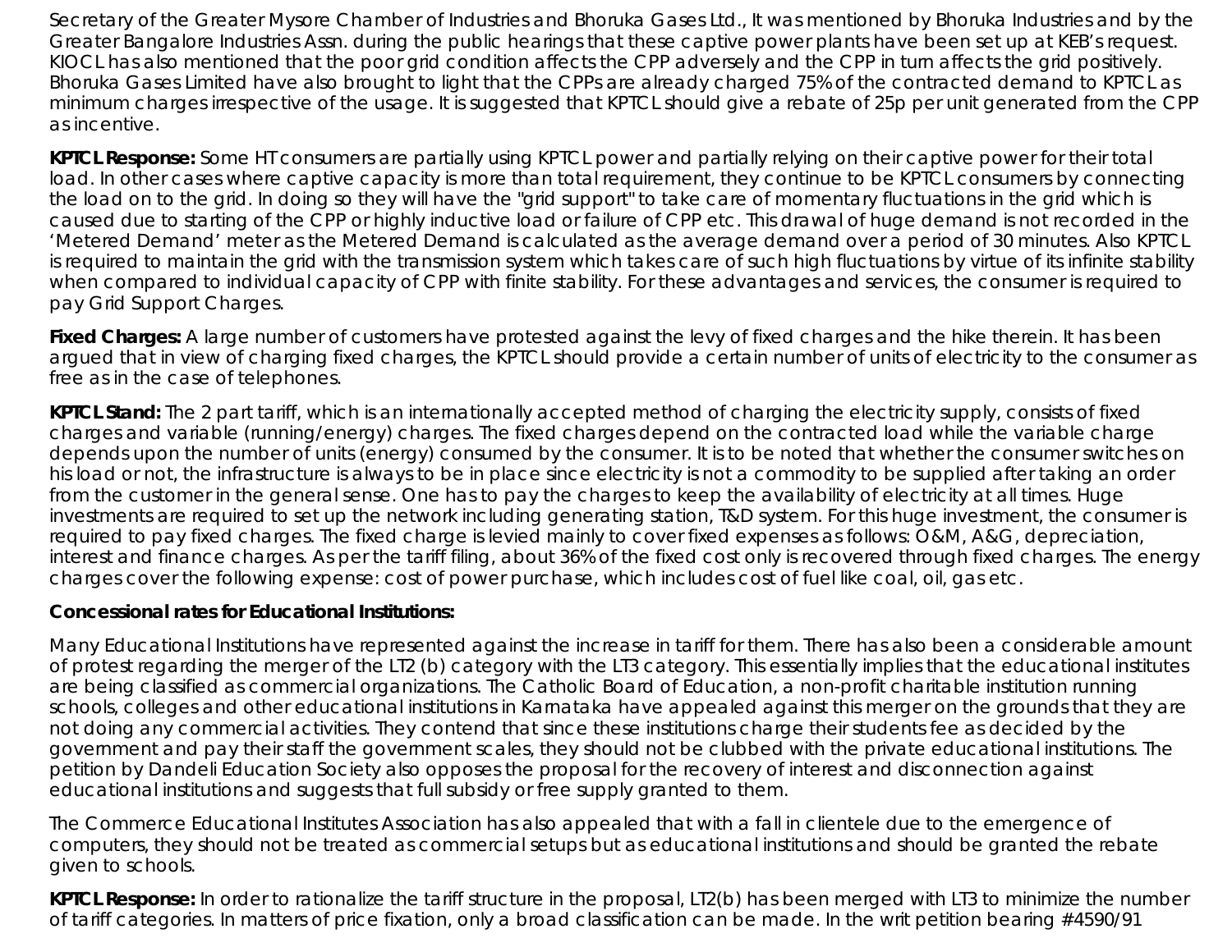Secretary of the Greater Mysore Chamber of Industries and Bhoruka Gases Ltd., It was mentioned by Bhoruka Industries and by the Greater Bangalore Industries Assn. during the public hearings that these captive power plants have been set up at KEB's request. KIOCL has also mentioned that the poor grid condition affects the CPP adversely and the CPP in turn affects the grid positively. Bhoruka Gases Limited have also brought to light that the CPPs are already charged 75% of the contracted demand to KPTCL as minimum charges irrespective of the usage. It is suggested that KPTCL should give a rebate of 25p per unit generated from the CPP as incentive.

**KPTCL Response:** Some HT consumers are partially using KPTCL power and partially relying on their captive power for their total load. In other cases where captive capacity is more than total requirement, they continue to be KPTCL consumers by connecting the load on to the grid. In doing so they will have the "grid support" to take care of momentary fluctuations in the grid which is caused due to starting of the CPP or highly inductive load or failure of CPP etc. This drawal of huge demand is not recorded in the 'Metered Demand' meter as the Metered Demand is calculated as the average demand over a period of 30 minutes. Also KPTCL is required to maintain the grid with the transmission system which takes care of such high fluctuations by virtue of its infinite stability when compared to individual capacity of CPP with finite stability. For these advantages and services, the consumer is required to pay Grid Support Charges.

**Fixed Charges:** A large number of customers have protested against the levy of fixed charges and the hike therein. It has been argued that in view of charging fixed charges, the KPTCL should provide a certain number of units of electricity to the consumer as free as in the case of telephones.

**KPTCL Stand:** The 2 part tariff, which is an internationally accepted method of charging the electricity supply, consists of fixed charges and variable (running/energy) charges. The fixed charges depend on the contracted load while the variable charge depends upon the number of units (energy) consumed by the consumer. It is to be noted that whether the consumer switches on his load or not, the infrastructure is always to be in place since electricity is not a commodity to be supplied after taking an order from the customer in the general sense. One has to pay the charges to keep the availability of electricity at all times. Huge investments are required to set up the network including generating station, T&D system. For this huge investment, the consumer is required to pay fixed charges. The fixed charge is levied mainly to cover fixed expenses as follows: O&M, A&G, depreciation, interest and finance charges. As per the tariff filing, about 36% of the fixed cost only is recovered through fixed charges. The energy charges cover the following expense: cost of power purchase, which includes cost of fuel like coal, oil, gas etc.

**Concessional rates for Educational Institutions:**

Many Educational Institutions have represented against the increase in tariff for them. There has also been a considerable amount of protest regarding the merger of the LT2 (b) category with the LT3 category. This essentially implies that the educational institutes are being classified as commercial organizations. The Catholic Board of Education, a non-profit charitable institution running schools, colleges and other educational institutions in Karnataka have appealed against this merger on the grounds that they are not doing any commercial activities. They contend that since these institutions charge their students fee as decided by the government and pay their staff the government scales, they should not be clubbed with the private educational institutions. The petition by Dandeli Education Society also opposes the proposal for the recovery of interest and disconnection against educational institutions and suggests that full subsidy or free supply granted to them.

The Commerce Educational Institutes Association has also appealed that with a fall in clientele due to the emergence of computers, they should not be treated as commercial setups but as educational institutions and should be granted the rebate given to schools.

**KPTCL Response:** In order to rationalize the tariff structure in the proposal, LT2(b) has been merged with LT3 to minimize the number of tariff categories. In matters of price fixation, only a broad classification can be made. In the writ petition bearing #4590/91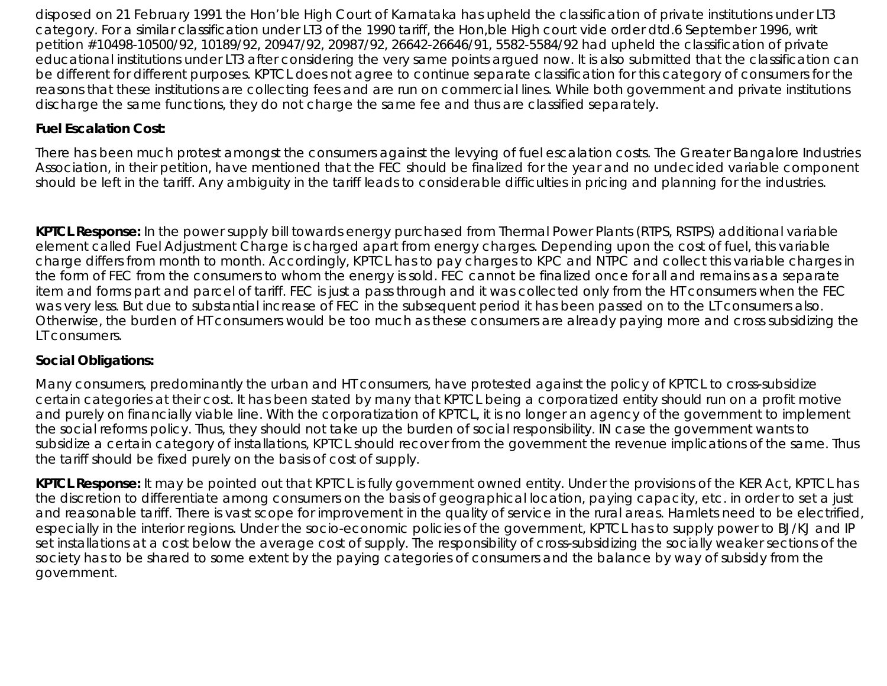disposed on 21 February 1991 the Hon'ble High Court of Karnataka has upheld the classification of private institutions under LT3 category. For a similar classification under LT3 of the 1990 tariff, the Hon,ble High court vide order dtd.6 September 1996, writ petition #10498-10500/92, 10189/92, 20947/92, 20987/92, 26642-26646/91, 5582-5584/92 had upheld the classification of private educational institutions under LT3 after considering the very same points argued now. It is also submitted that the classification can be different for different purposes. KPTCL does not agree to continue separate classification for this category of consumers for the reasons that these institutions are collecting fees and are run on commercial lines. While both government and private institutions discharge the same functions, they do not charge the same fee and thus are classified separately.

**Fuel Escalation Cost:**

There has been much protest amongst the consumers against the levying of fuel escalation costs. The Greater Bangalore Industries Association, in their petition, have mentioned that the FEC should be finalized for the year and no undecided variable component should be left in the tariff. Any ambiguity in the tariff leads to considerable difficulties in pricing and planning for the industries.

**KPTCL Response:** In the power supply bill towards energy purchased from Thermal Power Plants (RTPS, RSTPS) additional variable element called Fuel Adjustment Charge is charged apart from energy charges. Depending upon the cost of fuel, this variable charge differs from month to month. Accordingly, KPTCL has to pay charges to KPC and NTPC and collect this variable charges in the form of FEC from the consumers to whom the energy is sold. FEC cannot be finalized once for all and remains as a separate item and forms part and parcel of tariff. FEC is just a pass through and it was collected only from the HT consumers when the FEC was very less. But due to substantial increase of FEC in the subsequent period it has been passed on to the LT consumers also. Otherwise, the burden of HT consumers would be too much as these consumers are already paying more and cross subsidizing the LT consumers.

**Social Obligations:**

Many consumers, predominantly the urban and HT consumers, have protested against the policy of KPTCL to cross-subsidize certain categories at their cost. It has been stated by many that KPTCL being a corporatized entity should run on a profit motive and purely on financially viable line. With the corporatization of KPTCL, it is no longer an agency of the government to implement the social reforms policy. Thus, they should not take up the burden of social responsibility. IN case the government wants to subsidize a certain category of installations, KPTCL should recover from the government the revenue implications of the same. Thus the tariff should be fixed purely on the basis of cost of supply.

**KPTCL Response:** It may be pointed out that KPTCL is fully government owned entity. Under the provisions of the KER Act, KPTCL has the discretion to differentiate among consumers on the basis of geographical location, paying capacity, etc. in order to set a just and reasonable tariff. There is vast scope for improvement in the quality of service in the rural areas. Hamlets need to be electrified, especially in the interior regions. Under the socio-economic policies of the government, KPTCL has to supply power to BJ/KJ and IP set installations at a cost below the average cost of supply. The responsibility of cross-subsidizing the socially weaker sections of the society has to be shared to some extent by the paying categories of consumers and the balance by way of subsidy from the government.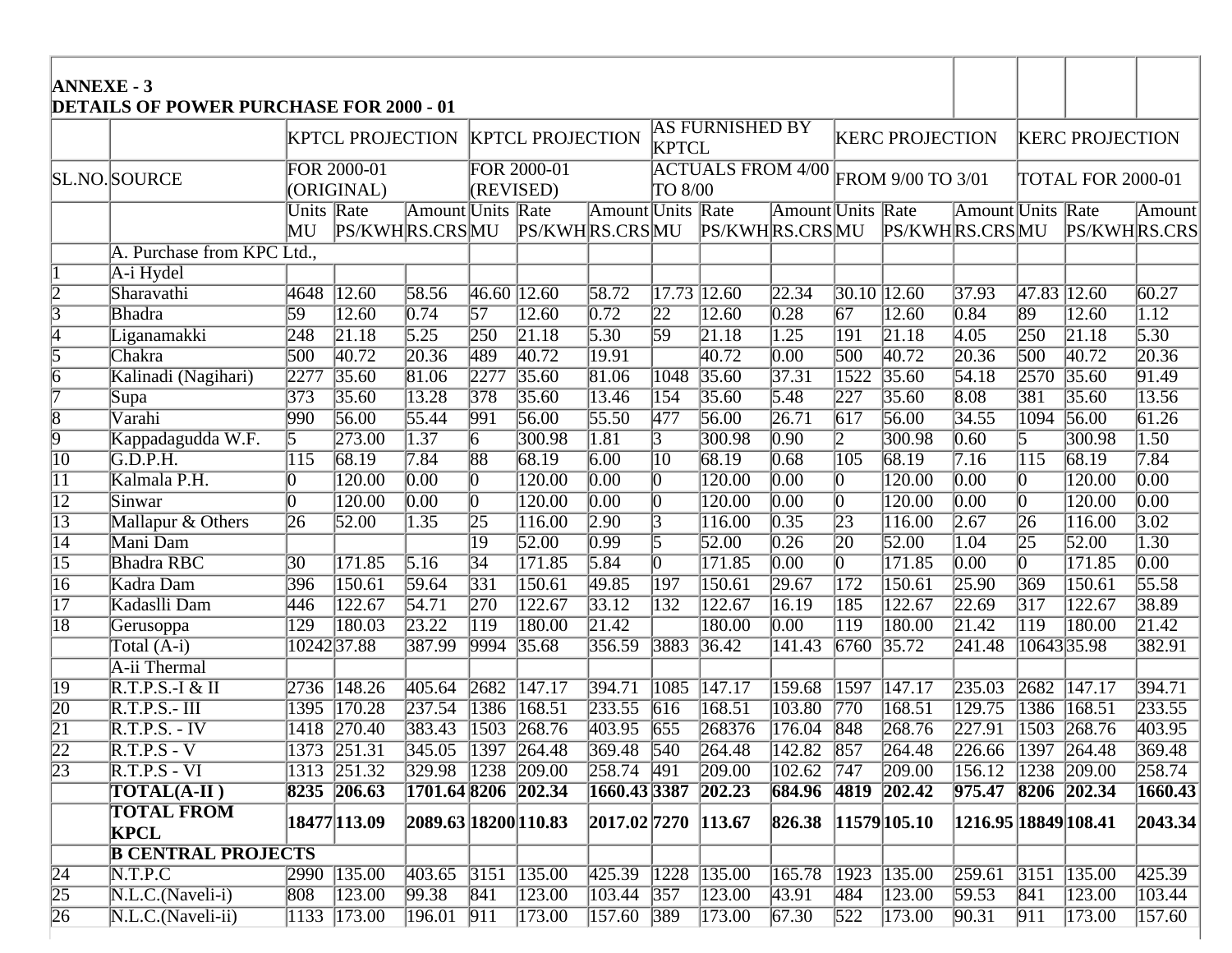**ANNEXE - 3**
**DETAILS OF POWER PURCHASE FOR 2000 - 01**

| | | KPTCL PROJECTION | | | KPTCL PROJECTION | | | AS FURNISHED BY KPTCL | | | KERC PROJECTION | | | KERC PROJECTION | | |
|---|---|---|---|---|---|---|---|---|---|---|---|---|---|---|---|---|
| SL.NO. | SOURCE | FOR 2000-01 (ORIGINAL) | | | FOR 2000-01 (REVISED) | | | ACTUALS FROM 4/00 TO 8/00 | | | FROM 9/00 TO 3/01 | | | TOTAL FOR 2000-01 | | |
| | | Units MU | Rate PS/KWH | Amount RS.CRS | Units MU | Rate PS/KWH | Amount RS.CRS | Units MU | Rate PS/KWH | Amount RS.CRS | Units MU | Rate PS/KWH | Amount RS.CRS | Units MU | Rate PS/KWH | Amount RS.CRS |
| | A. Purchase from KPC Ltd., | | | | | | | | | | | | | | | |
| 1 | A-i Hydel | | | | | | | | | | | | | | | |
| 2 | Sharavathi | 4648 | 12.60 | 58.56 | 46.60 | 12.60 | 58.72 | 17.73 | 12.60 | 22.34 | 30.10 | 12.60 | 37.93 | 47.83 | 12.60 | 60.27 |
| 3 | Bhadra | 59 | 12.60 | 0.74 | 57 | 12.60 | 0.72 | 22 | 12.60 | 0.28 | 67 | 12.60 | 0.84 | 89 | 12.60 | 1.12 |
| 4 | Liganamakki | 248 | 21.18 | 5.25 | 250 | 21.18 | 5.30 | 59 | 21.18 | 1.25 | 191 | 21.18 | 4.05 | 250 | 21.18 | 5.30 |
| 5 | Chakra | 500 | 40.72 | 20.36 | 489 | 40.72 | 19.91 | | 40.72 | 0.00 | 500 | 40.72 | 20.36 | 500 | 40.72 | 20.36 |
| 6 | Kalinadi (Nagihari) | 2277 | 35.60 | 81.06 | 2277 | 35.60 | 81.06 | 1048 | 35.60 | 37.31 | 1522 | 35.60 | 54.18 | 2570 | 35.60 | 91.49 |
| 7 | Supa | 373 | 35.60 | 13.28 | 378 | 35.60 | 13.46 | 154 | 35.60 | 5.48 | 227 | 35.60 | 8.08 | 381 | 35.60 | 13.56 |
| 8 | Varahi | 990 | 56.00 | 55.44 | 991 | 56.00 | 55.50 | 477 | 56.00 | 26.71 | 617 | 56.00 | 34.55 | 1094 | 56.00 | 61.26 |
| 9 | Kappadagudda W.F. | 5 | 273.00 | 1.37 | 6 | 300.98 | 1.81 | 3 | 300.98 | 0.90 | 2 | 300.98 | 0.60 | 5 | 300.98 | 1.50 |
| 10 | G.D.P.H. | 115 | 68.19 | 7.84 | 88 | 68.19 | 6.00 | 10 | 68.19 | 0.68 | 105 | 68.19 | 7.16 | 115 | 68.19 | 7.84 |
| 11 | Kalmala P.H. | 0 | 120.00 | 0.00 | 0 | 120.00 | 0.00 | 0 | 120.00 | 0.00 | 0 | 120.00 | 0.00 | 0 | 120.00 | 0.00 |
| 12 | Sinwar | 0 | 120.00 | 0.00 | 0 | 120.00 | 0.00 | 0 | 120.00 | 0.00 | 0 | 120.00 | 0.00 | 0 | 120.00 | 0.00 |
| 13 | Mallapur & Others | 26 | 52.00 | 1.35 | 25 | 116.00 | 2.90 | 3 | 116.00 | 0.35 | 23 | 116.00 | 2.67 | 26 | 116.00 | 3.02 |
| 14 | Mani Dam | | | | 19 | 52.00 | 0.99 | 5 | 52.00 | 0.26 | 20 | 52.00 | 1.04 | 25 | 52.00 | 1.30 |
| 15 | Bhadra RBC | 30 | 171.85 | 5.16 | 34 | 171.85 | 5.84 | 0 | 171.85 | 0.00 | 0 | 171.85 | 0.00 | 0 | 171.85 | 0.00 |
| 16 | Kadra Dam | 396 | 150.61 | 59.64 | 331 | 150.61 | 49.85 | 197 | 150.61 | 29.67 | 172 | 150.61 | 25.90 | 369 | 150.61 | 55.58 |
| 17 | Kaduslli Dam | 446 | 122.67 | 54.71 | 270 | 122.67 | 33.12 | 132 | 122.67 | 16.19 | 185 | 122.67 | 22.69 | 317 | 122.67 | 38.89 |
| 18 | Gerusoppa | 129 | 180.03 | 23.22 | 119 | 180.00 | 21.42 | | 180.00 | 0.00 | 119 | 180.00 | 21.42 | 119 | 180.00 | 21.42 |
| | Total (A-i) | 10242 | 37.88 | 387.99 | 9994 | 35.68 | 356.59 | 3883 | 36.42 | 141.43 | 6760 | 35.72 | 241.48 | 10643 | 35.98 | 382.91 |
| | A-ii Thermal | | | | | | | | | | | | | | | |
| 19 | R.T.P.S.-I & II | 2736 | 148.26 | 405.64 | 2682 | 147.17 | 394.71 | 1085 | 147.17 | 159.68 | 1597 | 147.17 | 235.03 | 2682 | 147.17 | 394.71 |
| 20 | R.T.P.S.- III | 1395 | 170.28 | 237.54 | 1386 | 168.51 | 233.55 | 616 | 168.51 | 103.80 | 770 | 168.51 | 129.75 | 1386 | 168.51 | 233.55 |
| 21 | R.T.P.S. - IV | 1418 | 270.40 | 383.43 | 1503 | 268.76 | 403.95 | 655 | 268376 | 176.04 | 848 | 268.76 | 227.91 | 1503 | 268.76 | 403.95 |
| 22 | R.T.P.S - V | 1373 | 251.31 | 345.05 | 1397 | 264.48 | 369.48 | 540 | 264.48 | 142.82 | 857 | 264.48 | 226.66 | 1397 | 264.48 | 369.48 |
| 23 | R.T.P.S - VI | 1313 | 251.32 | 329.98 | 1238 | 209.00 | 258.74 | 491 | 209.00 | 102.62 | 747 | 209.00 | 156.12 | 1238 | 209.00 | 258.74 |
| | **TOTAL(A-II )** | **8235** | **206.63** | **1701.64** | **8206** | **202.34** | **1660.43** | **3387** | **202.23** | **684.96** | **4819** | **202.42** | **975.47** | **8206** | **202.34** | **1660.43** |
| | **TOTAL FROM KPCL** | **18477** | **113.09** | **2089.63** | **18200** | **110.83** | **2017.02** | **7270** | **113.67** | **826.38** | **11579** | **105.10** | **1216.95** | **18849** | **108.41** | **2043.34** |
| | **B CENTRAL PROJECTS** | | | | | | | | | | | | | | | |
| 24 | N.T.P.C | 2990 | 135.00 | 403.65 | 3151 | 135.00 | 425.39 | 1228 | 135.00 | 165.78 | 1923 | 135.00 | 259.61 | 3151 | 135.00 | 425.39 |
| 25 | N.L.C.(Naveli-i) | 808 | 123.00 | 99.38 | 841 | 123.00 | 103.44 | 357 | 123.00 | 43.91 | 484 | 123.00 | 59.53 | 841 | 123.00 | 103.44 |
| 26 | N.L.C.(Naveli-ii) | 1133 | 173.00 | 196.01 | 911 | 173.00 | 157.60 | 389 | 173.00 | 67.30 | 522 | 173.00 | 90.31 | 911 | 173.00 | 157.60 |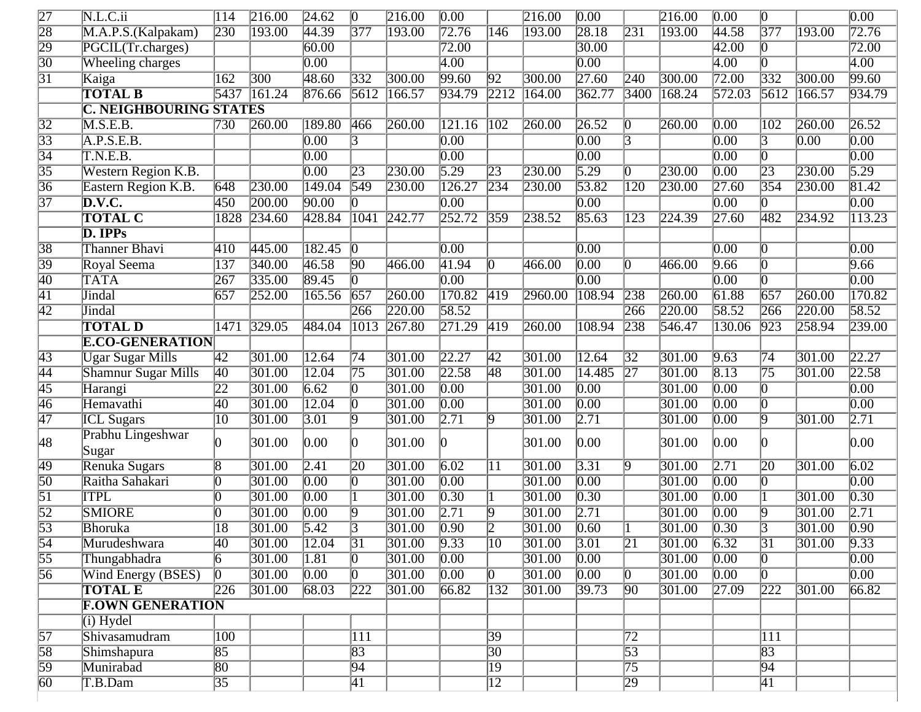| 27 | N.L.C.ii | 114 | 216.00 | 24.62 | 0 | 216.00 | 0.00 | | 216.00 | 0.00 | | 216.00 | 0.00 | 0 | | 0.00 |
|---|---|---|---|---|---|---|---|---|---|---|---|---|---|---|---|---|
| 28 | M.A.P.S.(Kalpakam) | 230 | 193.00 | 44.39 | 377 | 193.00 | 72.76 | 146 | 193.00 | 28.18 | 231 | 193.00 | 44.58 | 377 | 193.00 | 72.76 |
| 29 | PGCIL(Tr.charges) | | | 60.00 | | | 72.00 | | | 30.00 | | | 42.00 | 0 | | 72.00 |
| 30 | Wheeling charges | | | 0.00 | | | 4.00 | | | 0.00 | | | 4.00 | 0 | | 4.00 |
| 31 | Kaiga | 162 | 300 | 48.60 | 332 | 300.00 | 99.60 | 92 | 300.00 | 27.60 | 240 | 300.00 | 72.00 | 332 | 300.00 | 99.60 |
| | **TOTAL B** | 5437 | 161.24 | 876.66 | 5612 | 166.57 | 934.79 | 2212 | 164.00 | 362.77 | 3400 | 168.24 | 572.03 | 5612 | 166.57 | 934.79 |
| | **C. NEIGHBOURING STATES** | | | | | | | | | | | | | | | |
| 32 | M.S.E.B. | 730 | 260.00 | 189.80 | 466 | 260.00 | 121.16 | 102 | 260.00 | 26.52 | 0 | 260.00 | 0.00 | 102 | 260.00 | 26.52 |
| 33 | A.P.S.E.B. | | | 0.00 | 3 | | 0.00 | | | 0.00 | 3 | | 0.00 | 3 | 0.00 | 0.00 |
| 34 | T.N.E.B. | | | 0.00 | | | 0.00 | | | 0.00 | | | 0.00 | 0 | | 0.00 |
| 35 | Western Region K.B. | | | 0.00 | 23 | 230.00 | 5.29 | 23 | 230.00 | 5.29 | 0 | 230.00 | 0.00 | 23 | 230.00 | 5.29 |
| 36 | Eastern Region K.B. | 648 | 230.00 | 149.04 | 549 | 230.00 | 126.27 | 234 | 230.00 | 53.82 | 120 | 230.00 | 27.60 | 354 | 230.00 | 81.42 |
| 37 | **D.V.C.** | 450 | 200.00 | 90.00 | 0 | | 0.00 | | | 0.00 | | | 0.00 | 0 | | 0.00 |
| | **TOTAL C** | 1828 | 234.60 | 428.84 | 1041 | 242.77 | 252.72 | 359 | 238.52 | 85.63 | 123 | 224.39 | 27.60 | 482 | 234.92 | 113.23 |
| | **D. IPPs** | | | | | | | | | | | | | | | |
| 38 | Thanner Bhavi | 410 | 445.00 | 182.45 | 0 | | 0.00 | | | 0.00 | | | 0.00 | 0 | | 0.00 |
| 39 | Royal Seema | 137 | 340.00 | 46.58 | 90 | 466.00 | 41.94 | 0 | 466.00 | 0.00 | 0 | 466.00 | 9.66 | 0 | | 9.66 |
| 40 | TATA | 267 | 335.00 | 89.45 | 0 | | 0.00 | | | 0.00 | | | 0.00 | 0 | | 0.00 |
| 41 | Jindal | 657 | 252.00 | 165.56 | 657 | 260.00 | 170.82 | 419 | 2960.00 | 108.94 | 238 | 260.00 | 61.88 | 657 | 260.00 | 170.82 |
| 42 | Jindal | | | | 266 | 220.00 | 58.52 | | | | 266 | 220.00 | 58.52 | 266 | 220.00 | 58.52 |
| | **TOTAL D** | 1471 | 329.05 | 484.04 | 1013 | 267.80 | 271.29 | 419 | 260.00 | 108.94 | 238 | 546.47 | 130.06 | 923 | 258.94 | 239.00 |
| | **E.CO-GENERATION** | | | | | | | | | | | | | | | |
| 43 | Ugar Sugar Mills | 42 | 301.00 | 12.64 | 74 | 301.00 | 22.27 | 42 | 301.00 | 12.64 | 32 | 301.00 | 9.63 | 74 | 301.00 | 22.27 |
| 44 | Shamnur Sugar Mills | 40 | 301.00 | 12.04 | 75 | 301.00 | 22.58 | 48 | 301.00 | 14.485 | 27 | 301.00 | 8.13 | 75 | 301.00 | 22.58 |
| 45 | Harangi | 22 | 301.00 | 6.62 | 0 | 301.00 | 0.00 | | 301.00 | 0.00 | | 301.00 | 0.00 | 0 | | 0.00 |
| 46 | Hemavathi | 40 | 301.00 | 12.04 | 0 | 301.00 | 0.00 | | 301.00 | 0.00 | | 301.00 | 0.00 | 0 | | 0.00 |
| 47 | ICL Sugars | 10 | 301.00 | 3.01 | 9 | 301.00 | 2.71 | 9 | 301.00 | 2.71 | | 301.00 | 0.00 | 9 | 301.00 | 2.71 |
| 48 | Prabhu Lingeshwar Sugar | 0 | 301.00 | 0.00 | 0 | 301.00 | 0 | | 301.00 | 0.00 | | 301.00 | 0.00 | 0 | | 0.00 |
| 49 | Renuka Sugars | 8 | 301.00 | 2.41 | 20 | 301.00 | 6.02 | 11 | 301.00 | 3.31 | 9 | 301.00 | 2.71 | 20 | 301.00 | 6.02 |
| 50 | Raitha Sahakari | 0 | 301.00 | 0.00 | 0 | 301.00 | 0.00 | | 301.00 | 0.00 | | 301.00 | 0.00 | 0 | | 0.00 |
| 51 | ITPL | 0 | 301.00 | 0.00 | 1 | 301.00 | 0.30 | 1 | 301.00 | 0.30 | | 301.00 | 0.00 | 1 | 301.00 | 0.30 |
| 52 | SMIORE | 0 | 301.00 | 0.00 | 9 | 301.00 | 2.71 | 9 | 301.00 | 2.71 | | 301.00 | 0.00 | 9 | 301.00 | 2.71 |
| 53 | Bhoruka | 18 | 301.00 | 5.42 | 3 | 301.00 | 0.90 | 2 | 301.00 | 0.60 | 1 | 301.00 | 0.30 | 3 | 301.00 | 0.90 |
| 54 | Murudeshwara | 40 | 301.00 | 12.04 | 31 | 301.00 | 9.33 | 10 | 301.00 | 3.01 | 21 | 301.00 | 6.32 | 31 | 301.00 | 9.33 |
| 55 | Thungabhadra | 6 | 301.00 | 1.81 | 0 | 301.00 | 0.00 | | 301.00 | 0.00 | | 301.00 | 0.00 | 0 | | 0.00 |
| 56 | Wind Energy (BSES) | 0 | 301.00 | 0.00 | 0 | 301.00 | 0.00 | 0 | 301.00 | 0.00 | 0 | 301.00 | 0.00 | 0 | | 0.00 |
| | **TOTAL E** | 226 | 301.00 | 68.03 | 222 | 301.00 | 66.82 | 132 | 301.00 | 39.73 | 90 | 301.00 | 27.09 | 222 | 301.00 | 66.82 |
| | **F.OWN GENERATION** | | | | | | | | | | | | | | | |
| | (i) Hydel | | | | | | | | | | | | | | | |
| 57 | Shivasamudram | 100 | | | 111 | | | 39 | | | 72 | | | 111 | | |
| 58 | Shimshapura | 85 | | | 83 | | | 30 | | | 53 | | | 83 | | |
| 59 | Munirabad | 80 | | | 94 | | | 19 | | | 75 | | | 94 | | |
| 60 | T.B.Dam | 35 | | | 41 | | | 12 | | | 29 | | | 41 | | |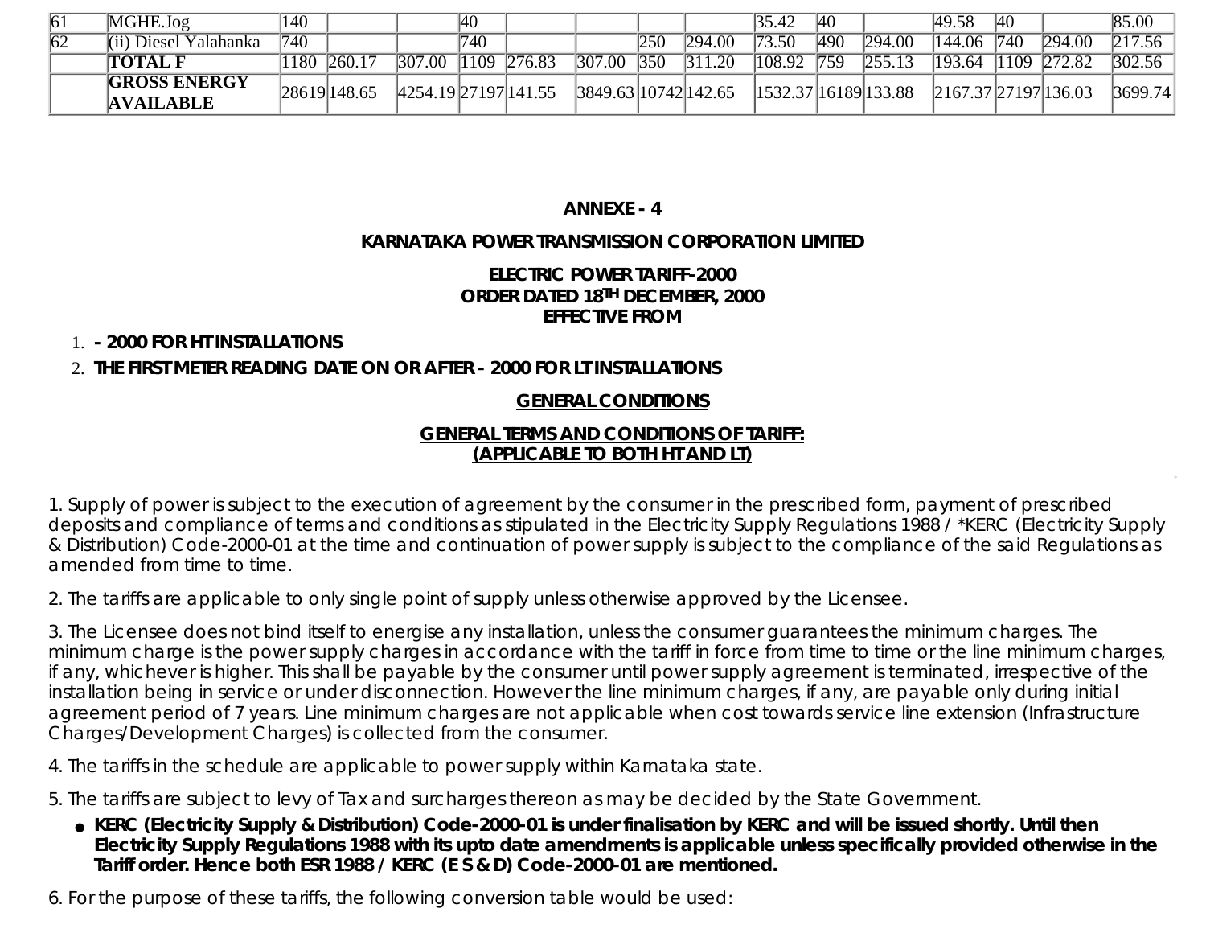| | | | | | | | | | | | | | | | | |
|---|---|---|---|---|---|---|---|---|---|---|---|---|---|---|---|---|
| 61 | MGHE.Jog | 140 | | | 40 | | | | | 35.42 | 40 | | 49.58 | 40 | | 85.00 |
| 62 | (ii) Diesel Yalahanka | 740 | | | 740 | | | 250 | 294.00 | 73.50 | 490 | 294.00 | 144.06 | 740 | 294.00 | 217.56 |
| | **TOTAL F** | 1180 | 260.17 | 307.00 | 1109 | 276.83 | 307.00 | 350 | 311.20 | 108.92 | 759 | 255.13 | 193.64 | 1109 | 272.82 | 302.56 |
| | **GROSS ENERGY AVAILABLE** | 28619 | 148.65 | 4254.19 | 27197 | 141.55 | 3849.63 | 10742 | 142.65 | 1532.37 | 16189 | 133.88 | 2167.37 | 27197 | 136.03 | 3699.74 |

## ANNEXE - 4

## KARNATAKA POWER TRANSMISSION CORPORATION LIMITED

### ELECTRIC POWER TARIFF-2000
### ORDER DATED 18TH DECEMBER, 2000
### EFFECTIVE FROM

1. **- 2000 FOR HT INSTALLATIONS**
2. **THE FIRST METER READING DATE ON OR AFTER - 2000 FOR LT INSTALLATIONS**

### GENERAL CONDITIONS

### GENERAL TERMS AND CONDITIONS OF TARIFF: (APPLICABLE TO BOTH HT AND LT)

1. Supply of power is subject to the execution of agreement by the consumer in the prescribed form, payment of prescribed deposits and compliance of terms and conditions as stipulated in the Electricity Supply Regulations 1988 / *KERC (Electricity Supply & Distribution) Code-2000-01 at the time and continuation of power supply is subject to the compliance of the said Regulations as amended from time to time.

2. The tariffs are applicable to only single point of supply unless otherwise approved by the Licensee.

3. The Licensee does not bind itself to energise any installation, unless the consumer guarantees the minimum charges. The minimum charge is the power supply charges in accordance with the tariff in force from time to time or the line minimum charges, if any, whichever is higher. This shall be payable by the consumer until power supply agreement is terminated, irrespective of the installation being in service or under disconnection. However the line minimum charges, if any, are payable only during initial agreement period of 7 years. Line minimum charges are not applicable when cost towards service line extension (Infrastructure Charges/Development Charges) is collected from the consumer.

4. The tariffs in the schedule are applicable to power supply within Karnataka state.

5. The tariffs are subject to levy of Tax and surcharges thereon as may be decided by the State Government.

- **KERC (Electricity Supply & Distribution) Code-2000-01 is under finalisation by KERC and will be issued shortly. Until then Electricity Supply Regulations 1988 with its upto date amendments is applicable unless specifically provided otherwise in the Tariff order. Hence both ESR 1988 / KERC (E S & D) Code-2000-01 are mentioned.**

6. For the purpose of these tariffs, the following conversion table would be used: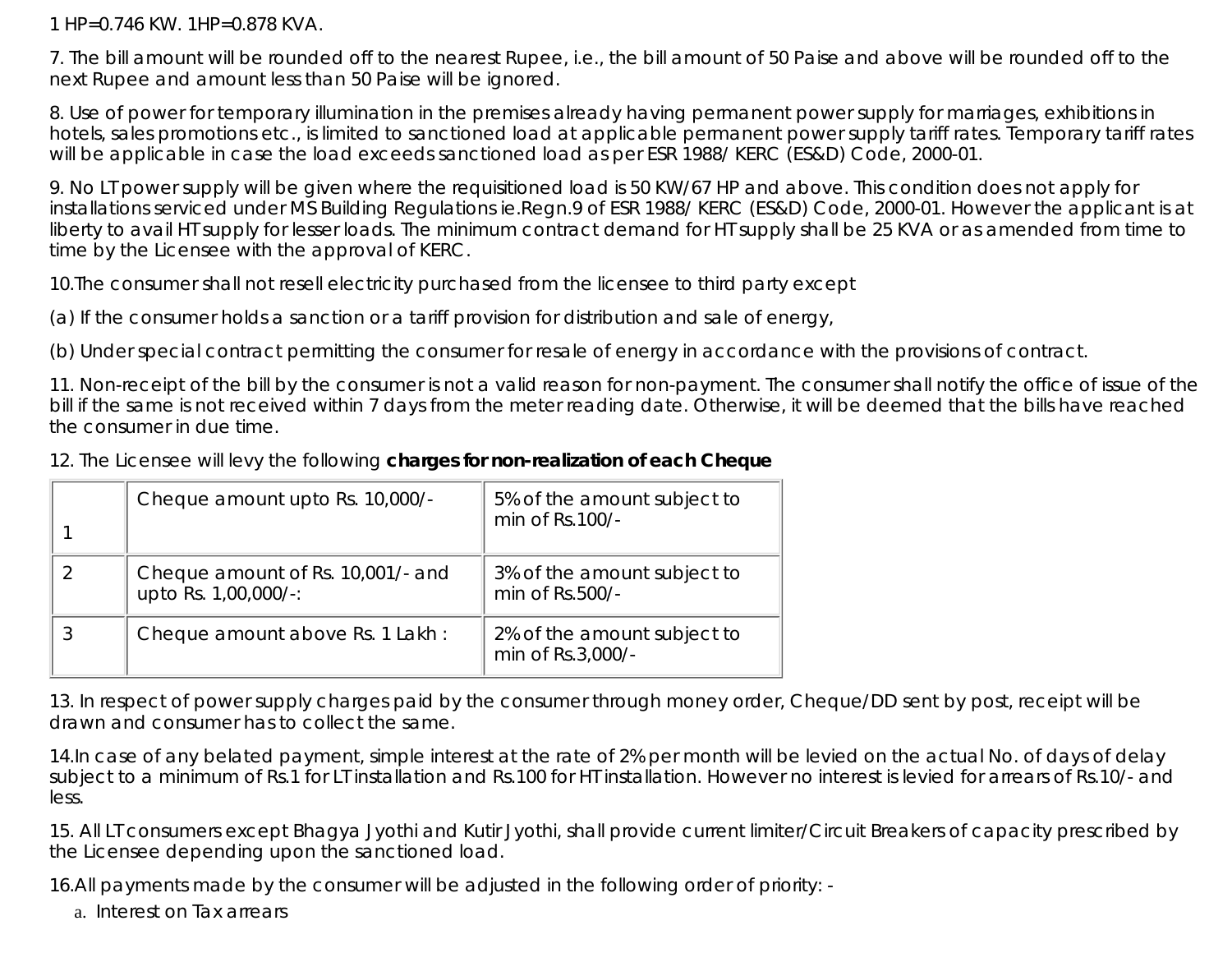1 HP=0.746 KW. 1HP=0.878 KVA.

7. The bill amount will be rounded off to the nearest Rupee, i.e., the bill amount of 50 Paise and above will be rounded off to the next Rupee and amount less than 50 Paise will be ignored.

8. Use of power for temporary illumination in the premises already having permanent power supply for marriages, exhibitions in hotels, sales promotions etc., is limited to sanctioned load at applicable permanent power supply tariff rates. Temporary tariff rates will be applicable in case the load exceeds sanctioned load as per ESR 1988/ KERC (ES&D) Code, 2000-01.

9. No LT power supply will be given where the requisitioned load is 50 KW/67 HP and above. This condition does not apply for installations serviced under MS Building Regulations ie.Regn.9 of ESR 1988/ KERC (ES&D) Code, 2000-01. However the applicant is at liberty to avail HT supply for lesser loads. The minimum contract demand for HT supply shall be 25 KVA or as amended from time to time by the Licensee with the approval of KERC.

10.The consumer shall not resell electricity purchased from the licensee to third party except

(a) If the consumer holds a sanction or a tariff provision for distribution and sale of energy,

(b) Under special contract permitting the consumer for resale of energy in accordance with the provisions of contract.

11. Non-receipt of the bill by the consumer is not a valid reason for non-payment. The consumer shall notify the office of issue of the bill if the same is not received within 7 days from the meter reading date. Otherwise, it will be deemed that the bills have reached the consumer in due time.

12. The Licensee will levy the following **charges for non-realization of each Cheque**

| | | |
|---|---|---|
| 1 | Cheque amount upto Rs. 10,000/- | 5% of the amount subject to min of Rs.100/- |
| 2 | Cheque amount of Rs. 10,001/- and upto Rs. 1,00,000/-: | 3% of the amount subject to min of Rs.500/- |
| 3 | Cheque amount above Rs. 1 Lakh : | 2% of the amount subject to min of Rs.3,000/- |

13. In respect of power supply charges paid by the consumer through money order, Cheque/DD sent by post, receipt will be drawn and consumer has to collect the same.

14.In case of any belated payment, simple interest at the rate of 2% per month will be levied on the actual No. of days of delay subject to a minimum of Rs.1 for LT installation and Rs.100 for HT installation. However no interest is levied for arrears of Rs.10/- and less.

15. All LT consumers except Bhagya Jyothi and Kutir Jyothi, shall provide current limiter/Circuit Breakers of capacity prescribed by the Licensee depending upon the sanctioned load.

16.All payments made by the consumer will be adjusted in the following order of priority: -

a. Interest on Tax arrears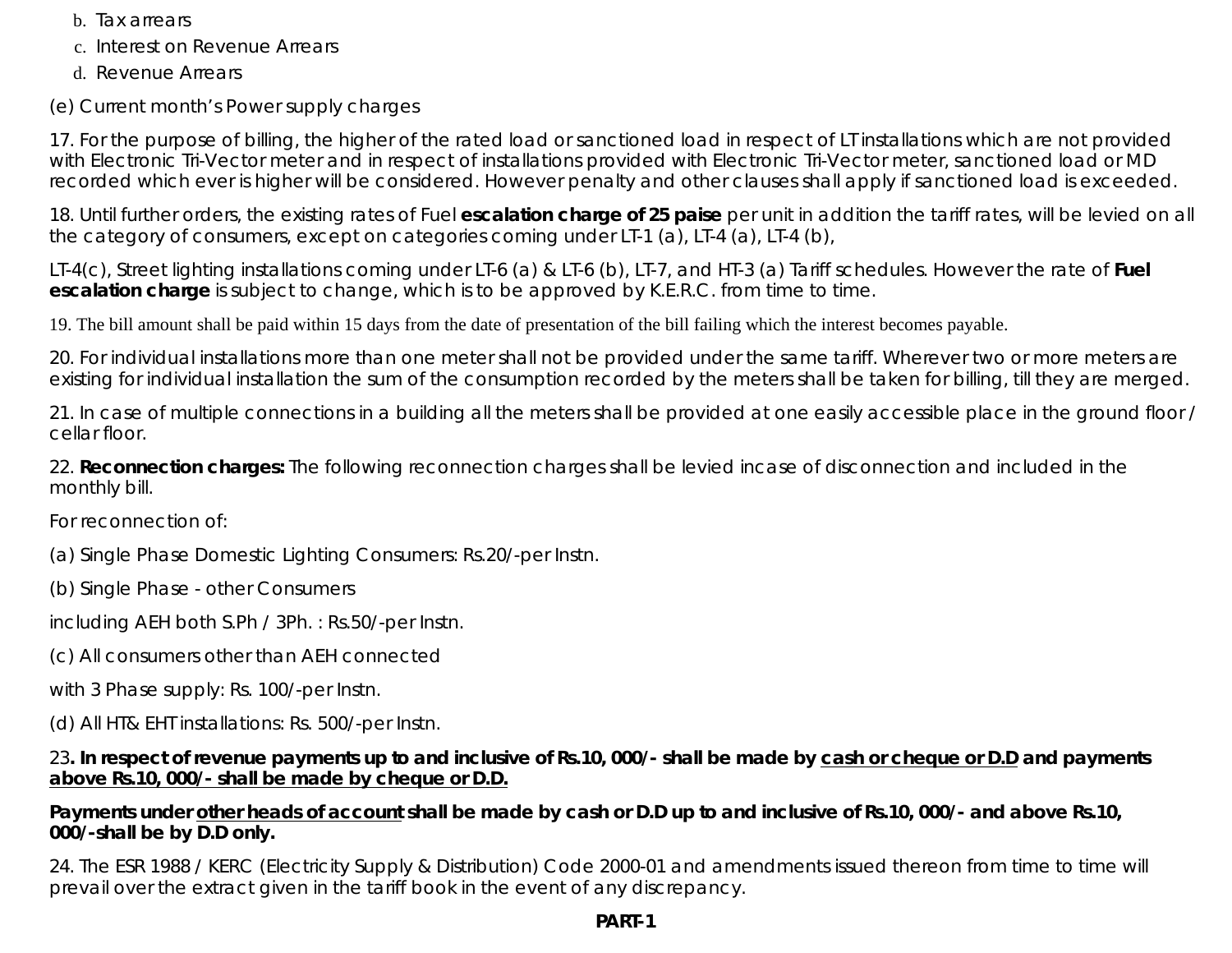b. Tax arrears
c. Interest on Revenue Arrears
d. Revenue Arrears

(e) Current month's Power supply charges

17. For the purpose of billing, the higher of the rated load or sanctioned load in respect of LT installations which are not provided with Electronic Tri-Vector meter and in respect of installations provided with Electronic Tri-Vector meter, sanctioned load or MD recorded which ever is higher will be considered. However penalty and other clauses shall apply if sanctioned load is exceeded.

18. Until further orders, the existing rates of Fuel **escalation charge of 25 paise** per unit in addition the tariff rates, will be levied on all the category of consumers, except on categories coming under LT-1 (a), LT-4 (a), LT-4 (b),

LT-4(c), Street lighting installations coming under LT-6 (a) & LT-6 (b), LT-7, and HT-3 (a) Tariff schedules. However the rate of **Fuel escalation charge** is subject to change, which is to be approved by K.E.R.C. from time to time.

19. The bill amount shall be paid within 15 days from the date of presentation of the bill failing which the interest becomes payable.

20. For individual installations more than one meter shall not be provided under the same tariff. Wherever two or more meters are existing for individual installation the sum of the consumption recorded by the meters shall be taken for billing, till they are merged.

21. In case of multiple connections in a building all the meters shall be provided at one easily accessible place in the ground floor / cellar floor.

22. **Reconnection charges:** The following reconnection charges shall be levied incase of disconnection and included in the monthly bill.

For reconnection of:

(a) Single Phase Domestic Lighting Consumers: Rs.20/-per Instn.

(b) Single Phase - other Consumers

including AEH both S.Ph / 3Ph. : Rs.50/-per Instn.

(c) All consumers other than AEH connected

with 3 Phase supply: Rs. 100/-per Instn.

(d) All HT& EHT installations: Rs. 500/-per Instn.

23**. In respect of revenue payments up to and inclusive of Rs.10, 000/- shall be made by cash or cheque or D.D and payments above Rs.10, 000/- shall be made by cheque or D.D.**

**Payments under other heads of account shall be made by cash or D.D up to and inclusive of Rs.10, 000/- and above Rs.10, 000/-shall be by D.D only.**

24. The ESR 1988 / KERC (Electricity Supply & Distribution) Code 2000-01 and amendments issued thereon from time to time will prevail over the extract given in the tariff book in the event of any discrepancy.

**PART-1**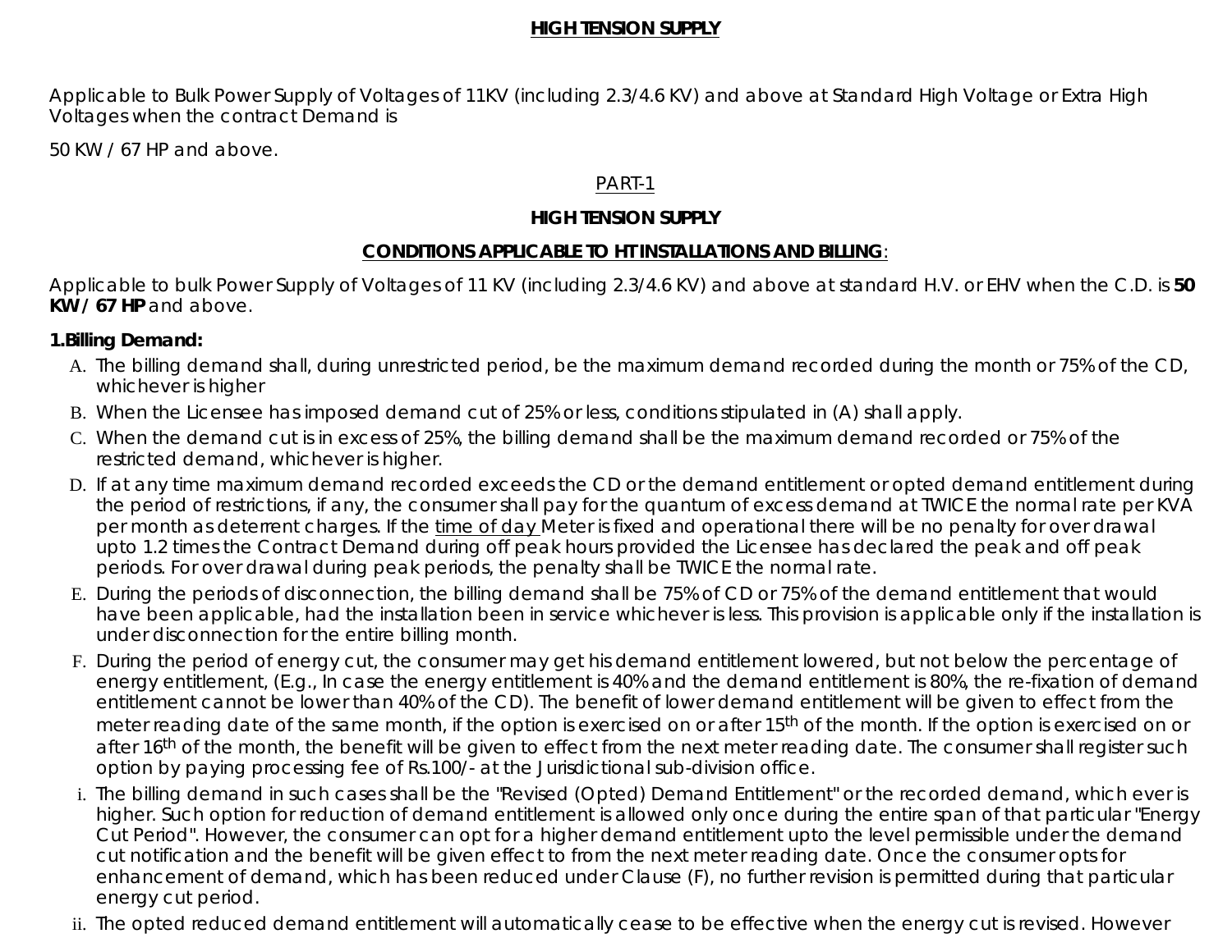# HIGH TENSION SUPPLY

Applicable to Bulk Power Supply of Voltages of 11KV (including 2.3/4.6 KV) and above at Standard High Voltage or Extra High Voltages when the contract Demand is

50 KW / 67 HP and above.

PART-1

## HIGH TENSION SUPPLY

### CONDITIONS APPLICABLE TO HT INSTALLATIONS AND BILLING:

Applicable to bulk Power Supply of Voltages of 11 KV (including 2.3/4.6 KV) and above at standard H.V. or EHV when the C.D. is **50 KW / 67 HP** and above.

**1.Billing Demand:**

A. The billing demand shall, during unrestricted period, be the maximum demand recorded during the month or 75% of the CD, whichever is higher

B. When the Licensee has imposed demand cut of 25% or less, conditions stipulated in (A) shall apply.

C. When the demand cut is in excess of 25%, the billing demand shall be the maximum demand recorded or 75% of the restricted demand, whichever is higher.

D. If at any time maximum demand recorded exceeds the CD or the demand entitlement or opted demand entitlement during the period of restrictions, if any, the consumer shall pay for the quantum of excess demand at TWICE the normal rate per KVA per month as deterrent charges. If the time of day Meter is fixed and operational there will be no penalty for over drawal upto 1.2 times the Contract Demand during off peak hours provided the Licensee has declared the peak and off peak periods. For over drawal during peak periods, the penalty shall be TWICE the normal rate.

E. During the periods of disconnection, the billing demand shall be 75% of CD or 75% of the demand entitlement that would have been applicable, had the installation been in service whichever is less. This provision is applicable only if the installation is under disconnection for the entire billing month.

F. During the period of energy cut, the consumer may get his demand entitlement lowered, but not below the percentage of energy entitlement, (E.g., In case the energy entitlement is 40% and the demand entitlement is 80%, the re-fixation of demand entitlement cannot be lower than 40% of the CD). The benefit of lower demand entitlement will be given to effect from the meter reading date of the same month, if the option is exercised on or after 15th of the month. If the option is exercised on or after 16th of the month, the benefit will be given to effect from the next meter reading date. The consumer shall register such option by paying processing fee of Rs.100/- at the Jurisdictional sub-division office.

i. The billing demand in such cases shall be the "Revised (Opted) Demand Entitlement" or the recorded demand, which ever is higher. Such option for reduction of demand entitlement is allowed only once during the entire span of that particular "Energy Cut Period". However, the consumer can opt for a higher demand entitlement upto the level permissible under the demand cut notification and the benefit will be given effect to from the next meter reading date. Once the consumer opts for enhancement of demand, which has been reduced under Clause (F), no further revision is permitted during that particular energy cut period.

ii. The opted reduced demand entitlement will automatically cease to be effective when the energy cut is revised. However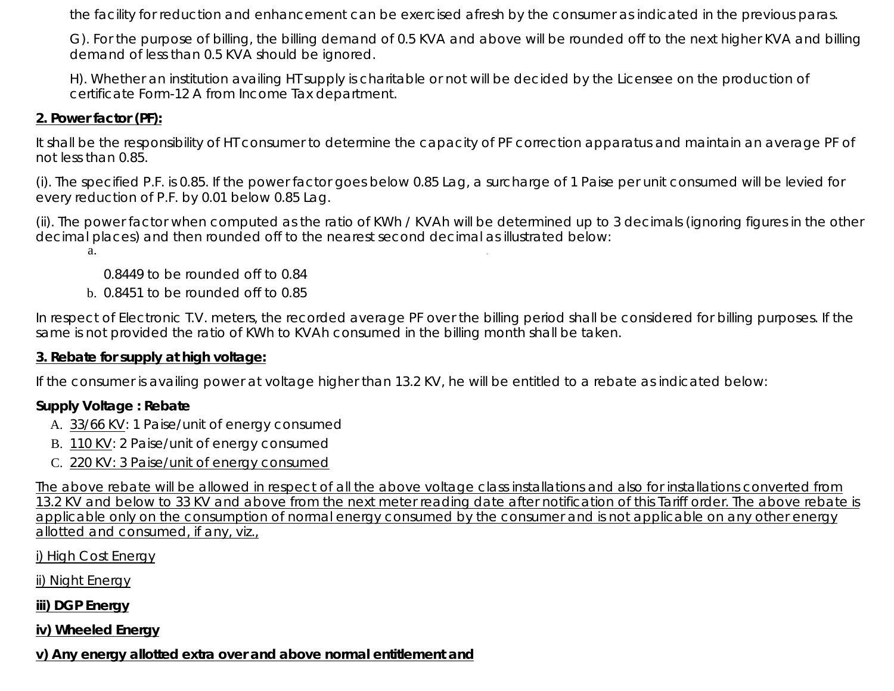the facility for reduction and enhancement can be exercised afresh by the consumer as indicated in the previous paras.

G). For the purpose of billing, the billing demand of 0.5 KVA and above will be rounded off to the next higher KVA and billing demand of less than 0.5 KVA should be ignored.

H). Whether an institution availing HT supply is charitable or not will be decided by the Licensee on the production of certificate Form-12 A from Income Tax department.

**2. Power factor (PF):**

It shall be the responsibility of HT consumer to determine the capacity of PF correction apparatus and maintain an average PF of not less than 0.85.

(i). The specified P.F. is 0.85. If the power factor goes below 0.85 Lag, a surcharge of 1 Paise per unit consumed will be levied for every reduction of P.F. by 0.01 below 0.85 Lag.

(ii). The power factor when computed as the ratio of KWh / KVAh will be determined up to 3 decimals (ignoring figures in the other decimal places) and then rounded off to the nearest second decimal as illustrated below:

a. 0.8449 to be rounded off to 0.84
b. 0.8451 to be rounded off to 0.85

In respect of Electronic T.V. meters, the recorded average PF over the billing period shall be considered for billing purposes. If the same is not provided the ratio of KWh to KVAh consumed in the billing month shall be taken.

**3. Rebate for supply at high voltage:**

If the consumer is availing power at voltage higher than 13.2 KV, he will be entitled to a rebate as indicated below:

**Supply Voltage : Rebate**

A. 33/66 KV: 1 Paise/unit of energy consumed
B. 110 KV: 2 Paise/unit of energy consumed
C. 220 KV: 3 Paise/unit of energy consumed

The above rebate will be allowed in respect of all the above voltage class installations and also for installations converted from 13.2 KV and below to 33 KV and above from the next meter reading date after notification of this Tariff order. The above rebate is applicable only on the consumption of normal energy consumed by the consumer and is not applicable on any other energy allotted and consumed, if any, viz.,

i) High Cost Energy

ii) Night Energy

**iii) DGP Energy**

**iv) Wheeled Energy**

**v) Any energy allotted extra over and above normal entitlement and**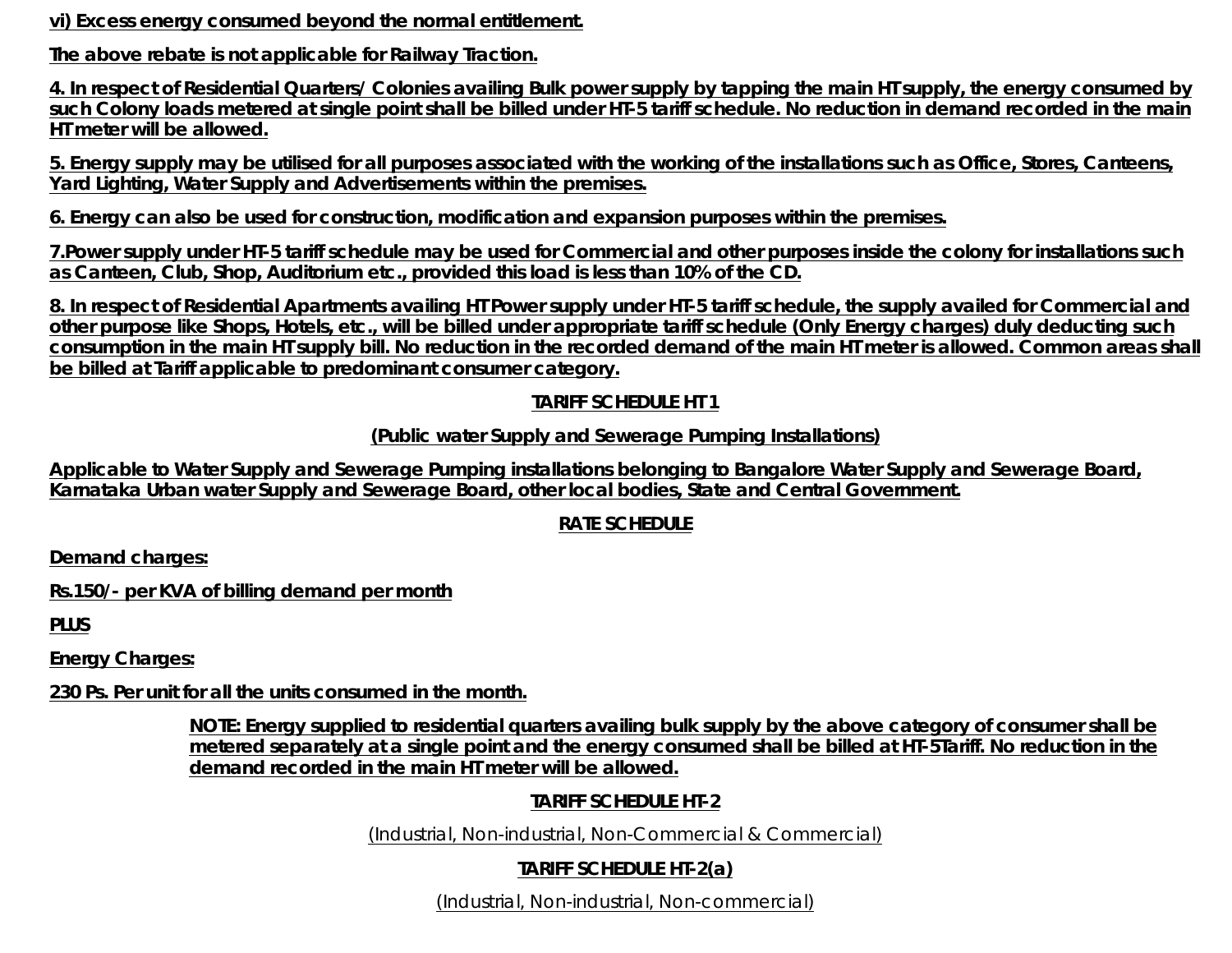**vi) Excess energy consumed beyond the normal entitlement.**

**The above rebate is not applicable for Railway Traction.**

**4. In respect of Residential Quarters/ Colonies availing Bulk power supply by tapping the main HT supply, the energy consumed by such Colony loads metered at single point shall be billed under HT-5 tariff schedule. No reduction in demand recorded in the main HT meter will be allowed.**

**5. Energy supply may be utilised for all purposes associated with the working of the installations such as Office, Stores, Canteens, Yard Lighting, Water Supply and Advertisements within the premises.**

**6. Energy can also be used for construction, modification and expansion purposes within the premises.**

**7.Power supply under HT-5 tariff schedule may be used for Commercial and other purposes inside the colony for installations such as Canteen, Club, Shop, Auditorium etc., provided this load is less than 10% of the CD.**

**8. In respect of Residential Apartments availing HT Power supply under HT-5 tariff schedule, the supply availed for Commercial and other purpose like Shops, Hotels, etc., will be billed under appropriate tariff schedule (Only Energy charges) duly deducting such consumption in the main HT supply bill. No reduction in the recorded demand of the main HT meter is allowed. Common areas shall be billed at Tariff applicable to predominant consumer category.**

## TARIFF SCHEDULE HT 1

**(Public water Supply and Sewerage Pumping Installations)**

**Applicable to Water Supply and Sewerage Pumping installations belonging to Bangalore Water Supply and Sewerage Board, Karnataka Urban water Supply and Sewerage Board, other local bodies, State and Central Government.**

### RATE SCHEDULE

**Demand charges:**

**Rs.150/- per KVA of billing demand per month**

**PLUS**

**Energy Charges:**

**230 Ps. Per unit for all the units consumed in the month.**

**NOTE: Energy supplied to residential quarters availing bulk supply by the above category of consumer shall be metered separately at a single point and the energy consumed shall be billed at HT-5Tariff. No reduction in the demand recorded in the main HT meter will be allowed.**

## TARIFF SCHEDULE HT-2

(Industrial, Non-industrial, Non-Commercial & Commercial)

## TARIFF SCHEDULE HT-2(a)

(Industrial, Non-industrial, Non-commercial)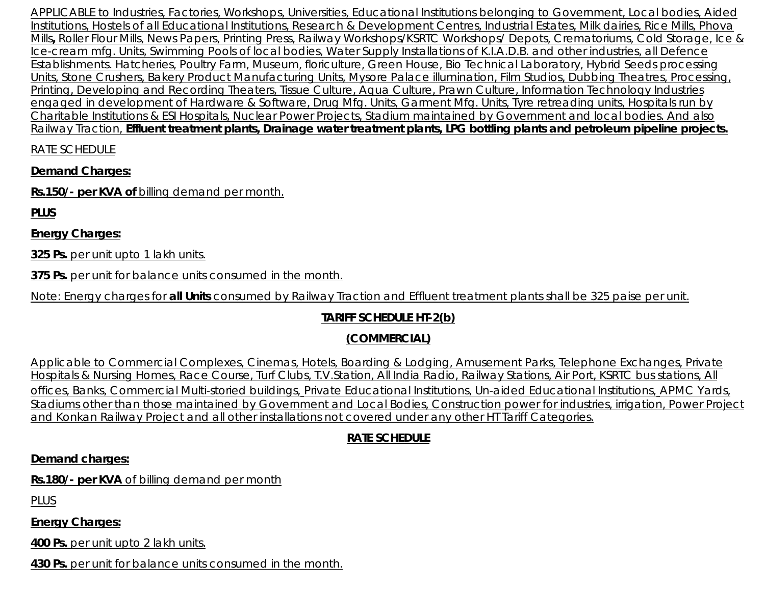APPLICABLE to Industries, Factories, Workshops, Universities, Educational Institutions belonging to Government, Local bodies, Aided Institutions, Hostels of all Educational Institutions, Research & Development Centres, Industrial Estates, Milk dairies, Rice Mills, Phova Mills**,** Roller Flour Mills, News Papers, Printing Press, Railway Workshops/KSRTC Workshops/ Depots, Crematoriums, Cold Storage, Ice & Ice-cream mfg. Units, Swimming Pools of local bodies, Water Supply Installations of K.I.A.D.B. and other industries, all Defence Establishments. Hatcheries, Poultry Farm, Museum, floriculture, Green House, Bio Technical Laboratory, Hybrid Seeds processing Units, Stone Crushers, Bakery Product Manufacturing Units, Mysore Palace illumination, Film Studios, Dubbing Theatres, Processing, Printing, Developing and Recording Theaters, Tissue Culture, Aqua Culture, Prawn Culture, Information Technology Industries engaged in development of Hardware & Software, Drug Mfg. Units, Garment Mfg. Units, Tyre retreading units, Hospitals run by Charitable Institutions & ESI Hospitals, Nuclear Power Projects, Stadium maintained by Government and local bodies. And also Railway Traction, **Effluent treatment plants, Drainage water treatment plants, LPG bottling plants and petroleum pipeline projects.**

RATE SCHEDULE

**Demand Charges:**

**Rs.150/- per KVA of** billing demand per month.

**PLUS**

**Energy Charges:**

**325 Ps.** per unit upto 1 lakh units.

**375 Ps.** per unit for balance units consumed in the month.

Note: Energy charges for **all Units** consumed by Railway Traction and Effluent treatment plants shall be 325 paise per unit.

## TARIFF SCHEDULE HT-2(b)

## (COMMERCIAL)

Applicable to Commercial Complexes, Cinemas, Hotels, Boarding & Lodging, Amusement Parks, Telephone Exchanges, Private Hospitals & Nursing Homes, Race Course, Turf Clubs, T.V.Station, All India Radio, Railway Stations, Air Port, KSRTC bus stations, All offices, Banks, Commercial Multi-storied buildings, Private Educational Institutions, Un-aided Educational Institutions, APMC Yards, Stadiums other than those maintained by Government and Local Bodies, Construction power for industries, irrigation, Power Project and Konkan Railway Project and all other installations not covered under any other HT Tariff Categories.

### RATE SCHEDULE

**Demand charges:**

**Rs.180/- per KVA** of billing demand per month

PLUS

**Energy Charges:**

**400 Ps.** per unit upto 2 lakh units.

**430 Ps.** per unit for balance units consumed in the month.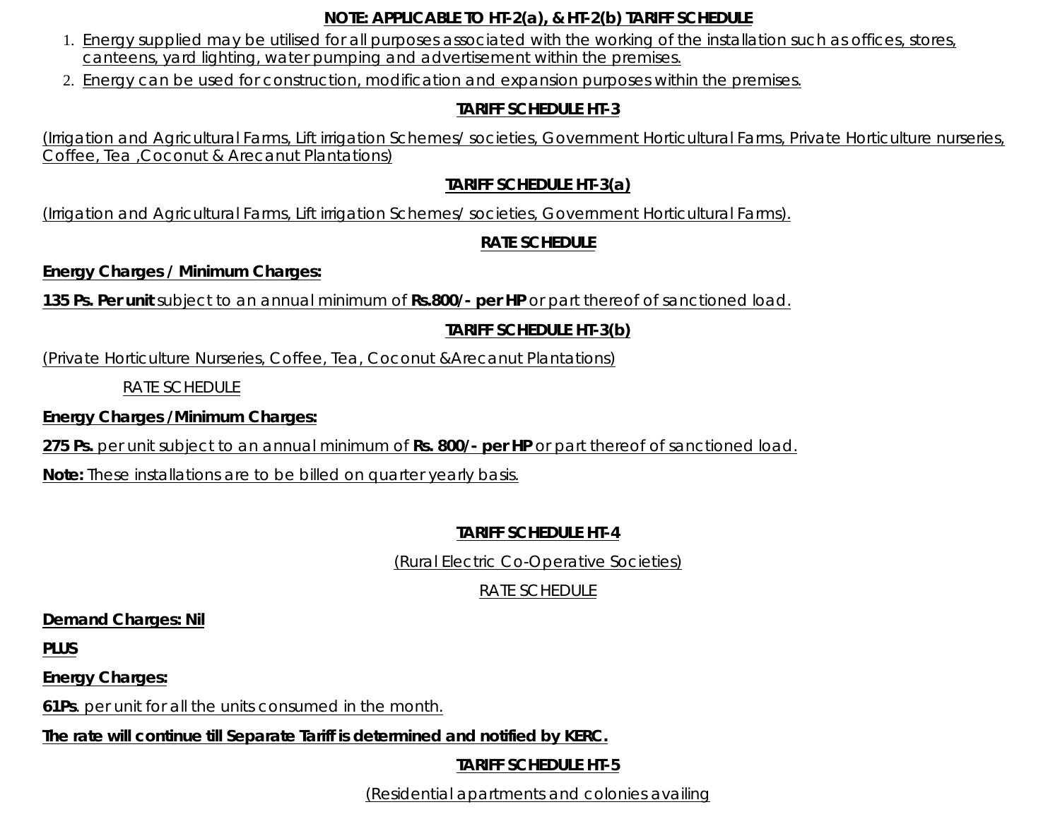**NOTE: APPLICABLE TO HT-2(a), & HT-2(b) TARIFF SCHEDULE**

1. Energy supplied may be utilised for all purposes associated with the working of the installation such as offices, stores, canteens, yard lighting, water pumping and advertisement within the premises.
2. Energy can be used for construction, modification and expansion purposes within the premises.

## TARIFF SCHEDULE HT-3

(Irrigation and Agricultural Farms, Lift irrigation Schemes/ societies, Government Horticultural Farms, Private Horticulture nurseries, Coffee, Tea ,Coconut & Arecanut Plantations)

### TARIFF SCHEDULE HT-3(a)

(Irrigation and Agricultural Farms, Lift irrigation Schemes/ societies, Government Horticultural Farms).

**RATE SCHEDULE**

**Energy Charges / Minimum Charges:**

**135 Ps. Per unit** subject to an annual minimum of **Rs.800/- per HP** or part thereof of sanctioned load.

### TARIFF SCHEDULE HT-3(b)

(Private Horticulture Nurseries, Coffee, Tea, Coconut &Arecanut Plantations)

RATE SCHEDULE

**Energy Charges /Minimum Charges:**

**275 Ps.** per unit subject to an annual minimum of **Rs. 800/- per HP** or part thereof of sanctioned load.

**Note:** These installations are to be billed on quarter yearly basis.

## TARIFF SCHEDULE HT-4

(Rural Electric Co-Operative Societies)

RATE SCHEDULE

**Demand Charges: Nil**

**PLUS**

**Energy Charges:**

**61Ps**. per unit for all the units consumed in the month.

**The rate will continue till Separate Tariff is determined and notified by KERC.**

## TARIFF SCHEDULE HT-5

(Residential apartments and colonies availing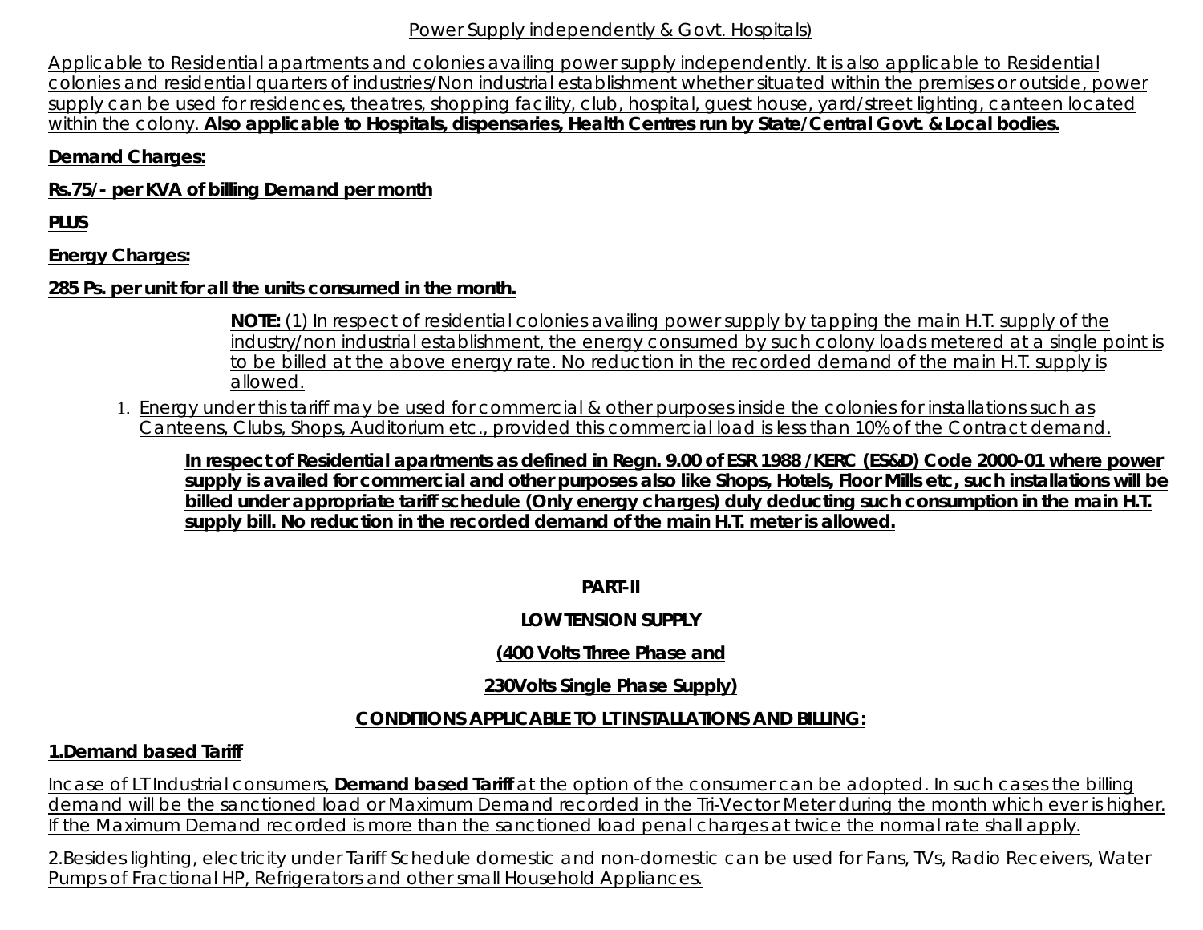Power Supply independently & Govt. Hospitals)

Applicable to Residential apartments and colonies availing power supply independently. It is also applicable to Residential colonies and residential quarters of industries/Non industrial establishment whether situated within the premises or outside, power supply can be used for residences, theatres, shopping facility, club, hospital, guest house, yard/street lighting, canteen located within the colony. **Also applicable to Hospitals, dispensaries, Health Centres run by State/Central Govt. & Local bodies.**

**Demand Charges:**

**Rs.75/- per KVA of billing Demand per month**

**PLUS**

**Energy Charges:**

**285 Ps. per unit for all the units consumed in the month.**

**NOTE:** (1) In respect of residential colonies availing power supply by tapping the main H.T. supply of the industry/non industrial establishment, the energy consumed by such colony loads metered at a single point is to be billed at the above energy rate. No reduction in the recorded demand of the main H.T. supply is allowed.

1. Energy under this tariff may be used for commercial & other purposes inside the colonies for installations such as Canteens, Clubs, Shops, Auditorium etc., provided this commercial load is less than 10% of the Contract demand.

**In respect of Residential apartments as defined in Regn. 9.00 of ESR 1988 /KERC (ES&D) Code 2000-01 where power supply is availed for commercial and other purposes also like Shops, Hotels, Floor Mills etc, such installations will be billed under appropriate tariff schedule (Only energy charges) duly deducting such consumption in the main H.T. supply bill. No reduction in the recorded demand of the main H.T. meter is allowed.**

## PART-II

## LOW TENSION SUPPLY

## (400 Volts Three Phase and

## 230Volts Single Phase Supply)

### CONDITIONS APPLICABLE TO LT INSTALLATIONS AND BILLING:

**1.Demand based Tariff**

Incase of LT Industrial consumers, **Demand based Tariff** at the option of the consumer can be adopted. In such cases the billing demand will be the sanctioned load or Maximum Demand recorded in the Tri-Vector Meter during the month which ever is higher. If the Maximum Demand recorded is more than the sanctioned load penal charges at twice the normal rate shall apply.

2.Besides lighting, electricity under Tariff Schedule domestic and non-domestic can be used for Fans, TVs, Radio Receivers, Water Pumps of Fractional HP, Refrigerators and other small Household Appliances.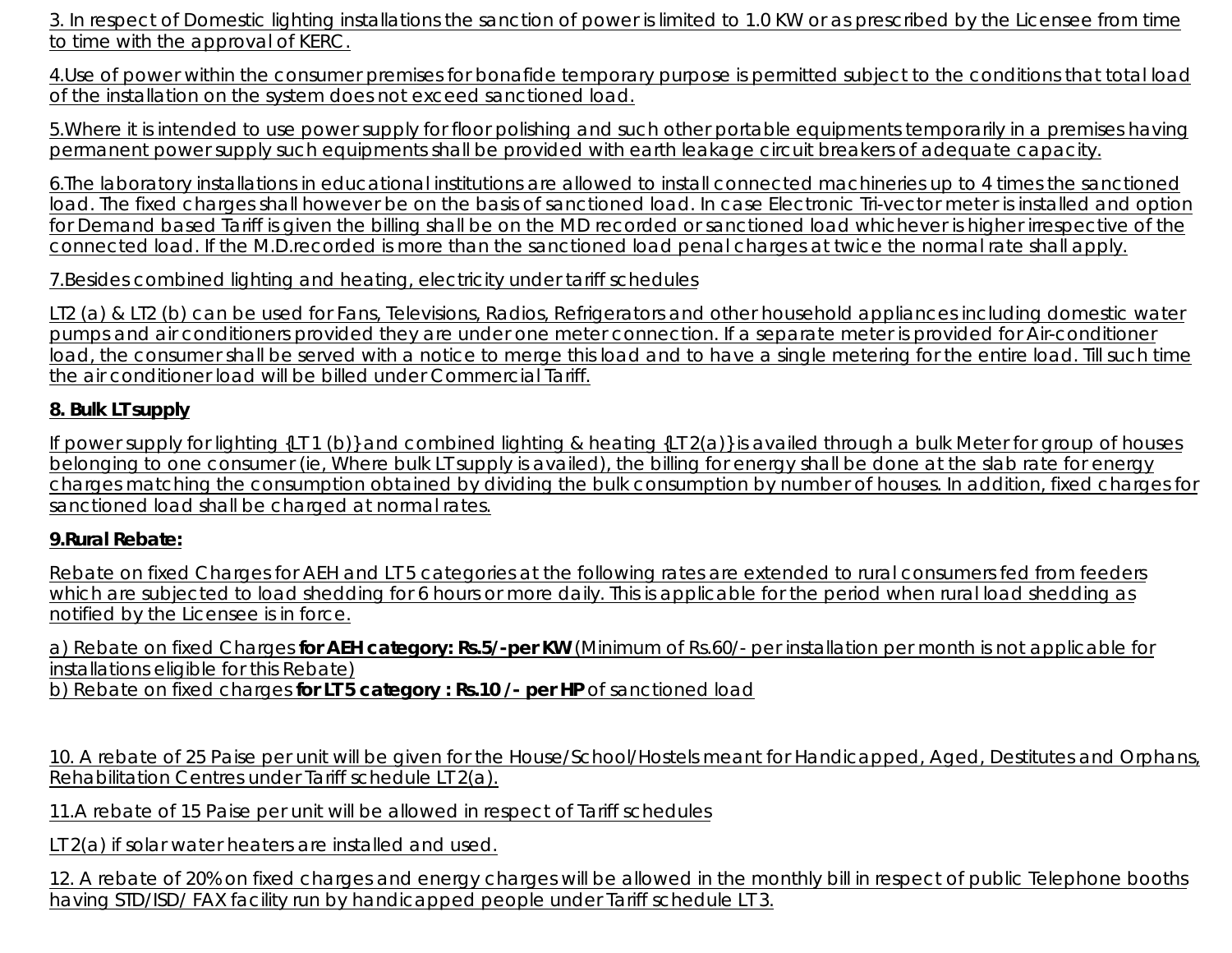3. In respect of Domestic lighting installations the sanction of power is limited to 1.0 KW or as prescribed by the Licensee from time to time with the approval of KERC.

4.Use of power within the consumer premises for bonafide temporary purpose is permitted subject to the conditions that total load of the installation on the system does not exceed sanctioned load.

5.Where it is intended to use power supply for floor polishing and such other portable equipments temporarily in a premises having permanent power supply such equipments shall be provided with earth leakage circuit breakers of adequate capacity.

6.The laboratory installations in educational institutions are allowed to install connected machineries up to 4 times the sanctioned load. The fixed charges shall however be on the basis of sanctioned load. In case Electronic Tri-vector meter is installed and option for Demand based Tariff is given the billing shall be on the MD recorded or sanctioned load whichever is higher irrespective of the connected load. If the M.D.recorded is more than the sanctioned load penal charges at twice the normal rate shall apply.

7.Besides combined lighting and heating, electricity under tariff schedules

LT2 (a) & LT2 (b) can be used for Fans, Televisions, Radios, Refrigerators and other household appliances including domestic water pumps and air conditioners provided they are under one meter connection. If a separate meter is provided for Air-conditioner load, the consumer shall be served with a notice to merge this load and to have a single metering for the entire load. Till such time the air conditioner load will be billed under Commercial Tariff.

**8. Bulk LT supply**

If power supply for lighting {LT 1 (b)} and combined lighting & heating {LT 2(a)} is availed through a bulk Meter for group of houses belonging to one consumer (ie, Where bulk LT supply is availed), the billing for energy shall be done at the slab rate for energy charges matching the consumption obtained by dividing the bulk consumption by number of houses. In addition, fixed charges for sanctioned load shall be charged at normal rates.

**9.Rural Rebate:**

Rebate on fixed Charges for AEH and LT5 categories at the following rates are extended to rural consumers fed from feeders which are subjected to load shedding for 6 hours or more daily. This is applicable for the period when rural load shedding as notified by the Licensee is in force.

a) Rebate on fixed Charges **for AEH category: Rs.5/-per KW** (Minimum of Rs.60/- per installation per month is not applicable for installations eligible for this Rebate)
b) Rebate on fixed charges **for LT5 category : Rs.10 /- per HP** of sanctioned load

10. A rebate of 25 Paise per unit will be given for the House/School/Hostels meant for Handicapped, Aged, Destitutes and Orphans, Rehabilitation Centres under Tariff schedule LT 2(a).

11.A rebate of 15 Paise per unit will be allowed in respect of Tariff schedules

LT 2(a) if solar water heaters are installed and used.

12. A rebate of 20% on fixed charges and energy charges will be allowed in the monthly bill in respect of public Telephone booths having STD/ISD/ FAX facility run by handicapped people under Tariff schedule LT 3.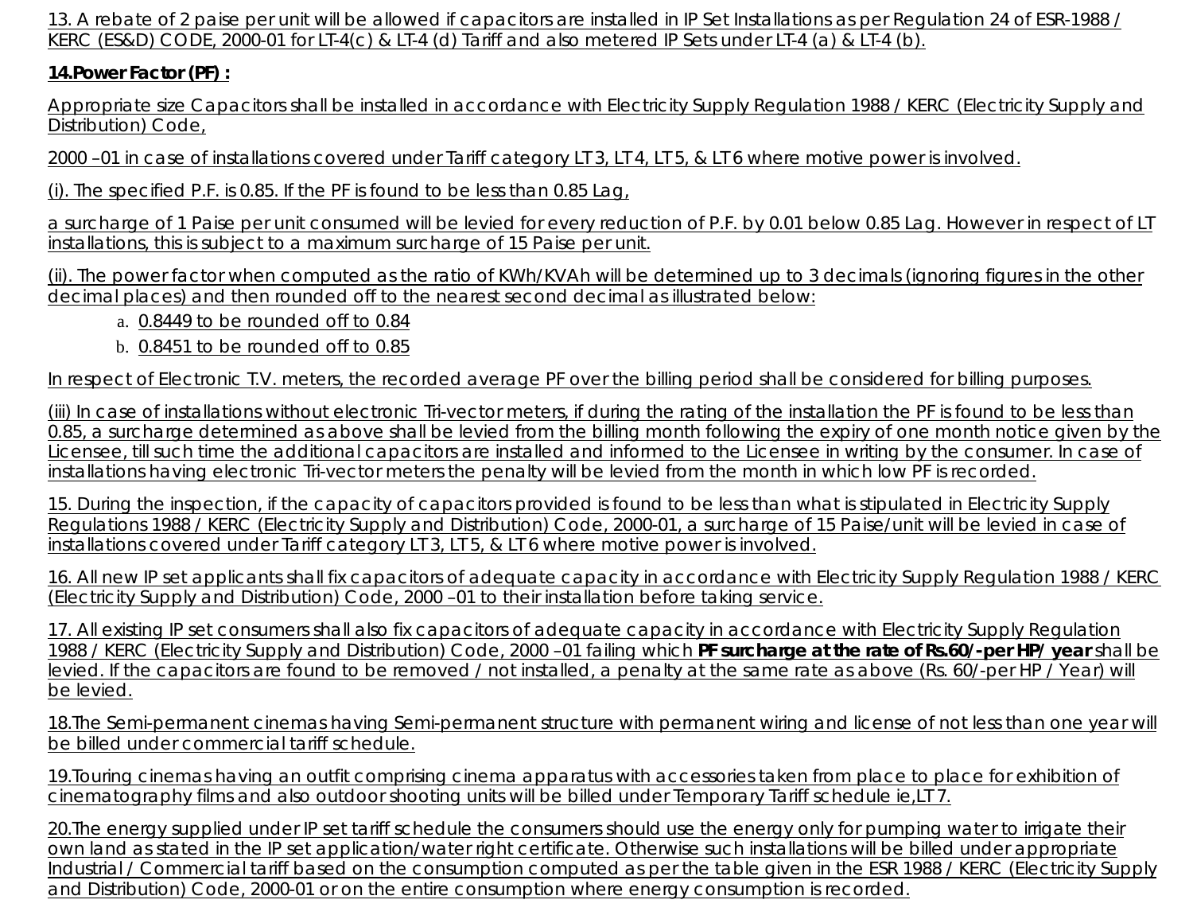13. A rebate of 2 paise per unit will be allowed if capacitors are installed in IP Set Installations as per Regulation 24 of ESR-1988 / KERC (ES&D) CODE, 2000-01 for LT-4(c) & LT-4 (d) Tariff and also metered IP Sets under LT-4 (a) & LT-4 (b).

**14.Power Factor (PF) :**

Appropriate size Capacitors shall be installed in accordance with Electricity Supply Regulation 1988 / KERC (Electricity Supply and Distribution) Code,

2000 –01 in case of installations covered under Tariff category LT3, LT4, LT5, & LT6 where motive power is involved.

(i). The specified P.F. is 0.85. If the PF is found to be less than 0.85 Lag,

a surcharge of 1 Paise per unit consumed will be levied for every reduction of P.F. by 0.01 below 0.85 Lag. However in respect of LT installations, this is subject to a maximum surcharge of 15 Paise per unit.

(ii). The power factor when computed as the ratio of KWh/KVAh will be determined up to 3 decimals (ignoring figures in the other decimal places) and then rounded off to the nearest second decimal as illustrated below:

a. 0.8449 to be rounded off to 0.84
b. 0.8451 to be rounded off to 0.85

In respect of Electronic T.V. meters, the recorded average PF over the billing period shall be considered for billing purposes.

(iii) In case of installations without electronic Tri-vector meters, if during the rating of the installation the PF is found to be less than 0.85, a surcharge determined as above shall be levied from the billing month following the expiry of one month notice given by the Licensee, till such time the additional capacitors are installed and informed to the Licensee in writing by the consumer. In case of installations having electronic Tri-vector meters the penalty will be levied from the month in which low PF is recorded.

15. During the inspection, if the capacity of capacitors provided is found to be less than what is stipulated in Electricity Supply Regulations 1988 / KERC (Electricity Supply and Distribution) Code, 2000-01, a surcharge of 15 Paise/unit will be levied in case of installations covered under Tariff category LT3, LT5, & LT6 where motive power is involved.

16. All new IP set applicants shall fix capacitors of adequate capacity in accordance with Electricity Supply Regulation 1988 / KERC (Electricity Supply and Distribution) Code, 2000 –01 to their installation before taking service.

17. All existing IP set consumers shall also fix capacitors of adequate capacity in accordance with Electricity Supply Regulation 1988 / KERC (Electricity Supply and Distribution) Code, 2000 –01 failing which **PF surcharge at the rate of Rs.60/-per HP/ year** shall be levied. If the capacitors are found to be removed / not installed, a penalty at the same rate as above (Rs. 60/-per HP / Year) will be levied.

18.The Semi-permanent cinemas having Semi-permanent structure with permanent wiring and license of not less than one year will be billed under commercial tariff schedule.

19.Touring cinemas having an outfit comprising cinema apparatus with accessories taken from place to place for exhibition of cinematography films and also outdoor shooting units will be billed under Temporary Tariff schedule ie,LT7.

20.The energy supplied under IP set tariff schedule the consumers should use the energy only for pumping water to irrigate their own land as stated in the IP set application/water right certificate. Otherwise such installations will be billed under appropriate Industrial / Commercial tariff based on the consumption computed as per the table given in the ESR 1988 / KERC (Electricity Supply and Distribution) Code, 2000-01 or on the entire consumption where energy consumption is recorded.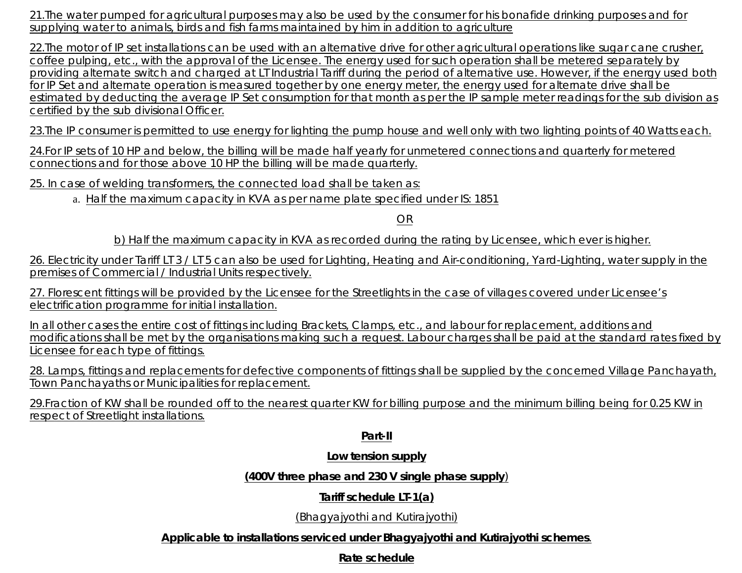21.The water pumped for agricultural purposes may also be used by the consumer for his bonafide drinking purposes and for supplying water to animals, birds and fish farms maintained by him in addition to agriculture

22.The motor of IP set installations can be used with an alternative drive for other agricultural operations like sugar cane crusher, coffee pulping, etc., with the approval of the Licensee. The energy used for such operation shall be metered separately by providing alternate switch and charged at LT Industrial Tariff during the period of alternative use. However, if the energy used both for IP Set and alternate operation is measured together by one energy meter, the energy used for alternate drive shall be estimated by deducting the average IP Set consumption for that month as per the IP sample meter readings for the sub division as certified by the sub divisional Officer.

23.The IP consumer is permitted to use energy for lighting the pump house and well only with two lighting points of 40 Watts each.

24.For IP sets of 10 HP and below, the billing will be made half yearly for unmetered connections and quarterly for metered connections and for those above 10 HP the billing will be made quarterly.

25. In case of welding transformers, the connected load shall be taken as:

a. Half the maximum capacity in KVA as per name plate specified under IS: 1851

OR

b) Half the maximum capacity in KVA as recorded during the rating by Licensee, which ever is higher.

26. Electricity under Tariff LT 3 / LT 5 can also be used for Lighting, Heating and Air-conditioning, Yard-Lighting, water supply in the premises of Commercial / Industrial Units respectively.

27. Florescent fittings will be provided by the Licensee for the Streetlights in the case of villages covered under Licensee's electrification programme for initial installation.

In all other cases the entire cost of fittings including Brackets, Clamps, etc., and labour for replacement, additions and modifications shall be met by the organisations making such a request. Labour charges shall be paid at the standard rates fixed by Licensee for each type of fittings.

28. Lamps, fittings and replacements for defective components of fittings shall be supplied by the concerned Village Panchayath, Town Panchayaths or Municipalities for replacement.

29.Fraction of KW shall be rounded off to the nearest quarter KW for billing purpose and the minimum billing being for 0.25 KW in respect of Streetlight installations.

## Part-II

## Low tension supply

**(400V three phase and 230 V single phase supply)**

## Tariff schedule LT-1(a)

(Bhagyajyothi and Kutirajyothi)

**Applicable to installations serviced under Bhagyajyothi and Kutirajyothi schemes.**

**Rate schedule**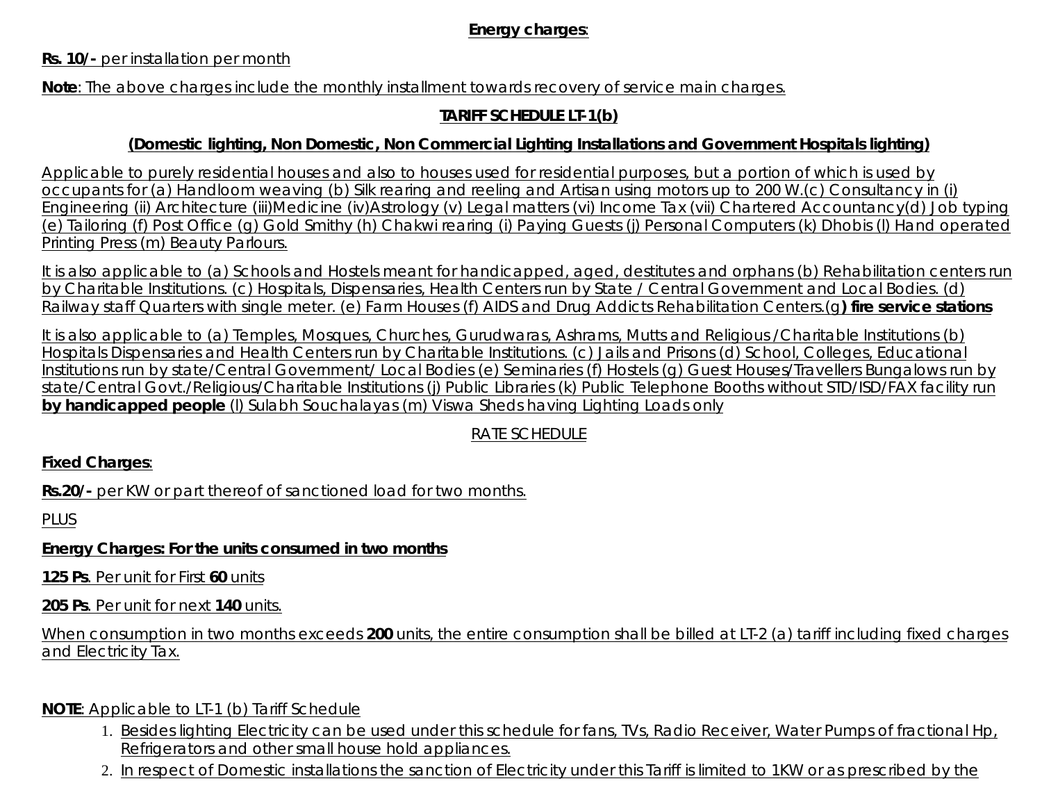**Energy charges**:

**Rs. 10/-** per installation per month

**Note**: The above charges include the monthly installment towards recovery of service main charges.

## TARIFF SCHEDULE LT-1(b)

### (Domestic lighting, Non Domestic, Non Commercial Lighting Installations and Government Hospitals lighting)

Applicable to purely residential houses and also to houses used for residential purposes, but a portion of which is used by occupants for (a) Handloom weaving (b) Silk rearing and reeling and Artisan using motors up to 200 W.(c) Consultancy in (i) Engineering (ii) Architecture (iii)Medicine (iv)Astrology (v) Legal matters (vi) Income Tax (vii) Chartered Accountancy(d) Job typing (e) Tailoring (f) Post Office (g) Gold Smithy (h) Chakwi rearing (i) Paying Guests (j) Personal Computers (k) Dhobis (l) Hand operated Printing Press (m) Beauty Parlours.

It is also applicable to (a) Schools and Hostels meant for handicapped, aged, destitutes and orphans (b) Rehabilitation centers run by Charitable Institutions. (c) Hospitals, Dispensaries, Health Centers run by State / Central Government and Local Bodies. (d) Railway staff Quarters with single meter. (e) Farm Houses (f) AIDS and Drug Addicts Rehabilitation Centers.(g**) fire service stations**

It is also applicable to (a) Temples, Mosques, Churches, Gurudwaras, Ashrams, Mutts and Religious /Charitable Institutions (b) Hospitals Dispensaries and Health Centers run by Charitable Institutions. (c) Jails and Prisons (d) School, Colleges, Educational Institutions run by state/Central Government/ Local Bodies (e) Seminaries (f) Hostels (g) Guest Houses/Travellers Bungalows run by state/Central Govt./Religious/Charitable Institutions (j) Public Libraries (k) Public Telephone Booths without STD/ISD/FAX facility run **by handicapped people** (l) Sulabh Souchalayas (m) Viswa Sheds having Lighting Loads only

RATE SCHEDULE

**Fixed Charges**:

**Rs.20/-** per KW or part thereof of sanctioned load for two months.

PLUS

**Energy Charges: For the units consumed in two months**

**125 Ps**. Per unit for First **60** units

**205 Ps**. Per unit for next **140** units.

When consumption in two months exceeds **200** units, the entire consumption shall be billed at LT-2 (a) tariff including fixed charges and Electricity Tax.

**NOTE**: Applicable to LT-1 (b) Tariff Schedule

1. Besides lighting Electricity can be used under this schedule for fans, TVs, Radio Receiver, Water Pumps of fractional Hp, Refrigerators and other small house hold appliances.
2. In respect of Domestic installations the sanction of Electricity under this Tariff is limited to 1KW or as prescribed by the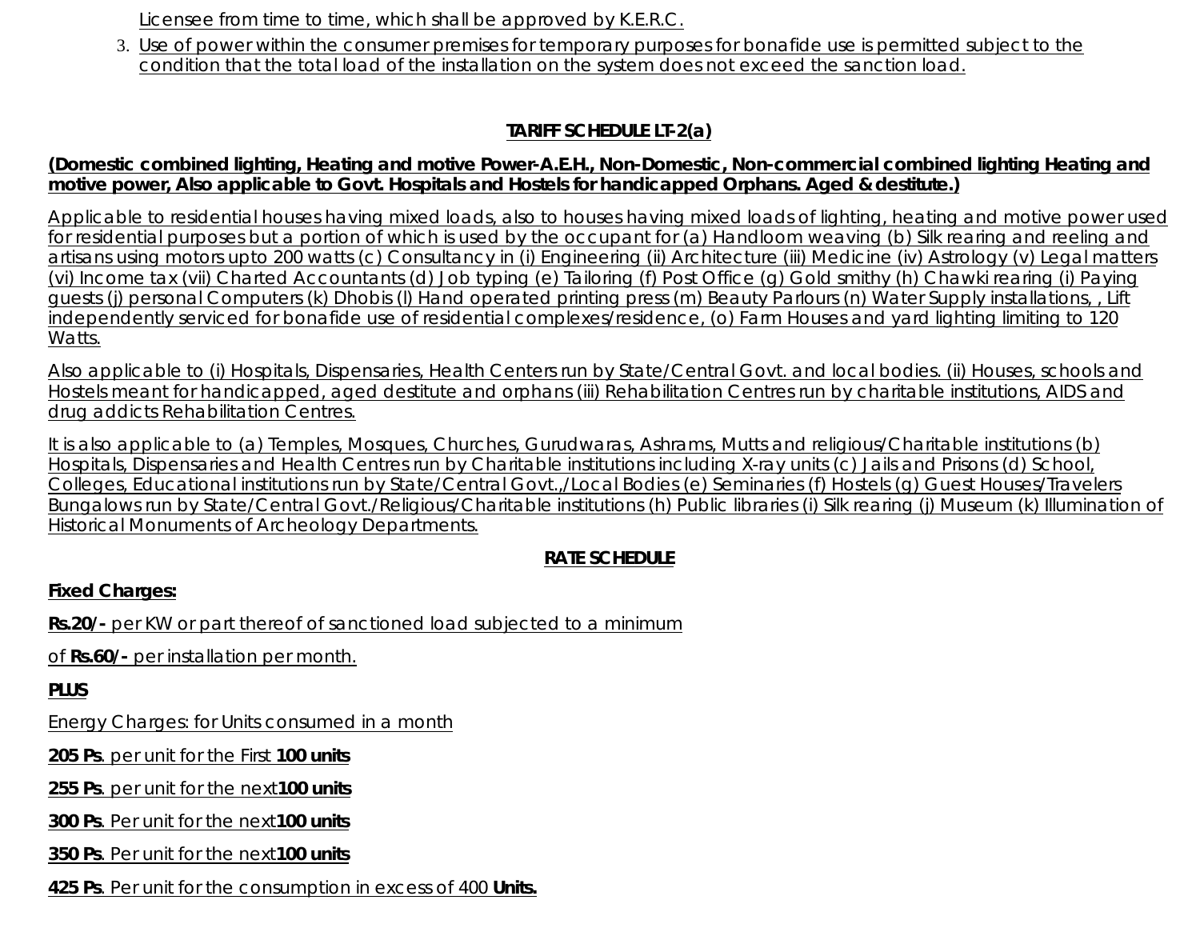Licensee from time to time, which shall be approved by K.E.R.C.

3. Use of power within the consumer premises for temporary purposes for bonafide use is permitted subject to the condition that the total load of the installation on the system does not exceed the sanction load.

## TARIFF SCHEDULE LT-2(a)

**(Domestic combined lighting, Heating and motive Power-A.E.H., Non-Domestic, Non-commercial combined lighting Heating and motive power, Also applicable to Govt. Hospitals and Hostels for handicapped Orphans. Aged & destitute.)**

Applicable to residential houses having mixed loads, also to houses having mixed loads of lighting, heating and motive power used for residential purposes but a portion of which is used by the occupant for (a) Handloom weaving (b) Silk rearing and reeling and artisans using motors upto 200 watts (c) Consultancy in (i) Engineering (ii) Architecture (iii) Medicine (iv) Astrology (v) Legal matters (vi) Income tax (vii) Charted Accountants (d) Job typing (e) Tailoring (f) Post Office (g) Gold smithy (h) Chawki rearing (i) Paying guests (j) personal Computers (k) Dhobis (l) Hand operated printing press (m) Beauty Parlours (n) Water Supply installations, , Lift independently serviced for bonafide use of residential complexes/residence, (o) Farm Houses and yard lighting limiting to 120 Watts.

Also applicable to (i) Hospitals, Dispensaries, Health Centers run by State/Central Govt. and local bodies. (ii) Houses, schools and Hostels meant for handicapped, aged destitute and orphans (iii) Rehabilitation Centres run by charitable institutions, AIDS and drug addicts Rehabilitation Centres.

It is also applicable to (a) Temples, Mosques, Churches, Gurudwaras, Ashrams, Mutts and religious/Charitable institutions (b) Hospitals, Dispensaries and Health Centres run by Charitable institutions including X-ray units (c) Jails and Prisons (d) School, Colleges, Educational institutions run by State/Central Govt.,/Local Bodies (e) Seminaries (f) Hostels (g) Guest Houses/Travelers Bungalows run by State/Central Govt./Religious/Charitable institutions (h) Public libraries (i) Silk rearing (j) Museum (k) Illumination of Historical Monuments of Archeology Departments.

### RATE SCHEDULE

**Fixed Charges:**

**Rs.20/-** per KW or part thereof of sanctioned load subjected to a minimum

of **Rs.60/-** per installation per month.

**PLUS**

Energy Charges: for Units consumed in a month

**205 Ps**. per unit for the First **100 units**

**255 Ps**. per unit for the next **100 units**

**300 Ps**. Per unit for the next **100 units**

**350 Ps**. Per unit for the next **100 units**

**425 Ps**. Per unit for the consumption in excess of 400 **Units.**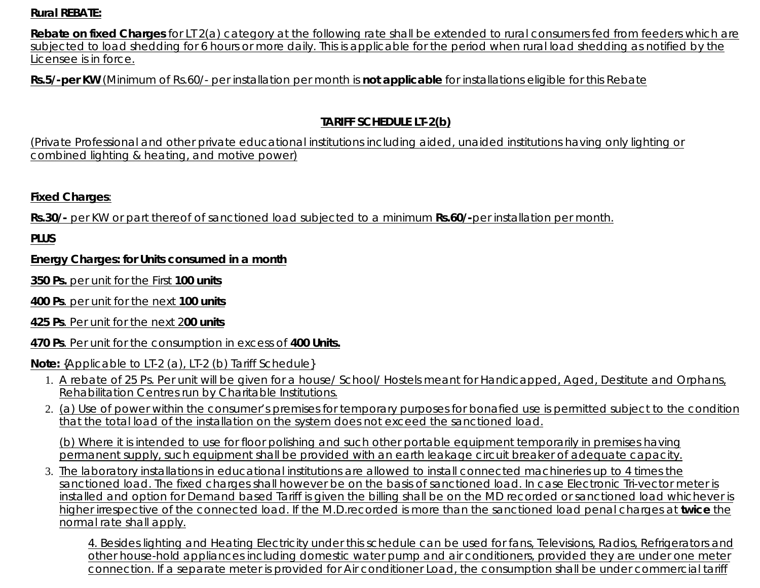**Rural REBATE:**

**Rebate on fixed Charges** for LT 2(a) category at the following rate shall be extended to rural consumers fed from feeders which are subjected to load shedding for 6 hours or more daily. This is applicable for the period when rural load shedding as notified by the Licensee is in force.

**Rs.5/-per KW** (Minimum of Rs.60/- per installation per month is **not applicable** for installations eligible for this Rebate

## TARIFF SCHEDULE LT-2(b)

(Private Professional and other private educational institutions including aided, unaided institutions having only lighting or combined lighting & heating, and motive power)

**Fixed Charges**:

**Rs.30/-** per KW or part thereof of sanctioned load subjected to a minimum **Rs.60/-**per installation per month.

**PLUS**

**Energy Charges: for Units consumed in a month**

**350 Ps.** per unit for the First **100 units**

**400 Ps**. per unit for the next **100 units**

**425 Ps**. Per unit for the next 2**00 units**

**470 Ps**. Per unit for the consumption in excess of **400 Units.**

**Note:** {Applicable to LT-2 (a), LT-2 (b) Tariff Schedule}

1. A rebate of 25 Ps. Per unit will be given for a house/ School/ Hostels meant for Handicapped, Aged, Destitute and Orphans, Rehabilitation Centres run by Charitable Institutions.
2. (a) Use of power within the consumer's premises for temporary purposes for bonafied use is permitted subject to the condition that the total load of the installation on the system does not exceed the sanctioned load.

   (b) Where it is intended to use for floor polishing and such other portable equipment temporarily in premises having permanent supply, such equipment shall be provided with an earth leakage circuit breaker of adequate capacity.
3. The laboratory installations in educational institutions are allowed to install connected machineries up to 4 times the sanctioned load. The fixed charges shall however be on the basis of sanctioned load. In case Electronic Tri-vector meter is installed and option for Demand based Tariff is given the billing shall be on the MD recorded or sanctioned load whichever is higher irrespective of the connected load. If the M.D.recorded is more than the sanctioned load penal charges at **twice** the normal rate shall apply.

   4. Besides lighting and Heating Electricity under this schedule can be used for fans, Televisions, Radios, Refrigerators and other house-hold appliances including domestic water pump and air conditioners, provided they are under one meter connection. If a separate meter is provided for Air conditioner Load, the consumption shall be under commercial tariff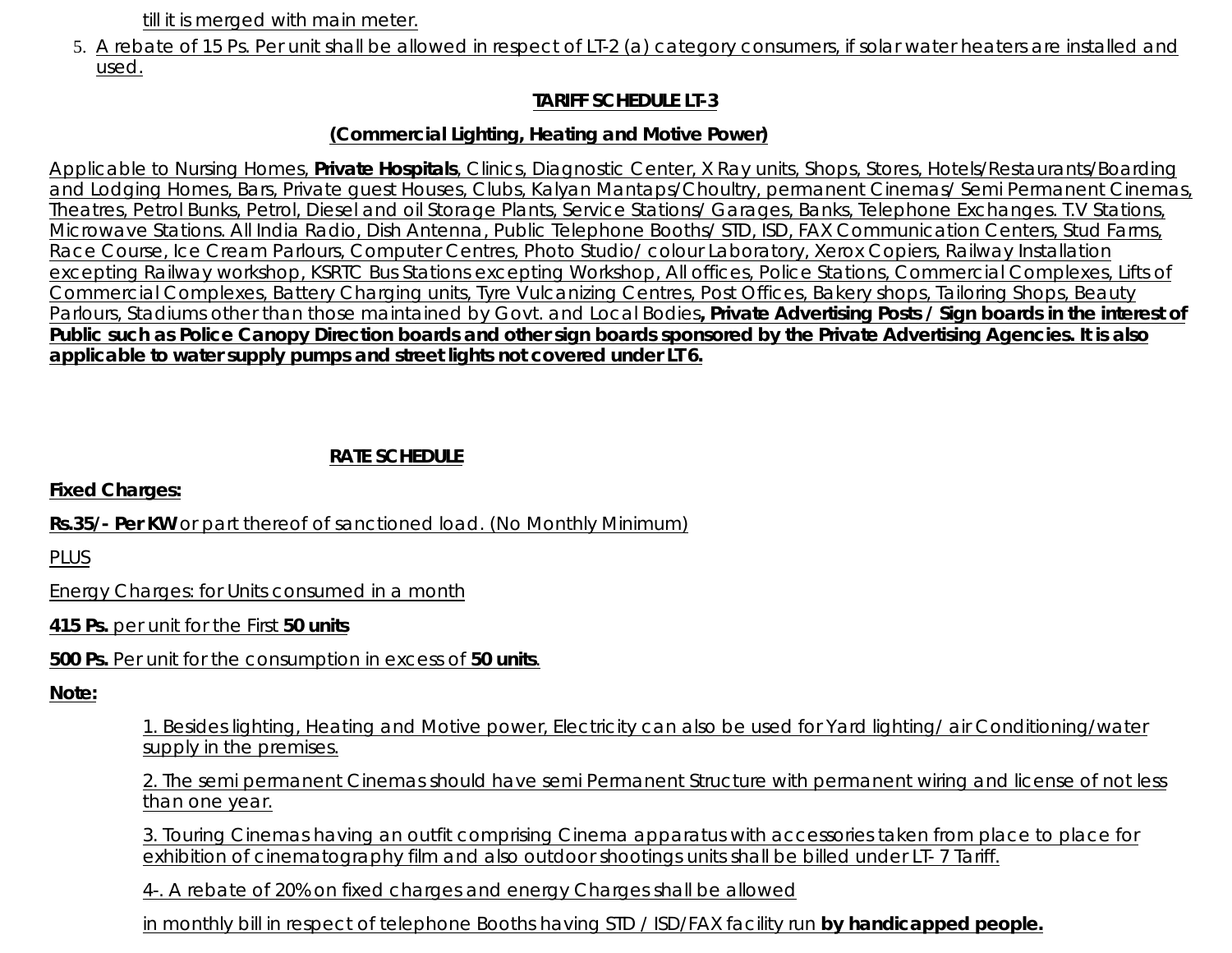till it is merged with main meter.

5. A rebate of 15 Ps. Per unit shall be allowed in respect of LT-2 (a) category consumers, if solar water heaters are installed and used.

## TARIFF SCHEDULE LT-3

### (Commercial Lighting, Heating and Motive Power)

Applicable to Nursing Homes, **Private Hospitals**, Clinics, Diagnostic Center, X Ray units, Shops, Stores, Hotels/Restaurants/Boarding and Lodging Homes, Bars, Private guest Houses, Clubs, Kalyan Mantaps/Choultry, permanent Cinemas/ Semi Permanent Cinemas, Theatres, Petrol Bunks, Petrol, Diesel and oil Storage Plants, Service Stations/ Garages, Banks, Telephone Exchanges. T.V Stations, Microwave Stations. All India Radio, Dish Antenna, Public Telephone Booths/ STD, ISD, FAX Communication Centers, Stud Farms, Race Course, Ice Cream Parlours, Computer Centres, Photo Studio/ colour Laboratory, Xerox Copiers, Railway Installation excepting Railway workshop, KSRTC Bus Stations excepting Workshop, All offices, Police Stations, Commercial Complexes, Lifts of Commercial Complexes, Battery Charging units, Tyre Vulcanizing Centres, Post Offices, Bakery shops, Tailoring Shops, Beauty Parlours, Stadiums other than those maintained by Govt. and Local Bodies**, Private Advertising Posts / Sign boards in the interest of Public such as Police Canopy Direction boards and other sign boards sponsored by the Private Advertising Agencies. It is also applicable to water supply pumps and street lights not covered under LT6.**

### RATE SCHEDULE

**Fixed Charges:**

**Rs.35/- Per KW** or part thereof of sanctioned load. (No Monthly Minimum)

PLUS

Energy Charges: for Units consumed in a month

**415 Ps.** per unit for the First **50 units**

**500 Ps.** Per unit for the consumption in excess of **50 units**.

**Note:**

1. Besides lighting, Heating and Motive power, Electricity can also be used for Yard lighting/ air Conditioning/water supply in the premises.

2. The semi permanent Cinemas should have semi Permanent Structure with permanent wiring and license of not less than one year.

3. Touring Cinemas having an outfit comprising Cinema apparatus with accessories taken from place to place for exhibition of cinematography film and also outdoor shootings units shall be billed under LT- 7 Tariff.

4-. A rebate of 20% on fixed charges and energy Charges shall be allowed

in monthly bill in respect of telephone Booths having STD / ISD/FAX facility run **by handicapped people.**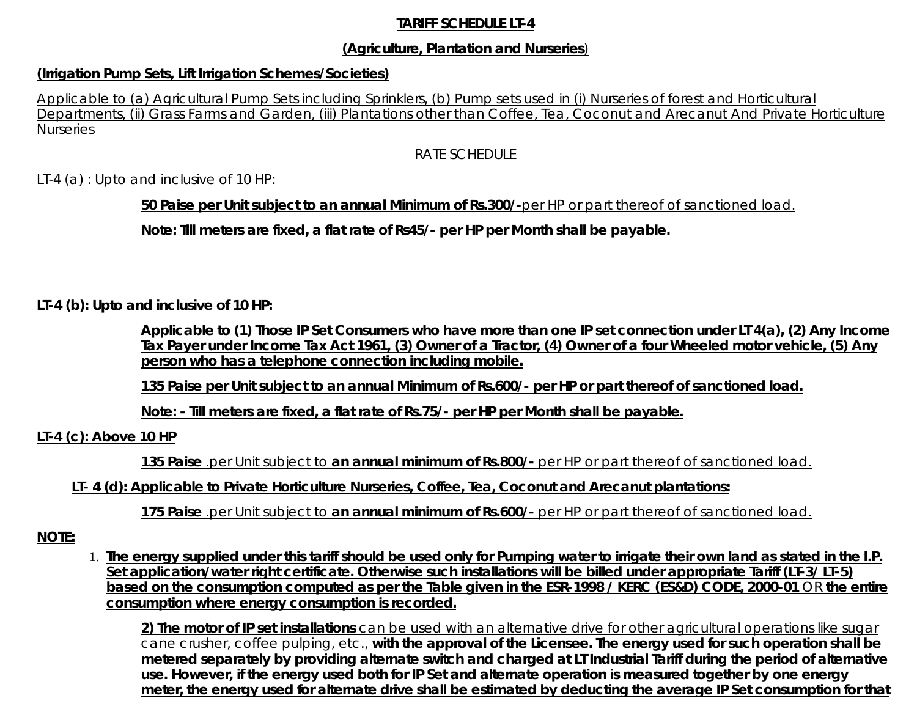# TARIFF SCHEDULE LT-4

## (Agriculture, Plantation and Nurseries)

**(Irrigation Pump Sets, Lift Irrigation Schemes/Societies)**

Applicable to (a) Agricultural Pump Sets including Sprinklers, (b) Pump sets used in (i) Nurseries of forest and Horticultural Departments, (ii) Grass Farms and Garden, (iii) Plantations other than Coffee, Tea, Coconut and Arecanut And Private Horticulture Nurseries

RATE SCHEDULE

LT-4 (a) : Upto and inclusive of 10 HP:

**50 Paise per Unit subject to an annual Minimum of Rs.300/-** per HP or part thereof of sanctioned load.

**Note: Till meters are fixed, a flat rate of Rs45/- per HP per Month shall be payable.**

**LT-4 (b): Upto and inclusive of 10 HP:**

**Applicable to (1) Those IP Set Consumers who have more than one IP set connection under LT 4(a), (2) Any Income Tax Payer under Income Tax Act 1961, (3) Owner of a Tractor, (4) Owner of a four Wheeled motor vehicle, (5) Any person who has a telephone connection including mobile.**

**135 Paise per Unit subject to an annual Minimum of Rs.600/- per HP or part thereof of sanctioned load.**

**Note: - Till meters are fixed, a flat rate of Rs.75/- per HP per Month shall be payable.**

**LT-4 (c): Above 10 HP**

**135 Paise** .per Unit subject to **an annual minimum of Rs.800/-** per HP or part thereof of sanctioned load.

**LT- 4 (d): Applicable to Private Horticulture Nurseries, Coffee, Tea, Coconut and Arecanut plantations:**

**175 Paise** .per Unit subject to **an annual minimum of Rs.600/-** per HP or part thereof of sanctioned load.

**NOTE:**

1. **The energy supplied under this tariff should be used only for Pumping water to irrigate their own land as stated in the I.P. Set application/water right certificate. Otherwise such installations will be billed under appropriate Tariff (LT-3/ LT-5) based on the consumption computed as per the Table given in the ESR-1998 / KERC (ES&D) CODE, 2000-01** OR **the entire consumption where energy consumption is recorded.**

   **2) The motor of IP set installations** can be used with an alternative drive for other agricultural operations like sugar cane crusher, coffee pulping, etc., **with the approval of the Licensee. The energy used for such operation shall be metered separately by providing alternate switch and charged at LT Industrial Tariff during the period of alternative use. However, if the energy used both for IP Set and alternate operation is measured together by one energy meter, the energy used for alternate drive shall be estimated by deducting the average IP Set consumption for that**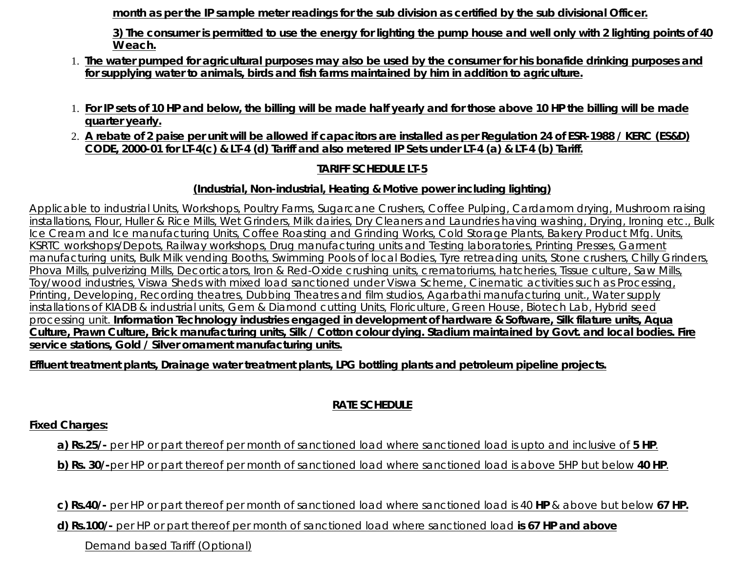**month as per the IP sample meter readings for the sub division as certified by the sub divisional Officer.**

**3) The consumer is permitted to use the energy for lighting the pump house and well only with 2 lighting points of 40 W each.**

1. **The water pumped for agricultural purposes may also be used by the consumer for his bonafide drinking purposes and for supplying water to animals, birds and fish farms maintained by him in addition to agriculture.**

1. **For IP sets of 10 HP and below, the billing will be made half yearly and for those above 10 HP the billing will be made quarter yearly.**
2. **A rebate of 2 paise per unit will be allowed if capacitors are installed as per Regulation 24 of ESR-1988 / KERC (ES&D) CODE, 2000-01 for LT-4(c) & LT-4 (d) Tariff and also metered IP Sets under LT-4 (a) & LT-4 (b) Tariff.**

## TARIFF SCHEDULE LT-5

### (Industrial, Non-industrial, Heating & Motive power including lighting)

Applicable to industrial Units, Workshops, Poultry Farms, Sugarcane Crushers, Coffee Pulping, Cardamom drying, Mushroom raising installations, Flour, Huller & Rice Mills, Wet Grinders, Milk dairies, Dry Cleaners and Laundries having washing, Drying, Ironing etc., Bulk Ice Cream and Ice manufacturing Units, Coffee Roasting and Grinding Works, Cold Storage Plants, Bakery Product Mfg. Units, KSRTC workshops/Depots, Railway workshops, Drug manufacturing units and Testing laboratories, Printing Presses, Garment manufacturing units, Bulk Milk vending Booths, Swimming Pools of local Bodies, Tyre retreading units, Stone crushers, Chilly Grinders, Phova Mills, pulverizing Mills, Decorticators, Iron & Red-Oxide crushing units, crematoriums, hatcheries, Tissue culture, Saw Mills, Toy/wood industries, Viswa Sheds with mixed load sanctioned under Viswa Scheme, Cinematic activities such as Processing, Printing, Developing, Recording theatres, Dubbing Theatres and film studios, Agarbathi manufacturing unit., Water supply installations of KIADB & industrial units, Gem & Diamond cutting Units, Floriculture, Green House, Biotech Lab, Hybrid seed processing unit. **Information Technology industries engaged in development of hardware & Software, Silk filature units, Aqua Culture, Prawn Culture, Brick manufacturing units, Silk / Cotton colour dying. Stadium maintained by Govt. and local bodies. Fire service stations, Gold / Silver ornament manufacturing units.**

**Effluent treatment plants, Drainage water treatment plants, LPG bottling plants and petroleum pipeline projects.**

### RATE SCHEDULE

**Fixed Charges:**

**a) Rs.25/-** per HP or part thereof per month of sanctioned load where sanctioned load is upto and inclusive of **5 HP**.

**b) Rs. 30/-** per HP or part thereof per month of sanctioned load where sanctioned load is above 5HP but below **40 HP**.

**c) Rs.40/-** per HP or part thereof per month of sanctioned load where sanctioned load is 40 **HP** & above but below **67 HP.**

**d) Rs.100/-** per HP or part thereof per month of sanctioned load **is 67 HP and above**

Demand based Tariff (Optional)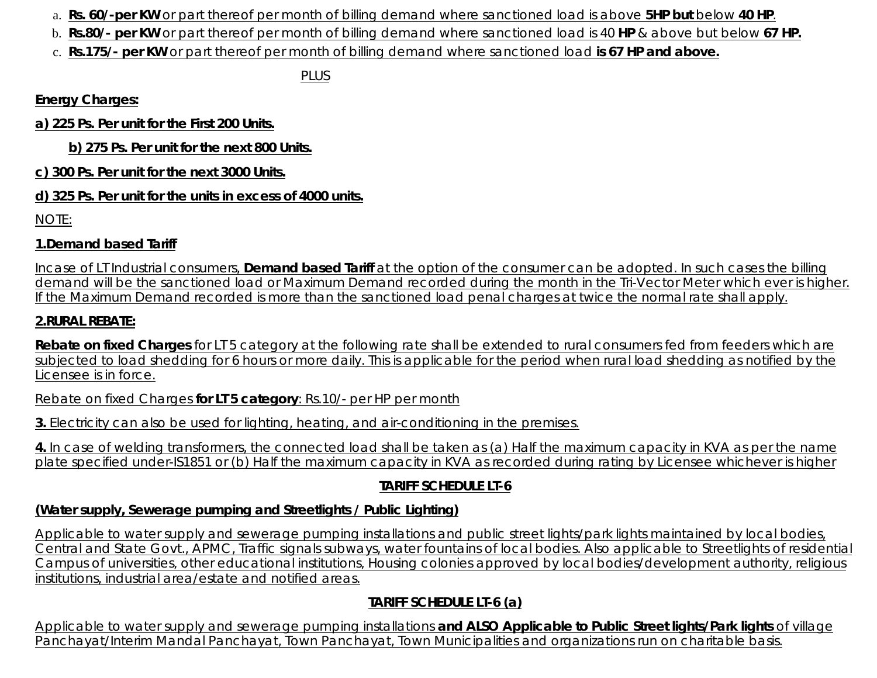a. **Rs. 60/-per KW** or part thereof per month of billing demand where sanctioned load is above **5HP but** below **40 HP**.
b. **Rs.80/- per KW** or part thereof per month of billing demand where sanctioned load is 40 **HP** & above but below **67 HP.**
c. **Rs.175/- per KW** or part thereof per month of billing demand where sanctioned load **is 67 HP and above.**

PLUS

**Energy Charges:**

**a) 225 Ps. Per unit for the First 200 Units.**

**b) 275 Ps. Per unit for the next 800 Units.**

**c) 300 Ps. Per unit for the next 3000 Units.**

**d) 325 Ps. Per unit for the units in excess of 4000 units.**

NOTE:

**1.Demand based Tariff**

Incase of LT Industrial consumers, **Demand based Tariff** at the option of the consumer can be adopted. In such cases the billing demand will be the sanctioned load or Maximum Demand recorded during the month in the Tri-Vector Meter which ever is higher. If the Maximum Demand recorded is more than the sanctioned load penal charges at twice the normal rate shall apply.

**2.RURAL REBATE:**

**Rebate on fixed Charges** for LT 5 category at the following rate shall be extended to rural consumers fed from feeders which are subjected to load shedding for 6 hours or more daily. This is applicable for the period when rural load shedding as notified by the Licensee is in force.

Rebate on fixed Charges **for LT 5 category**: Rs.10/- per HP per month

**3.** Electricity can also be used for lighting, heating, and air-conditioning in the premises.

**4.** In case of welding transformers, the connected load shall be taken as (a) Half the maximum capacity in KVA as per the name plate specified under-IS1851 or (b) Half the maximum capacity in KVA as recorded during rating by Licensee whichever is higher

## TARIFF SCHEDULE LT-6

**(Water supply, Sewerage pumping and Streetlights / Public Lighting)**

Applicable to water supply and sewerage pumping installations and public street lights/park lights maintained by local bodies, Central and State Govt., APMC, Traffic signals subways, water fountains of local bodies. Also applicable to Streetlights of residential Campus of universities, other educational institutions, Housing colonies approved by local bodies/development authority, religious institutions, industrial area/estate and notified areas.

## TARIFF SCHEDULE LT-6 (a)

Applicable to water supply and sewerage pumping installations **and ALSO Applicable to Public Street lights/Park lights** of village Panchayat/Interim Mandal Panchayat, Town Panchayat, Town Municipalities and organizations run on charitable basis.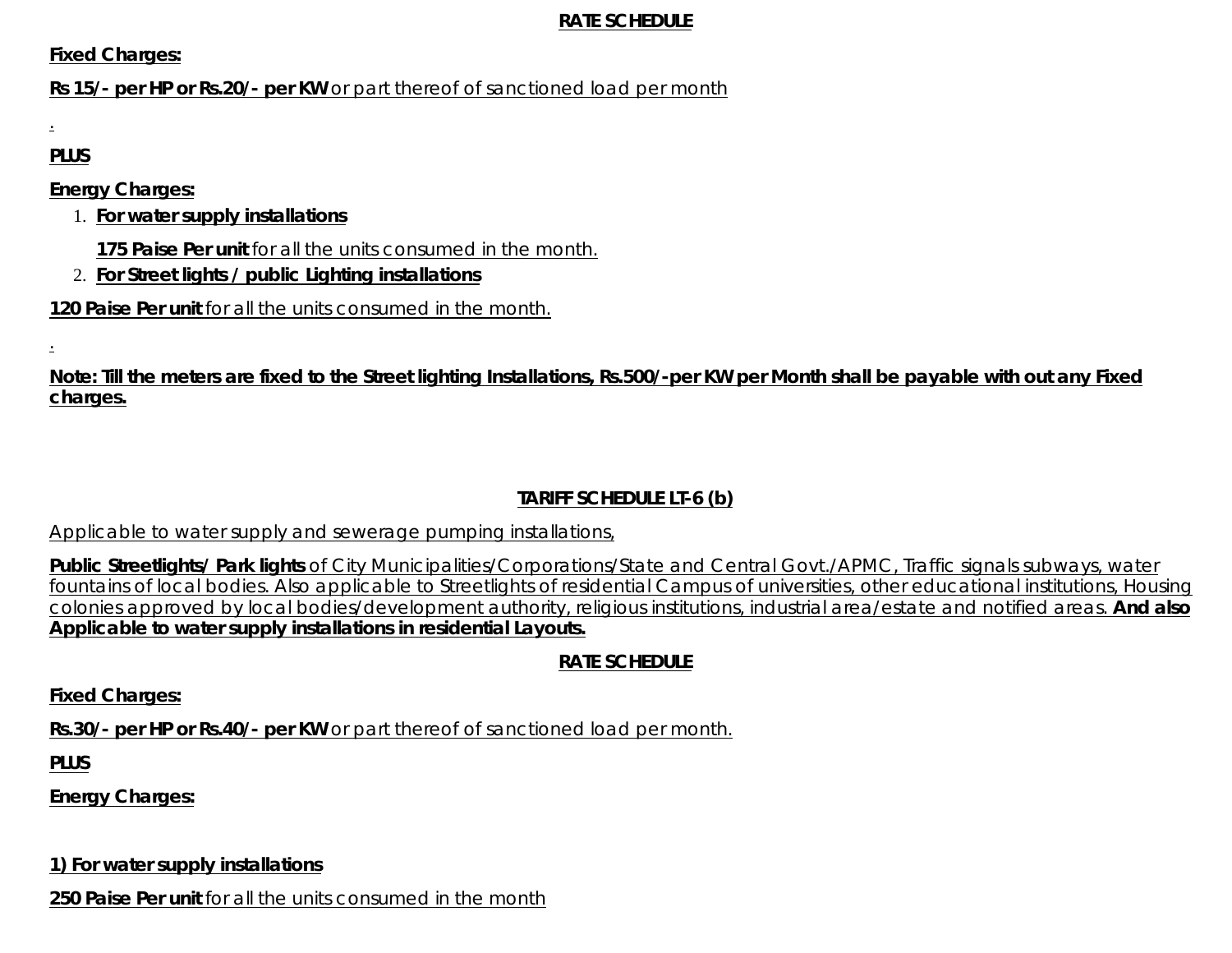**RATE SCHEDULE**

**Fixed Charges:**

**Rs 15/- per HP or Rs.20/- per KW** or part thereof of sanctioned load per month

.

**PLUS**

**Energy Charges:**

1. **For water supply installations**

   **175 Paise Per unit** for all the units consumed in the month.
2. **For Street lights / public Lighting installations**

**120 Paise Per unit** for all the units consumed in the month.

.

**Note: Till the meters are fixed to the Street lighting Installations, Rs.500/-per KW per Month shall be payable with out any Fixed charges.**

**TARIFF SCHEDULE LT-6 (b)**

Applicable to water supply and sewerage pumping installations,

**Public Streetlights/ Park lights** of City Municipalities/Corporations/State and Central Govt./APMC, Traffic signals subways, water fountains of local bodies. Also applicable to Streetlights of residential Campus of universities, other educational institutions, Housing colonies approved by local bodies/development authority, religious institutions, industrial area/estate and notified areas. **And also Applicable to water supply installations in residential Layouts.**

**RATE SCHEDULE**

**Fixed Charges:**

**Rs.30/- per HP or Rs.40/- per KW** or part thereof of sanctioned load per month.

**PLUS**

**Energy Charges:**

**1) For water supply installations**

**250 Paise Per unit** for all the units consumed in the month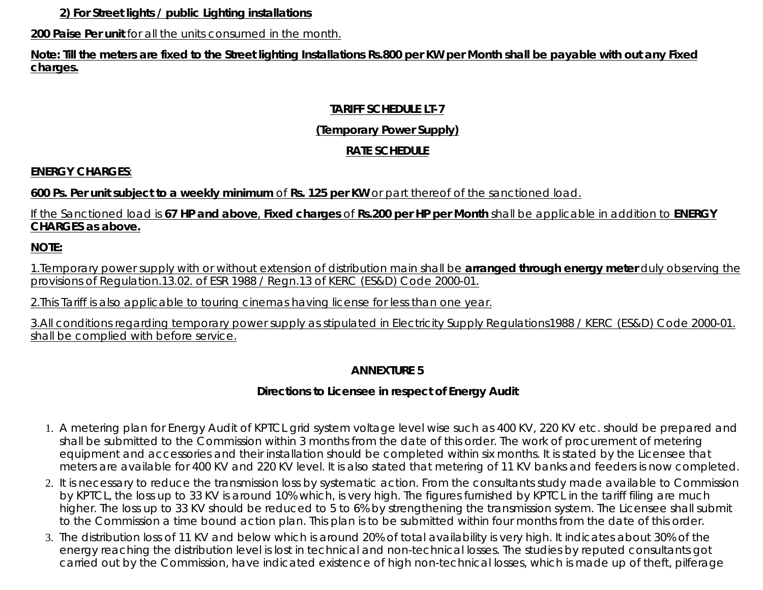**2) For Street lights / public Lighting installations**

**200 Paise Per unit** for all the units consumed in the month.

**Note: Till the meters are fixed to the Street lighting Installations Rs.800 per KW per Month shall be payable with out any Fixed charges.**

**TARIFF SCHEDULE LT-7**

**(Temporary Power Supply)**

**RATE SCHEDULE**

**ENERGY CHARGES**:

**600 Ps. Per unit subject to a weekly minimum** of **Rs. 125 per KW** or part thereof of the sanctioned load.

If the Sanctioned load is **67 HP and above**, **Fixed charges** of **Rs.200 per HP per Month** shall be applicable in addition to **ENERGY CHARGES as above.**

**NOTE:**

1.Temporary power supply with or without extension of distribution main shall be **arranged through energy meter** duly observing the provisions of Regulation.13.02. of ESR 1988 / Regn.13 of KERC (ES&D) Code 2000-01.

2.This Tariff is also applicable to touring cinemas having license for less than one year.

3.All conditions regarding temporary power supply as stipulated in Electricity Supply Regulations1988 / KERC (ES&D) Code 2000-01. shall be complied with before service.

**ANNEXTURE 5**

**Directions to Licensee in respect of Energy Audit**

1. A metering plan for Energy Audit of KPTCL grid system voltage level wise such as 400 KV, 220 KV etc. should be prepared and shall be submitted to the Commission within 3 months from the date of this order. The work of procurement of metering equipment and accessories and their installation should be completed within six months. It is stated by the Licensee that meters are available for 400 KV and 220 KV level. It is also stated that metering of 11 KV banks and feeders is now completed.
2. It is necessary to reduce the transmission loss by systematic action. From the consultants study made available to Commission by KPTCL, the loss up to 33 KV is around 10% which, is very high. The figures furnished by KPTCL in the tariff filing are much higher. The loss up to 33 KV should be reduced to 5 to 6% by strengthening the transmission system. The Licensee shall submit to the Commission a time bound action plan. This plan is to be submitted within four months from the date of this order.
3. The distribution loss of 11 KV and below which is around 20% of total availability is very high. It indicates about 30% of the energy reaching the distribution level is lost in technical and non-technical losses. The studies by reputed consultants got carried out by the Commission, have indicated existence of high non-technical losses, which is made up of theft, pilferage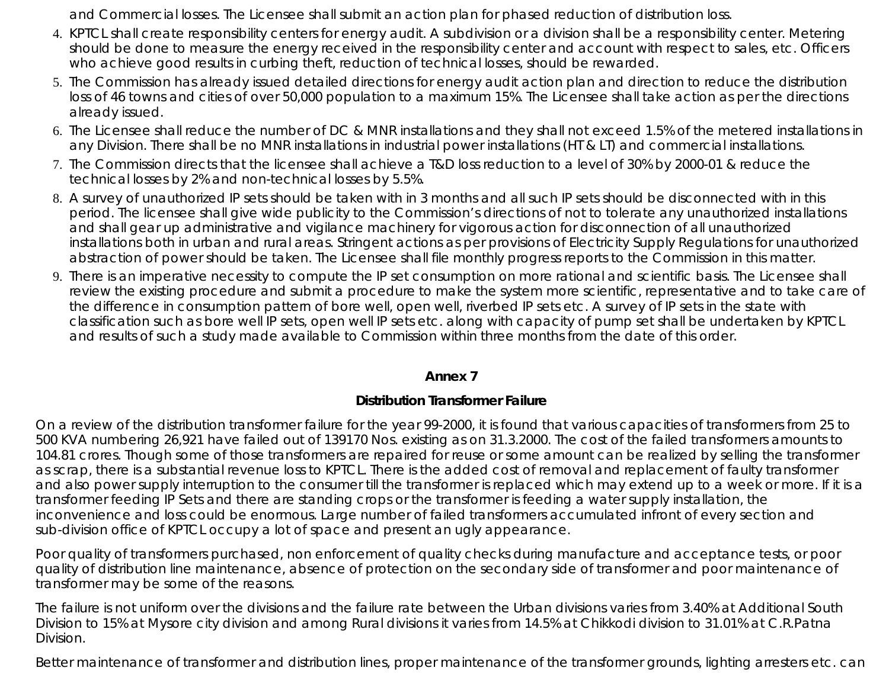and Commercial losses. The Licensee shall submit an action plan for phased reduction of distribution loss.

4. KPTCL shall create responsibility centers for energy audit. A subdivision or a division shall be a responsibility center. Metering should be done to measure the energy received in the responsibility center and account with respect to sales, etc. Officers who achieve good results in curbing theft, reduction of technical losses, should be rewarded.
5. The Commission has already issued detailed directions for energy audit action plan and direction to reduce the distribution loss of 46 towns and cities of over 50,000 population to a maximum 15%. The Licensee shall take action as per the directions already issued.
6. The Licensee shall reduce the number of DC & MNR installations and they shall not exceed 1.5% of the metered installations in any Division. There shall be no MNR installations in industrial power installations (HT & LT) and commercial installations.
7. The Commission directs that the licensee shall achieve a T&D loss reduction to a level of 30% by 2000-01 & reduce the technical losses by 2% and non-technical losses by 5.5%.
8. A survey of unauthorized IP sets should be taken with in 3 months and all such IP sets should be disconnected with in this period. The licensee shall give wide publicity to the Commission's directions of not to tolerate any unauthorized installations and shall gear up administrative and vigilance machinery for vigorous action for disconnection of all unauthorized installations both in urban and rural areas. Stringent actions as per provisions of Electricity Supply Regulations for unauthorized abstraction of power should be taken. The Licensee shall file monthly progress reports to the Commission in this matter.
9. There is an imperative necessity to compute the IP set consumption on more rational and scientific basis. The Licensee shall review the existing procedure and submit a procedure to make the system more scientific, representative and to take care of the difference in consumption pattern of bore well, open well, riverbed IP sets etc. A survey of IP sets in the state with classification such as bore well IP sets, open well IP sets etc. along with capacity of pump set shall be undertaken by KPTCL and results of such a study made available to Commission within three months from the date of this order.

## Annex 7

### Distribution Transformer Failure

On a review of the distribution transformer failure for the year 99-2000, it is found that various capacities of transformers from 25 to 500 KVA numbering 26,921 have failed out of 139170 Nos. existing as on 31.3.2000. The cost of the failed transformers amounts to 104.81 crores. Though some of those transformers are repaired for reuse or some amount can be realized by selling the transformer as scrap, there is a substantial revenue loss to KPTCL. There is the added cost of removal and replacement of faulty transformer and also power supply interruption to the consumer till the transformer is replaced which may extend up to a week or more. If it is a transformer feeding IP Sets and there are standing crops or the transformer is feeding a water supply installation, the inconvenience and loss could be enormous. Large number of failed transformers accumulated infront of every section and sub-division office of KPTCL occupy a lot of space and present an ugly appearance.

Poor quality of transformers purchased, non enforcement of quality checks during manufacture and acceptance tests, or poor quality of distribution line maintenance, absence of protection on the secondary side of transformer and poor maintenance of transformer may be some of the reasons.

The failure is not uniform over the divisions and the failure rate between the Urban divisions varies from 3.40% at Additional South Division to 15% at Mysore city division and among Rural divisions it varies from 14.5% at Chikkodi division to 31.01% at C.R.Patna Division.

Better maintenance of transformer and distribution lines, proper maintenance of the transformer grounds, lighting arresters etc. can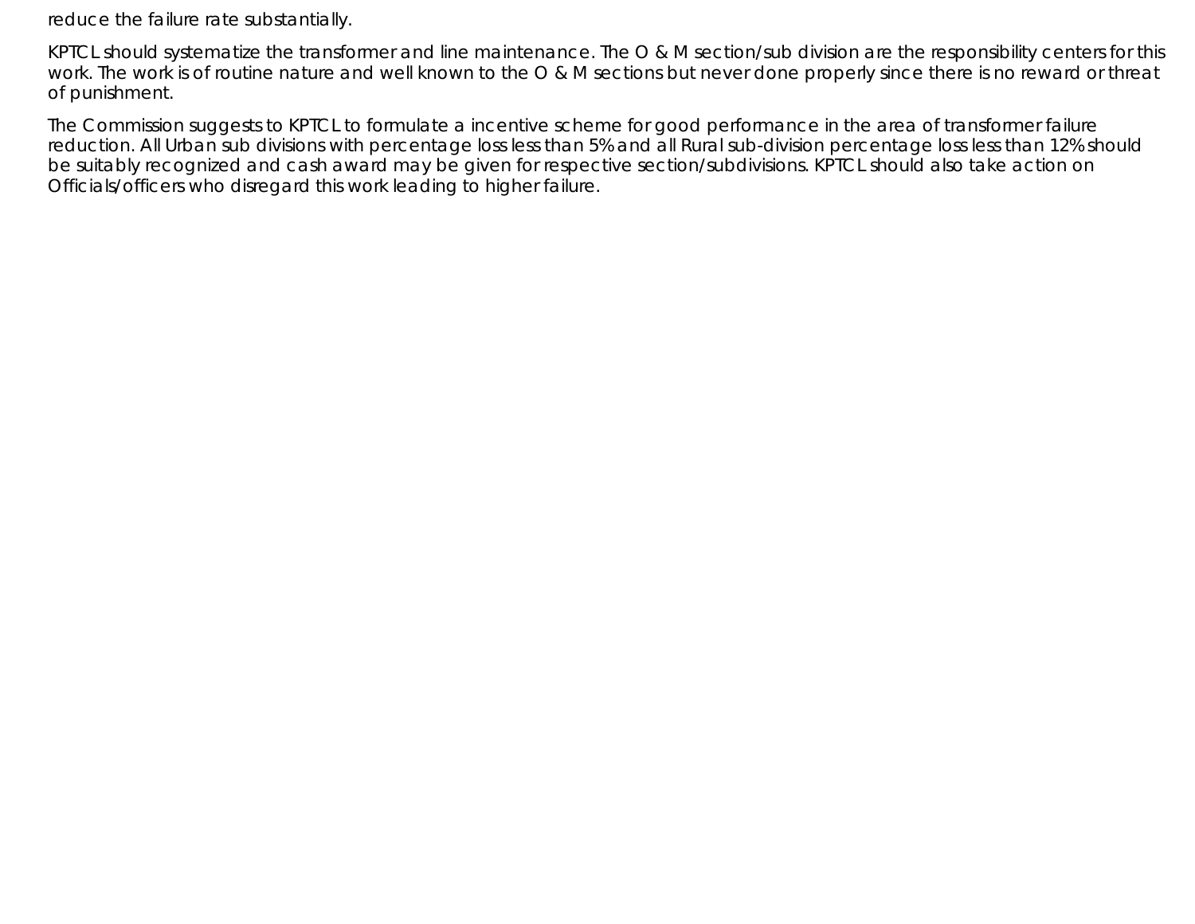reduce the failure rate substantially.

KPTCL should systematize the transformer and line maintenance. The O & M section/sub division are the responsibility centers for this work. The work is of routine nature and well known to the O & M sections but never done properly since there is no reward or threat of punishment.

The Commission suggests to KPTCL to formulate a incentive scheme for good performance in the area of transformer failure reduction. All Urban sub divisions with percentage loss less than 5% and all Rural sub-division percentage loss less than 12% should be suitably recognized and cash award may be given for respective section/subdivisions. KPTCL should also take action on Officials/officers who disregard this work leading to higher failure.